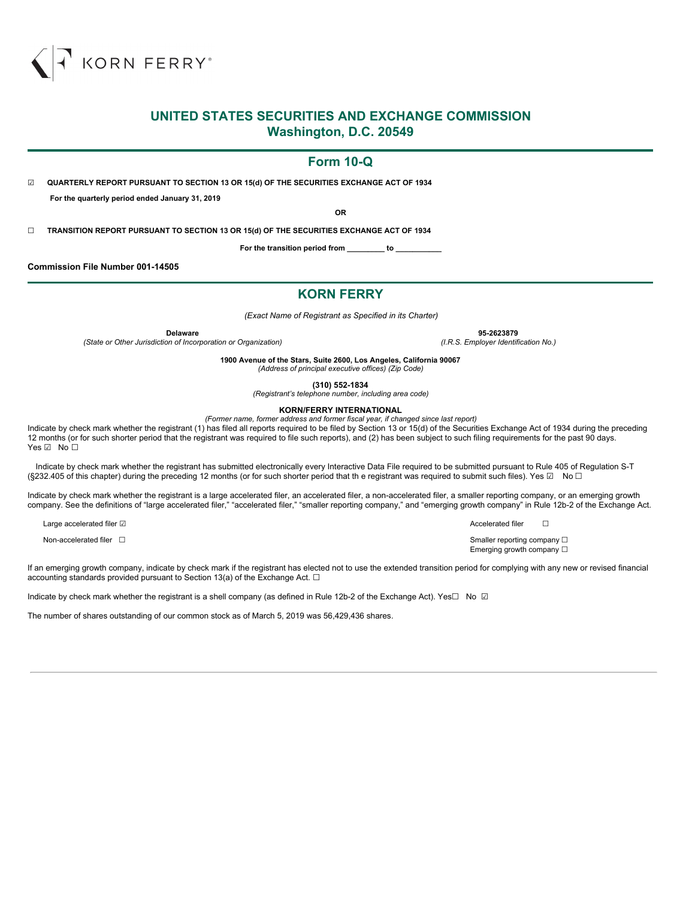KORN FERRY®

# UNITED STATES SECURITIES AND EXCHANGE COMMISSION
## Washington, D.C. 20549

## Form 10-Q

☑ **QUARTERLY REPORT PURSUANT TO SECTION 13 OR 15(d) OF THE SECURITIES EXCHANGE ACT OF 1934**

**For the quarterly period ended January 31, 2019**

**OR**

☐ **TRANSITION REPORT PURSUANT TO SECTION 13 OR 15(d) OF THE SECURITIES EXCHANGE ACT OF 1934**

**For the transition period from _________ to ___________**

**Commission File Number 001-14505**

## KORN FERRY

*(Exact Name of Registrant as Specified in its Charter)*

| **Delaware** | **95-2623879** |
|---|---|
| *(State or Other Jurisdiction of Incorporation or Organization)* | *(I.R.S. Employer Identification No.)* |

**1900 Avenue of the Stars, Suite 2600, Los Angeles, California 90067**
*(Address of principal executive offices) (Zip Code)*

**(310) 552-1834**
*(Registrant's telephone number, including area code)*

**KORN/FERRY INTERNATIONAL**
*(Former name, former address and former fiscal year, if changed since last report)*

Indicate by check mark whether the registrant (1) has filed all reports required to be filed by Section 13 or 15(d) of the Securities Exchange Act of 1934 during the preceding 12 months (or for such shorter period that the registrant was required to file such reports), and (2) has been subject to such filing requirements for the past 90 days. Yes ☑ No ☐

Indicate by check mark whether the registrant has submitted electronically every Interactive Data File required to be submitted pursuant to Rule 405 of Regulation S-T (§232.405 of this chapter) during the preceding 12 months (or for such shorter period that th e registrant was required to submit such files). Yes ☑ No ☐

Indicate by check mark whether the registrant is a large accelerated filer, an accelerated filer, a non-accelerated filer, a smaller reporting company, or an emerging growth company. See the definitions of "large accelerated filer," "accelerated filer," "smaller reporting company," and "emerging growth company" in Rule 12b-2 of the Exchange Act.

| | |
|---|---|
| Large accelerated filer ☑ | Accelerated filer ☐ |
| Non-accelerated filer ☐ | Smaller reporting company ☐ |
| | Emerging growth company ☐ |

If an emerging growth company, indicate by check mark if the registrant has elected not to use the extended transition period for complying with any new or revised financial accounting standards provided pursuant to Section 13(a) of the Exchange Act. ☐

Indicate by check mark whether the registrant is a shell company (as defined in Rule 12b-2 of the Exchange Act). Yes☐ No ☑

The number of shares outstanding of our common stock as of March 5, 2019 was 56,429,436 shares.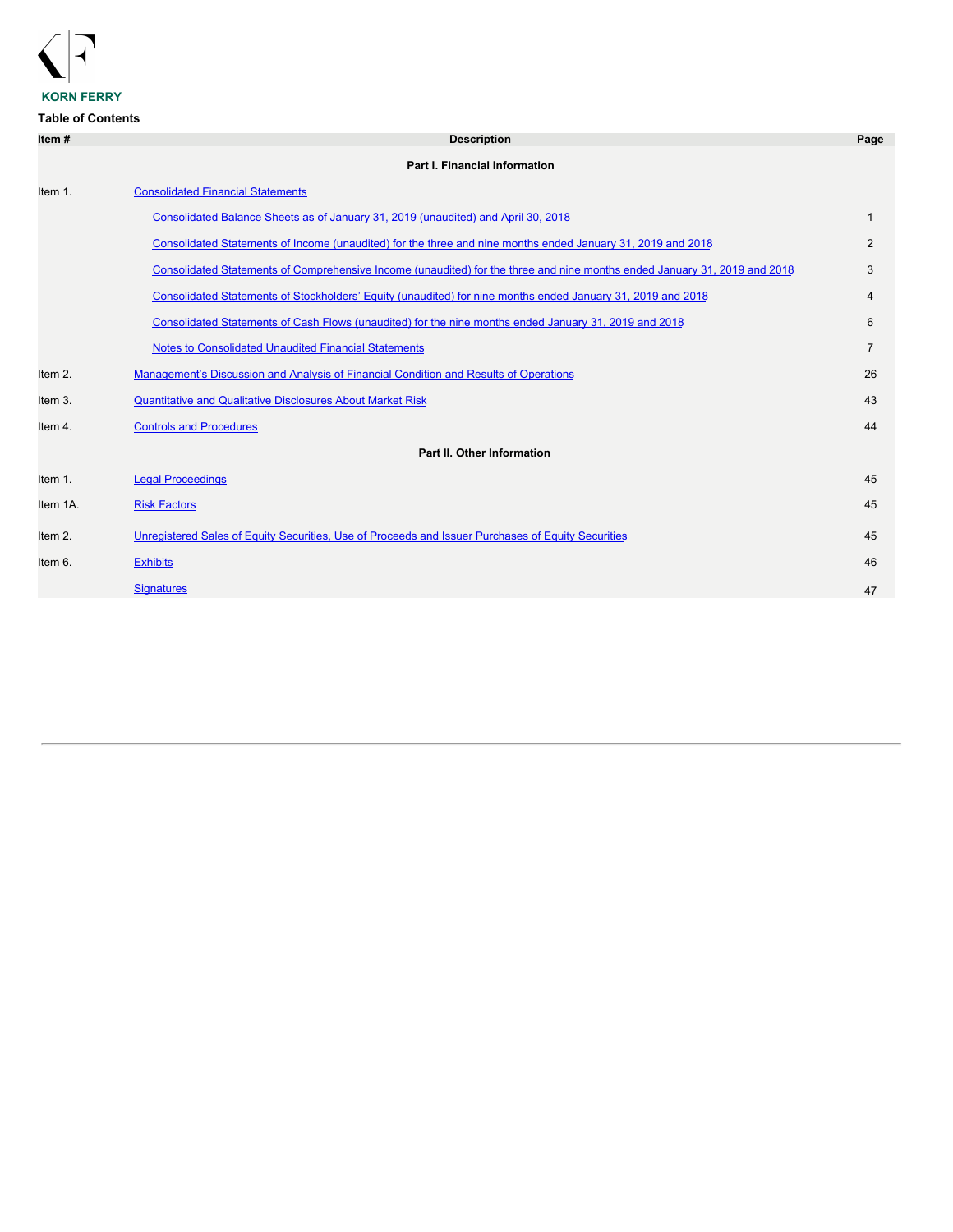KORN FERRY

**Table of Contents**

| Item # | Description | Page |
|---|---|---|
| | **Part I. Financial Information** | |
| Item 1. | Consolidated Financial Statements | |
| | Consolidated Balance Sheets as of January 31, 2019 (unaudited) and April 30, 2018 | 1 |
| | Consolidated Statements of Income (unaudited) for the three and nine months ended January 31, 2019 and 2018 | 2 |
| | Consolidated Statements of Comprehensive Income (unaudited) for the three and nine months ended January 31, 2019 and 2018 | 3 |
| | Consolidated Statements of Stockholders' Equity (unaudited) for nine months ended January 31, 2019 and 2018 | 4 |
| | Consolidated Statements of Cash Flows (unaudited) for the nine months ended January 31, 2019 and 2018 | 6 |
| | Notes to Consolidated Unaudited Financial Statements | 7 |
| Item 2. | Management's Discussion and Analysis of Financial Condition and Results of Operations | 26 |
| Item 3. | Quantitative and Qualitative Disclosures About Market Risk | 43 |
| Item 4. | Controls and Procedures | 44 |
| | **Part II. Other Information** | |
| Item 1. | Legal Proceedings | 45 |
| Item 1A. | Risk Factors | 45 |
| Item 2. | Unregistered Sales of Equity Securities, Use of Proceeds and Issuer Purchases of Equity Securities | 45 |
| Item 6. | Exhibits | 46 |
| | Signatures | 47 |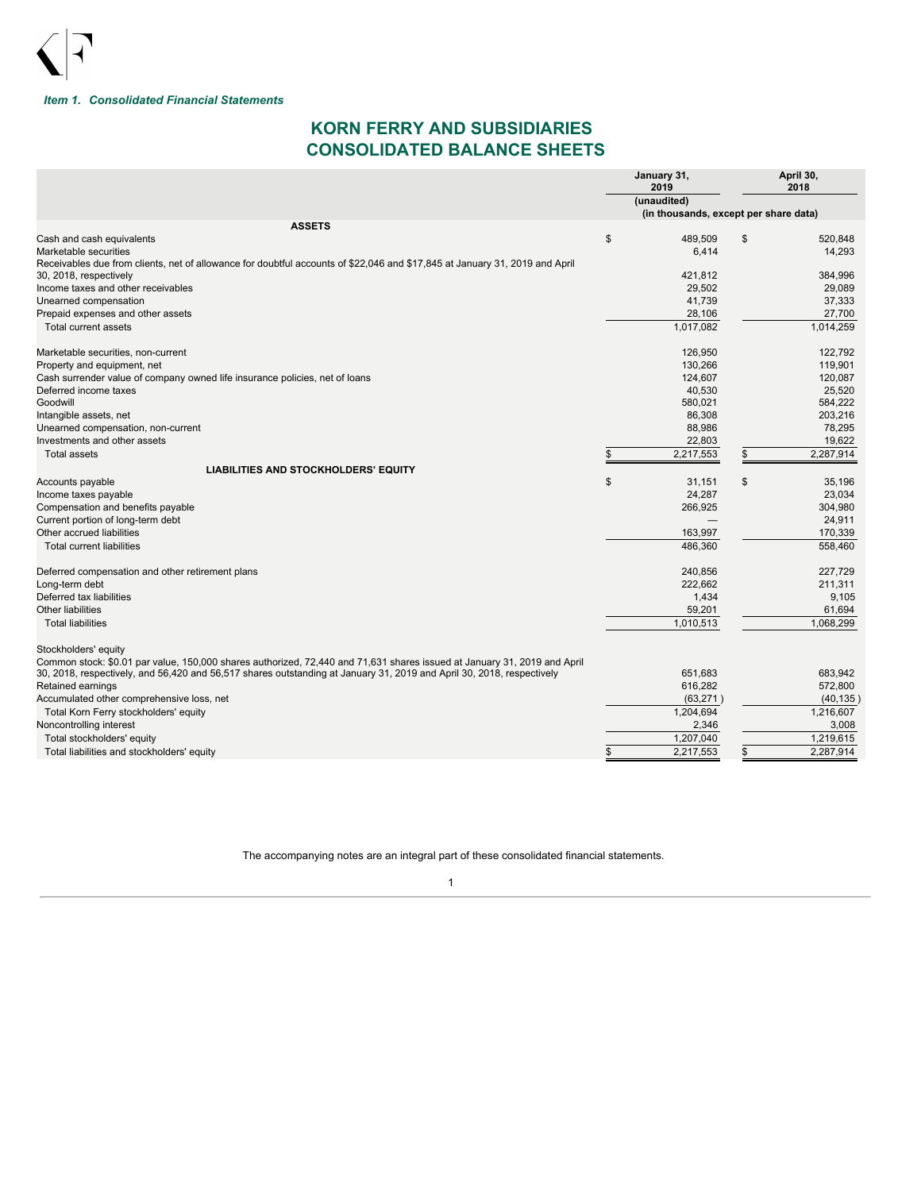*Item 1. Consolidated Financial Statements*

# KORN FERRY AND SUBSIDIARIES
# CONSOLIDATED BALANCE SHEETS

| | January 31, 2019 | April 30, 2018 |
|---|---|---|
| | (unaudited) | |
| | (in thousands, except per share data) | |
| **ASSETS** | | |
| Cash and cash equivalents | $ 489,509 | $ 520,848 |
| Marketable securities | 6,414 | 14,293 |
| Receivables due from clients, net of allowance for doubtful accounts of $22,046 and $17,845 at January 31, 2019 and April 30, 2018, respectively | 421,812 | 384,996 |
| Income taxes and other receivables | 29,502 | 29,089 |
| Unearned compensation | 41,739 | 37,333 |
| Prepaid expenses and other assets | 28,106 | 27,700 |
| Total current assets | 1,017,082 | 1,014,259 |
| Marketable securities, non-current | 126,950 | 122,792 |
| Property and equipment, net | 130,266 | 119,901 |
| Cash surrender value of company owned life insurance policies, net of loans | 124,607 | 120,087 |
| Deferred income taxes | 40,530 | 25,520 |
| Goodwill | 580,021 | 584,222 |
| Intangible assets, net | 86,308 | 203,216 |
| Unearned compensation, non-current | 88,986 | 78,295 |
| Investments and other assets | 22,803 | 19,622 |
| Total assets | $ 2,217,553 | $ 2,287,914 |
| **LIABILITIES AND STOCKHOLDERS' EQUITY** | | |
| Accounts payable | $ 31,151 | $ 35,196 |
| Income taxes payable | 24,287 | 23,034 |
| Compensation and benefits payable | 266,925 | 304,980 |
| Current portion of long-term debt | — | 24,911 |
| Other accrued liabilities | 163,997 | 170,339 |
| Total current liabilities | 486,360 | 558,460 |
| Deferred compensation and other retirement plans | 240,856 | 227,729 |
| Long-term debt | 222,662 | 211,311 |
| Deferred tax liabilities | 1,434 | 9,105 |
| Other liabilities | 59,201 | 61,694 |
| Total liabilities | 1,010,513 | 1,068,299 |
| Stockholders' equity | | |
| Common stock: $0.01 par value, 150,000 shares authorized, 72,440 and 71,631 shares issued at January 31, 2019 and April 30, 2018, respectively, and 56,420 and 56,517 shares outstanding at January 31, 2019 and April 30, 2018, respectively | 651,683 | 683,942 |
| Retained earnings | 616,282 | 572,800 |
| Accumulated other comprehensive loss, net | (63,271) | (40,135) |
| Total Korn Ferry stockholders' equity | 1,204,694 | 1,216,607 |
| Noncontrolling interest | 2,346 | 3,008 |
| Total stockholders' equity | 1,207,040 | 1,219,615 |
| Total liabilities and stockholders' equity | $ 2,217,553 | $ 2,287,914 |

The accompanying notes are an integral part of these consolidated financial statements.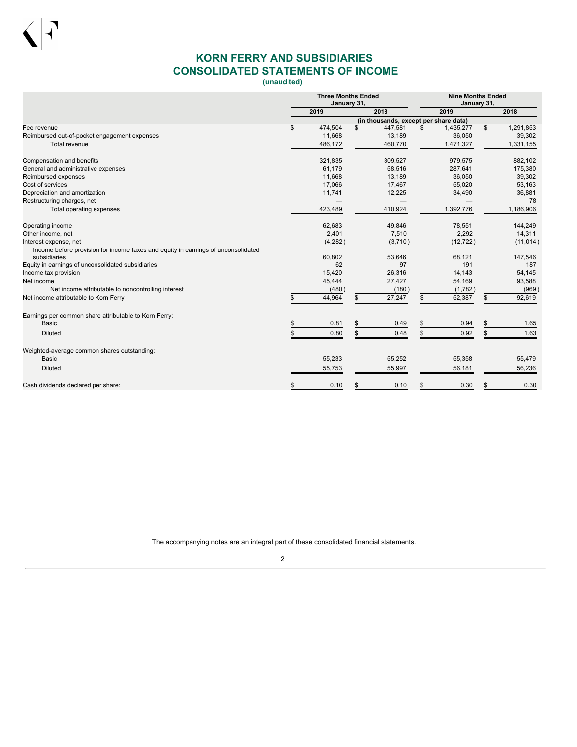# KORN FERRY AND SUBSIDIARIES
# CONSOLIDATED STATEMENTS OF INCOME
**(unaudited)**

| | Three Months Ended January 31, | | Nine Months Ended January 31, | |
|---|---|---|---|---|
| | 2019 | 2018 | 2019 | 2018 |
| | (in thousands, except per share data) | | | |
| Fee revenue | $ 474,504 | $ 447,581 | $ 1,435,277 | $ 1,291,853 |
| Reimbursed out-of-pocket engagement expenses | 11,668 | 13,189 | 36,050 | 39,302 |
| Total revenue | 486,172 | 460,770 | 1,471,327 | 1,331,155 |
| Compensation and benefits | 321,835 | 309,527 | 979,575 | 882,102 |
| General and administrative expenses | 61,179 | 58,516 | 287,641 | 175,380 |
| Reimbursed expenses | 11,668 | 13,189 | 36,050 | 39,302 |
| Cost of services | 17,066 | 17,467 | 55,020 | 53,163 |
| Depreciation and amortization | 11,741 | 12,225 | 34,490 | 36,881 |
| Restructuring charges, net | — | — | — | 78 |
| Total operating expenses | 423,489 | 410,924 | 1,392,776 | 1,186,906 |
| Operating income | 62,683 | 49,846 | 78,551 | 144,249 |
| Other income, net | 2,401 | 7,510 | 2,292 | 14,311 |
| Interest expense, net | (4,282) | (3,710) | (12,722) | (11,014) |
| Income before provision for income taxes and equity in earnings of unconsolidated subsidiaries | 60,802 | 53,646 | 68,121 | 147,546 |
| Equity in earnings of unconsolidated subsidiaries | 62 | 97 | 191 | 187 |
| Income tax provision | 15,420 | 26,316 | 14,143 | 54,145 |
| Net income | 45,444 | 27,427 | 54,169 | 93,588 |
| Net income attributable to noncontrolling interest | (480) | (180) | (1,782) | (969) |
| Net income attributable to Korn Ferry | $ 44,964 | $ 27,247 | $ 52,387 | $ 92,619 |
| Earnings per common share attributable to Korn Ferry: | | | | |
| Basic | $ 0.81 | $ 0.49 | $ 0.94 | $ 1.65 |
| Diluted | $ 0.80 | $ 0.48 | $ 0.92 | $ 1.63 |
| Weighted-average common shares outstanding: | | | | |
| Basic | 55,233 | 55,252 | 55,358 | 55,479 |
| Diluted | 55,753 | 55,997 | 56,181 | 56,236 |
| Cash dividends declared per share: | $ 0.10 | $ 0.10 | $ 0.30 | $ 0.30 |

The accompanying notes are an integral part of these consolidated financial statements.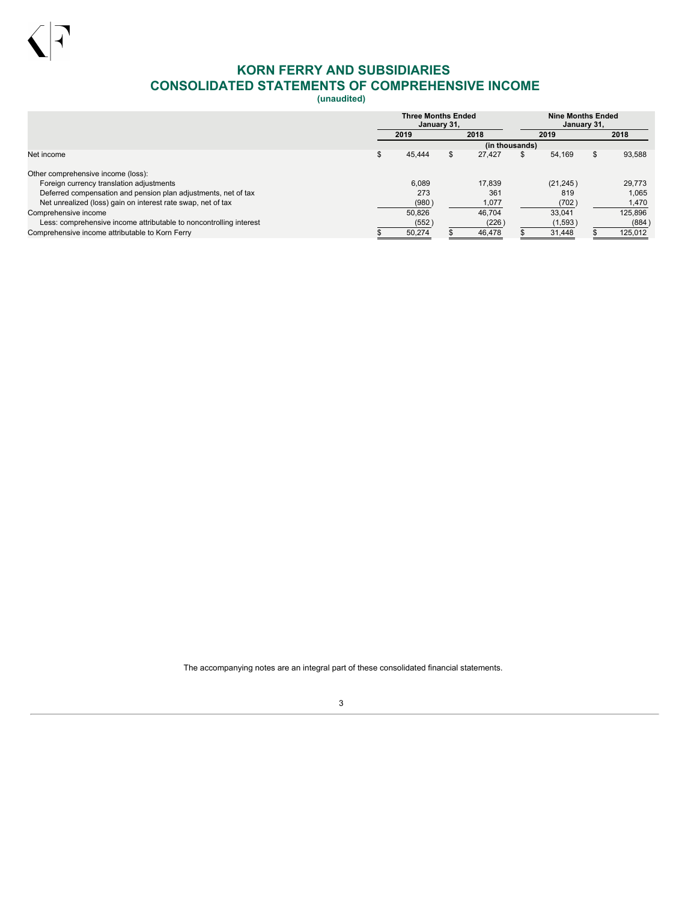# KORN FERRY AND SUBSIDIARIES
## CONSOLIDATED STATEMENTS OF COMPREHENSIVE INCOME
**(unaudited)**

| | Three Months Ended January 31, | | Nine Months Ended January 31, | |
|---|---|---|---|---|
| | 2019 | 2018 | 2019 | 2018 |
| | (in thousands) | | | |
| Net income | $ 45,444 | $ 27,427 | $ 54,169 | $ 93,588 |
| Other comprehensive income (loss): | | | | |
| Foreign currency translation adjustments | 6,089 | 17,839 | (21,245) | 29,773 |
| Deferred compensation and pension plan adjustments, net of tax | 273 | 361 | 819 | 1,065 |
| Net unrealized (loss) gain on interest rate swap, net of tax | (980) | 1,077 | (702) | 1,470 |
| Comprehensive income | 50,826 | 46,704 | 33,041 | 125,896 |
| Less: comprehensive income attributable to noncontrolling interest | (552) | (226) | (1,593) | (884) |
| Comprehensive income attributable to Korn Ferry | $ 50,274 | $ 46,478 | $ 31,448 | $ 125,012 |

The accompanying notes are an integral part of these consolidated financial statements.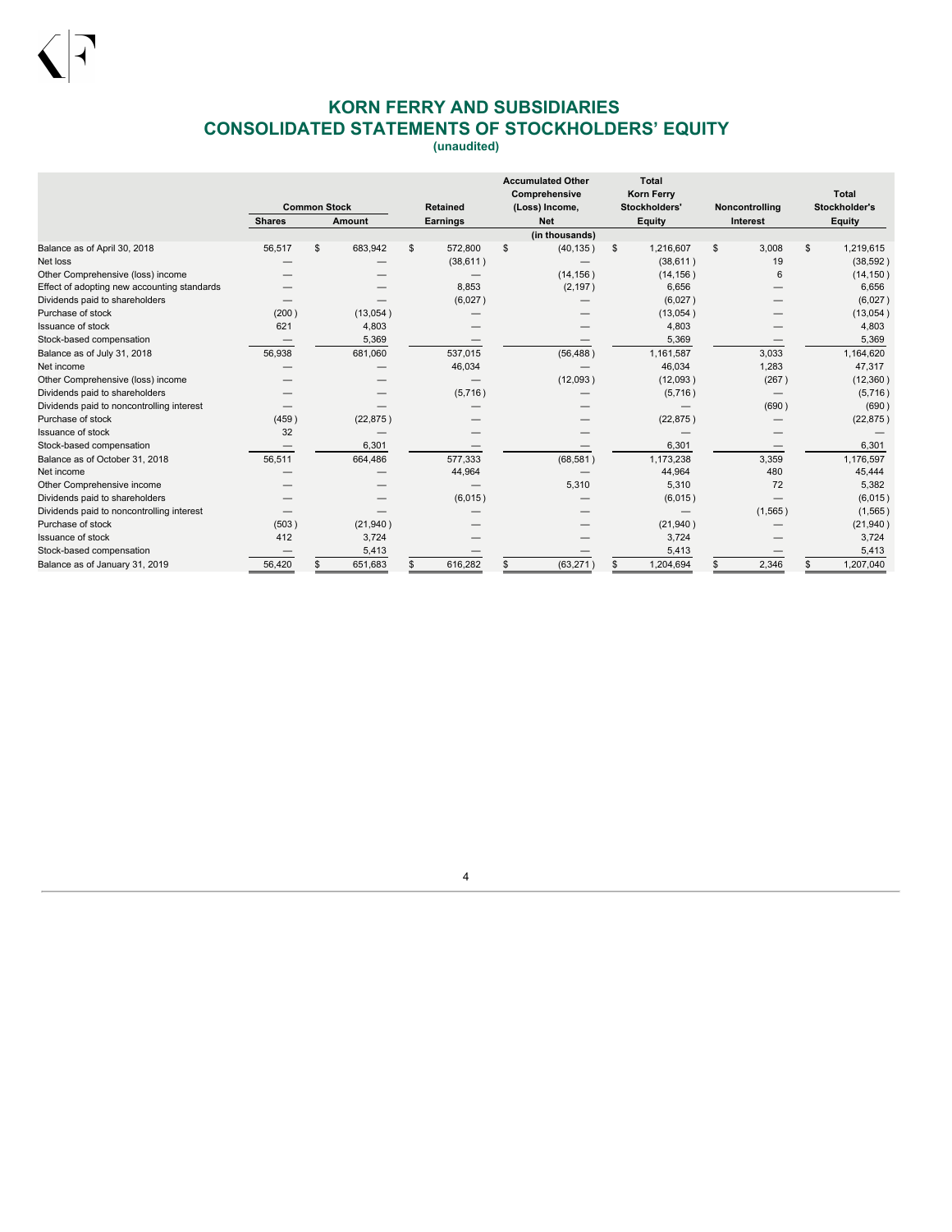# KORN FERRY AND SUBSIDIARIES
# CONSOLIDATED STATEMENTS OF STOCKHOLDERS' EQUITY
**(unaudited)**

| | Common Stock | | Retained | Accumulated Other Comprehensive (Loss) Income, | Total Korn Ferry Stockholders' | Noncontrolling | Total Stockholder's |
|---|---|---|---|---|---|---|---|
| | Shares | Amount | Earnings | Net | Equity | Interest | Equity |
| | | | | (in thousands) | | | |
| Balance as of April 30, 2018 | 56,517 | $ 683,942 | $ 572,800 | $ (40,135) | $ 1,216,607 | $ 3,008 | $ 1,219,615 |
| Net loss | — | — | (38,611) | — | (38,611) | 19 | (38,592) |
| Other Comprehensive (loss) income | — | — | — | (14,156) | (14,156) | 6 | (14,150) |
| Effect of adopting new accounting standards | — | — | 8,853 | (2,197) | 6,656 | — | 6,656 |
| Dividends paid to shareholders | — | — | (6,027) | — | (6,027) | — | (6,027) |
| Purchase of stock | (200) | (13,054) | — | — | (13,054) | — | (13,054) |
| Issuance of stock | 621 | 4,803 | — | — | 4,803 | — | 4,803 |
| Stock-based compensation | — | 5,369 | — | — | 5,369 | — | 5,369 |
| Balance as of July 31, 2018 | 56,938 | 681,060 | 537,015 | (56,488) | 1,161,587 | 3,033 | 1,164,620 |
| Net income | — | — | 46,034 | — | 46,034 | 1,283 | 47,317 |
| Other Comprehensive (loss) income | — | — | — | (12,093) | (12,093) | (267) | (12,360) |
| Dividends paid to shareholders | — | — | (5,716) | — | (5,716) | — | (5,716) |
| Dividends paid to noncontrolling interest | — | — | — | — | — | (690) | (690) |
| Purchase of stock | (459) | (22,875) | — | — | (22,875) | — | (22,875) |
| Issuance of stock | 32 | — | — | — | — | — | — |
| Stock-based compensation | — | 6,301 | — | — | 6,301 | — | 6,301 |
| Balance as of October 31, 2018 | 56,511 | 664,486 | 577,333 | (68,581) | 1,173,238 | 3,359 | 1,176,597 |
| Net income | — | — | 44,964 | — | 44,964 | 480 | 45,444 |
| Other Comprehensive income | — | — | — | 5,310 | 5,310 | 72 | 5,382 |
| Dividends paid to shareholders | — | — | (6,015) | — | (6,015) | — | (6,015) |
| Dividends paid to noncontrolling interest | — | — | — | — | — | (1,565) | (1,565) |
| Purchase of stock | (503) | (21,940) | — | — | (21,940) | — | (21,940) |
| Issuance of stock | 412 | 3,724 | — | — | 3,724 | — | 3,724 |
| Stock-based compensation | — | 5,413 | — | — | 5,413 | — | 5,413 |
| Balance as of January 31, 2019 | 56,420 | $ 651,683 | $ 616,282 | $ (63,271) | $ 1,204,694 | $ 2,346 | $ 1,207,040 |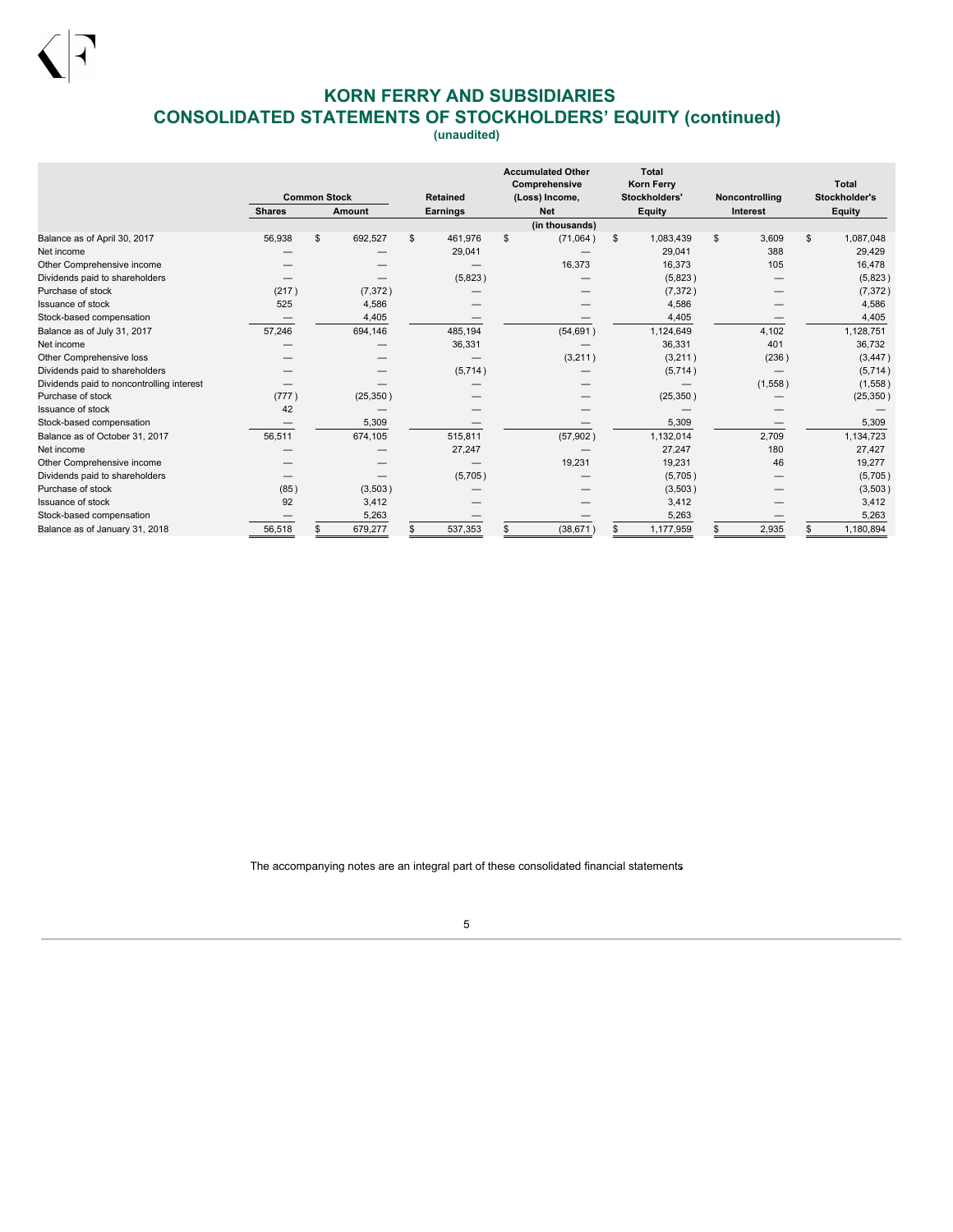# KORN FERRY AND SUBSIDIARIES

## CONSOLIDATED STATEMENTS OF STOCKHOLDERS' EQUITY (continued)

**(unaudited)**

| | Common Stock | | Retained | Accumulated Other Comprehensive (Loss) Income, | Total Korn Ferry Stockholders' | Noncontrolling | Total Stockholder's |
|---|---|---|---|---|---|---|---|
| | Shares | Amount | Earnings | Net | Equity | Interest | Equity |
| | | | | (in thousands) | | | |
| Balance as of April 30, 2017 | 56,938 | $ 692,527 | $ 461,976 | $ (71,064) | $ 1,083,439 | $ 3,609 | $ 1,087,048 |
| Net income | — | — | 29,041 | — | 29,041 | 388 | 29,429 |
| Other Comprehensive income | — | — | — | 16,373 | 16,373 | 105 | 16,478 |
| Dividends paid to shareholders | — | — | (5,823) | — | (5,823) | — | (5,823) |
| Purchase of stock | (217) | (7,372) | — | — | (7,372) | — | (7,372) |
| Issuance of stock | 525 | 4,586 | — | — | 4,586 | — | 4,586 |
| Stock-based compensation | — | 4,405 | — | — | 4,405 | — | 4,405 |
| Balance as of July 31, 2017 | 57,246 | 694,146 | 485,194 | (54,691) | 1,124,649 | 4,102 | 1,128,751 |
| Net income | — | — | 36,331 | — | 36,331 | 401 | 36,732 |
| Other Comprehensive loss | — | — | — | (3,211) | (3,211) | (236) | (3,447) |
| Dividends paid to shareholders | — | — | (5,714) | — | (5,714) | — | (5,714) |
| Dividends paid to noncontrolling interest | — | — | — | — | — | (1,558) | (1,558) |
| Purchase of stock | (777) | (25,350) | — | — | (25,350) | — | (25,350) |
| Issuance of stock | 42 | — | — | — | — | — | — |
| Stock-based compensation | — | 5,309 | — | — | 5,309 | — | 5,309 |
| Balance as of October 31, 2017 | 56,511 | 674,105 | 515,811 | (57,902) | 1,132,014 | 2,709 | 1,134,723 |
| Net income | — | — | 27,247 | — | 27,247 | 180 | 27,427 |
| Other Comprehensive income | — | — | — | 19,231 | 19,231 | 46 | 19,277 |
| Dividends paid to shareholders | — | — | (5,705) | — | (5,705) | — | (5,705) |
| Purchase of stock | (85) | (3,503) | — | — | (3,503) | — | (3,503) |
| Issuance of stock | 92 | 3,412 | — | — | 3,412 | — | 3,412 |
| Stock-based compensation | — | 5,263 | — | — | 5,263 | — | 5,263 |
| Balance as of January 31, 2018 | 56,518 | $ 679,277 | $ 537,353 | $ (38,671) | $ 1,177,959 | $ 2,935 | $ 1,180,894 |

The accompanying notes are an integral part of these consolidated financial statements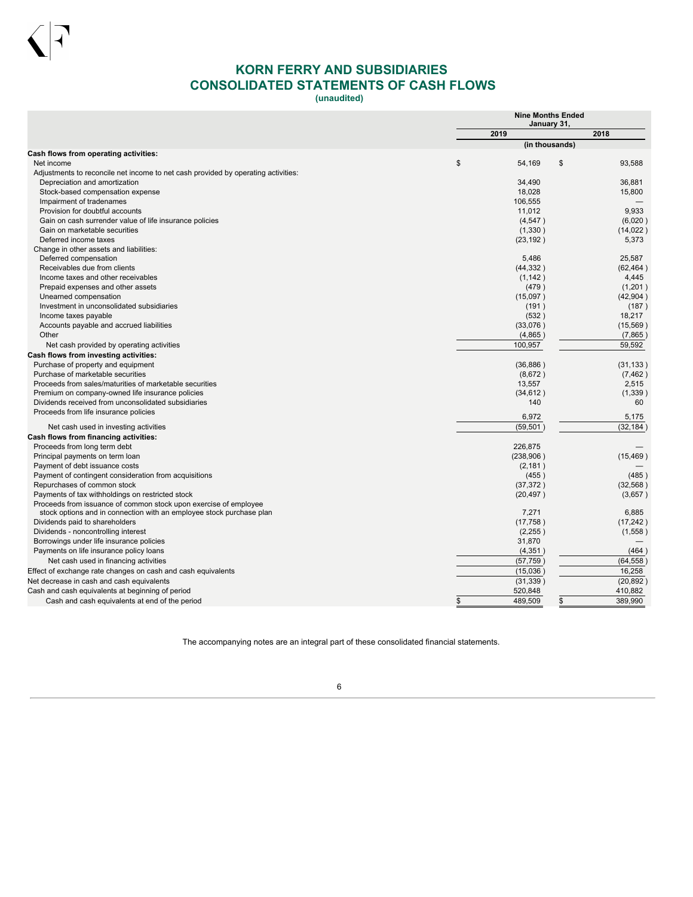# KORN FERRY AND SUBSIDIARIES
## CONSOLIDATED STATEMENTS OF CASH FLOWS
**(unaudited)**

| | Nine Months Ended January 31, | |
|---|---|---|
| | 2019 | 2018 |
| | (in thousands) | |
| **Cash flows from operating activities:** | | |
| Net income | $ 54,169 | $ 93,588 |
| Adjustments to reconcile net income to net cash provided by operating activities: | | |
| Depreciation and amortization | 34,490 | 36,881 |
| Stock-based compensation expense | 18,028 | 15,800 |
| Impairment of tradenames | 106,555 | — |
| Provision for doubtful accounts | 11,012 | 9,933 |
| Gain on cash surrender value of life insurance policies | (4,547) | (6,020) |
| Gain on marketable securities | (1,330) | (14,022) |
| Deferred income taxes | (23,192) | 5,373 |
| Change in other assets and liabilities: | | |
| Deferred compensation | 5,486 | 25,587 |
| Receivables due from clients | (44,332) | (62,464) |
| Income taxes and other receivables | (1,142) | 4,445 |
| Prepaid expenses and other assets | (479) | (1,201) |
| Unearned compensation | (15,097) | (42,904) |
| Investment in unconsolidated subsidiaries | (191) | (187) |
| Income taxes payable | (532) | 18,217 |
| Accounts payable and accrued liabilities | (33,076) | (15,569) |
| Other | (4,865) | (7,865) |
| Net cash provided by operating activities | 100,957 | 59,592 |
| **Cash flows from investing activities:** | | |
| Purchase of property and equipment | (36,886) | (31,133) |
| Purchase of marketable securities | (8,672) | (7,462) |
| Proceeds from sales/maturities of marketable securities | 13,557 | 2,515 |
| Premium on company-owned life insurance policies | (34,612) | (1,339) |
| Dividends received from unconsolidated subsidiaries | 140 | 60 |
| Proceeds from life insurance policies | 6,972 | 5,175 |
| Net cash used in investing activities | (59,501) | (32,184) |
| **Cash flows from financing activities:** | | |
| Proceeds from long term debt | 226,875 | — |
| Principal payments on term loan | (238,906) | (15,469) |
| Payment of debt issuance costs | (2,181) | — |
| Payment of contingent consideration from acquisitions | (455) | (485) |
| Repurchases of common stock | (37,372) | (32,568) |
| Payments of tax withholdings on restricted stock | (20,497) | (3,657) |
| Proceeds from issuance of common stock upon exercise of employee stock options and in connection with an employee stock purchase plan | 7,271 | 6,885 |
| Dividends paid to shareholders | (17,758) | (17,242) |
| Dividends - noncontrolling interest | (2,255) | (1,558) |
| Borrowings under life insurance policies | 31,870 | — |
| Payments on life insurance policy loans | (4,351) | (464) |
| Net cash used in financing activities | (57,759) | (64,558) |
| Effect of exchange rate changes on cash and cash equivalents | (15,036) | 16,258 |
| Net decrease in cash and cash equivalents | (31,339) | (20,892) |
| Cash and cash equivalents at beginning of period | 520,848 | 410,882 |
| Cash and cash equivalents at end of the period | $ 489,509 | $ 389,990 |

The accompanying notes are an integral part of these consolidated financial statements.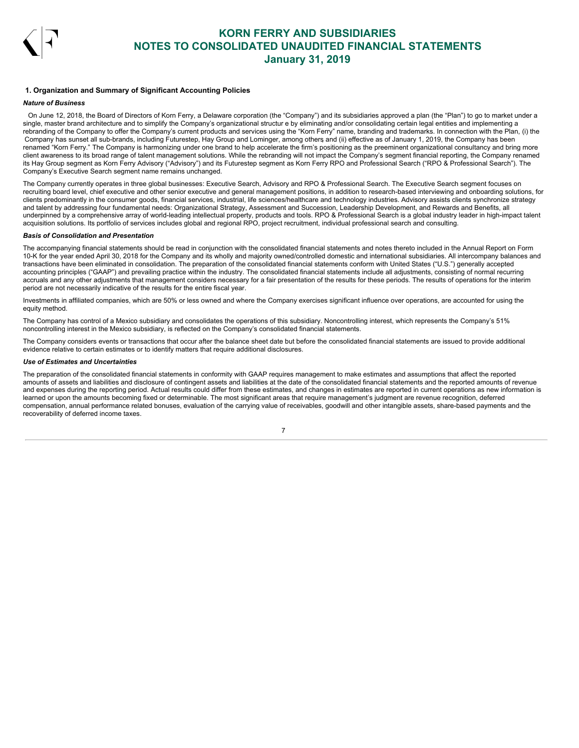## 1. Organization and Summary of Significant Accounting Policies

### *Nature of Business*

On June 12, 2018, the Board of Directors of Korn Ferry, a Delaware corporation (the "Company") and its subsidiaries approved a plan (the "Plan") to go to market under a single, master brand architecture and to simplify the Company's organizational structur e by eliminating and/or consolidating certain legal entities and implementing a rebranding of the Company to offer the Company's current products and services using the "Korn Ferry" name, branding and trademarks. In connection with the Plan, (i) the Company has sunset all sub-brands, including Futurestep, Hay Group and Lominger, among others and (ii) effective as of January 1, 2019, the Company has been renamed "Korn Ferry." The Company is harmonizing under one brand to help accelerate the firm's positioning as the preeminent organizational consultancy and bring more client awareness to its broad range of talent management solutions. While the rebranding will not impact the Company's segment financial reporting, the Company renamed its Hay Group segment as Korn Ferry Advisory ("Advisory") and its Futurestep segment as Korn Ferry RPO and Professional Search ("RPO & Professional Search"). The Company's Executive Search segment name remains unchanged.

The Company currently operates in three global businesses: Executive Search, Advisory and RPO & Professional Search. The Executive Search segment focuses on recruiting board level, chief executive and other senior executive and general management positions, in addition to research-based interviewing and onboarding solutions, for clients predominantly in the consumer goods, financial services, industrial, life sciences/healthcare and technology industries. Advisory assists clients synchronize strategy and talent by addressing four fundamental needs: Organizational Strategy, Assessment and Succession, Leadership Development, and Rewards and Benefits, all underpinned by a comprehensive array of world-leading intellectual property, products and tools. RPO & Professional Search is a global industry leader in high-impact talent acquisition solutions. Its portfolio of services includes global and regional RPO, project recruitment, individual professional search and consulting.

### *Basis of Consolidation and Presentation*

The accompanying financial statements should be read in conjunction with the consolidated financial statements and notes thereto included in the Annual Report on Form 10-K for the year ended April 30, 2018 for the Company and its wholly and majority owned/controlled domestic and international subsidiaries. All intercompany balances and transactions have been eliminated in consolidation. The preparation of the consolidated financial statements conform with United States ("U.S.") generally accepted accounting principles ("GAAP") and prevailing practice within the industry. The consolidated financial statements include all adjustments, consisting of normal recurring accruals and any other adjustments that management considers necessary for a fair presentation of the results for these periods. The results of operations for the interim period are not necessarily indicative of the results for the entire fiscal year.

Investments in affiliated companies, which are 50% or less owned and where the Company exercises significant influence over operations, are accounted for using the equity method.

The Company has control of a Mexico subsidiary and consolidates the operations of this subsidiary. Noncontrolling interest, which represents the Company's 51% noncontrolling interest in the Mexico subsidiary, is reflected on the Company's consolidated financial statements.

The Company considers events or transactions that occur after the balance sheet date but before the consolidated financial statements are issued to provide additional evidence relative to certain estimates or to identify matters that require additional disclosures.

### *Use of Estimates and Uncertainties*

The preparation of the consolidated financial statements in conformity with GAAP requires management to make estimates and assumptions that affect the reported amounts of assets and liabilities and disclosure of contingent assets and liabilities at the date of the consolidated financial statements and the reported amounts of revenue and expenses during the reporting period. Actual results could differ from these estimates, and changes in estimates are reported in current operations as new information is learned or upon the amounts becoming fixed or determinable. The most significant areas that require management's judgment are revenue recognition, deferred compensation, annual performance related bonuses, evaluation of the carrying value of receivables, goodwill and other intangible assets, share-based payments and the recoverability of deferred income taxes.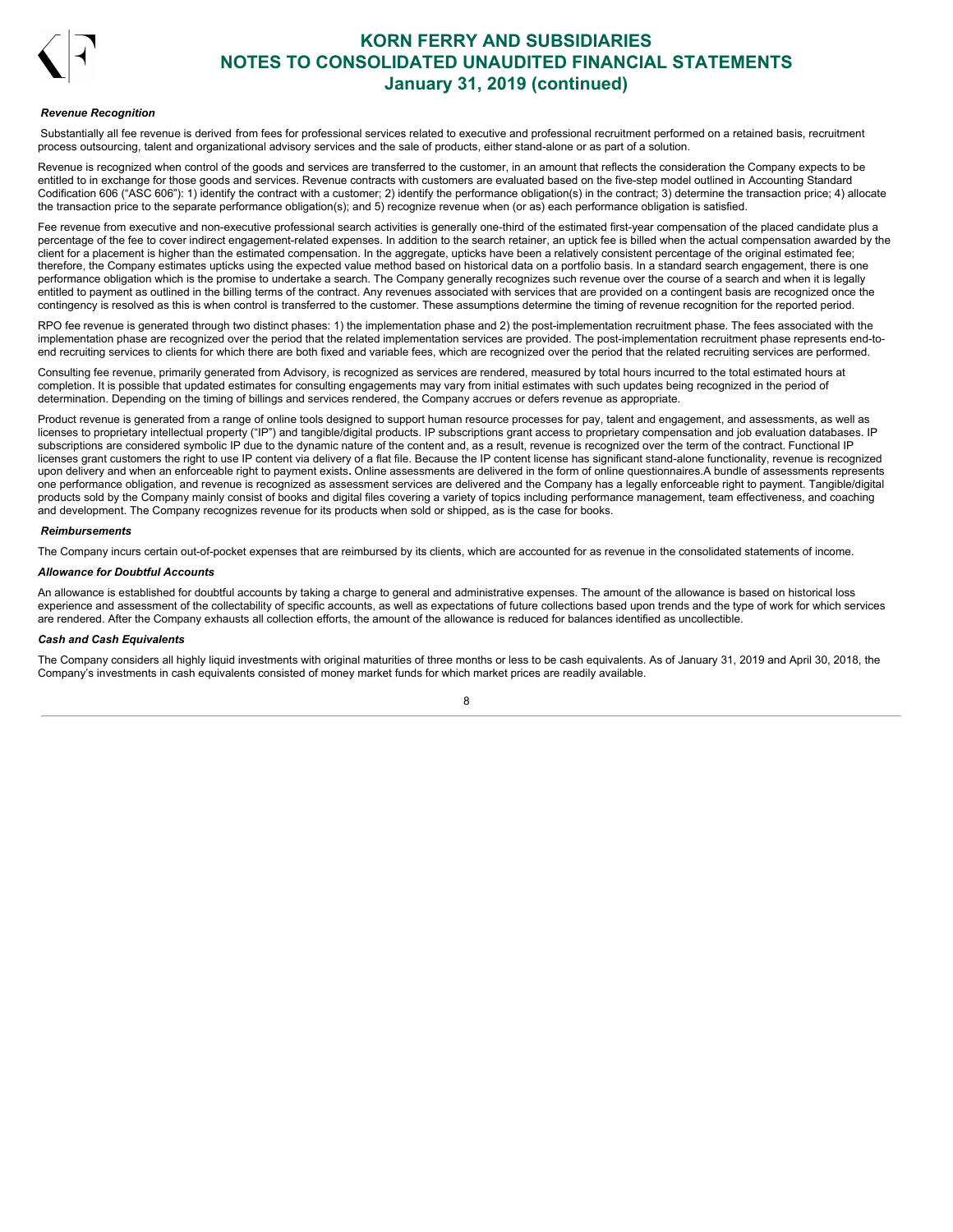***Revenue Recognition***

Substantially all fee revenue is derived from fees for professional services related to executive and professional recruitment performed on a retained basis, recruitment process outsourcing, talent and organizational advisory services and the sale of products, either stand-alone or as part of a solution.

Revenue is recognized when control of the goods and services are transferred to the customer, in an amount that reflects the consideration the Company expects to be entitled to in exchange for those goods and services. Revenue contracts with customers are evaluated based on the five-step model outlined in Accounting Standard Codification 606 ("ASC 606"): 1) identify the contract with a customer; 2) identify the performance obligation(s) in the contract; 3) determine the transaction price; 4) allocate the transaction price to the separate performance obligation(s); and 5) recognize revenue when (or as) each performance obligation is satisfied.

Fee revenue from executive and non-executive professional search activities is generally one-third of the estimated first-year compensation of the placed candidate plus a percentage of the fee to cover indirect engagement-related expenses. In addition to the search retainer, an uptick fee is billed when the actual compensation awarded by the client for a placement is higher than the estimated compensation. In the aggregate, upticks have been a relatively consistent percentage of the original estimated fee; therefore, the Company estimates upticks using the expected value method based on historical data on a portfolio basis. In a standard search engagement, there is one performance obligation which is the promise to undertake a search. The Company generally recognizes such revenue over the course of a search and when it is legally entitled to payment as outlined in the billing terms of the contract. Any revenues associated with services that are provided on a contingent basis are recognized once the contingency is resolved as this is when control is transferred to the customer. These assumptions determine the timing of revenue recognition for the reported period.

RPO fee revenue is generated through two distinct phases: 1) the implementation phase and 2) the post-implementation recruitment phase. The fees associated with the implementation phase are recognized over the period that the related implementation services are provided. The post-implementation recruitment phase represents end-to-end recruiting services to clients for which there are both fixed and variable fees, which are recognized over the period that the related recruiting services are performed.

Consulting fee revenue, primarily generated from Advisory, is recognized as services are rendered, measured by total hours incurred to the total estimated hours at completion. It is possible that updated estimates for consulting engagements may vary from initial estimates with such updates being recognized in the period of determination. Depending on the timing of billings and services rendered, the Company accrues or defers revenue as appropriate.

Product revenue is generated from a range of online tools designed to support human resource processes for pay, talent and engagement, and assessments, as well as licenses to proprietary intellectual property ("IP") and tangible/digital products. IP subscriptions grant access to proprietary compensation and job evaluation databases. IP subscriptions are considered symbolic IP due to the dynamic nature of the content and, as a result, revenue is recognized over the term of the contract. Functional IP licenses grant customers the right to use IP content via delivery of a flat file. Because the IP content license has significant stand-alone functionality, revenue is recognized upon delivery and when an enforceable right to payment exists**.** Online assessments are delivered in the form of online questionnaires.A bundle of assessments represents one performance obligation, and revenue is recognized as assessment services are delivered and the Company has a legally enforceable right to payment. Tangible/digital products sold by the Company mainly consist of books and digital files covering a variety of topics including performance management, team effectiveness, and coaching and development. The Company recognizes revenue for its products when sold or shipped, as is the case for books.

***Reimbursements***

The Company incurs certain out-of-pocket expenses that are reimbursed by its clients, which are accounted for as revenue in the consolidated statements of income.

***Allowance for Doubtful Accounts***

An allowance is established for doubtful accounts by taking a charge to general and administrative expenses. The amount of the allowance is based on historical loss experience and assessment of the collectability of specific accounts, as well as expectations of future collections based upon trends and the type of work for which services are rendered. After the Company exhausts all collection efforts, the amount of the allowance is reduced for balances identified as uncollectible.

***Cash and Cash Equivalents***

The Company considers all highly liquid investments with original maturities of three months or less to be cash equivalents. As of January 31, 2019 and April 30, 2018, the Company's investments in cash equivalents consisted of money market funds for which market prices are readily available.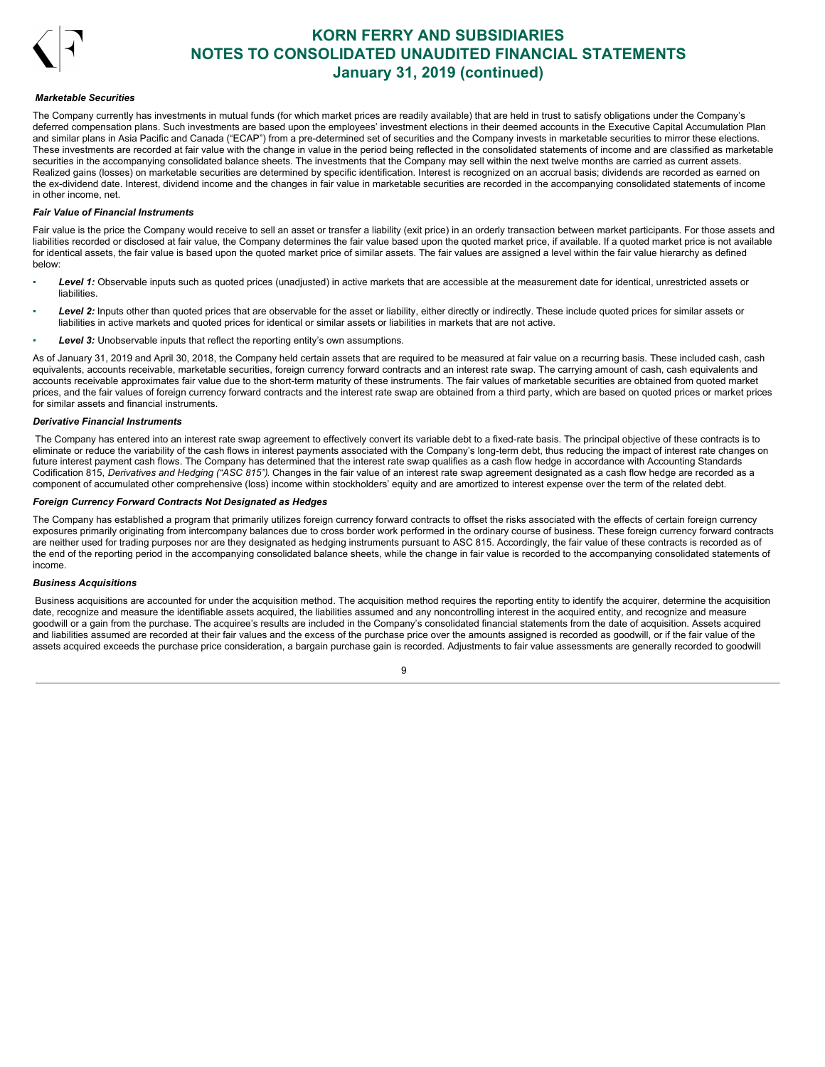***Marketable Securities***

The Company currently has investments in mutual funds (for which market prices are readily available) that are held in trust to satisfy obligations under the Company's deferred compensation plans. Such investments are based upon the employees' investment elections in their deemed accounts in the Executive Capital Accumulation Plan and similar plans in Asia Pacific and Canada ("ECAP") from a pre-determined set of securities and the Company invests in marketable securities to mirror these elections. These investments are recorded at fair value with the change in value in the period being reflected in the consolidated statements of income and are classified as marketable securities in the accompanying consolidated balance sheets. The investments that the Company may sell within the next twelve months are carried as current assets. Realized gains (losses) on marketable securities are determined by specific identification. Interest is recognized on an accrual basis; dividends are recorded as earned on the ex-dividend date. Interest, dividend income and the changes in fair value in marketable securities are recorded in the accompanying consolidated statements of income in other income, net.

***Fair Value of Financial Instruments***

Fair value is the price the Company would receive to sell an asset or transfer a liability (exit price) in an orderly transaction between market participants. For those assets and liabilities recorded or disclosed at fair value, the Company determines the fair value based upon the quoted market price, if available. If a quoted market price is not available for identical assets, the fair value is based upon the quoted market price of similar assets. The fair values are assigned a level within the fair value hierarchy as defined below:

- ***Level 1:*** Observable inputs such as quoted prices (unadjusted) in active markets that are accessible at the measurement date for identical, unrestricted assets or liabilities.
- ***Level 2:*** Inputs other than quoted prices that are observable for the asset or liability, either directly or indirectly. These include quoted prices for similar assets or liabilities in active markets and quoted prices for identical or similar assets or liabilities in markets that are not active.
- ***Level 3:*** Unobservable inputs that reflect the reporting entity's own assumptions.

As of January 31, 2019 and April 30, 2018, the Company held certain assets that are required to be measured at fair value on a recurring basis. These included cash, cash equivalents, accounts receivable, marketable securities, foreign currency forward contracts and an interest rate swap. The carrying amount of cash, cash equivalents and accounts receivable approximates fair value due to the short-term maturity of these instruments. The fair values of marketable securities are obtained from quoted market prices, and the fair values of foreign currency forward contracts and the interest rate swap are obtained from a third party, which are based on quoted prices or market prices for similar assets and financial instruments.

***Derivative Financial Instruments***

The Company has entered into an interest rate swap agreement to effectively convert its variable debt to a fixed-rate basis. The principal objective of these contracts is to eliminate or reduce the variability of the cash flows in interest payments associated with the Company's long-term debt, thus reducing the impact of interest rate changes on future interest payment cash flows. The Company has determined that the interest rate swap qualifies as a cash flow hedge in accordance with Accounting Standards Codification 815, *Derivatives and Hedging ("ASC 815")*. Changes in the fair value of an interest rate swap agreement designated as a cash flow hedge are recorded as a component of accumulated other comprehensive (loss) income within stockholders' equity and are amortized to interest expense over the term of the related debt.

***Foreign Currency Forward Contracts Not Designated as Hedges***

The Company has established a program that primarily utilizes foreign currency forward contracts to offset the risks associated with the effects of certain foreign currency exposures primarily originating from intercompany balances due to cross border work performed in the ordinary course of business. These foreign currency forward contracts are neither used for trading purposes nor are they designated as hedging instruments pursuant to ASC 815. Accordingly, the fair value of these contracts is recorded as of the end of the reporting period in the accompanying consolidated balance sheets, while the change in fair value is recorded to the accompanying consolidated statements of income.

***Business Acquisitions***

Business acquisitions are accounted for under the acquisition method. The acquisition method requires the reporting entity to identify the acquirer, determine the acquisition date, recognize and measure the identifiable assets acquired, the liabilities assumed and any noncontrolling interest in the acquired entity, and recognize and measure goodwill or a gain from the purchase. The acquiree's results are included in the Company's consolidated financial statements from the date of acquisition. Assets acquired and liabilities assumed are recorded at their fair values and the excess of the purchase price over the amounts assigned is recorded as goodwill, or if the fair value of the assets acquired exceeds the purchase price consideration, a bargain purchase gain is recorded. Adjustments to fair value assessments are generally recorded to goodwill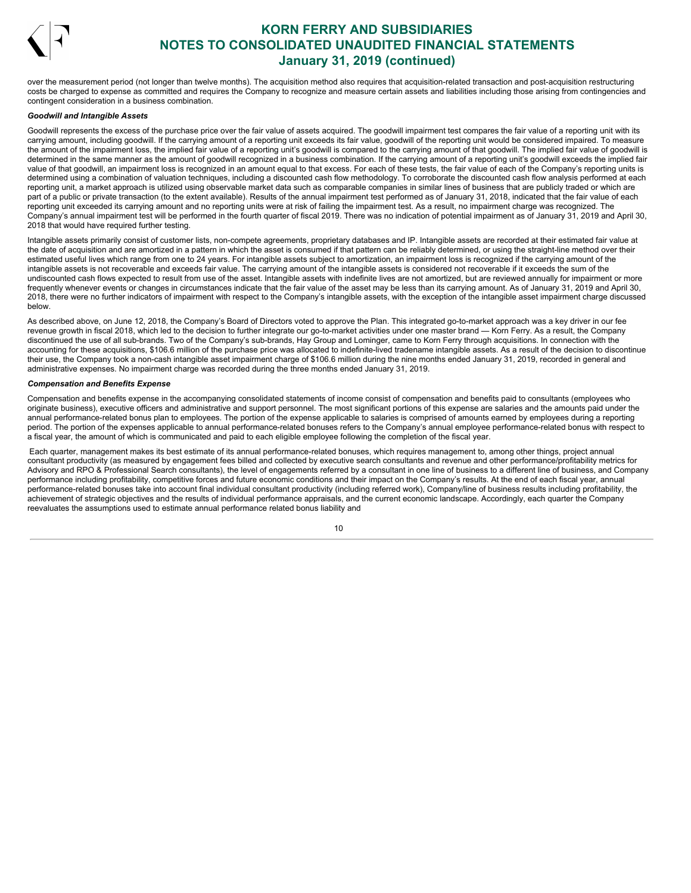over the measurement period (not longer than twelve months). The acquisition method also requires that acquisition-related transaction and post-acquisition restructuring costs be charged to expense as committed and requires the Company to recognize and measure certain assets and liabilities including those arising from contingencies and contingent consideration in a business combination.

***Goodwill and Intangible Assets***

Goodwill represents the excess of the purchase price over the fair value of assets acquired. The goodwill impairment test compares the fair value of a reporting unit with its carrying amount, including goodwill. If the carrying amount of a reporting unit exceeds its fair value, goodwill of the reporting unit would be considered impaired. To measure the amount of the impairment loss, the implied fair value of a reporting unit's goodwill is compared to the carrying amount of that goodwill. The implied fair value of goodwill is determined in the same manner as the amount of goodwill recognized in a business combination. If the carrying amount of a reporting unit's goodwill exceeds the implied fair value of that goodwill, an impairment loss is recognized in an amount equal to that excess. For each of these tests, the fair value of each of the Company's reporting units is determined using a combination of valuation techniques, including a discounted cash flow methodology. To corroborate the discounted cash flow analysis performed at each reporting unit, a market approach is utilized using observable market data such as comparable companies in similar lines of business that are publicly traded or which are part of a public or private transaction (to the extent available). Results of the annual impairment test performed as of January 31, 2018, indicated that the fair value of each reporting unit exceeded its carrying amount and no reporting units were at risk of failing the impairment test. As a result, no impairment charge was recognized. The Company's annual impairment test will be performed in the fourth quarter of fiscal 2019. There was no indication of potential impairment as of January 31, 2019 and April 30, 2018 that would have required further testing.

Intangible assets primarily consist of customer lists, non-compete agreements, proprietary databases and IP. Intangible assets are recorded at their estimated fair value at the date of acquisition and are amortized in a pattern in which the asset is consumed if that pattern can be reliably determined, or using the straight-line method over their estimated useful lives which range from one to 24 years. For intangible assets subject to amortization, an impairment loss is recognized if the carrying amount of the intangible assets is not recoverable and exceeds fair value. The carrying amount of the intangible assets is considered not recoverable if it exceeds the sum of the undiscounted cash flows expected to result from use of the asset. Intangible assets with indefinite lives are not amortized, but are reviewed annually for impairment or more frequently whenever events or changes in circumstances indicate that the fair value of the asset may be less than its carrying amount. As of January 31, 2019 and April 30, 2018, there were no further indicators of impairment with respect to the Company's intangible assets, with the exception of the intangible asset impairment charge discussed below.

As described above, on June 12, 2018, the Company's Board of Directors voted to approve the Plan. This integrated go-to-market approach was a key driver in our fee revenue growth in fiscal 2018, which led to the decision to further integrate our go-to-market activities under one master brand — Korn Ferry. As a result, the Company discontinued the use of all sub-brands. Two of the Company's sub-brands, Hay Group and Lominger, came to Korn Ferry through acquisitions. In connection with the accounting for these acquisitions, $106.6 million of the purchase price was allocated to indefinite-lived tradename intangible assets. As a result of the decision to discontinue their use, the Company took a non-cash intangible asset impairment charge of $106.6 million during the nine months ended January 31, 2019, recorded in general and administrative expenses. No impairment charge was recorded during the three months ended January 31, 2019.

***Compensation and Benefits Expense***

Compensation and benefits expense in the accompanying consolidated statements of income consist of compensation and benefits paid to consultants (employees who originate business), executive officers and administrative and support personnel. The most significant portions of this expense are salaries and the amounts paid under the annual performance-related bonus plan to employees. The portion of the expense applicable to salaries is comprised of amounts earned by employees during a reporting period. The portion of the expenses applicable to annual performance-related bonuses refers to the Company's annual employee performance-related bonus with respect to a fiscal year, the amount of which is communicated and paid to each eligible employee following the completion of the fiscal year.

Each quarter, management makes its best estimate of its annual performance-related bonuses, which requires management to, among other things, project annual consultant productivity (as measured by engagement fees billed and collected by executive search consultants and revenue and other performance/profitability metrics for Advisory and RPO & Professional Search consultants), the level of engagements referred by a consultant in one line of business to a different line of business, and Company performance including profitability, competitive forces and future economic conditions and their impact on the Company's results. At the end of each fiscal year, annual performance-related bonuses take into account final individual consultant productivity (including referred work), Company/line of business results including profitability, the achievement of strategic objectives and the results of individual performance appraisals, and the current economic landscape. Accordingly, each quarter the Company reevaluates the assumptions used to estimate annual performance related bonus liability and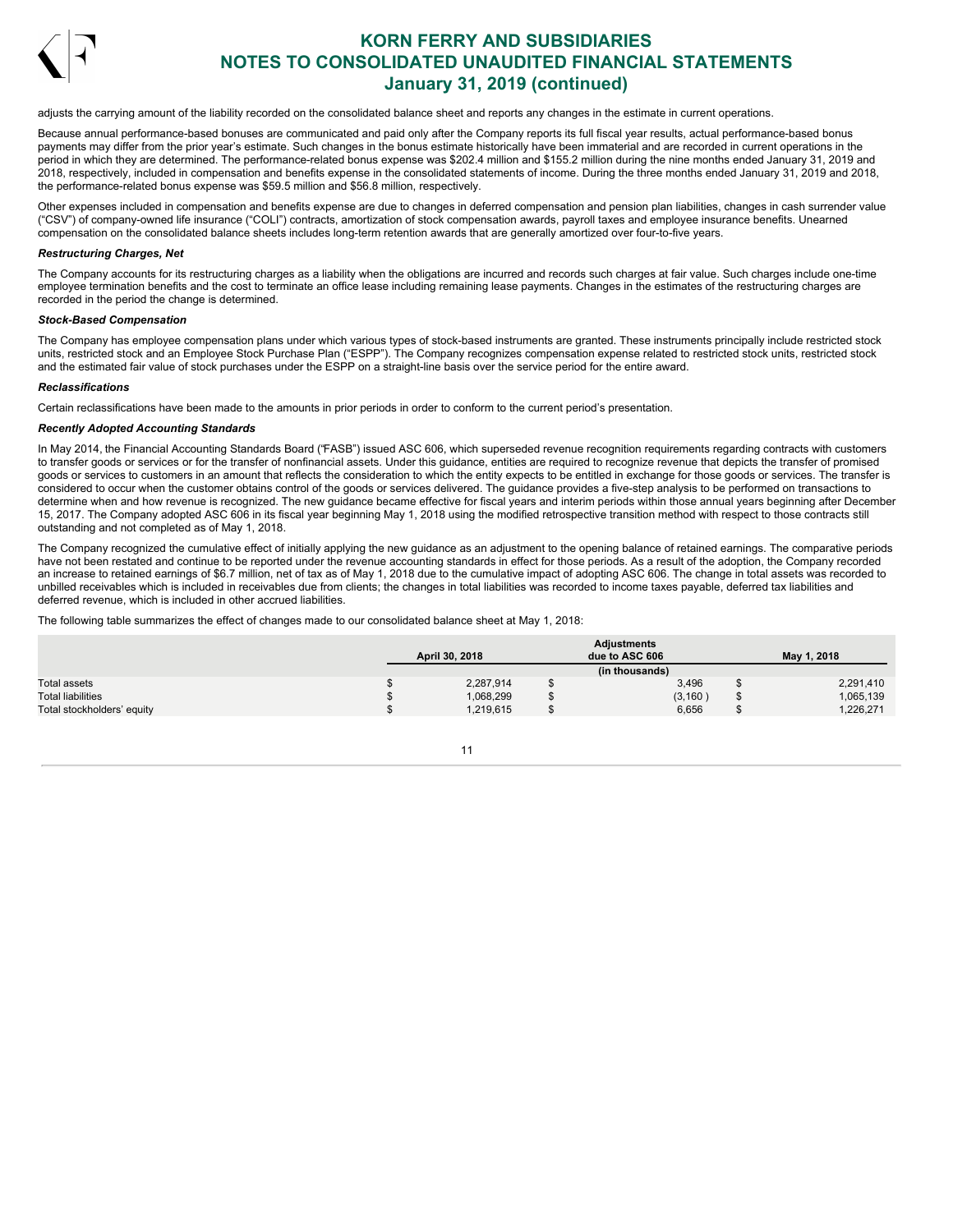adjusts the carrying amount of the liability recorded on the consolidated balance sheet and reports any changes in the estimate in current operations.

Because annual performance-based bonuses are communicated and paid only after the Company reports its full fiscal year results, actual performance-based bonus payments may differ from the prior year's estimate. Such changes in the bonus estimate historically have been immaterial and are recorded in current operations in the period in which they are determined. The performance-related bonus expense was $202.4 million and $155.2 million during the nine months ended January 31, 2019 and 2018, respectively, included in compensation and benefits expense in the consolidated statements of income. During the three months ended January 31, 2019 and 2018, the performance-related bonus expense was $59.5 million and $56.8 million, respectively.

Other expenses included in compensation and benefits expense are due to changes in deferred compensation and pension plan liabilities, changes in cash surrender value ("CSV") of company-owned life insurance ("COLI") contracts, amortization of stock compensation awards, payroll taxes and employee insurance benefits. Unearned compensation on the consolidated balance sheets includes long-term retention awards that are generally amortized over four-to-five years.

***Restructuring Charges, Net***

The Company accounts for its restructuring charges as a liability when the obligations are incurred and records such charges at fair value. Such charges include one-time employee termination benefits and the cost to terminate an office lease including remaining lease payments. Changes in the estimates of the restructuring charges are recorded in the period the change is determined.

***Stock-Based Compensation***

The Company has employee compensation plans under which various types of stock-based instruments are granted. These instruments principally include restricted stock units, restricted stock and an Employee Stock Purchase Plan ("ESPP"). The Company recognizes compensation expense related to restricted stock units, restricted stock and the estimated fair value of stock purchases under the ESPP on a straight-line basis over the service period for the entire award.

***Reclassifications***

Certain reclassifications have been made to the amounts in prior periods in order to conform to the current period's presentation.

***Recently Adopted Accounting Standards***

In May 2014, the Financial Accounting Standards Board ("FASB") issued ASC 606, which superseded revenue recognition requirements regarding contracts with customers to transfer goods or services or for the transfer of nonfinancial assets. Under this guidance, entities are required to recognize revenue that depicts the transfer of promised goods or services to customers in an amount that reflects the consideration to which the entity expects to be entitled in exchange for those goods or services. The transfer is considered to occur when the customer obtains control of the goods or services delivered. The guidance provides a five-step analysis to be performed on transactions to determine when and how revenue is recognized. The new guidance became effective for fiscal years and interim periods within those annual years beginning after December 15, 2017. The Company adopted ASC 606 in its fiscal year beginning May 1, 2018 using the modified retrospective transition method with respect to those contracts still outstanding and not completed as of May 1, 2018.

The Company recognized the cumulative effect of initially applying the new guidance as an adjustment to the opening balance of retained earnings. The comparative periods have not been restated and continue to be reported under the revenue accounting standards in effect for those periods. As a result of the adoption, the Company recorded an increase to retained earnings of $6.7 million, net of tax as of May 1, 2018 due to the cumulative impact of adopting ASC 606. The change in total assets was recorded to unbilled receivables which is included in receivables due from clients; the changes in total liabilities was recorded to income taxes payable, deferred tax liabilities and deferred revenue, which is included in other accrued liabilities.

The following table summarizes the effect of changes made to our consolidated balance sheet at May 1, 2018:

| | April 30, 2018 | Adjustments due to ASC 606 | May 1, 2018 |
|---|---|---|---|
| | | (in thousands) | |
| Total assets | $ 2,287,914 | $ 3,496 | $ 2,291,410 |
| Total liabilities | $ 1,068,299 | $ (3,160) | $ 1,065,139 |
| Total stockholders' equity | $ 1,219,615 | $ 6,656 | $ 1,226,271 |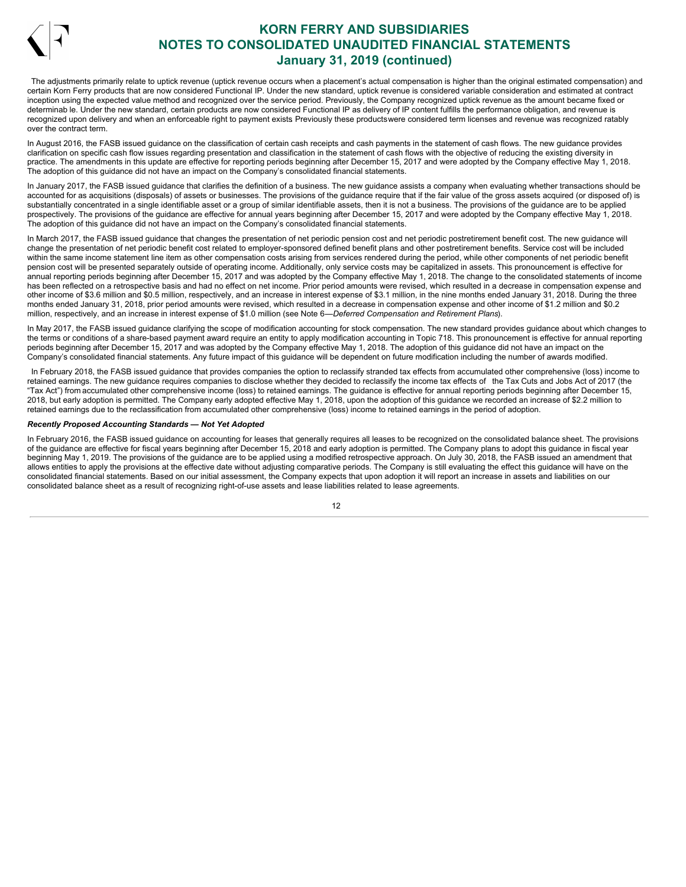The adjustments primarily relate to uptick revenue (uptick revenue occurs when a placement's actual compensation is higher than the original estimated compensation) and certain Korn Ferry products that are now considered Functional IP. Under the new standard, uptick revenue is considered variable consideration and estimated at contract inception using the expected value method and recognized over the service period. Previously, the Company recognized uptick revenue as the amount became fixed or determinab le. Under the new standard, certain products are now considered Functional IP as delivery of IP content fulfills the performance obligation, and revenue is recognized upon delivery and when an enforceable right to payment exists Previously these productswere considered term licenses and revenue was recognized ratably over the contract term.

In August 2016, the FASB issued guidance on the classification of certain cash receipts and cash payments in the statement of cash flows. The new guidance provides clarification on specific cash flow issues regarding presentation and classification in the statement of cash flows with the objective of reducing the existing diversity in practice. The amendments in this update are effective for reporting periods beginning after December 15, 2017 and were adopted by the Company effective May 1, 2018. The adoption of this guidance did not have an impact on the Company's consolidated financial statements.

In January 2017, the FASB issued guidance that clarifies the definition of a business. The new guidance assists a company when evaluating whether transactions should be accounted for as acquisitions (disposals) of assets or businesses. The provisions of the guidance require that if the fair value of the gross assets acquired (or disposed of) is substantially concentrated in a single identifiable asset or a group of similar identifiable assets, then it is not a business. The provisions of the guidance are to be applied prospectively. The provisions of the guidance are effective for annual years beginning after December 15, 2017 and were adopted by the Company effective May 1, 2018. The adoption of this guidance did not have an impact on the Company's consolidated financial statements.

In March 2017, the FASB issued guidance that changes the presentation of net periodic pension cost and net periodic postretirement benefit cost. The new guidance will change the presentation of net periodic benefit cost related to employer-sponsored defined benefit plans and other postretirement benefits. Service cost will be included within the same income statement line item as other compensation costs arising from services rendered during the period, while other components of net periodic benefit pension cost will be presented separately outside of operating income. Additionally, only service costs may be capitalized in assets. This pronouncement is effective for annual reporting periods beginning after December 15, 2017 and was adopted by the Company effective May 1, 2018. The change to the consolidated statements of income has been reflected on a retrospective basis and had no effect on net income. Prior period amounts were revised, which resulted in a decrease in compensation expense and other income of $3.6 million and $0.5 million, respectively, and an increase in interest expense of $3.1 million, in the nine months ended January 31, 2018. During the three months ended January 31, 2018, prior period amounts were revised, which resulted in a decrease in compensation expense and other income of $1.2 million and $0.2 million, respectively, and an increase in interest expense of $1.0 million (see Note 6—*Deferred Compensation and Retirement Plans*).

In May 2017, the FASB issued guidance clarifying the scope of modification accounting for stock compensation. The new standard provides guidance about which changes to the terms or conditions of a share-based payment award require an entity to apply modification accounting in Topic 718. This pronouncement is effective for annual reporting periods beginning after December 15, 2017 and was adopted by the Company effective May 1, 2018. The adoption of this guidance did not have an impact on the Company's consolidated financial statements. Any future impact of this guidance will be dependent on future modification including the number of awards modified.

In February 2018, the FASB issued guidance that provides companies the option to reclassify stranded tax effects from accumulated other comprehensive (loss) income to retained earnings. The new guidance requires companies to disclose whether they decided to reclassify the income tax effects of the Tax Cuts and Jobs Act of 2017 (the "Tax Act") from accumulated other comprehensive income (loss) to retained earnings. The guidance is effective for annual reporting periods beginning after December 15, 2018, but early adoption is permitted. The Company early adopted effective May 1, 2018, upon the adoption of this guidance we recorded an increase of $2.2 million to retained earnings due to the reclassification from accumulated other comprehensive (loss) income to retained earnings in the period of adoption.

***Recently Proposed Accounting Standards — Not Yet Adopted***

In February 2016, the FASB issued guidance on accounting for leases that generally requires all leases to be recognized on the consolidated balance sheet. The provisions of the guidance are effective for fiscal years beginning after December 15, 2018 and early adoption is permitted. The Company plans to adopt this guidance in fiscal year beginning May 1, 2019. The provisions of the guidance are to be applied using a modified retrospective approach. On July 30, 2018, the FASB issued an amendment that allows entities to apply the provisions at the effective date without adjusting comparative periods. The Company is still evaluating the effect this guidance will have on the consolidated financial statements. Based on our initial assessment, the Company expects that upon adoption it will report an increase in assets and liabilities on our consolidated balance sheet as a result of recognizing right-of-use assets and lease liabilities related to lease agreements.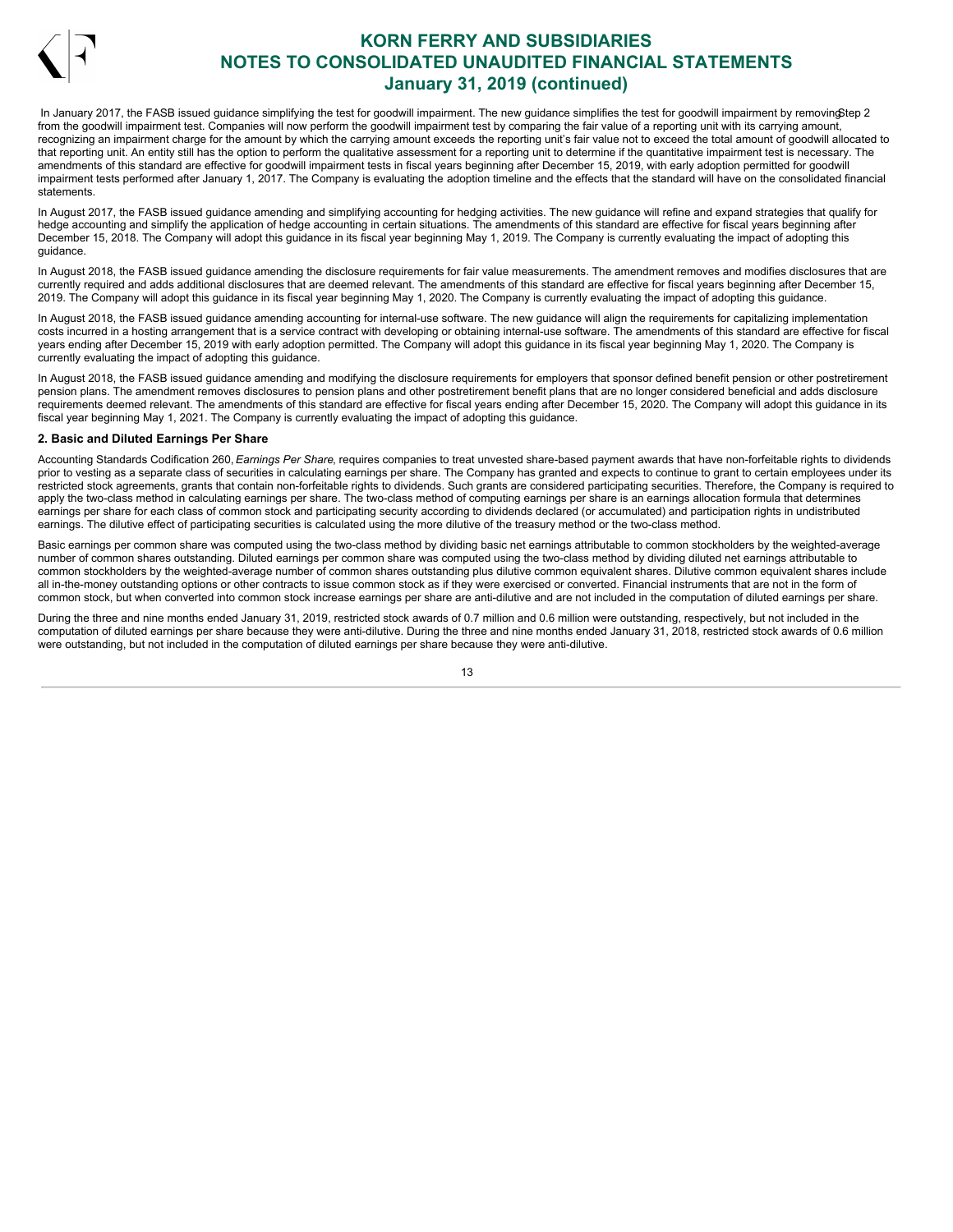In January 2017, the FASB issued guidance simplifying the test for goodwill impairment. The new guidance simplifies the test for goodwill impairment by removing Step 2 from the goodwill impairment test. Companies will now perform the goodwill impairment test by comparing the fair value of a reporting unit with its carrying amount, recognizing an impairment charge for the amount by which the carrying amount exceeds the reporting unit's fair value not to exceed the total amount of goodwill allocated to that reporting unit. An entity still has the option to perform the qualitative assessment for a reporting unit to determine if the quantitative impairment test is necessary. The amendments of this standard are effective for goodwill impairment tests in fiscal years beginning after December 15, 2019, with early adoption permitted for goodwill impairment tests performed after January 1, 2017. The Company is evaluating the adoption timeline and the effects that the standard will have on the consolidated financial statements.

In August 2017, the FASB issued guidance amending and simplifying accounting for hedging activities. The new guidance will refine and expand strategies that qualify for hedge accounting and simplify the application of hedge accounting in certain situations. The amendments of this standard are effective for fiscal years beginning after December 15, 2018. The Company will adopt this guidance in its fiscal year beginning May 1, 2019. The Company is currently evaluating the impact of adopting this guidance.

In August 2018, the FASB issued guidance amending the disclosure requirements for fair value measurements. The amendment removes and modifies disclosures that are currently required and adds additional disclosures that are deemed relevant. The amendments of this standard are effective for fiscal years beginning after December 15, 2019. The Company will adopt this guidance in its fiscal year beginning May 1, 2020. The Company is currently evaluating the impact of adopting this guidance.

In August 2018, the FASB issued guidance amending accounting for internal-use software. The new guidance will align the requirements for capitalizing implementation costs incurred in a hosting arrangement that is a service contract with developing or obtaining internal-use software. The amendments of this standard are effective for fiscal years ending after December 15, 2019 with early adoption permitted. The Company will adopt this guidance in its fiscal year beginning May 1, 2020. The Company is currently evaluating the impact of adopting this guidance.

In August 2018, the FASB issued guidance amending and modifying the disclosure requirements for employers that sponsor defined benefit pension or other postretirement pension plans. The amendment removes disclosures to pension plans and other postretirement benefit plans that are no longer considered beneficial and adds disclosure requirements deemed relevant. The amendments of this standard are effective for fiscal years ending after December 15, 2020. The Company will adopt this guidance in its fiscal year beginning May 1, 2021. The Company is currently evaluating the impact of adopting this guidance.

**2. Basic and Diluted Earnings Per Share**

Accounting Standards Codification 260, *Earnings Per Share*, requires companies to treat unvested share-based payment awards that have non-forfeitable rights to dividends prior to vesting as a separate class of securities in calculating earnings per share. The Company has granted and expects to continue to grant to certain employees under its restricted stock agreements, grants that contain non-forfeitable rights to dividends. Such grants are considered participating securities. Therefore, the Company is required to apply the two-class method in calculating earnings per share. The two-class method of computing earnings per share is an earnings allocation formula that determines earnings per share for each class of common stock and participating security according to dividends declared (or accumulated) and participation rights in undistributed earnings. The dilutive effect of participating securities is calculated using the more dilutive of the treasury method or the two-class method.

Basic earnings per common share was computed using the two-class method by dividing basic net earnings attributable to common stockholders by the weighted-average number of common shares outstanding. Diluted earnings per common share was computed using the two-class method by dividing diluted net earnings attributable to common stockholders by the weighted-average number of common shares outstanding plus dilutive common equivalent shares. Dilutive common equivalent shares include all in-the-money outstanding options or other contracts to issue common stock as if they were exercised or converted. Financial instruments that are not in the form of common stock, but when converted into common stock increase earnings per share are anti-dilutive and are not included in the computation of diluted earnings per share.

During the three and nine months ended January 31, 2019, restricted stock awards of 0.7 million and 0.6 million were outstanding, respectively, but not included in the computation of diluted earnings per share because they were anti-dilutive. During the three and nine months ended January 31, 2018, restricted stock awards of 0.6 million were outstanding, but not included in the computation of diluted earnings per share because they were anti-dilutive.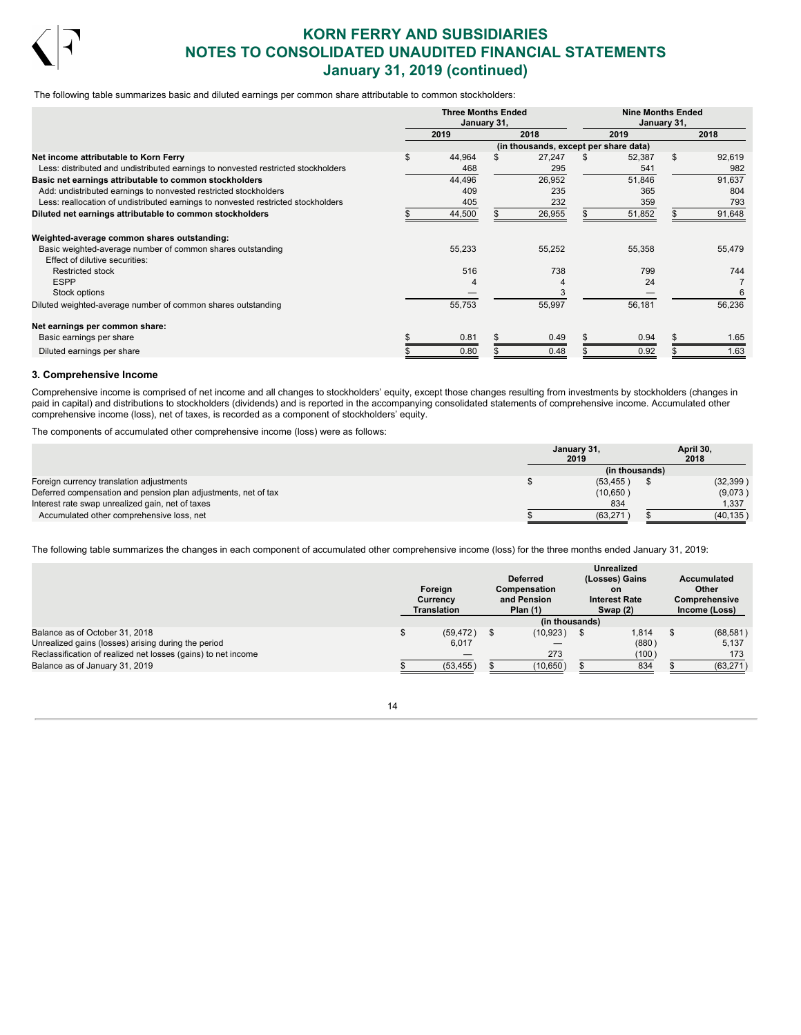The following table summarizes basic and diluted earnings per common share attributable to common stockholders:

| | Three Months Ended January 31, | | Nine Months Ended January 31, | |
|---|---|---|---|---|
| | 2019 | 2018 | 2019 | 2018 |
| | (in thousands, except per share data) | | | |
| **Net income attributable to Korn Ferry** | $ 44,964 | $ 27,247 | $ 52,387 | $ 92,619 |
| Less: distributed and undistributed earnings to nonvested restricted stockholders | 468 | 295 | 541 | 982 |
| **Basic net earnings attributable to common stockholders** | 44,496 | 26,952 | 51,846 | 91,637 |
| Add: undistributed earnings to nonvested restricted stockholders | 409 | 235 | 365 | 804 |
| Less: reallocation of undistributed earnings to nonvested restricted stockholders | 405 | 232 | 359 | 793 |
| **Diluted net earnings attributable to common stockholders** | $ 44,500 | $ 26,955 | $ 51,852 | $ 91,648 |
| | | | | |
| **Weighted-average common shares outstanding:** | | | | |
| Basic weighted-average number of common shares outstanding | 55,233 | 55,252 | 55,358 | 55,479 |
| Effect of dilutive securities: | | | | |
| Restricted stock | 516 | 738 | 799 | 744 |
| ESPP | 4 | 4 | 24 | 7 |
| Stock options | — | 3 | — | 6 |
| Diluted weighted-average number of common shares outstanding | 55,753 | 55,997 | 56,181 | 56,236 |
| | | | | |
| **Net earnings per common share:** | | | | |
| Basic earnings per share | $ 0.81 | $ 0.49 | $ 0.94 | $ 1.65 |
| Diluted earnings per share | $ 0.80 | $ 0.48 | $ 0.92 | $ 1.63 |

### 3. Comprehensive Income

Comprehensive income is comprised of net income and all changes to stockholders' equity, except those changes resulting from investments by stockholders (changes in paid in capital) and distributions to stockholders (dividends) and is reported in the accompanying consolidated statements of comprehensive income. Accumulated other comprehensive income (loss), net of taxes, is recorded as a component of stockholders' equity.

The components of accumulated other comprehensive income (loss) were as follows:

| | January 31, 2019 | April 30, 2018 |
|---|---|---|
| | (in thousands) | |
| Foreign currency translation adjustments | $ (53,455) | $ (32,399) |
| Deferred compensation and pension plan adjustments, net of tax | (10,650) | (9,073) |
| Interest rate swap unrealized gain, net of taxes | 834 | 1,337 |
| Accumulated other comprehensive loss, net | $ (63,271) | $ (40,135) |

The following table summarizes the changes in each component of accumulated other comprehensive income (loss) for the three months ended January 31, 2019:

| | Foreign Currency Translation | Deferred Compensation and Pension Plan (1) | Unrealized (Losses) Gains on Interest Rate Swap (2) | Accumulated Other Comprehensive Income (Loss) |
|---|---|---|---|---|
| | (in thousands) | | | |
| Balance as of October 31, 2018 | $ (59,472) | $ (10,923) | $ 1,814 | $ (68,581) |
| Unrealized gains (losses) arising during the period | 6,017 | — | (880) | 5,137 |
| Reclassification of realized net losses (gains) to net income | — | 273 | (100) | 173 |
| Balance as of January 31, 2019 | $ (53,455) | $ (10,650) | $ 834 | $ (63,271) |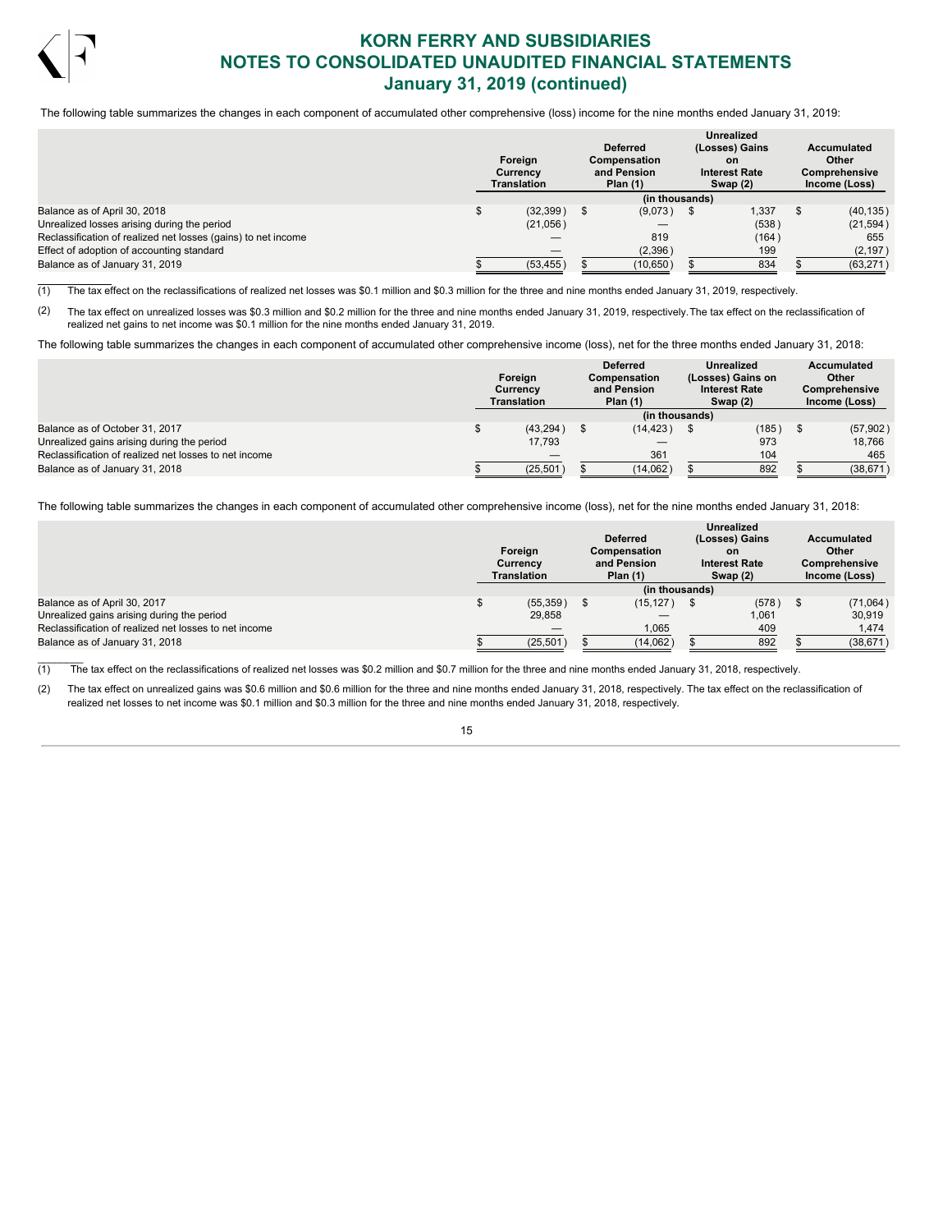# KORN FERRY AND SUBSIDIARIES
# NOTES TO CONSOLIDATED UNAUDITED FINANCIAL STATEMENTS
# January 31, 2019 (continued)

The following table summarizes the changes in each component of accumulated other comprehensive (loss) income for the nine months ended January 31, 2019:

| | Foreign Currency Translation | Deferred Compensation and Pension Plan (1) | Unrealized (Losses) Gains on Interest Rate Swap (2) | Accumulated Other Comprehensive Income (Loss) |
|---|---|---|---|---|
| | (in thousands) | | | |
| Balance as of April 30, 2018 | $ (32,399) | $ (9,073) | $ 1,337 | $ (40,135) |
| Unrealized losses arising during the period | (21,056) | — | (538) | (21,594) |
| Reclassification of realized net losses (gains) to net income | — | 819 | (164) | 655 |
| Effect of adoption of accounting standard | — | (2,396) | 199 | (2,197) |
| Balance as of January 31, 2019 | $ (53,455) | $ (10,650) | $ 834 | $ (63,271) |

(1) The tax effect on the reclassifications of realized net losses was $0.1 million and $0.3 million for the three and nine months ended January 31, 2019, respectively.

(2) The tax effect on unrealized losses was $0.3 million and $0.2 million for the three and nine months ended January 31, 2019, respectively. The tax effect on the reclassification of realized net gains to net income was $0.1 million for the nine months ended January 31, 2019.

The following table summarizes the changes in each component of accumulated other comprehensive income (loss), net for the three months ended January 31, 2018:

| | Foreign Currency Translation | Deferred Compensation and Pension Plan (1) | Unrealized (Losses) Gains on Interest Rate Swap (2) | Accumulated Other Comprehensive Income (Loss) |
|---|---|---|---|---|
| | (in thousands) | | | |
| Balance as of October 31, 2017 | $ (43,294) | $ (14,423) | $ (185) | $ (57,902) |
| Unrealized gains arising during the period | 17,793 | — | 973 | 18,766 |
| Reclassification of realized net losses to net income | — | 361 | 104 | 465 |
| Balance as of January 31, 2018 | $ (25,501) | $ (14,062) | $ 892 | $ (38,671) |

The following table summarizes the changes in each component of accumulated other comprehensive income (loss), net for the nine months ended January 31, 2018:

| | Foreign Currency Translation | Deferred Compensation and Pension Plan (1) | Unrealized (Losses) Gains on Interest Rate Swap (2) | Accumulated Other Comprehensive Income (Loss) |
|---|---|---|---|---|
| | (in thousands) | | | |
| Balance as of April 30, 2017 | $ (55,359) | $ (15,127) | $ (578) | $ (71,064) |
| Unrealized gains arising during the period | 29,858 | — | 1,061 | 30,919 |
| Reclassification of realized net losses to net income | — | 1,065 | 409 | 1,474 |
| Balance as of January 31, 2018 | $ (25,501) | $ (14,062) | $ 892 | $ (38,671) |

(1) The tax effect on the reclassifications of realized net losses was $0.2 million and $0.7 million for the three and nine months ended January 31, 2018, respectively.

(2) The tax effect on unrealized gains was $0.6 million and $0.6 million for the three and nine months ended January 31, 2018, respectively. The tax effect on the reclassification of realized net losses to net income was $0.1 million and $0.3 million for the three and nine months ended January 31, 2018, respectively.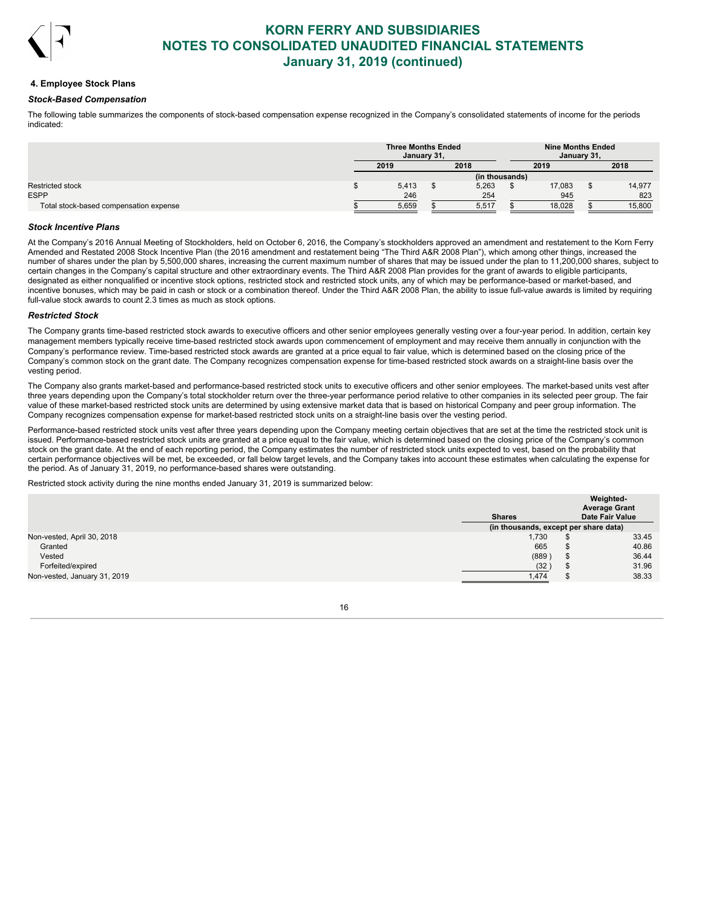#### 4. Employee Stock Plans

***Stock-Based Compensation***

The following table summarizes the components of stock-based compensation expense recognized in the Company's consolidated statements of income for the periods indicated:

| | Three Months Ended January 31, | | Nine Months Ended January 31, | |
|---|---|---|---|---|
| | 2019 | 2018 | 2019 | 2018 |
| | (in thousands) | | | |
| Restricted stock | $ 5,413 | $ 5,263 | $ 17,083 | $ 14,977 |
| ESPP | 246 | 254 | 945 | 823 |
| Total stock-based compensation expense | $ 5,659 | $ 5,517 | $ 18,028 | $ 15,800 |

***Stock Incentive Plans***

At the Company's 2016 Annual Meeting of Stockholders, held on October 6, 2016, the Company's stockholders approved an amendment and restatement to the Korn Ferry Amended and Restated 2008 Stock Incentive Plan (the 2016 amendment and restatement being "The Third A&R 2008 Plan"), which among other things, increased the number of shares under the plan by 5,500,000 shares, increasing the current maximum number of shares that may be issued under the plan to 11,200,000 shares, subject to certain changes in the Company's capital structure and other extraordinary events. The Third A&R 2008 Plan provides for the grant of awards to eligible participants, designated as either nonqualified or incentive stock options, restricted stock and restricted stock units, any of which may be performance-based or market-based, and incentive bonuses, which may be paid in cash or stock or a combination thereof. Under the Third A&R 2008 Plan, the ability to issue full-value awards is limited by requiring full-value stock awards to count 2.3 times as much as stock options.

***Restricted Stock***

The Company grants time-based restricted stock awards to executive officers and other senior employees generally vesting over a four-year period. In addition, certain key management members typically receive time-based restricted stock awards upon commencement of employment and may receive them annually in conjunction with the Company's performance review. Time-based restricted stock awards are granted at a price equal to fair value, which is determined based on the closing price of the Company's common stock on the grant date. The Company recognizes compensation expense for time-based restricted stock awards on a straight-line basis over the vesting period.

The Company also grants market-based and performance-based restricted stock units to executive officers and other senior employees. The market-based units vest after three years depending upon the Company's total stockholder return over the three-year performance period relative to other companies in its selected peer group. The fair value of these market-based restricted stock units are determined by using extensive market data that is based on historical Company and peer group information. The Company recognizes compensation expense for market-based restricted stock units on a straight-line basis over the vesting period.

Performance-based restricted stock units vest after three years depending upon the Company meeting certain objectives that are set at the time the restricted stock unit is issued. Performance-based restricted stock units are granted at a price equal to the fair value, which is determined based on the closing price of the Company's common stock on the grant date. At the end of each reporting period, the Company estimates the number of restricted stock units expected to vest, based on the probability that certain performance objectives will be met, be exceeded, or fall below target levels, and the Company takes into account these estimates when calculating the expense for the period. As of January 31, 2019, no performance-based shares were outstanding.

Restricted stock activity during the nine months ended January 31, 2019 is summarized below:

| | Shares | Weighted-Average Grant Date Fair Value |
|---|---|---|
| | (in thousands, except per share data) | |
| Non-vested, April 30, 2018 | 1,730 | $ 33.45 |
| Granted | 665 | $ 40.86 |
| Vested | (889) | $ 36.44 |
| Forfeited/expired | (32) | $ 31.96 |
| Non-vested, January 31, 2019 | 1,474 | $ 38.33 |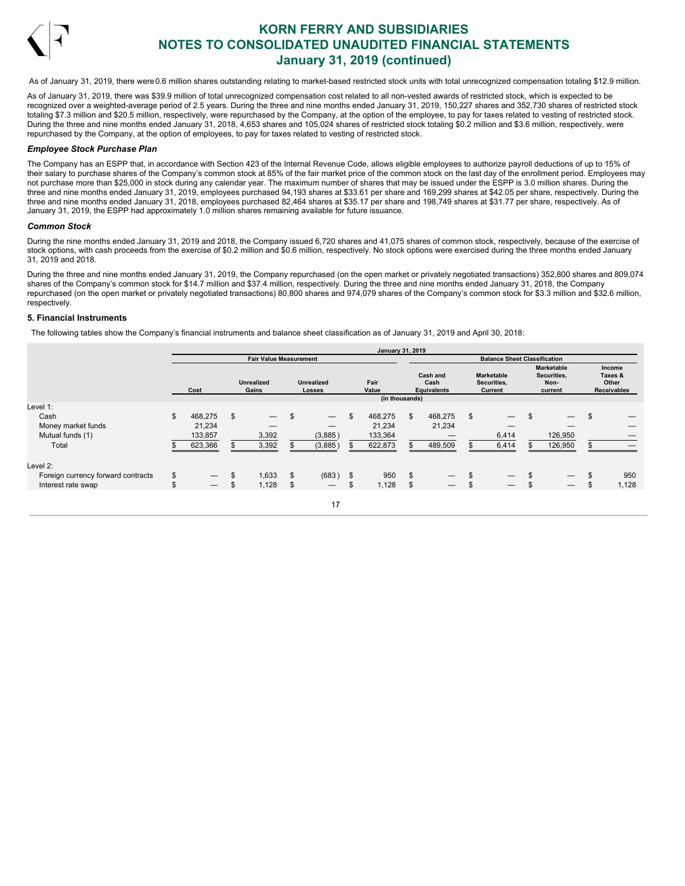As of January 31, 2019, there were 0.6 million shares outstanding relating to market-based restricted stock units with total unrecognized compensation totaling $12.9 million.

As of January 31, 2019, there was $39.9 million of total unrecognized compensation cost related to all non-vested awards of restricted stock, which is expected to be recognized over a weighted-average period of 2.5 years. During the three and nine months ended January 31, 2019, 150,227 shares and 352,730 shares of restricted stock totaling $7.3 million and $20.5 million, respectively, were repurchased by the Company, at the option of the employee, to pay for taxes related to vesting of restricted stock. During the three and nine months ended January 31, 2018, 4,653 shares and 105,024 shares of restricted stock totaling $0.2 million and $3.6 million, respectively, were repurchased by the Company, at the option of employees, to pay for taxes related to vesting of restricted stock.

### *Employee Stock Purchase Plan*

The Company has an ESPP that, in accordance with Section 423 of the Internal Revenue Code, allows eligible employees to authorize payroll deductions of up to 15% of their salary to purchase shares of the Company's common stock at 85% of the fair market price of the common stock on the last day of the enrollment period. Employees may not purchase more than $25,000 in stock during any calendar year. The maximum number of shares that may be issued under the ESPP is 3.0 million shares. During the three and nine months ended January 31, 2019, employees purchased 94,193 shares at $33.61 per share and 169,299 shares at $42.05 per share, respectively. During the three and nine months ended January 31, 2018, employees purchased 82,464 shares at $35.17 per share and 198,749 shares at $31.77 per share, respectively. As of January 31, 2019, the ESPP had approximately 1.0 million shares remaining available for future issuance.

### *Common Stock*

During the nine months ended January 31, 2019 and 2018, the Company issued 6,720 shares and 41,075 shares of common stock, respectively, because of the exercise of stock options, with cash proceeds from the exercise of $0.2 million and $0.6 million, respectively. No stock options were exercised during the three months ended January 31, 2019 and 2018.

During the three and nine months ended January 31, 2019, the Company repurchased (on the open market or privately negotiated transactions) 352,800 shares and 809,074 shares of the Company's common stock for $14.7 million and $37.4 million, respectively. During the three and nine months ended January 31, 2018, the Company repurchased (on the open market or privately negotiated transactions) 80,800 shares and 974,079 shares of the Company's common stock for $3.3 million and $32.6 million, respectively.

## 5. Financial Instruments

The following tables show the Company's financial instruments and balance sheet classification as of January 31, 2019 and April 30, 2018:

| | January 31, 2019 | | | | | | | |
|---|---|---|---|---|---|---|---|---|
| | Fair Value Measurement | | | | Balance Sheet Classification | | | |
| | Cost | Unrealized Gains | Unrealized Losses | Fair Value | Cash and Cash Equivalents | Marketable Securities, Current | Marketable Securities, Non-current | Income Taxes & Other Receivables |
| | (in thousands) | | | | | | | |
| Level 1: | | | | | | | | |
| Cash | $ 468,275 | $ — | $ — | $ 468,275 | $ 468,275 | $ — | $ — | $ — |
| Money market funds | 21,234 | — | — | 21,234 | 21,234 | — | — | — |
| Mutual funds (1) | 133,857 | 3,392 | (3,885) | 133,364 | — | 6,414 | 126,950 | — |
| Total | $ 623,366 | $ 3,392 | $ (3,885) | $ 622,873 | $ 489,509 | $ 6,414 | $ 126,950 | $ — |
| Level 2: | | | | | | | | |
| Foreign currency forward contracts | $ — | $ 1,633 | $ (683) | $ 950 | $ — | $ — | $ — | $ 950 |
| Interest rate swap | $ — | $ 1,128 | $ — | $ 1,128 | $ — | $ — | $ — | $ 1,128 |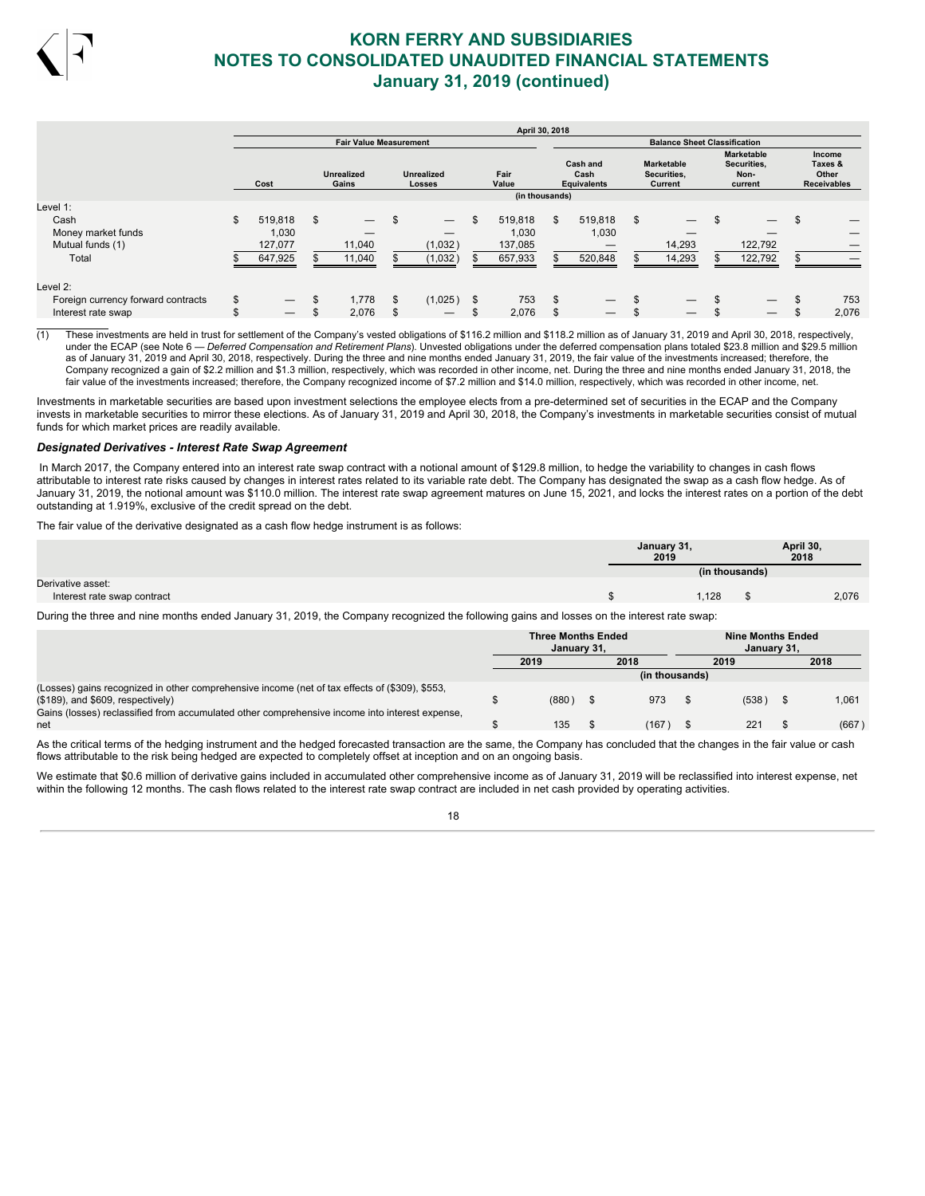| | April 30, 2018 | | | | | | | |
|---|---|---|---|---|---|---|---|---|
| | Fair Value Measurement | | | | Balance Sheet Classification | | | |
| | Cost | Unrealized Gains | Unrealized Losses | Fair Value | Cash and Cash Equivalents | Marketable Securities, Current | Marketable Securities, Non-current | Income Taxes & Other Receivables |
| | (in thousands) | | | | | | | |
| Level 1: | | | | | | | | |
| Cash | $ 519,818 | $ — | $ — | $ 519,818 | $ 519,818 | $ — | $ — | $ — |
| Money market funds | 1,030 | — | — | 1,030 | 1,030 | — | — | — |
| Mutual funds (1) | 127,077 | 11,040 | (1,032) | 137,085 | — | 14,293 | 122,792 | — |
| Total | $ 647,925 | $ 11,040 | $ (1,032) | $ 657,933 | $ 520,848 | $ 14,293 | $ 122,792 | $ — |
| Level 2: | | | | | | | | |
| Foreign currency forward contracts | $ — | $ 1,778 | $ (1,025) | $ 753 | $ — | $ — | $ — | $ 753 |
| Interest rate swap | $ — | $ 2,076 | $ — | $ 2,076 | $ — | $ — | $ — | $ 2,076 |

(1) These investments are held in trust for settlement of the Company's vested obligations of $116.2 million and $118.2 million as of January 31, 2019 and April 30, 2018, respectively, under the ECAP (see Note 6 — *Deferred Compensation and Retirement Plans*). Unvested obligations under the deferred compensation plans totaled $23.8 million and $29.5 million as of January 31, 2019 and April 30, 2018, respectively. During the three and nine months ended January 31, 2019, the fair value of the investments increased; therefore, the Company recognized a gain of $2.2 million and $1.3 million, respectively, which was recorded in other income, net. During the three and nine months ended January 31, 2018, the fair value of the investments increased; therefore, the Company recognized income of $7.2 million and $14.0 million, respectively, which was recorded in other income, net.

Investments in marketable securities are based upon investment selections the employee elects from a pre-determined set of securities in the ECAP and the Company invests in marketable securities to mirror these elections. As of January 31, 2019 and April 30, 2018, the Company's investments in marketable securities consist of mutual funds for which market prices are readily available.

***Designated Derivatives - Interest Rate Swap Agreement***

In March 2017, the Company entered into an interest rate swap contract with a notional amount of $129.8 million, to hedge the variability to changes in cash flows attributable to interest rate risks caused by changes in interest rates related to its variable rate debt. The Company has designated the swap as a cash flow hedge. As of January 31, 2019, the notional amount was $110.0 million. The interest rate swap agreement matures on June 15, 2021, and locks the interest rates on a portion of the debt outstanding at 1.919%, exclusive of the credit spread on the debt.

The fair value of the derivative designated as a cash flow hedge instrument is as follows:

| | January 31, 2019 | April 30, 2018 |
|---|---|---|
| | (in thousands) | |
| Derivative asset: | | |
| Interest rate swap contract | $ 1,128 | $ 2,076 |

During the three and nine months ended January 31, 2019, the Company recognized the following gains and losses on the interest rate swap:

| | Three Months Ended January 31, | | Nine Months Ended January 31, | |
|---|---|---|---|---|
| | 2019 | 2018 | 2019 | 2018 |
| | (in thousands) | | | |
| (Losses) gains recognized in other comprehensive income (net of tax effects of ($309), $553, ($189), and $609, respectively) | $ (880) | $ 973 | $ (538) | $ 1,061 |
| Gains (losses) reclassified from accumulated other comprehensive income into interest expense, net | $ 135 | $ (167) | $ 221 | $ (667) |

As the critical terms of the hedging instrument and the hedged forecasted transaction are the same, the Company has concluded that the changes in the fair value or cash flows attributable to the risk being hedged are expected to completely offset at inception and on an ongoing basis.

We estimate that $0.6 million of derivative gains included in accumulated other comprehensive income as of January 31, 2019 will be reclassified into interest expense, net within the following 12 months. The cash flows related to the interest rate swap contract are included in net cash provided by operating activities.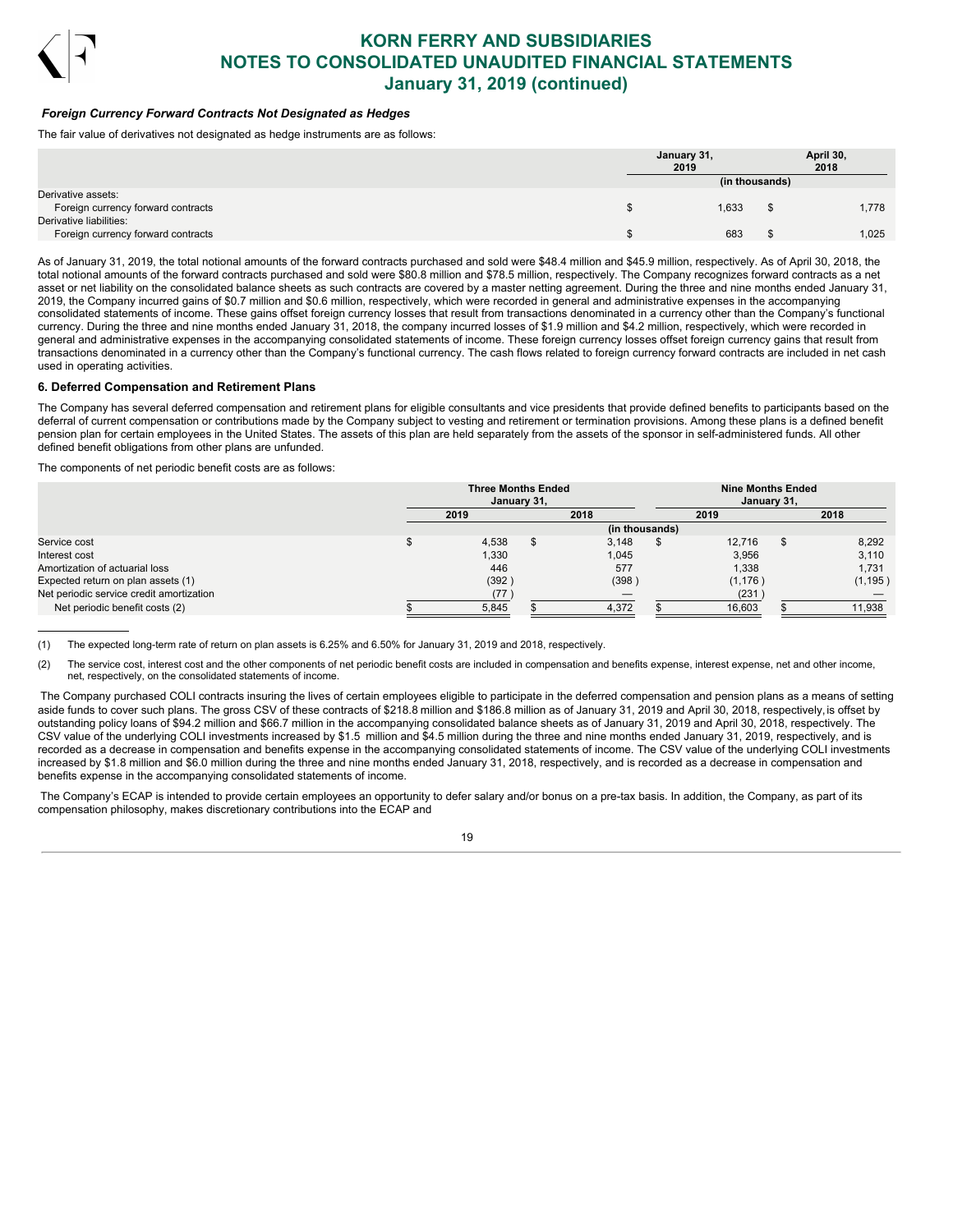### *Foreign Currency Forward Contracts Not Designated as Hedges*

The fair value of derivatives not designated as hedge instruments are as follows:

| | January 31, 2019 | April 30, 2018 |
|---|---|---|
| | (in thousands) | |
| Derivative assets: | | |
| Foreign currency forward contracts | $ 1,633 | $ 1,778 |
| Derivative liabilities: | | |
| Foreign currency forward contracts | $ 683 | $ 1,025 |

As of January 31, 2019, the total notional amounts of the forward contracts purchased and sold were $48.4 million and $45.9 million, respectively. As of April 30, 2018, the total notional amounts of the forward contracts purchased and sold were $80.8 million and $78.5 million, respectively. The Company recognizes forward contracts as a net asset or net liability on the consolidated balance sheets as such contracts are covered by a master netting agreement. During the three and nine months ended January 31, 2019, the Company incurred gains of $0.7 million and $0.6 million, respectively, which were recorded in general and administrative expenses in the accompanying consolidated statements of income. These gains offset foreign currency losses that result from transactions denominated in a currency other than the Company's functional currency. During the three and nine months ended January 31, 2018, the company incurred losses of $1.9 million and $4.2 million, respectively, which were recorded in general and administrative expenses in the accompanying consolidated statements of income. These foreign currency losses offset foreign currency gains that result from transactions denominated in a currency other than the Company's functional currency. The cash flows related to foreign currency forward contracts are included in net cash used in operating activities.

### 6. Deferred Compensation and Retirement Plans

The Company has several deferred compensation and retirement plans for eligible consultants and vice presidents that provide defined benefits to participants based on the deferral of current compensation or contributions made by the Company subject to vesting and retirement or termination provisions. Among these plans is a defined benefit pension plan for certain employees in the United States. The assets of this plan are held separately from the assets of the sponsor in self-administered funds. All other defined benefit obligations from other plans are unfunded.

The components of net periodic benefit costs are as follows:

| | Three Months Ended January 31, | | Nine Months Ended January 31, | |
|---|---|---|---|---|
| | 2019 | 2018 | 2019 | 2018 |
| | (in thousands) | | | |
| Service cost | $ 4,538 | $ 3,148 | $ 12,716 | $ 8,292 |
| Interest cost | 1,330 | 1,045 | 3,956 | 3,110 |
| Amortization of actuarial loss | 446 | 577 | 1,338 | 1,731 |
| Expected return on plan assets (1) | (392) | (398) | (1,176) | (1,195) |
| Net periodic service credit amortization | (77) | — | (231) | — |
| Net periodic benefit costs (2) | $ 5,845 | $ 4,372 | $ 16,603 | $ 11,938 |

(1) The expected long-term rate of return on plan assets is 6.25% and 6.50% for January 31, 2019 and 2018, respectively.

(2) The service cost, interest cost and the other components of net periodic benefit costs are included in compensation and benefits expense, interest expense, net and other income, net, respectively, on the consolidated statements of income.

The Company purchased COLI contracts insuring the lives of certain employees eligible to participate in the deferred compensation and pension plans as a means of setting aside funds to cover such plans. The gross CSV of these contracts of $218.8 million and $186.8 million as of January 31, 2019 and April 30, 2018, respectively, is offset by outstanding policy loans of $94.2 million and $66.7 million in the accompanying consolidated balance sheets as of January 31, 2019 and April 30, 2018, respectively. The CSV value of the underlying COLI investments increased by $1.5 million and $4.5 million during the three and nine months ended January 31, 2019, respectively, and is recorded as a decrease in compensation and benefits expense in the accompanying consolidated statements of income. The CSV value of the underlying COLI investments increased by $1.8 million and $6.0 million during the three and nine months ended January 31, 2018, respectively, and is recorded as a decrease in compensation and benefits expense in the accompanying consolidated statements of income.

The Company's ECAP is intended to provide certain employees an opportunity to defer salary and/or bonus on a pre-tax basis. In addition, the Company, as part of its compensation philosophy, makes discretionary contributions into the ECAP and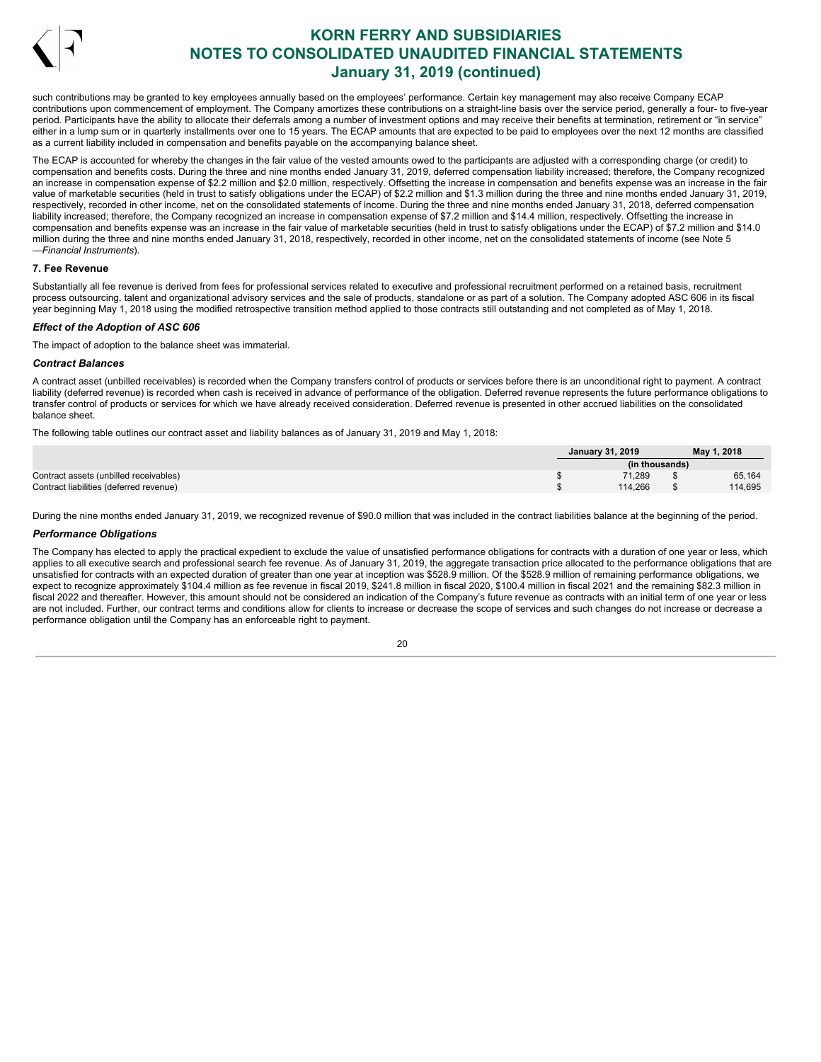such contributions may be granted to key employees annually based on the employees' performance. Certain key management may also receive Company ECAP contributions upon commencement of employment. The Company amortizes these contributions on a straight-line basis over the service period, generally a four- to five-year period. Participants have the ability to allocate their deferrals among a number of investment options and may receive their benefits at termination, retirement or "in service" either in a lump sum or in quarterly installments over one to 15 years. The ECAP amounts that are expected to be paid to employees over the next 12 months are classified as a current liability included in compensation and benefits payable on the accompanying balance sheet.

The ECAP is accounted for whereby the changes in the fair value of the vested amounts owed to the participants are adjusted with a corresponding charge (or credit) to compensation and benefits costs. During the three and nine months ended January 31, 2019, deferred compensation liability increased; therefore, the Company recognized an increase in compensation expense of \$2.2 million and \$2.0 million, respectively. Offsetting the increase in compensation and benefits expense was an increase in the fair value of marketable securities (held in trust to satisfy obligations under the ECAP) of \$2.2 million and \$1.3 million during the three and nine months ended January 31, 2019, respectively, recorded in other income, net on the consolidated statements of income. During the three and nine months ended January 31, 2018, deferred compensation liability increased; therefore, the Company recognized an increase in compensation expense of \$7.2 million and \$14.4 million, respectively. Offsetting the increase in compensation and benefits expense was an increase in the fair value of marketable securities (held in trust to satisfy obligations under the ECAP) of \$7.2 million and \$14.0 million during the three and nine months ended January 31, 2018, respectively, recorded in other income, net on the consolidated statements of income (see Note 5 —*Financial Instruments*).

### 7. Fee Revenue

Substantially all fee revenue is derived from fees for professional services related to executive and professional recruitment performed on a retained basis, recruitment process outsourcing, talent and organizational advisory services and the sale of products, standalone or as part of a solution. The Company adopted ASC 606 in its fiscal year beginning May 1, 2018 using the modified retrospective transition method applied to those contracts still outstanding and not completed as of May 1, 2018.

#### *Effect of the Adoption of ASC 606*

The impact of adoption to the balance sheet was immaterial.

#### *Contract Balances*

A contract asset (unbilled receivables) is recorded when the Company transfers control of products or services before there is an unconditional right to payment. A contract liability (deferred revenue) is recorded when cash is received in advance of performance of the obligation. Deferred revenue represents the future performance obligations to transfer control of products or services for which we have already received consideration. Deferred revenue is presented in other accrued liabilities on the consolidated balance sheet.

The following table outlines our contract asset and liability balances as of January 31, 2019 and May 1, 2018:

| | January 31, 2019 | May 1, 2018 |
|---|---|---|
| | (in thousands) | |
| Contract assets (unbilled receivables) | \$ 71,289 | \$ 65,164 |
| Contract liabilities (deferred revenue) | \$ 114,266 | \$ 114,695 |

During the nine months ended January 31, 2019, we recognized revenue of \$90.0 million that was included in the contract liabilities balance at the beginning of the period.

#### *Performance Obligations*

The Company has elected to apply the practical expedient to exclude the value of unsatisfied performance obligations for contracts with a duration of one year or less, which applies to all executive search and professional search fee revenue. As of January 31, 2019, the aggregate transaction price allocated to the performance obligations that are unsatisfied for contracts with an expected duration of greater than one year at inception was \$528.9 million. Of the \$528.9 million of remaining performance obligations, we expect to recognize approximately \$104.4 million as fee revenue in fiscal 2019, \$241.8 million in fiscal 2020, \$100.4 million in fiscal 2021 and the remaining \$82.3 million in fiscal 2022 and thereafter. However, this amount should not be considered an indication of the Company's future revenue as contracts with an initial term of one year or less are not included. Further, our contract terms and conditions allow for clients to increase or decrease the scope of services and such changes do not increase or decrease a performance obligation until the Company has an enforceable right to payment.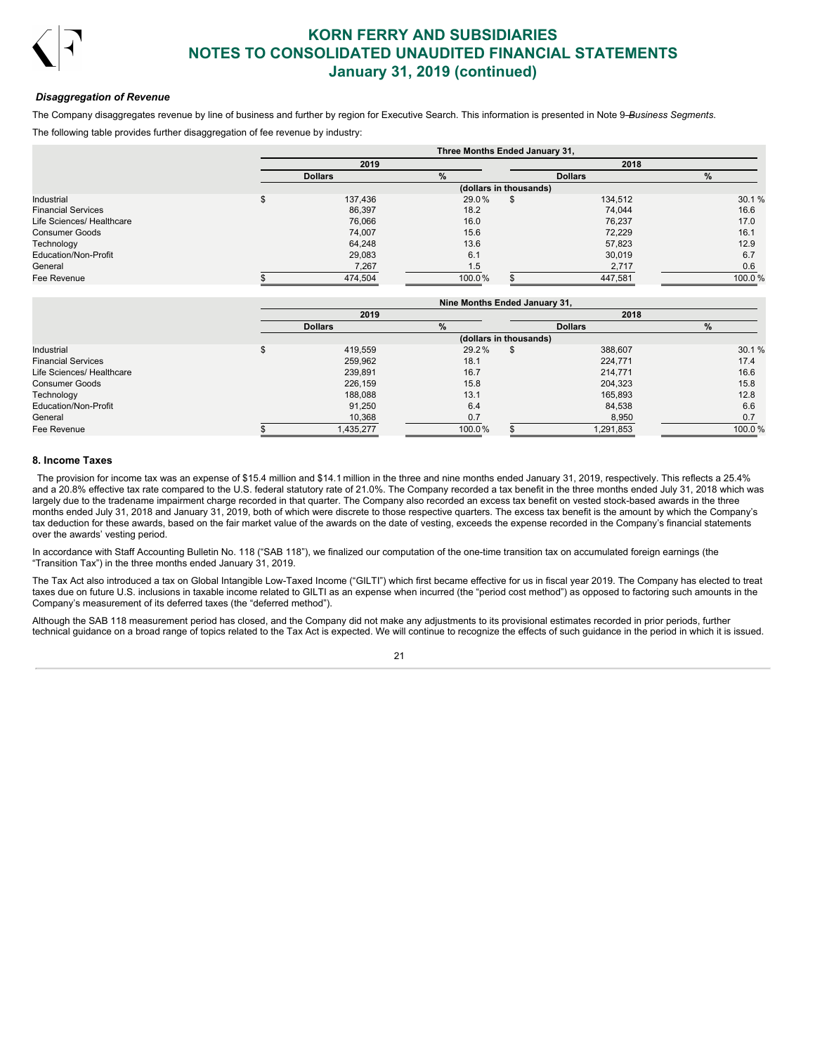### *Disaggregation of Revenue*

The Company disaggregates revenue by line of business and further by region for Executive Search. This information is presented in Note 9 — *Business Segments*.

The following table provides further disaggregation of fee revenue by industry:

| | Three Months Ended January 31, | | | |
|---|---|---|---|---|
| | 2019 | | 2018 | |
| | Dollars | % | Dollars | % |
| | (dollars in thousands) | | | |
| Industrial | $ 137,436 | 29.0 % | $ 134,512 | 30.1 % |
| Financial Services | 86,397 | 18.2 | 74,044 | 16.6 |
| Life Sciences/ Healthcare | 76,066 | 16.0 | 76,237 | 17.0 |
| Consumer Goods | 74,007 | 15.6 | 72,229 | 16.1 |
| Technology | 64,248 | 13.6 | 57,823 | 12.9 |
| Education/Non-Profit | 29,083 | 6.1 | 30,019 | 6.7 |
| General | 7,267 | 1.5 | 2,717 | 0.6 |
| Fee Revenue | $ 474,504 | 100.0 % | $ 447,581 | 100.0 % |

| | Nine Months Ended January 31, | | | |
|---|---|---|---|---|
| | 2019 | | 2018 | |
| | Dollars | % | Dollars | % |
| | (dollars in thousands) | | | |
| Industrial | $ 419,559 | 29.2 % | $ 388,607 | 30.1 % |
| Financial Services | 259,962 | 18.1 | 224,771 | 17.4 |
| Life Sciences/ Healthcare | 239,891 | 16.7 | 214,771 | 16.6 |
| Consumer Goods | 226,159 | 15.8 | 204,323 | 15.8 |
| Technology | 188,088 | 13.1 | 165,893 | 12.8 |
| Education/Non-Profit | 91,250 | 6.4 | 84,538 | 6.6 |
| General | 10,368 | 0.7 | 8,950 | 0.7 |
| Fee Revenue | $ 1,435,277 | 100.0 % | $ 1,291,853 | 100.0 % |

## 8. Income Taxes

The provision for income tax was an expense of $15.4 million and $14.1 million in the three and nine months ended January 31, 2019, respectively. This reflects a 25.4% and a 20.8% effective tax rate compared to the U.S. federal statutory rate of 21.0%. The Company recorded a tax benefit in the three months ended July 31, 2018 which was largely due to the tradename impairment charge recorded in that quarter. The Company also recorded an excess tax benefit on vested stock-based awards in the three months ended July 31, 2018 and January 31, 2019, both of which were discrete to those respective quarters. The excess tax benefit is the amount by which the Company's tax deduction for these awards, based on the fair market value of the awards on the date of vesting, exceeds the expense recorded in the Company's financial statements over the awards' vesting period.

In accordance with Staff Accounting Bulletin No. 118 ("SAB 118"), we finalized our computation of the one-time transition tax on accumulated foreign earnings (the "Transition Tax") in the three months ended January 31, 2019.

The Tax Act also introduced a tax on Global Intangible Low-Taxed Income ("GILTI") which first became effective for us in fiscal year 2019. The Company has elected to treat taxes due on future U.S. inclusions in taxable income related to GILTI as an expense when incurred (the "period cost method") as opposed to factoring such amounts in the Company's measurement of its deferred taxes (the "deferred method").

Although the SAB 118 measurement period has closed, and the Company did not make any adjustments to its provisional estimates recorded in prior periods, further technical guidance on a broad range of topics related to the Tax Act is expected. We will continue to recognize the effects of such guidance in the period in which it is issued.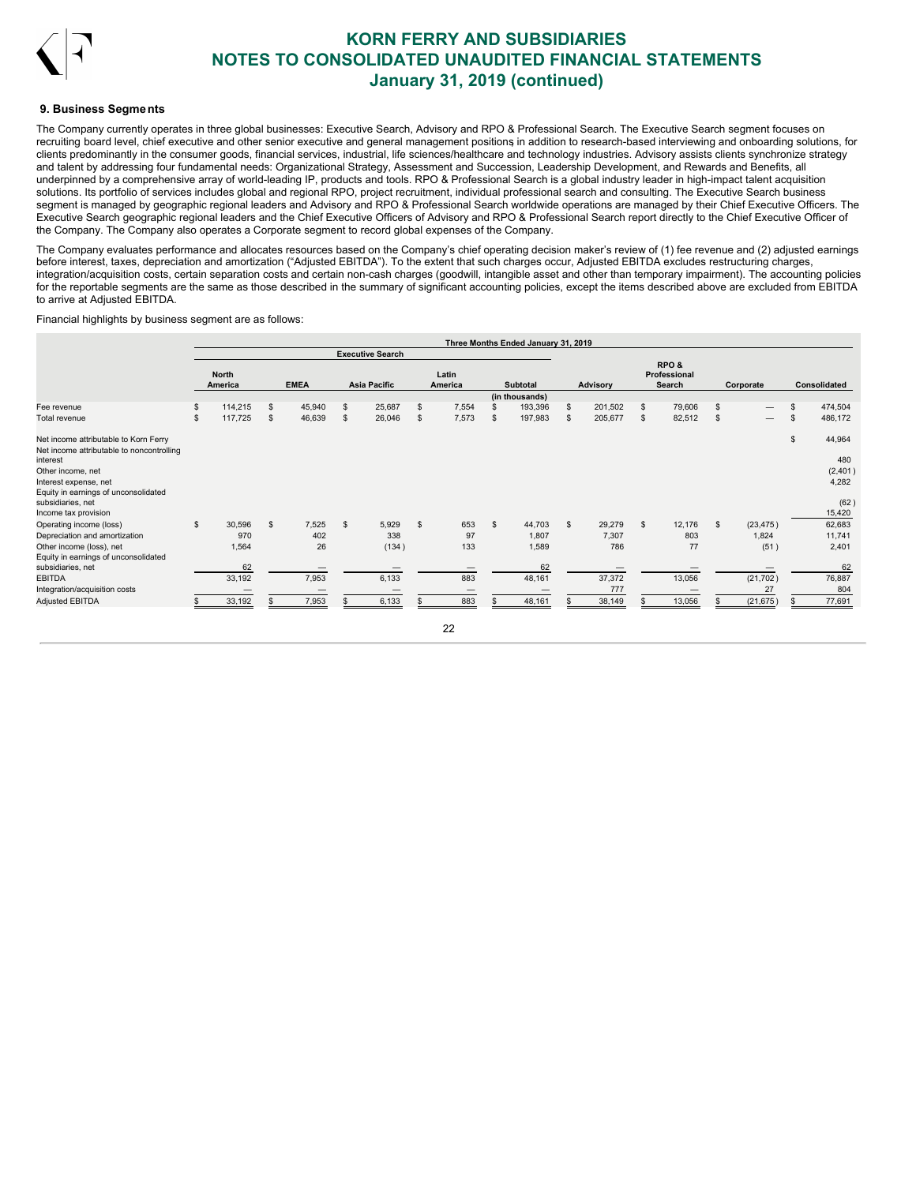### 9. Business Segments

The Company currently operates in three global businesses: Executive Search, Advisory and RPO & Professional Search. The Executive Search segment focuses on recruiting board level, chief executive and other senior executive and general management positions in addition to research-based interviewing and onboarding solutions, for clients predominantly in the consumer goods, financial services, industrial, life sciences/healthcare and technology industries. Advisory assists clients synchronize strategy and talent by addressing four fundamental needs: Organizational Strategy, Assessment and Succession, Leadership Development, and Rewards and Benefits, all underpinned by a comprehensive array of world-leading IP, products and tools. RPO & Professional Search is a global industry leader in high-impact talent acquisition solutions. Its portfolio of services includes global and regional RPO, project recruitment, individual professional search and consulting. The Executive Search business segment is managed by geographic regional leaders and Advisory and RPO & Professional Search worldwide operations are managed by their Chief Executive Officers. The Executive Search geographic regional leaders and the Chief Executive Officers of Advisory and RPO & Professional Search report directly to the Chief Executive Officer of the Company. The Company also operates a Corporate segment to record global expenses of the Company.

The Company evaluates performance and allocates resources based on the Company's chief operating decision maker's review of (1) fee revenue and (2) adjusted earnings before interest, taxes, depreciation and amortization ("Adjusted EBITDA"). To the extent that such charges occur, Adjusted EBITDA excludes restructuring charges, integration/acquisition costs, certain separation costs and certain non-cash charges (goodwill, intangible asset and other than temporary impairment). The accounting policies for the reportable segments are the same as those described in the summary of significant accounting policies, except the items described above are excluded from EBITDA to arrive at Adjusted EBITDA.

Financial highlights by business segment are as follows:

| | Three Months Ended January 31, 2019 | | | | | | | | |
|---|---|---|---|---|---|---|---|---|---|
| | Executive Search | | | | | | | | |
| | North America | EMEA | Asia Pacific | Latin America | Subtotal | Advisory | RPO & Professional Search | Corporate | Consolidated |
| | (in thousands) | | | | | | | | |
| Fee revenue | $ 114,215 | $ 45,940 | $ 25,687 | $ 7,554 | $ 193,396 | $ 201,502 | $ 79,606 | $ — | $ 474,504 |
| Total revenue | $ 117,725 | $ 46,639 | $ 26,046 | $ 7,573 | $ 197,983 | $ 205,677 | $ 82,512 | $ — | $ 486,172 |
| Net income attributable to Korn Ferry | | | | | | | | | $ 44,964 |
| Net income attributable to noncontrolling interest | | | | | | | | | 480 |
| Other income, net | | | | | | | | | (2,401) |
| Interest expense, net | | | | | | | | | 4,282 |
| Equity in earnings of unconsolidated subsidiaries, net | | | | | | | | | (62) |
| Income tax provision | | | | | | | | | 15,420 |
| Operating income (loss) | $ 30,596 | $ 7,525 | $ 5,929 | $ 653 | $ 44,703 | $ 29,279 | $ 12,176 | $ (23,475) | 62,683 |
| Depreciation and amortization | 970 | 402 | 338 | 97 | 1,807 | 7,307 | 803 | 1,824 | 11,741 |
| Other income (loss), net | 1,564 | 26 | (134) | 133 | 1,589 | 786 | 77 | (51) | 2,401 |
| Equity in earnings of unconsolidated subsidiaries, net | 62 | — | — | — | 62 | — | — | — | 62 |
| EBITDA | 33,192 | 7,953 | 6,133 | 883 | 48,161 | 37,372 | 13,056 | (21,702) | 76,887 |
| Integration/acquisition costs | — | — | — | — | — | 777 | — | 27 | 804 |
| Adjusted EBITDA | $ 33,192 | $ 7,953 | $ 6,133 | $ 883 | $ 48,161 | $ 38,149 | $ 13,056 | $ (21,675) | $ 77,691 |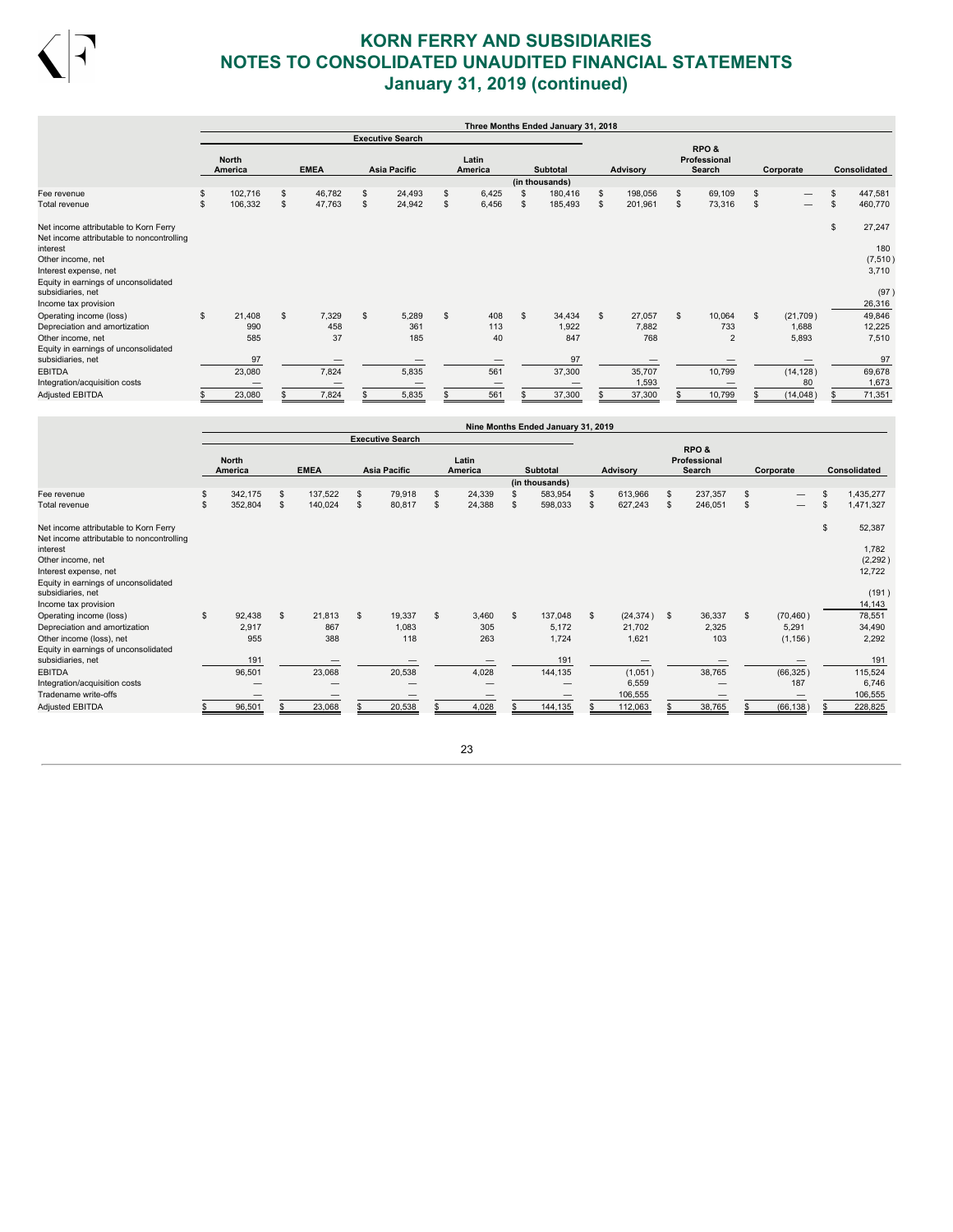# KORN FERRY AND SUBSIDIARIES
## NOTES TO CONSOLIDATED UNAUDITED FINANCIAL STATEMENTS
## January 31, 2019 (continued)

| | Three Months Ended January 31, 2018 | | | | | | | | |
|---|---|---|---|---|---|---|---|---|---|
| | Executive Search | | | | | | | | |
| | North America | EMEA | Asia Pacific | Latin America | Subtotal | Advisory | RPO & Professional Search | Corporate | Consolidated |
| | | | | | (in thousands) | | | | |
| Fee revenue | $ 102,716 | $ 46,782 | $ 24,493 | $ 6,425 | $ 180,416 | $ 198,056 | $ 69,109 | $ — | $ 447,581 |
| Total revenue | $ 106,332 | $ 47,763 | $ 24,942 | $ 6,456 | $ 185,493 | $ 201,961 | $ 73,316 | $ — | $ 460,770 |
| Net income attributable to Korn Ferry | | | | | | | | | $ 27,247 |
| Net income attributable to noncontrolling interest | | | | | | | | | 180 |
| Other income, net | | | | | | | | | (7,510) |
| Interest expense, net | | | | | | | | | 3,710 |
| Equity in earnings of unconsolidated subsidiaries, net | | | | | | | | | (97) |
| Income tax provision | | | | | | | | | 26,316 |
| Operating income (loss) | $ 21,408 | $ 7,329 | $ 5,289 | $ 408 | $ 34,434 | $ 27,057 | $ 10,064 | $ (21,709) | 49,846 |
| Depreciation and amortization | 990 | 458 | 361 | 113 | 1,922 | 7,882 | 733 | 1,688 | 12,225 |
| Other income, net | 585 | 37 | 185 | 40 | 847 | 768 | 2 | 5,893 | 7,510 |
| Equity in earnings of unconsolidated subsidiaries, net | 97 | — | — | — | 97 | — | — | — | 97 |
| EBITDA | 23,080 | 7,824 | 5,835 | 561 | 37,300 | 35,707 | 10,799 | (14,128) | 69,678 |
| Integration/acquisition costs | — | — | — | — | — | 1,593 | — | 80 | 1,673 |
| Adjusted EBITDA | $ 23,080 | $ 7,824 | $ 5,835 | $ 561 | $ 37,300 | $ 37,300 | $ 10,799 | $ (14,048) | $ 71,351 |

| | Nine Months Ended January 31, 2019 | | | | | | | | |
|---|---|---|---|---|---|---|---|---|---|
| | Executive Search | | | | | | | | |
| | North America | EMEA | Asia Pacific | Latin America | Subtotal | Advisory | RPO & Professional Search | Corporate | Consolidated |
| | | | | | (in thousands) | | | | |
| Fee revenue | $ 342,175 | $ 137,522 | $ 79,918 | $ 24,339 | $ 583,954 | $ 613,966 | $ 237,357 | $ — | $ 1,435,277 |
| Total revenue | $ 352,804 | $ 140,024 | $ 80,817 | $ 24,388 | $ 598,033 | $ 627,243 | $ 246,051 | $ — | $ 1,471,327 |
| Net income attributable to Korn Ferry | | | | | | | | | $ 52,387 |
| Net income attributable to noncontrolling interest | | | | | | | | | 1,782 |
| Other income, net | | | | | | | | | (2,292) |
| Interest expense, net | | | | | | | | | 12,722 |
| Equity in earnings of unconsolidated subsidiaries, net | | | | | | | | | (191) |
| Income tax provision | | | | | | | | | 14,143 |
| Operating income (loss) | $ 92,438 | $ 21,813 | $ 19,337 | $ 3,460 | $ 137,048 | $ (24,374) | $ 36,337 | $ (70,460) | 78,551 |
| Depreciation and amortization | 2,917 | 867 | 1,083 | 305 | 5,172 | 21,702 | 2,325 | 5,291 | 34,490 |
| Other income (loss), net | 955 | 388 | 118 | 263 | 1,724 | 1,621 | 103 | (1,156) | 2,292 |
| Equity in earnings of unconsolidated subsidiaries, net | 191 | — | — | — | 191 | — | — | — | 191 |
| EBITDA | 96,501 | 23,068 | 20,538 | 4,028 | 144,135 | (1,051) | 38,765 | (66,325) | 115,524 |
| Integration/acquisition costs | — | — | — | — | — | 6,559 | — | 187 | 6,746 |
| Tradename write-offs | — | — | — | — | — | 106,555 | — | — | 106,555 |
| Adjusted EBITDA | $ 96,501 | $ 23,068 | $ 20,538 | $ 4,028 | $ 144,135 | $ 112,063 | $ 38,765 | $ (66,138) | $ 228,825 |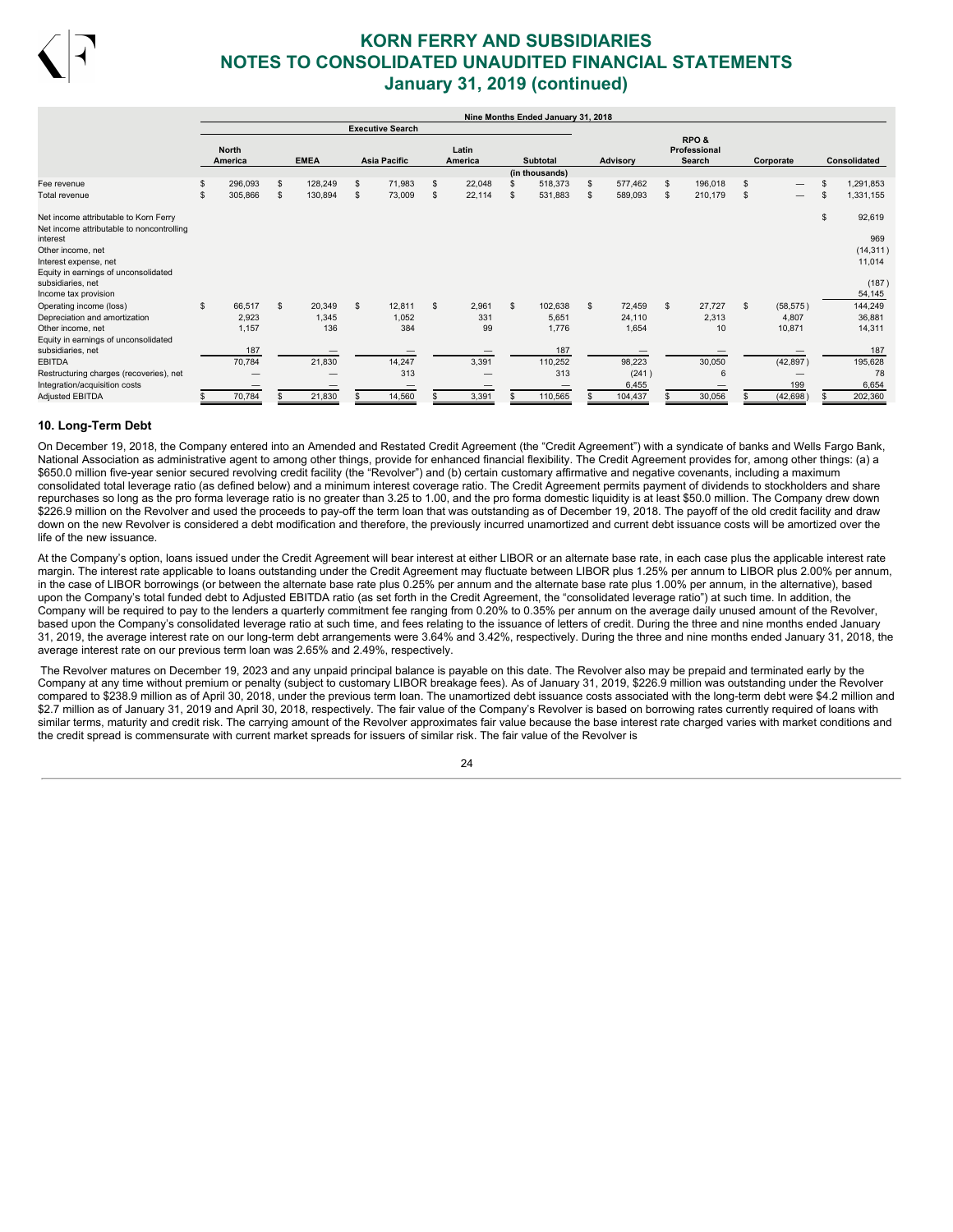| | Nine Months Ended January 31, 2018 | | | | | | | | |
|---|---|---|---|---|---|---|---|---|---|
| | Executive Search | | | | | | | | |
| | North America | EMEA | Asia Pacific | Latin America | Subtotal | Advisory | RPO & Professional Search | Corporate | Consolidated |
| | | | | | (in thousands) | | | | |
| Fee revenue | $ 296,093 | $ 128,249 | $ 71,983 | $ 22,048 | $ 518,373 | $ 577,462 | $ 196,018 | $ — | $ 1,291,853 |
| Total revenue | $ 305,866 | $ 130,894 | $ 73,009 | $ 22,114 | $ 531,883 | $ 589,093 | $ 210,179 | $ — | $ 1,331,155 |
| Net income attributable to Korn Ferry | | | | | | | | | $ 92,619 |
| Net income attributable to noncontrolling interest | | | | | | | | | 969 |
| Other income, net | | | | | | | | | (14,311) |
| Interest expense, net | | | | | | | | | 11,014 |
| Equity in earnings of unconsolidated subsidiaries, net | | | | | | | | | (187) |
| Income tax provision | | | | | | | | | 54,145 |
| Operating income (loss) | $ 66,517 | $ 20,349 | $ 12,811 | $ 2,961 | $ 102,638 | $ 72,459 | $ 27,727 | $ (58,575) | 144,249 |
| Depreciation and amortization | 2,923 | 1,345 | 1,052 | 331 | 5,651 | 24,110 | 2,313 | 4,807 | 36,881 |
| Other income, net | 1,157 | 136 | 384 | 99 | 1,776 | 1,654 | 10 | 10,871 | 14,311 |
| Equity in earnings of unconsolidated subsidiaries, net | 187 | — | — | — | 187 | — | — | — | 187 |
| EBITDA | 70,784 | 21,830 | 14,247 | 3,391 | 110,252 | 98,223 | 30,050 | (42,897) | 195,628 |
| Restructuring charges (recoveries), net | — | — | 313 | — | 313 | (241) | 6 | — | 78 |
| Integration/acquisition costs | — | — | — | — | — | 6,455 | — | 199 | 6,654 |
| Adjusted EBITDA | $ 70,784 | $ 21,830 | $ 14,560 | $ 3,391 | $ 110,565 | $ 104,437 | $ 30,056 | $ (42,698) | $ 202,360 |

## 10. Long-Term Debt

On December 19, 2018, the Company entered into an Amended and Restated Credit Agreement (the "Credit Agreement") with a syndicate of banks and Wells Fargo Bank, National Association as administrative agent to among other things, provide for enhanced financial flexibility. The Credit Agreement provides for, among other things: (a) a $650.0 million five-year senior secured revolving credit facility (the "Revolver") and (b) certain customary affirmative and negative covenants, including a maximum consolidated total leverage ratio (as defined below) and a minimum interest coverage ratio. The Credit Agreement permits payment of dividends to stockholders and share repurchases so long as the pro forma leverage ratio is no greater than 3.25 to 1.00, and the pro forma domestic liquidity is at least $50.0 million. The Company drew down $226.9 million on the Revolver and used the proceeds to pay-off the term loan that was outstanding as of December 19, 2018. The payoff of the old credit facility and draw down on the new Revolver is considered a debt modification and therefore, the previously incurred unamortized and current debt issuance costs will be amortized over the life of the new issuance.

At the Company's option, loans issued under the Credit Agreement will bear interest at either LIBOR or an alternate base rate, in each case plus the applicable interest rate margin. The interest rate applicable to loans outstanding under the Credit Agreement may fluctuate between LIBOR plus 1.25% per annum to LIBOR plus 2.00% per annum, in the case of LIBOR borrowings (or between the alternate base rate plus 0.25% per annum and the alternate base rate plus 1.00% per annum, in the alternative), based upon the Company's total funded debt to Adjusted EBITDA ratio (as set forth in the Credit Agreement, the "consolidated leverage ratio") at such time. In addition, the Company will be required to pay to the lenders a quarterly commitment fee ranging from 0.20% to 0.35% per annum on the average daily unused amount of the Revolver, based upon the Company's consolidated leverage ratio at such time, and fees relating to the issuance of letters of credit. During the three and nine months ended January 31, 2019, the average interest rate on our long-term debt arrangements were 3.64% and 3.42%, respectively. During the three and nine months ended January 31, 2018, the average interest rate on our previous term loan was 2.65% and 2.49%, respectively.

The Revolver matures on December 19, 2023 and any unpaid principal balance is payable on this date. The Revolver also may be prepaid and terminated early by the Company at any time without premium or penalty (subject to customary LIBOR breakage fees). As of January 31, 2019, $226.9 million was outstanding under the Revolver compared to $238.9 million as of April 30, 2018, under the previous term loan. The unamortized debt issuance costs associated with the long-term debt were $4.2 million and $2.7 million as of January 31, 2019 and April 30, 2018, respectively. The fair value of the Company's Revolver is based on borrowing rates currently required of loans with similar terms, maturity and credit risk. The carrying amount of the Revolver approximates fair value because the base interest rate charged varies with market conditions and the credit spread is commensurate with current market spreads for issuers of similar risk. The fair value of the Revolver is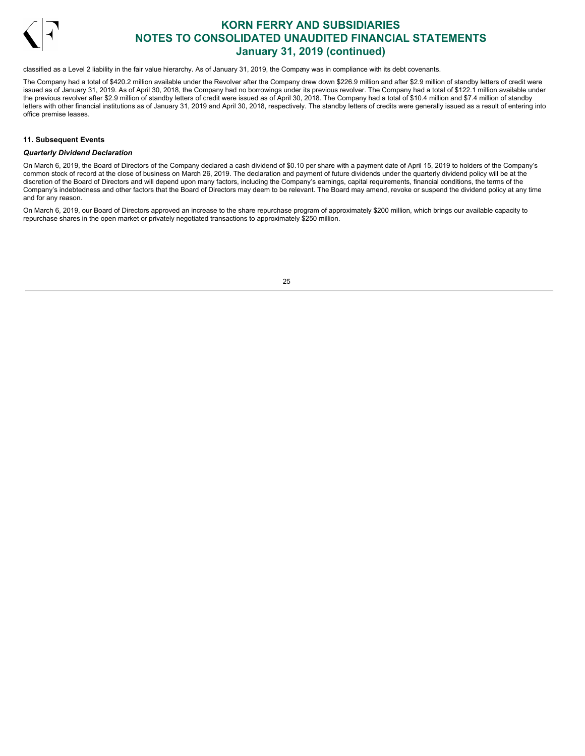classified as a Level 2 liability in the fair value hierarchy. As of January 31, 2019, the Company was in compliance with its debt covenants.

The Company had a total of $420.2 million available under the Revolver after the Company drew down $226.9 million and after $2.9 million of standby letters of credit were issued as of January 31, 2019. As of April 30, 2018, the Company had no borrowings under its previous revolver. The Company had a total of $122.1 million available under the previous revolver after $2.9 million of standby letters of credit were issued as of April 30, 2018. The Company had a total of $10.4 million and $7.4 million of standby letters with other financial institutions as of January 31, 2019 and April 30, 2018, respectively. The standby letters of credits were generally issued as a result of entering into office premise leases.

**11. Subsequent Events**

***Quarterly Dividend Declaration***

On March 6, 2019, the Board of Directors of the Company declared a cash dividend of $0.10 per share with a payment date of April 15, 2019 to holders of the Company's common stock of record at the close of business on March 26, 2019. The declaration and payment of future dividends under the quarterly dividend policy will be at the discretion of the Board of Directors and will depend upon many factors, including the Company's earnings, capital requirements, financial conditions, the terms of the Company's indebtedness and other factors that the Board of Directors may deem to be relevant. The Board may amend, revoke or suspend the dividend policy at any time and for any reason.

On March 6, 2019, our Board of Directors approved an increase to the share repurchase program of approximately $200 million, which brings our available capacity to repurchase shares in the open market or privately negotiated transactions to approximately $250 million.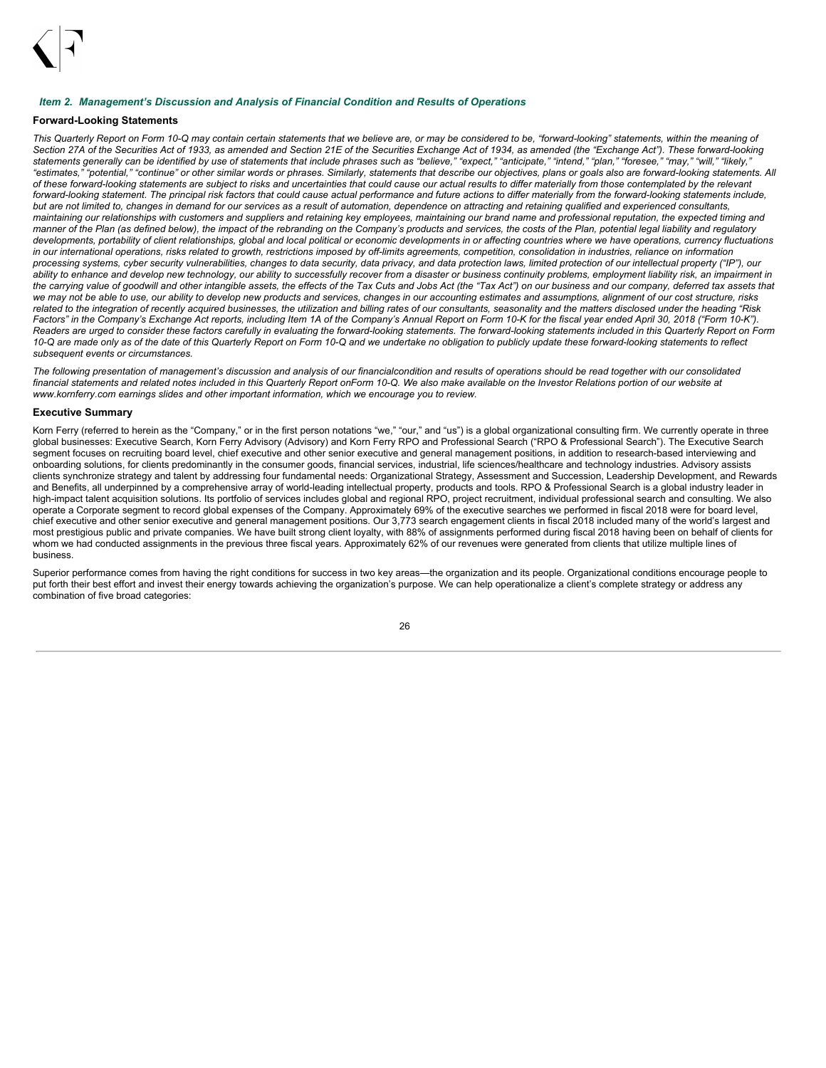### *Item 2. Management's Discussion and Analysis of Financial Condition and Results of Operations*

**Forward-Looking Statements**

*This Quarterly Report on Form 10-Q may contain certain statements that we believe are, or may be considered to be, "forward-looking" statements, within the meaning of Section 27A of the Securities Act of 1933, as amended and Section 21E of the Securities Exchange Act of 1934, as amended (the "Exchange Act"). These forward-looking statements generally can be identified by use of statements that include phrases such as "believe," "expect," "anticipate," "intend," "plan," "foresee," "may," "will," "likely," "estimates," "potential," "continue" or other similar words or phrases. Similarly, statements that describe our objectives, plans or goals also are forward-looking statements. All of these forward-looking statements are subject to risks and uncertainties that could cause our actual results to differ materially from those contemplated by the relevant forward-looking statement. The principal risk factors that could cause actual performance and future actions to differ materially from the forward-looking statements include, but are not limited to, changes in demand for our services as a result of automation, dependence on attracting and retaining qualified and experienced consultants, maintaining our relationships with customers and suppliers and retaining key employees, maintaining our brand name and professional reputation, the expected timing and manner of the Plan (as defined below), the impact of the rebranding on the Company's products and services, the costs of the Plan, potential legal liability and regulatory developments, portability of client relationships, global and local political or economic developments in or affecting countries where we have operations, currency fluctuations in our international operations, risks related to growth, restrictions imposed by off-limits agreements, competition, consolidation in industries, reliance on information processing systems, cyber security vulnerabilities, changes to data security, data privacy, and data protection laws, limited protection of our intellectual property ("IP"), our ability to enhance and develop new technology, our ability to successfully recover from a disaster or business continuity problems, employment liability risk, an impairment in the carrying value of goodwill and other intangible assets, the effects of the Tax Cuts and Jobs Act (the "Tax Act") on our business and our company, deferred tax assets that we may not be able to use, our ability to develop new products and services, changes in our accounting estimates and assumptions, alignment of our cost structure, risks related to the integration of recently acquired businesses, the utilization and billing rates of our consultants, seasonality and the matters disclosed under the heading "Risk Factors" in the Company's Exchange Act reports, including Item 1A of the Company's Annual Report on Form 10-K for the fiscal year ended April 30, 2018 ("Form 10-K"). Readers are urged to consider these factors carefully in evaluating the forward-looking statements. The forward-looking statements included in this Quarterly Report on Form 10-Q are made only as of the date of this Quarterly Report on Form 10-Q and we undertake no obligation to publicly update these forward-looking statements to reflect subsequent events or circumstances.*

*The following presentation of management's discussion and analysis of our financialcondition and results of operations should be read together with our consolidated financial statements and related notes included in this Quarterly Report onForm 10-Q. We also make available on the Investor Relations portion of our website at www.kornferry.com earnings slides and other important information, which we encourage you to review.*

**Executive Summary**

Korn Ferry (referred to herein as the "Company," or in the first person notations "we," "our," and "us") is a global organizational consulting firm. We currently operate in three global businesses: Executive Search, Korn Ferry Advisory (Advisory) and Korn Ferry RPO and Professional Search ("RPO & Professional Search"). The Executive Search segment focuses on recruiting board level, chief executive and other senior executive and general management positions, in addition to research-based interviewing and onboarding solutions, for clients predominantly in the consumer goods, financial services, industrial, life sciences/healthcare and technology industries. Advisory assists clients synchronize strategy and talent by addressing four fundamental needs: Organizational Strategy, Assessment and Succession, Leadership Development, and Rewards and Benefits, all underpinned by a comprehensive array of world-leading intellectual property, products and tools. RPO & Professional Search is a global industry leader in high-impact talent acquisition solutions. Its portfolio of services includes global and regional RPO, project recruitment, individual professional search and consulting. We also operate a Corporate segment to record global expenses of the Company. Approximately 69% of the executive searches we performed in fiscal 2018 were for board level, chief executive and other senior executive and general management positions. Our 3,773 search engagement clients in fiscal 2018 included many of the world's largest and most prestigious public and private companies. We have built strong client loyalty, with 88% of assignments performed during fiscal 2018 having been on behalf of clients for whom we had conducted assignments in the previous three fiscal years. Approximately 62% of our revenues were generated from clients that utilize multiple lines of business.

Superior performance comes from having the right conditions for success in two key areas—the organization and its people. Organizational conditions encourage people to put forth their best effort and invest their energy towards achieving the organization's purpose. We can help operationalize a client's complete strategy or address any combination of five broad categories: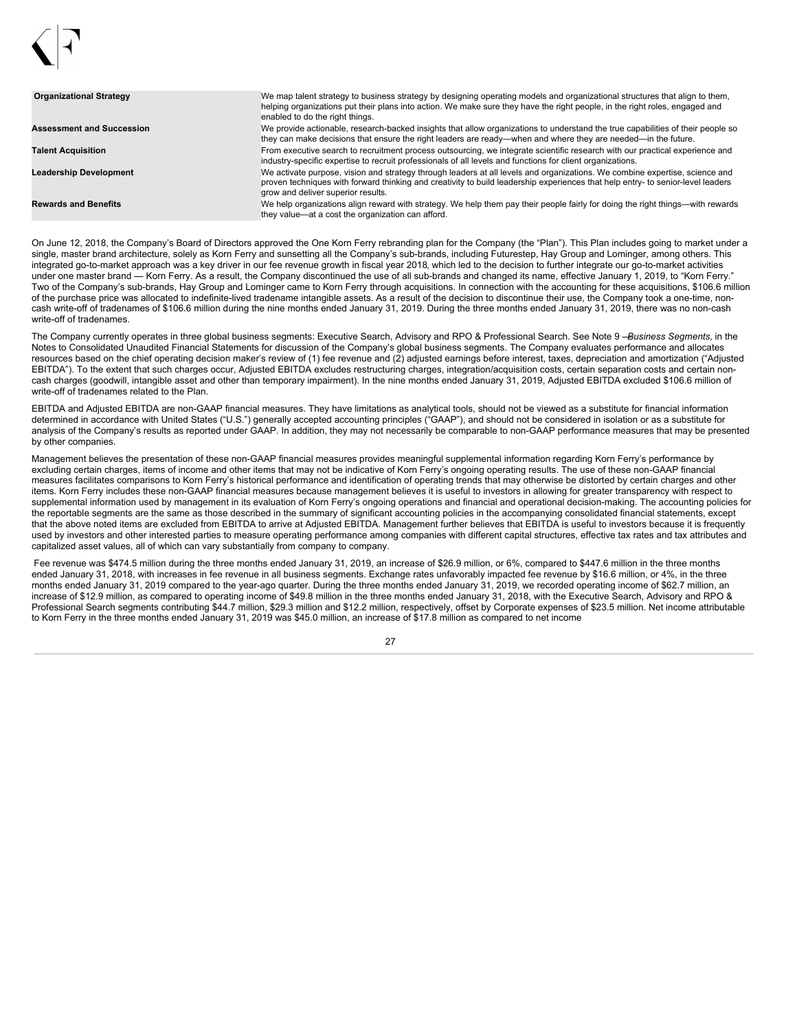| | |
|---|---|
| **Organizational Strategy** | We map talent strategy to business strategy by designing operating models and organizational structures that align to them, helping organizations put their plans into action. We make sure they have the right people, in the right roles, engaged and enabled to do the right things. |
| **Assessment and Succession** | We provide actionable, research-backed insights that allow organizations to understand the true capabilities of their people so they can make decisions that ensure the right leaders are ready—when and where they are needed—in the future. |
| **Talent Acquisition** | From executive search to recruitment process outsourcing, we integrate scientific research with our practical experience and industry-specific expertise to recruit professionals of all levels and functions for client organizations. |
| **Leadership Development** | We activate purpose, vision and strategy through leaders at all levels and organizations. We combine expertise, science and proven techniques with forward thinking and creativity to build leadership experiences that help entry- to senior-level leaders grow and deliver superior results. |
| **Rewards and Benefits** | We help organizations align reward with strategy. We help them pay their people fairly for doing the right things—with rewards they value—at a cost the organization can afford. |

On June 12, 2018, the Company's Board of Directors approved the One Korn Ferry rebranding plan for the Company (the "Plan"). This Plan includes going to market under a single, master brand architecture, solely as Korn Ferry and sunsetting all the Company's sub-brands, including Futurestep, Hay Group and Lominger, among others. This integrated go-to-market approach was a key driver in our fee revenue growth in fiscal year 2018, which led to the decision to further integrate our go-to-market activities under one master brand — Korn Ferry. As a result, the Company discontinued the use of all sub-brands and changed its name, effective January 1, 2019, to "Korn Ferry." Two of the Company's sub-brands, Hay Group and Lominger came to Korn Ferry through acquisitions. In connection with the accounting for these acquisitions, $106.6 million of the purchase price was allocated to indefinite-lived tradename intangible assets. As a result of the decision to discontinue their use, the Company took a one-time, non-cash write-off of tradenames of $106.6 million during the nine months ended January 31, 2019. During the three months ended January 31, 2019, there was no non-cash write-off of tradenames.

The Company currently operates in three global business segments: Executive Search, Advisory and RPO & Professional Search. See Note 9 — *Business Segments,* in the Notes to Consolidated Unaudited Financial Statements for discussion of the Company's global business segments. The Company evaluates performance and allocates resources based on the chief operating decision maker's review of (1) fee revenue and (2) adjusted earnings before interest, taxes, depreciation and amortization ("Adjusted EBITDA"). To the extent that such charges occur, Adjusted EBITDA excludes restructuring charges, integration/acquisition costs, certain separation costs and certain non-cash charges (goodwill, intangible asset and other than temporary impairment). In the nine months ended January 31, 2019, Adjusted EBITDA excluded $106.6 million of write-off of tradenames related to the Plan.

EBITDA and Adjusted EBITDA are non-GAAP financial measures. They have limitations as analytical tools, should not be viewed as a substitute for financial information determined in accordance with United States ("U.S.") generally accepted accounting principles ("GAAP"), and should not be considered in isolation or as a substitute for analysis of the Company's results as reported under GAAP. In addition, they may not necessarily be comparable to non-GAAP performance measures that may be presented by other companies.

Management believes the presentation of these non-GAAP financial measures provides meaningful supplemental information regarding Korn Ferry's performance by excluding certain charges, items of income and other items that may not be indicative of Korn Ferry's ongoing operating results. The use of these non-GAAP financial measures facilitates comparisons to Korn Ferry's historical performance and identification of operating trends that may otherwise be distorted by certain charges and other items. Korn Ferry includes these non-GAAP financial measures because management believes it is useful to investors in allowing for greater transparency with respect to supplemental information used by management in its evaluation of Korn Ferry's ongoing operations and financial and operational decision-making. The accounting policies for the reportable segments are the same as those described in the summary of significant accounting policies in the accompanying consolidated financial statements, except that the above noted items are excluded from EBITDA to arrive at Adjusted EBITDA. Management further believes that EBITDA is useful to investors because it is frequently used by investors and other interested parties to measure operating performance among companies with different capital structures, effective tax rates and tax attributes and capitalized asset values, all of which can vary substantially from company to company.

Fee revenue was $474.5 million during the three months ended January 31, 2019, an increase of $26.9 million, or 6%, compared to $447.6 million in the three months ended January 31, 2018, with increases in fee revenue in all business segments. Exchange rates unfavorably impacted fee revenue by $16.6 million, or 4%, in the three months ended January 31, 2019 compared to the year-ago quarter. During the three months ended January 31, 2019, we recorded operating income of $62.7 million, an increase of $12.9 million, as compared to operating income of $49.8 million in the three months ended January 31, 2018, with the Executive Search, Advisory and RPO & Professional Search segments contributing $44.7 million, $29.3 million and $12.2 million, respectively, offset by Corporate expenses of $23.5 million. Net income attributable to Korn Ferry in the three months ended January 31, 2019 was $45.0 million, an increase of $17.8 million as compared to net income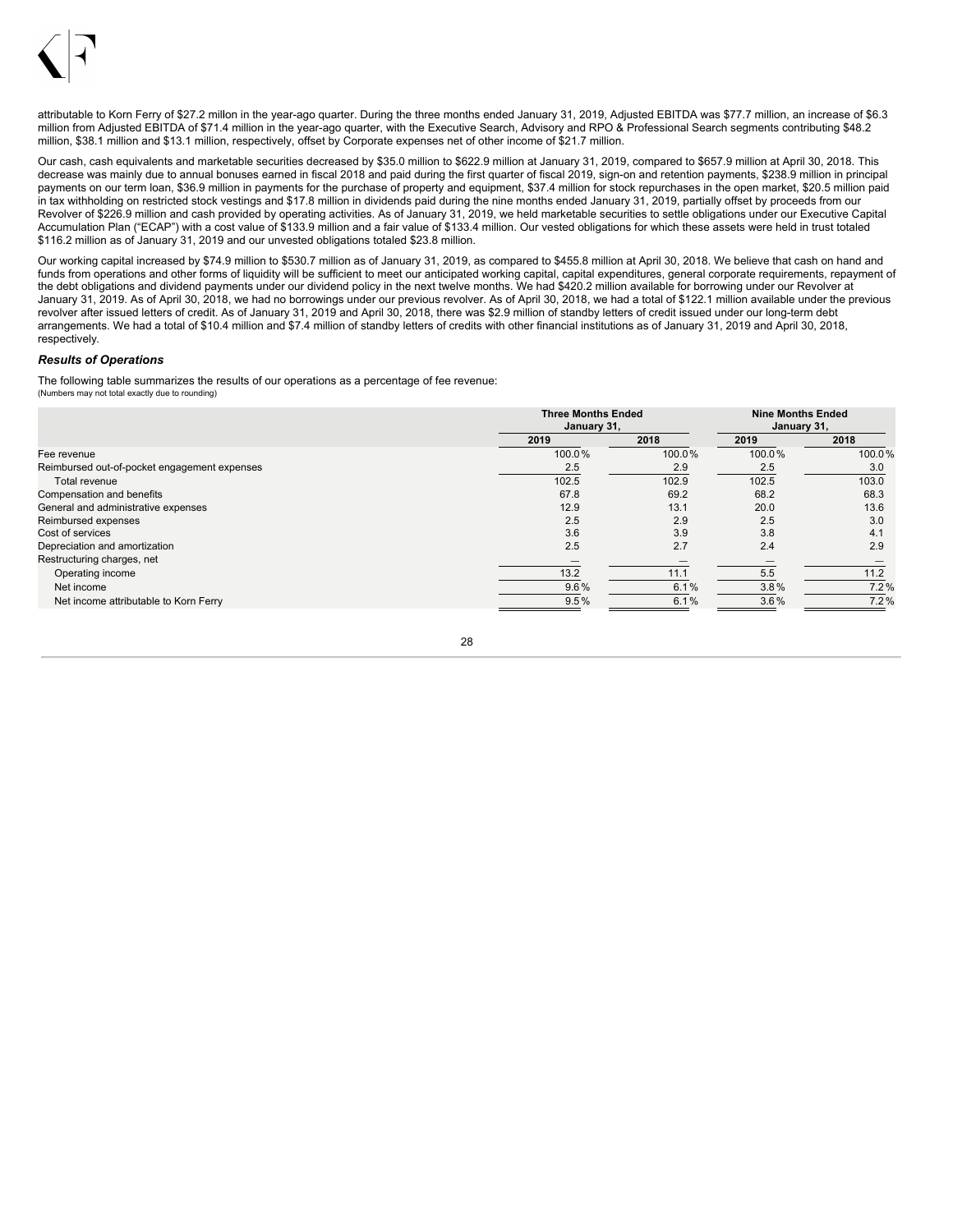attributable to Korn Ferry of $27.2 millon in the year-ago quarter. During the three months ended January 31, 2019, Adjusted EBITDA was $77.7 million, an increase of $6.3 million from Adjusted EBITDA of $71.4 million in the year-ago quarter, with the Executive Search, Advisory and RPO & Professional Search segments contributing $48.2 million, $38.1 million and $13.1 million, respectively, offset by Corporate expenses net of other income of $21.7 million.

Our cash, cash equivalents and marketable securities decreased by $35.0 million to $622.9 million at January 31, 2019, compared to $657.9 million at April 30, 2018. This decrease was mainly due to annual bonuses earned in fiscal 2018 and paid during the first quarter of fiscal 2019, sign-on and retention payments, $238.9 million in principal payments on our term loan, $36.9 million in payments for the purchase of property and equipment, $37.4 million for stock repurchases in the open market, $20.5 million paid in tax withholding on restricted stock vestings and $17.8 million in dividends paid during the nine months ended January 31, 2019, partially offset by proceeds from our Revolver of $226.9 million and cash provided by operating activities. As of January 31, 2019, we held marketable securities to settle obligations under our Executive Capital Accumulation Plan ("ECAP") with a cost value of $133.9 million and a fair value of $133.4 million. Our vested obligations for which these assets were held in trust totaled $116.2 million as of January 31, 2019 and our unvested obligations totaled $23.8 million.

Our working capital increased by $74.9 million to $530.7 million as of January 31, 2019, as compared to $455.8 million at April 30, 2018. We believe that cash on hand and funds from operations and other forms of liquidity will be sufficient to meet our anticipated working capital, capital expenditures, general corporate requirements, repayment of the debt obligations and dividend payments under our dividend policy in the next twelve months. We had $420.2 million available for borrowing under our Revolver at January 31, 2019. As of April 30, 2018, we had no borrowings under our previous revolver. As of April 30, 2018, we had a total of $122.1 million available under the previous revolver after issued letters of credit. As of January 31, 2019 and April 30, 2018, there was $2.9 million of standby letters of credit issued under our long-term debt arrangements. We had a total of $10.4 million and $7.4 million of standby letters of credits with other financial institutions as of January 31, 2019 and April 30, 2018, respectively.

### *Results of Operations*

The following table summarizes the results of our operations as a percentage of fee revenue:
(Numbers may not total exactly due to rounding)

| | Three Months Ended January 31, | | Nine Months Ended January 31, | |
|---|---|---|---|---|
| | 2019 | 2018 | 2019 | 2018 |
| Fee revenue | 100.0% | 100.0% | 100.0% | 100.0% |
| Reimbursed out-of-pocket engagement expenses | 2.5 | 2.9 | 2.5 | 3.0 |
| Total revenue | 102.5 | 102.9 | 102.5 | 103.0 |
| Compensation and benefits | 67.8 | 69.2 | 68.2 | 68.3 |
| General and administrative expenses | 12.9 | 13.1 | 20.0 | 13.6 |
| Reimbursed expenses | 2.5 | 2.9 | 2.5 | 3.0 |
| Cost of services | 3.6 | 3.9 | 3.8 | 4.1 |
| Depreciation and amortization | 2.5 | 2.7 | 2.4 | 2.9 |
| Restructuring charges, net | — | — | — | — |
| Operating income | 13.2 | 11.1 | 5.5 | 11.2 |
| Net income | 9.6% | 6.1% | 3.8% | 7.2% |
| Net income attributable to Korn Ferry | 9.5% | 6.1% | 3.6% | 7.2% |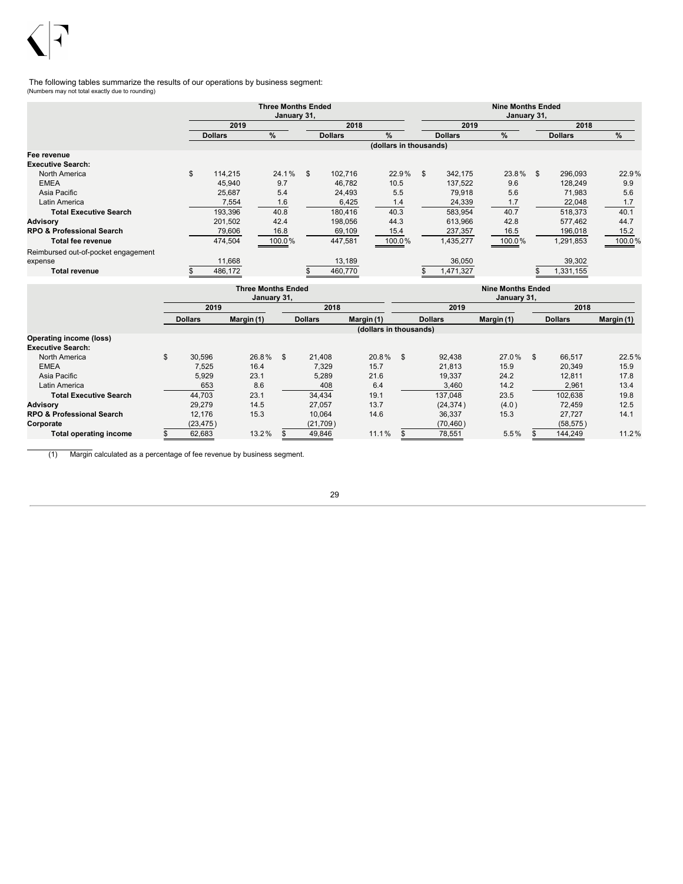The following tables summarize the results of our operations by business segment:
(Numbers may not total exactly due to rounding)

| | Three Months Ended January 31, | | | | Nine Months Ended January 31, | | | |
|---|---|---|---|---|---|---|---|---|
| | 2019 | | 2018 | | 2019 | | 2018 | |
| | Dollars | % | Dollars | % | Dollars | % | Dollars | % |
| | (dollars in thousands) | | | | | | | |
| **Fee revenue** | | | | | | | | |
| **Executive Search:** | | | | | | | | |
| North America | $ 114,215 | 24.1% | $ 102,716 | 22.9% | $ 342,175 | 23.8% | $ 296,093 | 22.9% |
| EMEA | 45,940 | 9.7 | 46,782 | 10.5 | 137,522 | 9.6 | 128,249 | 9.9 |
| Asia Pacific | 25,687 | 5.4 | 24,493 | 5.5 | 79,918 | 5.6 | 71,983 | 5.6 |
| Latin America | 7,554 | 1.6 | 6,425 | 1.4 | 24,339 | 1.7 | 22,048 | 1.7 |
| **Total Executive Search** | 193,396 | 40.8 | 180,416 | 40.3 | 583,954 | 40.7 | 518,373 | 40.1 |
| **Advisory** | 201,502 | 42.4 | 198,056 | 44.3 | 613,966 | 42.8 | 577,462 | 44.7 |
| **RPO & Professional Search** | 79,606 | 16.8 | 69,109 | 15.4 | 237,357 | 16.5 | 196,018 | 15.2 |
| **Total fee revenue** | 474,504 | 100.0% | 447,581 | 100.0% | 1,435,277 | 100.0% | 1,291,853 | 100.0% |
| Reimbursed out-of-pocket engagement expense | 11,668 | | 13,189 | | 36,050 | | 39,302 | |
| **Total revenue** | $ 486,172 | | $ 460,770 | | $ 1,471,327 | | $ 1,331,155 | |

| | Three Months Ended January 31, | | | | Nine Months Ended January 31, | | | |
|---|---|---|---|---|---|---|---|---|
| | 2019 | | 2018 | | 2019 | | 2018 | |
| | Dollars | Margin (1) | Dollars | Margin (1) | Dollars | Margin (1) | Dollars | Margin (1) |
| | (dollars in thousands) | | | | | | | |
| **Operating income (loss)** | | | | | | | | |
| **Executive Search:** | | | | | | | | |
| North America | $ 30,596 | 26.8% | $ 21,408 | 20.8% | $ 92,438 | 27.0% | $ 66,517 | 22.5% |
| EMEA | 7,525 | 16.4 | 7,329 | 15.7 | 21,813 | 15.9 | 20,349 | 15.9 |
| Asia Pacific | 5,929 | 23.1 | 5,289 | 21.6 | 19,337 | 24.2 | 12,811 | 17.8 |
| Latin America | 653 | 8.6 | 408 | 6.4 | 3,460 | 14.2 | 2,961 | 13.4 |
| **Total Executive Search** | 44,703 | 23.1 | 34,434 | 19.1 | 137,048 | 23.5 | 102,638 | 19.8 |
| **Advisory** | 29,279 | 14.5 | 27,057 | 13.7 | (24,374) | (4.0) | 72,459 | 12.5 |
| **RPO & Professional Search** | 12,176 | 15.3 | 10,064 | 14.6 | 36,337 | 15.3 | 27,727 | 14.1 |
| **Corporate** | (23,475) | | (21,709) | | (70,460) | | (58,575) | |
| **Total operating income** | $ 62,683 | 13.2% | $ 49,846 | 11.1% | $ 78,551 | 5.5% | $ 144,249 | 11.2% |

(1) Margin calculated as a percentage of fee revenue by business segment.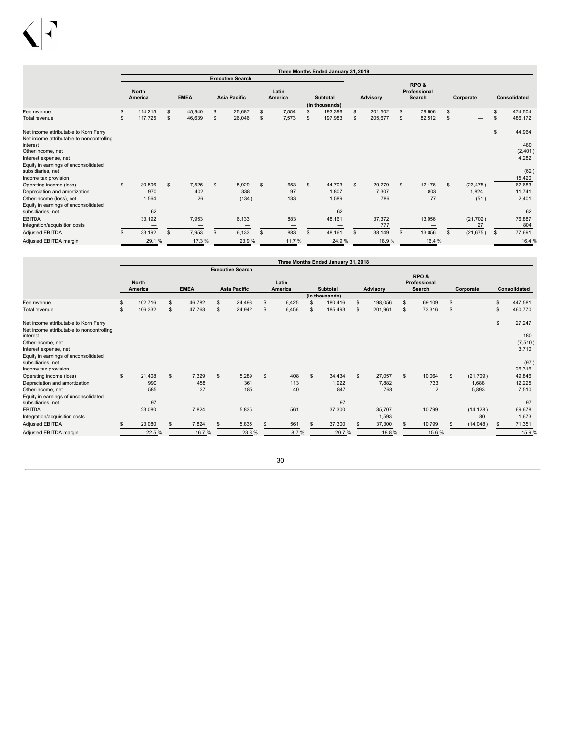| | Three Months Ended January 31, 2019 | | | | | | | | |
|---|---|---|---|---|---|---|---|---|---|
| | Executive Search | | | | | | | | |
| | North America | EMEA | Asia Pacific | Latin America | Subtotal | Advisory | RPO & Professional Search | Corporate | Consolidated |
| | | | | | (in thousands) | | | | |
| Fee revenue | $ 114,215 | $ 45,940 | $ 25,687 | $ 7,554 | $ 193,396 | $ 201,502 | $ 79,606 | $ — | $ 474,504 |
| Total revenue | $ 117,725 | $ 46,639 | $ 26,046 | $ 7,573 | $ 197,983 | $ 205,677 | $ 82,512 | $ — | $ 486,172 |
| Net income attributable to Korn Ferry | | | | | | | | | $ 44,964 |
| Net income attributable to noncontrolling interest | | | | | | | | | 480 |
| Other income, net | | | | | | | | | (2,401) |
| Interest expense, net | | | | | | | | | 4,282 |
| Equity in earnings of unconsolidated subsidiaries, net | | | | | | | | | (62) |
| Income tax provision | | | | | | | | | 15,420 |
| Operating income (loss) | $ 30,596 | $ 7,525 | $ 5,929 | $ 653 | $ 44,703 | $ 29,279 | $ 12,176 | $ (23,475) | 62,683 |
| Depreciation and amortization | 970 | 402 | 338 | 97 | 1,807 | 7,307 | 803 | 1,824 | 11,741 |
| Other income (loss), net | 1,564 | 26 | (134) | 133 | 1,589 | 786 | 77 | (51) | 2,401 |
| Equity in earnings of unconsolidated subsidiaries, net | 62 | — | — | — | 62 | — | — | — | 62 |
| EBITDA | 33,192 | 7,953 | 6,133 | 883 | 48,161 | 37,372 | 13,056 | (21,702) | 76,887 |
| Integration/acquisition costs | — | — | — | — | — | 777 | — | 27 | 804 |
| Adjusted EBITDA | $ 33,192 | $ 7,953 | $ 6,133 | $ 883 | $ 48,161 | $ 38,149 | $ 13,056 | $ (21,675) | $ 77,691 |
| Adjusted EBITDA margin | 29.1 % | 17.3 % | 23.9 % | 11.7 % | 24.9 % | 18.9 % | 16.4 % | | 16.4 % |

| | Three Months Ended January 31, 2018 | | | | | | | | |
|---|---|---|---|---|---|---|---|---|---|
| | Executive Search | | | | | | | | |
| | North America | EMEA | Asia Pacific | Latin America | Subtotal | Advisory | RPO & Professional Search | Corporate | Consolidated |
| | | | | | (in thousands) | | | | |
| Fee revenue | $ 102,716 | $ 46,782 | $ 24,493 | $ 6,425 | $ 180,416 | $ 198,056 | $ 69,109 | $ — | $ 447,581 |
| Total revenue | $ 106,332 | $ 47,763 | $ 24,942 | $ 6,456 | $ 185,493 | $ 201,961 | $ 73,316 | $ — | $ 460,770 |
| Net income attributable to Korn Ferry | | | | | | | | | $ 27,247 |
| Net income attributable to noncontrolling interest | | | | | | | | | 180 |
| Other income, net | | | | | | | | | (7,510) |
| Interest expense, net | | | | | | | | | 3,710 |
| Equity in earnings of unconsolidated subsidiaries, net | | | | | | | | | (97) |
| Income tax provision | | | | | | | | | 26,316 |
| Operating income (loss) | $ 21,408 | $ 7,329 | $ 5,289 | $ 408 | $ 34,434 | $ 27,057 | $ 10,064 | $ (21,709) | 49,846 |
| Depreciation and amortization | 990 | 458 | 361 | 113 | 1,922 | 7,882 | 733 | 1,688 | 12,225 |
| Other income, net | 585 | 37 | 185 | 40 | 847 | 768 | 2 | 5,893 | 7,510 |
| Equity in earnings of unconsolidated subsidiaries, net | 97 | — | — | — | 97 | — | — | — | 97 |
| EBITDA | 23,080 | 7,824 | 5,835 | 561 | 37,300 | 35,707 | 10,799 | (14,128) | 69,678 |
| Integration/acquisition costs | — | — | — | — | — | 1,593 | — | 80 | 1,673 |
| Adjusted EBITDA | $ 23,080 | $ 7,824 | $ 5,835 | $ 561 | $ 37,300 | $ 37,300 | $ 10,799 | $ (14,048) | $ 71,351 |
| Adjusted EBITDA margin | 22.5 % | 16.7 % | 23.8 % | 8.7 % | 20.7 % | 18.8 % | 15.6 % | | 15.9 % |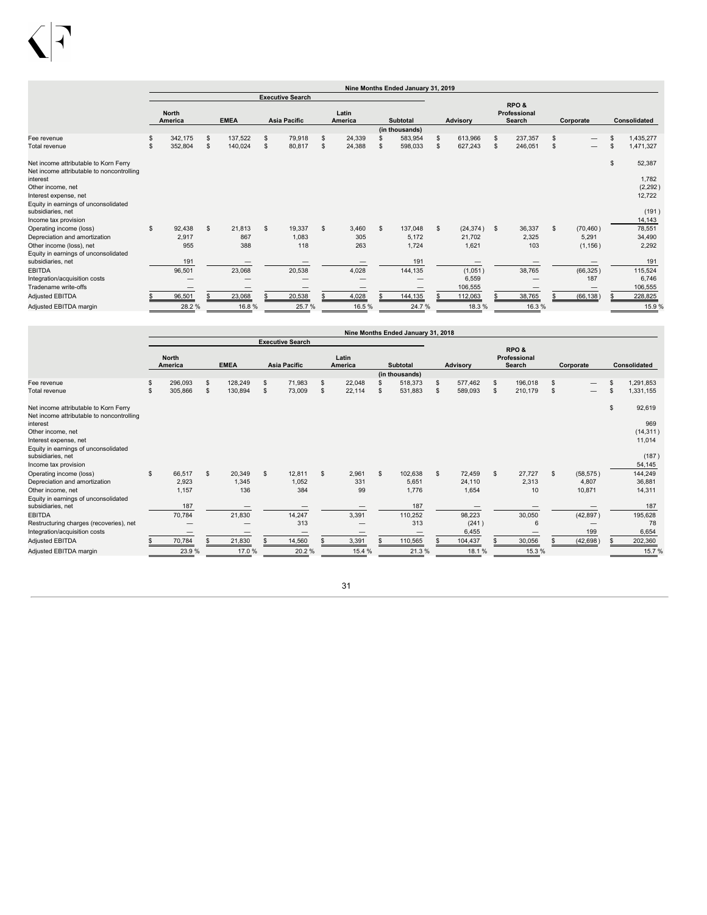| | Nine Months Ended January 31, 2019 | | | | | | | | |
|---|---|---|---|---|---|---|---|---|---|
| | Executive Search | | | | | | | | |
| | North America | EMEA | Asia Pacific | Latin America | Subtotal | Advisory | RPO & Professional Search | Corporate | Consolidated |
| | (in thousands) | | | | | | | | |
| Fee revenue | $ 342,175 | $ 137,522 | $ 79,918 | $ 24,339 | $ 583,954 | $ 613,966 | $ 237,357 | $ — | $ 1,435,277 |
| Total revenue | $ 352,804 | $ 140,024 | $ 80,817 | $ 24,388 | $ 598,033 | $ 627,243 | $ 246,051 | $ — | $ 1,471,327 |
| Net income attributable to Korn Ferry | | | | | | | | | $ 52,387 |
| Net income attributable to noncontrolling interest | | | | | | | | | 1,782 |
| Other income, net | | | | | | | | | (2,292) |
| Interest expense, net | | | | | | | | | 12,722 |
| Equity in earnings of unconsolidated subsidiaries, net | | | | | | | | | (191) |
| Income tax provision | | | | | | | | | 14,143 |
| Operating income (loss) | $ 92,438 | $ 21,813 | $ 19,337 | $ 3,460 | $ 137,048 | $ (24,374) | $ 36,337 | $ (70,460) | 78,551 |
| Depreciation and amortization | 2,917 | 867 | 1,083 | 305 | 5,172 | 21,702 | 2,325 | 5,291 | 34,490 |
| Other income (loss), net | 955 | 388 | 118 | 263 | 1,724 | 1,621 | 103 | (1,156) | 2,292 |
| Equity in earnings of unconsolidated subsidiaries, net | 191 | — | — | — | 191 | — | — | — | 191 |
| EBITDA | 96,501 | 23,068 | 20,538 | 4,028 | 144,135 | (1,051) | 38,765 | (66,325) | 115,524 |
| Integration/acquisition costs | — | — | — | — | — | 6,559 | — | 187 | 6,746 |
| Tradename write-offs | — | — | — | — | — | 106,555 | — | — | 106,555 |
| Adjusted EBITDA | $ 96,501 | $ 23,068 | $ 20,538 | $ 4,028 | $ 144,135 | $ 112,063 | $ 38,765 | $ (66,138) | $ 228,825 |
| Adjusted EBITDA margin | 28.2 % | 16.8 % | 25.7 % | 16.5 % | 24.7 % | 18.3 % | 16.3 % | | 15.9 % |

| | Nine Months Ended January 31, 2018 | | | | | | | | |
|---|---|---|---|---|---|---|---|---|---|
| | Executive Search | | | | | | | | |
| | North America | EMEA | Asia Pacific | Latin America | Subtotal | Advisory | RPO & Professional Search | Corporate | Consolidated |
| | (in thousands) | | | | | | | | |
| Fee revenue | $ 296,093 | $ 128,249 | $ 71,983 | $ 22,048 | $ 518,373 | $ 577,462 | $ 196,018 | $ — | $ 1,291,853 |
| Total revenue | $ 305,866 | $ 130,894 | $ 73,009 | $ 22,114 | $ 531,883 | $ 589,093 | $ 210,179 | $ — | $ 1,331,155 |
| Net income attributable to Korn Ferry | | | | | | | | | $ 92,619 |
| Net income attributable to noncontrolling interest | | | | | | | | | 969 |
| Other income, net | | | | | | | | | (14,311) |
| Interest expense, net | | | | | | | | | 11,014 |
| Equity in earnings of unconsolidated subsidiaries, net | | | | | | | | | (187) |
| Income tax provision | | | | | | | | | 54,145 |
| Operating income (loss) | $ 66,517 | $ 20,349 | $ 12,811 | $ 2,961 | $ 102,638 | $ 72,459 | $ 27,727 | $ (58,575) | 144,249 |
| Depreciation and amortization | 2,923 | 1,345 | 1,052 | 331 | 5,651 | 24,110 | 2,313 | 4,807 | 36,881 |
| Other income, net | 1,157 | 136 | 384 | 99 | 1,776 | 1,654 | 10 | 10,871 | 14,311 |
| Equity in earnings of unconsolidated subsidiaries, net | 187 | — | — | — | 187 | — | — | — | 187 |
| EBITDA | 70,784 | 21,830 | 14,247 | 3,391 | 110,252 | 98,223 | 30,050 | (42,897) | 195,628 |
| Restructuring charges (recoveries), net | — | — | 313 | — | 313 | (241) | 6 | — | 78 |
| Integration/acquisition costs | — | — | — | — | — | 6,455 | — | 199 | 6,654 |
| Adjusted EBITDA | $ 70,784 | $ 21,830 | $ 14,560 | $ 3,391 | $ 110,565 | $ 104,437 | $ 30,056 | $ (42,698) | $ 202,360 |
| Adjusted EBITDA margin | 23.9 % | 17.0 % | 20.2 % | 15.4 % | 21.3 % | 18.1 % | 15.3 % | | 15.7 % |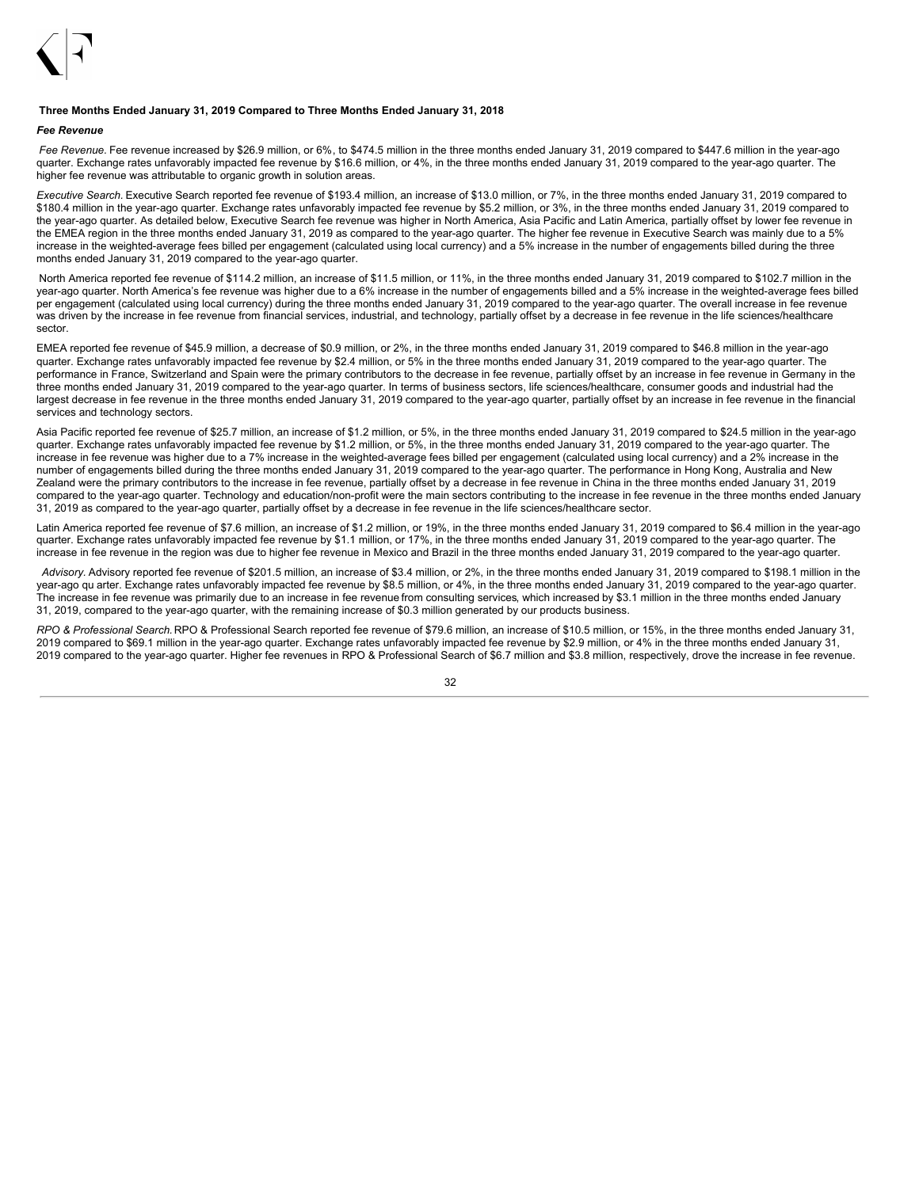**Three Months Ended January 31, 2019 Compared to Three Months Ended January 31, 2018**

***Fee Revenue***

*Fee Revenue*. Fee revenue increased by $26.9 million, or 6%, to $474.5 million in the three months ended January 31, 2019 compared to $447.6 million in the year-ago quarter. Exchange rates unfavorably impacted fee revenue by $16.6 million, or 4%, in the three months ended January 31, 2019 compared to the year-ago quarter. The higher fee revenue was attributable to organic growth in solution areas.

*Executive Search*. Executive Search reported fee revenue of $193.4 million, an increase of $13.0 million, or 7%, in the three months ended January 31, 2019 compared to $180.4 million in the year-ago quarter. Exchange rates unfavorably impacted fee revenue by $5.2 million, or 3%, in the three months ended January 31, 2019 compared to the year-ago quarter. As detailed below, Executive Search fee revenue was higher in North America, Asia Pacific and Latin America, partially offset by lower fee revenue in the EMEA region in the three months ended January 31, 2019 as compared to the year-ago quarter. The higher fee revenue in Executive Search was mainly due to a 5% increase in the weighted-average fees billed per engagement (calculated using local currency) and a 5% increase in the number of engagements billed during the three months ended January 31, 2019 compared to the year-ago quarter.

North America reported fee revenue of $114.2 million, an increase of $11.5 million, or 11%, in the three months ended January 31, 2019 compared to $102.7 million in the year-ago quarter. North America's fee revenue was higher due to a 6% increase in the number of engagements billed and a 5% increase in the weighted-average fees billed per engagement (calculated using local currency) during the three months ended January 31, 2019 compared to the year-ago quarter. The overall increase in fee revenue was driven by the increase in fee revenue from financial services, industrial, and technology, partially offset by a decrease in fee revenue in the life sciences/healthcare sector.

EMEA reported fee revenue of $45.9 million, a decrease of $0.9 million, or 2%, in the three months ended January 31, 2019 compared to $46.8 million in the year-ago quarter. Exchange rates unfavorably impacted fee revenue by $2.4 million, or 5% in the three months ended January 31, 2019 compared to the year-ago quarter. The performance in France, Switzerland and Spain were the primary contributors to the decrease in fee revenue, partially offset by an increase in fee revenue in Germany in the three months ended January 31, 2019 compared to the year-ago quarter. In terms of business sectors, life sciences/healthcare, consumer goods and industrial had the largest decrease in fee revenue in the three months ended January 31, 2019 compared to the year-ago quarter, partially offset by an increase in fee revenue in the financial services and technology sectors.

Asia Pacific reported fee revenue of $25.7 million, an increase of $1.2 million, or 5%, in the three months ended January 31, 2019 compared to $24.5 million in the year-ago quarter. Exchange rates unfavorably impacted fee revenue by $1.2 million, or 5%, in the three months ended January 31, 2019 compared to the year-ago quarter. The increase in fee revenue was higher due to a 7% increase in the weighted-average fees billed per engagement (calculated using local currency) and a 2% increase in the number of engagements billed during the three months ended January 31, 2019 compared to the year-ago quarter. The performance in Hong Kong, Australia and New Zealand were the primary contributors to the increase in fee revenue, partially offset by a decrease in fee revenue in China in the three months ended January 31, 2019 compared to the year-ago quarter. Technology and education/non-profit were the main sectors contributing to the increase in fee revenue in the three months ended January 31, 2019 as compared to the year-ago quarter, partially offset by a decrease in fee revenue in the life sciences/healthcare sector.

Latin America reported fee revenue of $7.6 million, an increase of $1.2 million, or 19%, in the three months ended January 31, 2019 compared to $6.4 million in the year-ago quarter. Exchange rates unfavorably impacted fee revenue by $1.1 million, or 17%, in the three months ended January 31, 2019 compared to the year-ago quarter. The increase in fee revenue in the region was due to higher fee revenue in Mexico and Brazil in the three months ended January 31, 2019 compared to the year-ago quarter.

*Advisory*. Advisory reported fee revenue of $201.5 million, an increase of $3.4 million, or 2%, in the three months ended January 31, 2019 compared to $198.1 million in the year-ago qu arter. Exchange rates unfavorably impacted fee revenue by $8.5 million, or 4%, in the three months ended January 31, 2019 compared to the year-ago quarter. The increase in fee revenue was primarily due to an increase in fee revenue from consulting services, which increased by $3.1 million in the three months ended January 31, 2019, compared to the year-ago quarter, with the remaining increase of $0.3 million generated by our products business.

*RPO & Professional Search.* RPO & Professional Search reported fee revenue of $79.6 million, an increase of $10.5 million, or 15%, in the three months ended January 31, 2019 compared to $69.1 million in the year-ago quarter. Exchange rates unfavorably impacted fee revenue by $2.9 million, or 4% in the three months ended January 31, 2019 compared to the year-ago quarter. Higher fee revenues in RPO & Professional Search of $6.7 million and $3.8 million, respectively, drove the increase in fee revenue.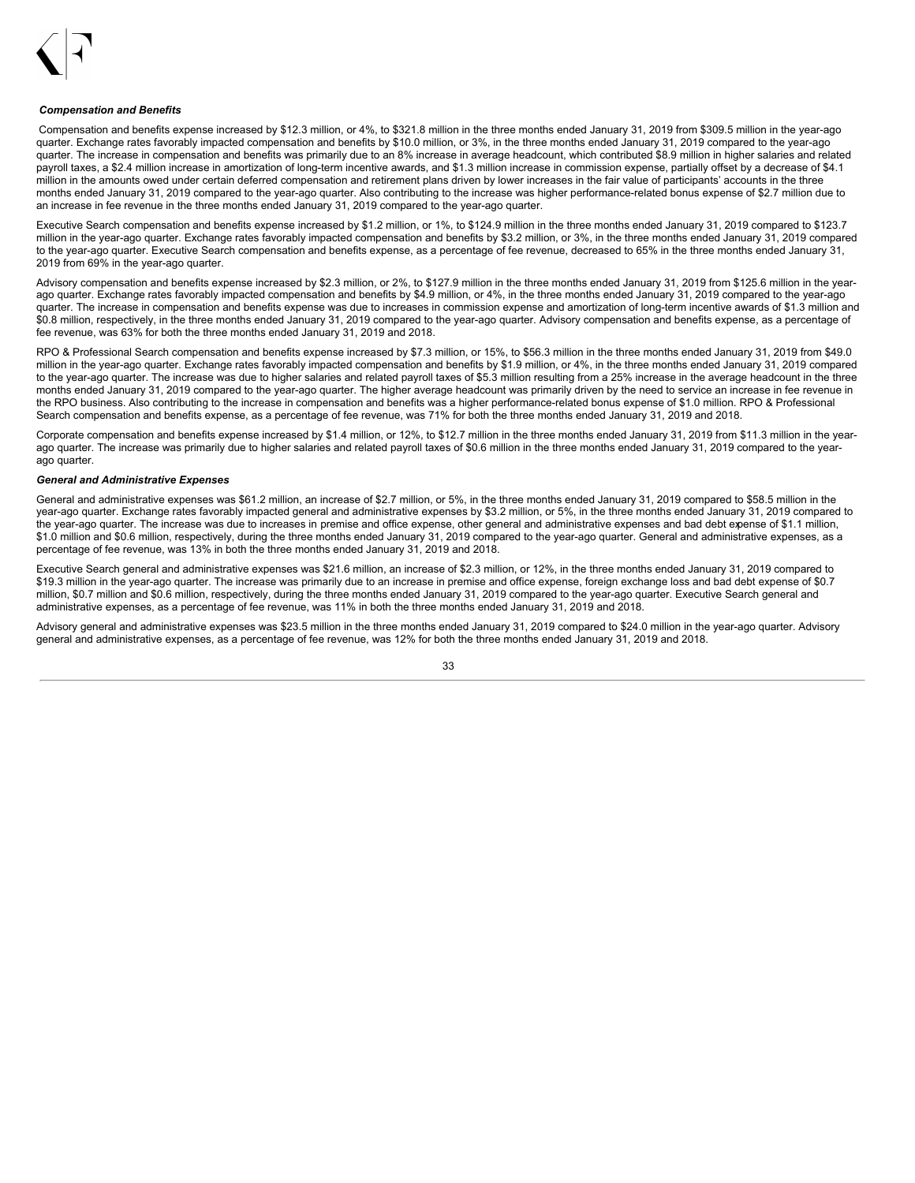***Compensation and Benefits***

Compensation and benefits expense increased by $12.3 million, or 4%, to $321.8 million in the three months ended January 31, 2019 from $309.5 million in the year-ago quarter. Exchange rates favorably impacted compensation and benefits by $10.0 million, or 3%, in the three months ended January 31, 2019 compared to the year-ago quarter. The increase in compensation and benefits was primarily due to an 8% increase in average headcount, which contributed $8.9 million in higher salaries and related payroll taxes, a $2.4 million increase in amortization of long-term incentive awards, and $1.3 million increase in commission expense, partially offset by a decrease of $4.1 million in the amounts owed under certain deferred compensation and retirement plans driven by lower increases in the fair value of participants' accounts in the three months ended January 31, 2019 compared to the year-ago quarter. Also contributing to the increase was higher performance-related bonus expense of $2.7 million due to an increase in fee revenue in the three months ended January 31, 2019 compared to the year-ago quarter.

Executive Search compensation and benefits expense increased by $1.2 million, or 1%, to $124.9 million in the three months ended January 31, 2019 compared to $123.7 million in the year-ago quarter. Exchange rates favorably impacted compensation and benefits by $3.2 million, or 3%, in the three months ended January 31, 2019 compared to the year-ago quarter. Executive Search compensation and benefits expense, as a percentage of fee revenue, decreased to 65% in the three months ended January 31, 2019 from 69% in the year-ago quarter.

Advisory compensation and benefits expense increased by $2.3 million, or 2%, to $127.9 million in the three months ended January 31, 2019 from $125.6 million in the year-ago quarter. Exchange rates favorably impacted compensation and benefits by $4.9 million, or 4%, in the three months ended January 31, 2019 compared to the year-ago quarter. The increase in compensation and benefits expense was due to increases in commission expense and amortization of long-term incentive awards of $1.3 million and $0.8 million, respectively, in the three months ended January 31, 2019 compared to the year-ago quarter. Advisory compensation and benefits expense, as a percentage of fee revenue, was 63% for both the three months ended January 31, 2019 and 2018.

RPO & Professional Search compensation and benefits expense increased by $7.3 million, or 15%, to $56.3 million in the three months ended January 31, 2019 from $49.0 million in the year-ago quarter. Exchange rates favorably impacted compensation and benefits by $1.9 million, or 4%, in the three months ended January 31, 2019 compared to the year-ago quarter. The increase was due to higher salaries and related payroll taxes of $5.3 million resulting from a 25% increase in the average headcount in the three months ended January 31, 2019 compared to the year-ago quarter. The higher average headcount was primarily driven by the need to service an increase in fee revenue in the RPO business. Also contributing to the increase in compensation and benefits was a higher performance-related bonus expense of $1.0 million. RPO & Professional Search compensation and benefits expense, as a percentage of fee revenue, was 71% for both the three months ended January 31, 2019 and 2018.

Corporate compensation and benefits expense increased by $1.4 million, or 12%, to $12.7 million in the three months ended January 31, 2019 from $11.3 million in the year-ago quarter. The increase was primarily due to higher salaries and related payroll taxes of $0.6 million in the three months ended January 31, 2019 compared to the year-ago quarter.

***General and Administrative Expenses***

General and administrative expenses was $61.2 million, an increase of $2.7 million, or 5%, in the three months ended January 31, 2019 compared to $58.5 million in the year-ago quarter. Exchange rates favorably impacted general and administrative expenses by $3.2 million, or 5%, in the three months ended January 31, 2019 compared to the year-ago quarter. The increase was due to increases in premise and office expense, other general and administrative expenses and bad debt expense of $1.1 million, $1.0 million and $0.6 million, respectively, during the three months ended January 31, 2019 compared to the year-ago quarter. General and administrative expenses, as a percentage of fee revenue, was 13% in both the three months ended January 31, 2019 and 2018.

Executive Search general and administrative expenses was $21.6 million, an increase of $2.3 million, or 12%, in the three months ended January 31, 2019 compared to $19.3 million in the year-ago quarter. The increase was primarily due to an increase in premise and office expense, foreign exchange loss and bad debt expense of $0.7 million, $0.7 million and $0.6 million, respectively, during the three months ended January 31, 2019 compared to the year-ago quarter. Executive Search general and administrative expenses, as a percentage of fee revenue, was 11% in both the three months ended January 31, 2019 and 2018.

Advisory general and administrative expenses was $23.5 million in the three months ended January 31, 2019 compared to $24.0 million in the year-ago quarter. Advisory general and administrative expenses, as a percentage of fee revenue, was 12% for both the three months ended January 31, 2019 and 2018.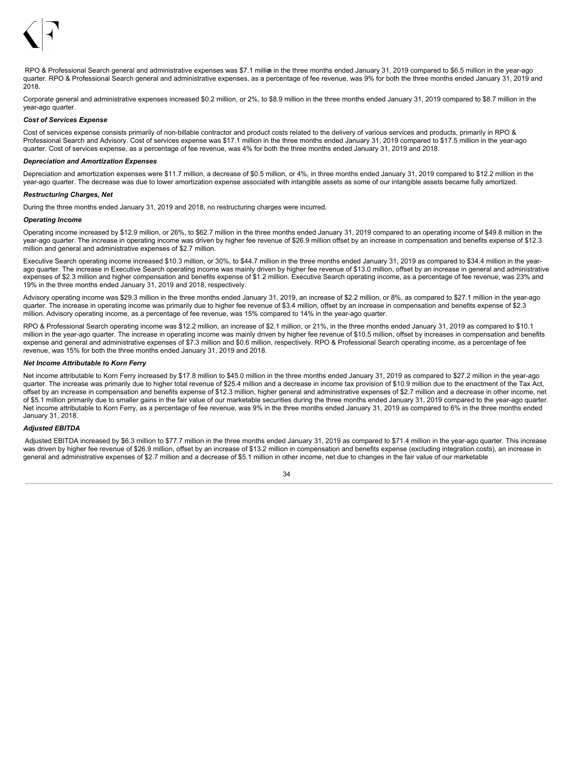RPO & Professional Search general and administrative expenses was $7.1 million in the three months ended January 31, 2019 compared to $6.5 million in the year-ago quarter. RPO & Professional Search general and administrative expenses, as a percentage of fee revenue, was 9% for both the three months ended January 31, 2019 and 2018.

Corporate general and administrative expenses increased $0.2 million, or 2%, to $8.9 million in the three months ended January 31, 2019 compared to $8.7 million in the year-ago quarter.

***Cost of Services Expense***

Cost of services expense consists primarily of non-billable contractor and product costs related to the delivery of various services and products, primarily in RPO & Professional Search and Advisory. Cost of services expense was $17.1 million in the three months ended January 31, 2019 compared to $17.5 million in the year-ago quarter. Cost of services expense, as a percentage of fee revenue, was 4% for both the three months ended January 31, 2019 and 2018.

***Depreciation and Amortization Expenses***

Depreciation and amortization expenses were $11.7 million, a decrease of $0.5 million, or 4%, in three months ended January 31, 2019 compared to $12.2 million in the year-ago quarter. The decrease was due to lower amortization expense associated with intangible assets as some of our intangible assets became fully amortized.

***Restructuring Charges, Net***

During the three months ended January 31, 2019 and 2018, no restructuring charges were incurred.

***Operating Income***

Operating income increased by $12.9 million, or 26%, to $62.7 million in the three months ended January 31, 2019 compared to an operating income of $49.8 million in the year-ago quarter. The increase in operating income was driven by higher fee revenue of $26.9 million offset by an increase in compensation and benefits expense of $12.3 million and general and administrative expenses of $2.7 million.

Executive Search operating income increased $10.3 million, or 30%, to $44.7 million in the three months ended January 31, 2019 as compared to $34.4 million in the year-ago quarter. The increase in Executive Search operating income was mainly driven by higher fee revenue of $13.0 million, offset by an increase in general and administrative expenses of $2.3 million and higher compensation and benefits expense of $1.2 million. Executive Search operating income, as a percentage of fee revenue, was 23% and 19% in the three months ended January 31, 2019 and 2018, respectively.

Advisory operating income was $29.3 million in the three months ended January 31, 2019, an increase of $2.2 million, or 8%, as compared to $27.1 million in the year-ago quarter. The increase in operating income was primarily due to higher fee revenue of $3.4 million, offset by an increase in compensation and benefits expense of $2.3 million. Advisory operating income, as a percentage of fee revenue, was 15% compared to 14% in the year-ago quarter.

RPO & Professional Search operating income was $12.2 million, an increase of $2.1 million, or 21%, in the three months ended January 31, 2019 as compared to $10.1 million in the year-ago quarter. The increase in operating income was mainly driven by higher fee revenue of $10.5 million, offset by increases in compensation and benefits expense and general and administrative expenses of $7.3 million and $0.6 million, respectively. RPO & Professional Search operating income, as a percentage of fee revenue, was 15% for both the three months ended January 31, 2019 and 2018.

***Net Income Attributable to Korn Ferry***

Net income attributable to Korn Ferry increased by $17.8 million to $45.0 million in the three months ended January 31, 2019 as compared to $27.2 million in the year-ago quarter. The increase was primarily due to higher total revenue of $25.4 million and a decrease in income tax provision of $10.9 million due to the enactment of the Tax Act, offset by an increase in compensation and benefits expense of $12.3 million, higher general and administrative expenses of $2.7 million and a decrease in other income, net of $5.1 million primarily due to smaller gains in the fair value of our marketable securities during the three months ended January 31, 2019 compared to the year-ago quarter. Net income attributable to Korn Ferry, as a percentage of fee revenue, was 9% in the three months ended January 31, 2019 as compared to 6% in the three months ended January 31, 2018.

***Adjusted EBITDA***

Adjusted EBITDA increased by $6.3 million to $77.7 million in the three months ended January 31, 2019 as compared to $71.4 million in the year-ago quarter. This increase was driven by higher fee revenue of $26.9 million, offset by an increase of $13.2 million in compensation and benefits expense (excluding integration costs), an increase in general and administrative expenses of $2.7 million and a decrease of $5.1 million in other income, net due to changes in the fair value of our marketable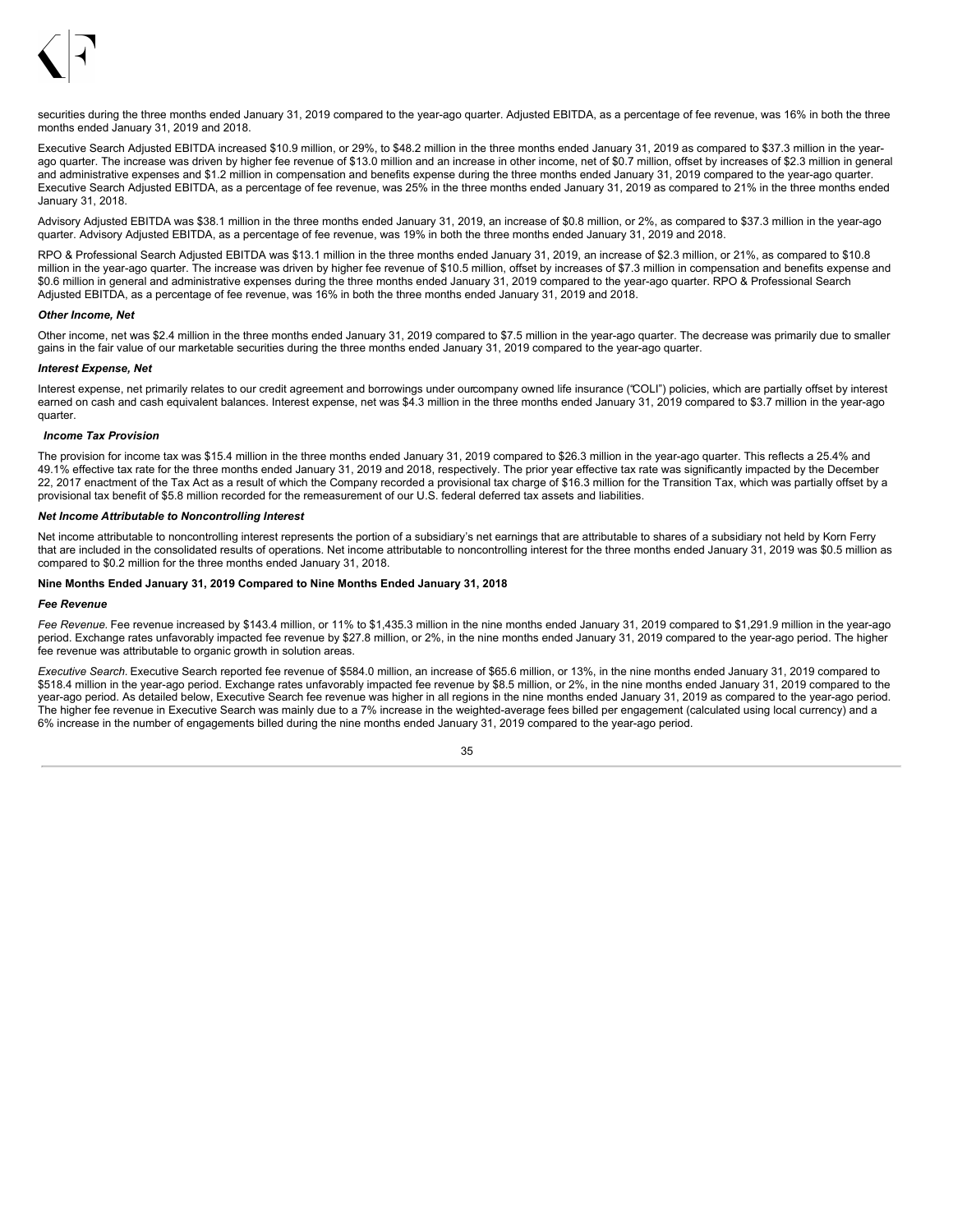securities during the three months ended January 31, 2019 compared to the year-ago quarter. Adjusted EBITDA, as a percentage of fee revenue, was 16% in both the three months ended January 31, 2019 and 2018.

Executive Search Adjusted EBITDA increased $10.9 million, or 29%, to $48.2 million in the three months ended January 31, 2019 as compared to $37.3 million in the year-ago quarter. The increase was driven by higher fee revenue of $13.0 million and an increase in other income, net of $0.7 million, offset by increases of $2.3 million in general and administrative expenses and $1.2 million in compensation and benefits expense during the three months ended January 31, 2019 compared to the year-ago quarter. Executive Search Adjusted EBITDA, as a percentage of fee revenue, was 25% in the three months ended January 31, 2019 as compared to 21% in the three months ended January 31, 2018.

Advisory Adjusted EBITDA was $38.1 million in the three months ended January 31, 2019, an increase of $0.8 million, or 2%, as compared to $37.3 million in the year-ago quarter. Advisory Adjusted EBITDA, as a percentage of fee revenue, was 19% in both the three months ended January 31, 2019 and 2018.

RPO & Professional Search Adjusted EBITDA was $13.1 million in the three months ended January 31, 2019, an increase of $2.3 million, or 21%, as compared to $10.8 million in the year-ago quarter. The increase was driven by higher fee revenue of $10.5 million, offset by increases of $7.3 million in compensation and benefits expense and $0.6 million in general and administrative expenses during the three months ended January 31, 2019 compared to the year-ago quarter. RPO & Professional Search Adjusted EBITDA, as a percentage of fee revenue, was 16% in both the three months ended January 31, 2019 and 2018.

***Other Income, Net***

Other income, net was $2.4 million in the three months ended January 31, 2019 compared to $7.5 million in the year-ago quarter. The decrease was primarily due to smaller gains in the fair value of our marketable securities during the three months ended January 31, 2019 compared to the year-ago quarter.

***Interest Expense, Net***

Interest expense, net primarily relates to our credit agreement and borrowings under ourcompany owned life insurance ("COLI") policies, which are partially offset by interest earned on cash and cash equivalent balances. Interest expense, net was $4.3 million in the three months ended January 31, 2019 compared to $3.7 million in the year-ago quarter.

***Income Tax Provision***

The provision for income tax was $15.4 million in the three months ended January 31, 2019 compared to $26.3 million in the year-ago quarter. This reflects a 25.4% and 49.1% effective tax rate for the three months ended January 31, 2019 and 2018, respectively. The prior year effective tax rate was significantly impacted by the December 22, 2017 enactment of the Tax Act as a result of which the Company recorded a provisional tax charge of $16.3 million for the Transition Tax, which was partially offset by a provisional tax benefit of $5.8 million recorded for the remeasurement of our U.S. federal deferred tax assets and liabilities.

***Net Income Attributable to Noncontrolling Interest***

Net income attributable to noncontrolling interest represents the portion of a subsidiary's net earnings that are attributable to shares of a subsidiary not held by Korn Ferry that are included in the consolidated results of operations. Net income attributable to noncontrolling interest for the three months ended January 31, 2019 was $0.5 million as compared to $0.2 million for the three months ended January 31, 2018.

**Nine Months Ended January 31, 2019 Compared to Nine Months Ended January 31, 2018**

***Fee Revenue***

*Fee Revenue.* Fee revenue increased by $143.4 million, or 11% to $1,435.3 million in the nine months ended January 31, 2019 compared to $1,291.9 million in the year-ago period. Exchange rates unfavorably impacted fee revenue by $27.8 million, or 2%, in the nine months ended January 31, 2019 compared to the year-ago period. The higher fee revenue was attributable to organic growth in solution areas.

*Executive Search.* Executive Search reported fee revenue of $584.0 million, an increase of $65.6 million, or 13%, in the nine months ended January 31, 2019 compared to $518.4 million in the year-ago period. Exchange rates unfavorably impacted fee revenue by $8.5 million, or 2%, in the nine months ended January 31, 2019 compared to the year-ago period. As detailed below, Executive Search fee revenue was higher in all regions in the nine months ended January 31, 2019 as compared to the year-ago period. The higher fee revenue in Executive Search was mainly due to a 7% increase in the weighted-average fees billed per engagement (calculated using local currency) and a 6% increase in the number of engagements billed during the nine months ended January 31, 2019 compared to the year-ago period.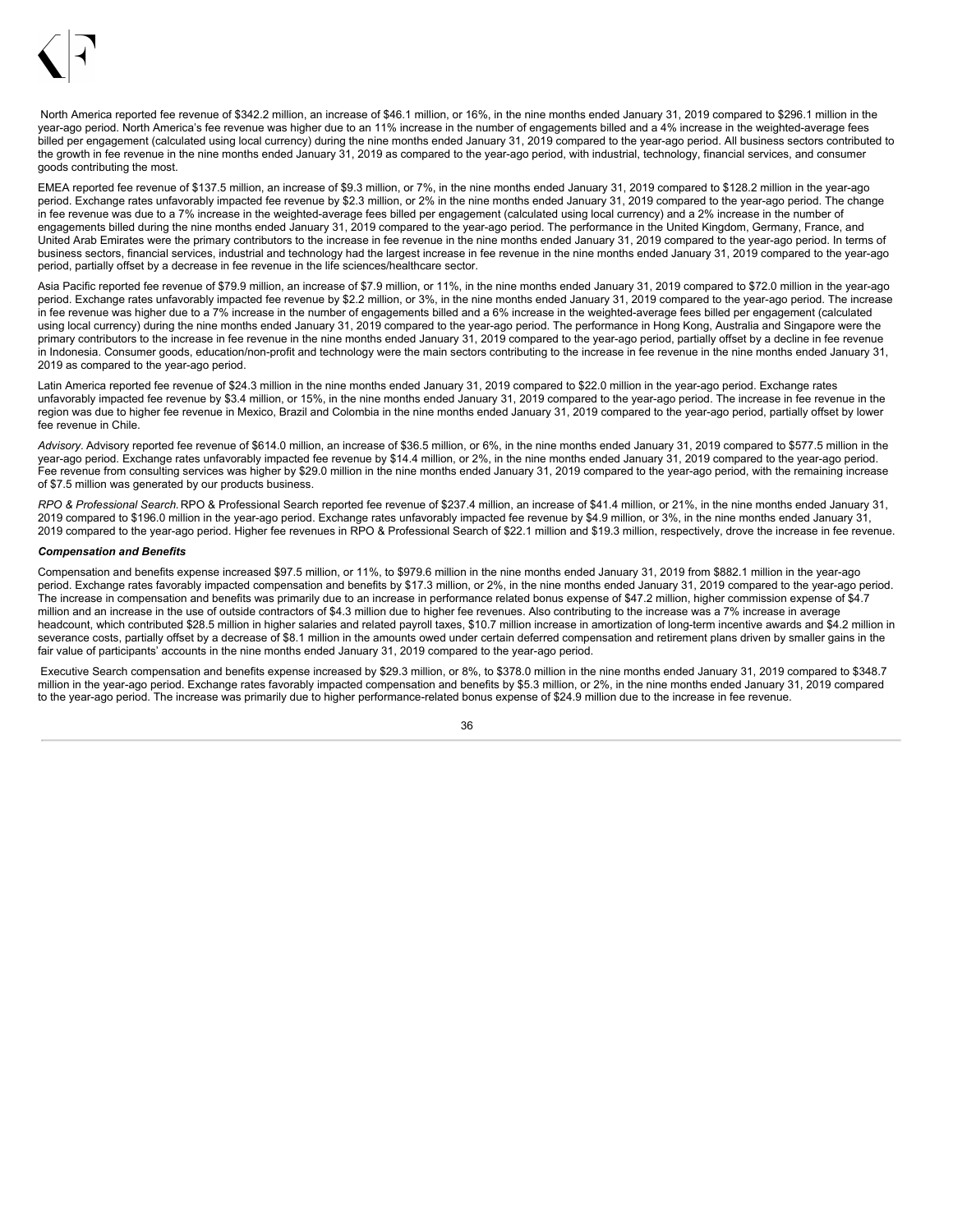North America reported fee revenue of $342.2 million, an increase of $46.1 million, or 16%, in the nine months ended January 31, 2019 compared to $296.1 million in the year-ago period. North America's fee revenue was higher due to an 11% increase in the number of engagements billed and a 4% increase in the weighted-average fees billed per engagement (calculated using local currency) during the nine months ended January 31, 2019 compared to the year-ago period. All business sectors contributed to the growth in fee revenue in the nine months ended January 31, 2019 as compared to the year-ago period, with industrial, technology, financial services, and consumer goods contributing the most.

EMEA reported fee revenue of $137.5 million, an increase of $9.3 million, or 7%, in the nine months ended January 31, 2019 compared to $128.2 million in the year-ago period. Exchange rates unfavorably impacted fee revenue by $2.3 million, or 2% in the nine months ended January 31, 2019 compared to the year-ago period. The change in fee revenue was due to a 7% increase in the weighted-average fees billed per engagement (calculated using local currency) and a 2% increase in the number of engagements billed during the nine months ended January 31, 2019 compared to the year-ago period. The performance in the United Kingdom, Germany, France, and United Arab Emirates were the primary contributors to the increase in fee revenue in the nine months ended January 31, 2019 compared to the year-ago period. In terms of business sectors, financial services, industrial and technology had the largest increase in fee revenue in the nine months ended January 31, 2019 compared to the year-ago period, partially offset by a decrease in fee revenue in the life sciences/healthcare sector.

Asia Pacific reported fee revenue of $79.9 million, an increase of $7.9 million, or 11%, in the nine months ended January 31, 2019 compared to $72.0 million in the year-ago period. Exchange rates unfavorably impacted fee revenue by $2.2 million, or 3%, in the nine months ended January 31, 2019 compared to the year-ago period. The increase in fee revenue was higher due to a 7% increase in the number of engagements billed and a 6% increase in the weighted-average fees billed per engagement (calculated using local currency) during the nine months ended January 31, 2019 compared to the year-ago period. The performance in Hong Kong, Australia and Singapore were the primary contributors to the increase in fee revenue in the nine months ended January 31, 2019 compared to the year-ago period, partially offset by a decline in fee revenue in Indonesia. Consumer goods, education/non-profit and technology were the main sectors contributing to the increase in fee revenue in the nine months ended January 31, 2019 as compared to the year-ago period.

Latin America reported fee revenue of $24.3 million in the nine months ended January 31, 2019 compared to $22.0 million in the year-ago period. Exchange rates unfavorably impacted fee revenue by $3.4 million, or 15%, in the nine months ended January 31, 2019 compared to the year-ago period. The increase in fee revenue in the region was due to higher fee revenue in Mexico, Brazil and Colombia in the nine months ended January 31, 2019 compared to the year-ago period, partially offset by lower fee revenue in Chile.

*Advisory.* Advisory reported fee revenue of $614.0 million, an increase of $36.5 million, or 6%, in the nine months ended January 31, 2019 compared to $577.5 million in the year-ago period. Exchange rates unfavorably impacted fee revenue by $14.4 million, or 2%, in the nine months ended January 31, 2019 compared to the year-ago period. Fee revenue from consulting services was higher by $29.0 million in the nine months ended January 31, 2019 compared to the year-ago period, with the remaining increase of $7.5 million was generated by our products business.

*RPO & Professional Search.* RPO & Professional Search reported fee revenue of $237.4 million, an increase of $41.4 million, or 21%, in the nine months ended January 31, 2019 compared to $196.0 million in the year-ago period. Exchange rates unfavorably impacted fee revenue by $4.9 million, or 3%, in the nine months ended January 31, 2019 compared to the year-ago period. Higher fee revenues in RPO & Professional Search of $22.1 million and $19.3 million, respectively, drove the increase in fee revenue.

***Compensation and Benefits***

Compensation and benefits expense increased $97.5 million, or 11%, to $979.6 million in the nine months ended January 31, 2019 from $882.1 million in the year-ago period. Exchange rates favorably impacted compensation and benefits by $17.3 million, or 2%, in the nine months ended January 31, 2019 compared to the year-ago period. The increase in compensation and benefits was primarily due to an increase in performance related bonus expense of $47.2 million, higher commission expense of $4.7 million and an increase in the use of outside contractors of $4.3 million due to higher fee revenues. Also contributing to the increase was a 7% increase in average headcount, which contributed $28.5 million in higher salaries and related payroll taxes, $10.7 million increase in amortization of long-term incentive awards and $4.2 million in severance costs, partially offset by a decrease of $8.1 million in the amounts owed under certain deferred compensation and retirement plans driven by smaller gains in the fair value of participants' accounts in the nine months ended January 31, 2019 compared to the year-ago period.

Executive Search compensation and benefits expense increased by $29.3 million, or 8%, to $378.0 million in the nine months ended January 31, 2019 compared to $348.7 million in the year-ago period. Exchange rates favorably impacted compensation and benefits by $5.3 million, or 2%, in the nine months ended January 31, 2019 compared to the year-ago period. The increase was primarily due to higher performance-related bonus expense of $24.9 million due to the increase in fee revenue.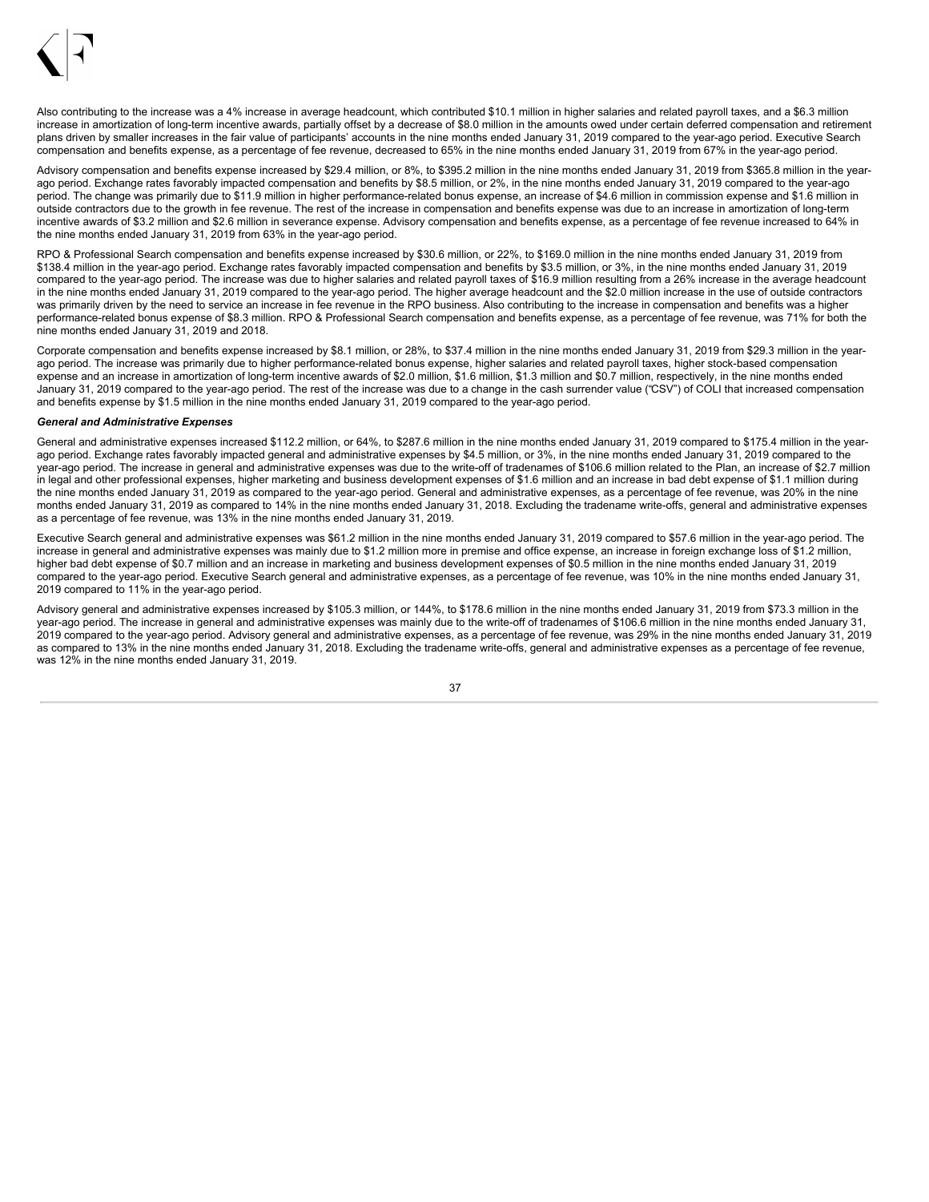Also contributing to the increase was a 4% increase in average headcount, which contributed $10.1 million in higher salaries and related payroll taxes, and a $6.3 million increase in amortization of long-term incentive awards, partially offset by a decrease of $8.0 million in the amounts owed under certain deferred compensation and retirement plans driven by smaller increases in the fair value of participants' accounts in the nine months ended January 31, 2019 compared to the year-ago period. Executive Search compensation and benefits expense, as a percentage of fee revenue, decreased to 65% in the nine months ended January 31, 2019 from 67% in the year-ago period.

Advisory compensation and benefits expense increased by $29.4 million, or 8%, to $395.2 million in the nine months ended January 31, 2019 from $365.8 million in the year-ago period. Exchange rates favorably impacted compensation and benefits by $8.5 million, or 2%, in the nine months ended January 31, 2019 compared to the year-ago period. The change was primarily due to $11.9 million in higher performance-related bonus expense, an increase of $4.6 million in commission expense and $1.6 million in outside contractors due to the growth in fee revenue. The rest of the increase in compensation and benefits expense was due to an increase in amortization of long-term incentive awards of $3.2 million and $2.6 million in severance expense. Advisory compensation and benefits expense, as a percentage of fee revenue increased to 64% in the nine months ended January 31, 2019 from 63% in the year-ago period.

RPO & Professional Search compensation and benefits expense increased by $30.6 million, or 22%, to $169.0 million in the nine months ended January 31, 2019 from $138.4 million in the year-ago period. Exchange rates favorably impacted compensation and benefits by $3.5 million, or 3%, in the nine months ended January 31, 2019 compared to the year-ago period. The increase was due to higher salaries and related payroll taxes of $16.9 million resulting from a 26% increase in the average headcount in the nine months ended January 31, 2019 compared to the year-ago period. The higher average headcount and the $2.0 million increase in the use of outside contractors was primarily driven by the need to service an increase in fee revenue in the RPO business. Also contributing to the increase in compensation and benefits was a higher performance-related bonus expense of $8.3 million. RPO & Professional Search compensation and benefits expense, as a percentage of fee revenue, was 71% for both the nine months ended January 31, 2019 and 2018.

Corporate compensation and benefits expense increased by $8.1 million, or 28%, to $37.4 million in the nine months ended January 31, 2019 from $29.3 million in the year-ago period. The increase was primarily due to higher performance-related bonus expense, higher salaries and related payroll taxes, higher stock-based compensation expense and an increase in amortization of long-term incentive awards of $2.0 million, $1.6 million, $1.3 million and $0.7 million, respectively, in the nine months ended January 31, 2019 compared to the year-ago period. The rest of the increase was due to a change in the cash surrender value ("CSV") of COLI that increased compensation and benefits expense by $1.5 million in the nine months ended January 31, 2019 compared to the year-ago period.

***General and Administrative Expenses***

General and administrative expenses increased $112.2 million, or 64%, to $287.6 million in the nine months ended January 31, 2019 compared to $175.4 million in the year-ago period. Exchange rates favorably impacted general and administrative expenses by $4.5 million, or 3%, in the nine months ended January 31, 2019 compared to the year-ago period. The increase in general and administrative expenses was due to the write-off of tradenames of $106.6 million related to the Plan, an increase of $2.7 million in legal and other professional expenses, higher marketing and business development expenses of $1.6 million and an increase in bad debt expense of $1.1 million during the nine months ended January 31, 2019 as compared to the year-ago period. General and administrative expenses, as a percentage of fee revenue, was 20% in the nine months ended January 31, 2019 as compared to 14% in the nine months ended January 31, 2018. Excluding the tradename write-offs, general and administrative expenses as a percentage of fee revenue, was 13% in the nine months ended January 31, 2019.

Executive Search general and administrative expenses was $61.2 million in the nine months ended January 31, 2019 compared to $57.6 million in the year-ago period. The increase in general and administrative expenses was mainly due to $1.2 million more in premise and office expense, an increase in foreign exchange loss of $1.2 million, higher bad debt expense of $0.7 million and an increase in marketing and business development expenses of $0.5 million in the nine months ended January 31, 2019 compared to the year-ago period. Executive Search general and administrative expenses, as a percentage of fee revenue, was 10% in the nine months ended January 31, 2019 compared to 11% in the year-ago period.

Advisory general and administrative expenses increased by $105.3 million, or 144%, to $178.6 million in the nine months ended January 31, 2019 from $73.3 million in the year-ago period. The increase in general and administrative expenses was mainly due to the write-off of tradenames of $106.6 million in the nine months ended January 31, 2019 compared to the year-ago period. Advisory general and administrative expenses, as a percentage of fee revenue, was 29% in the nine months ended January 31, 2019 as compared to 13% in the nine months ended January 31, 2018. Excluding the tradename write-offs, general and administrative expenses as a percentage of fee revenue, was 12% in the nine months ended January 31, 2019.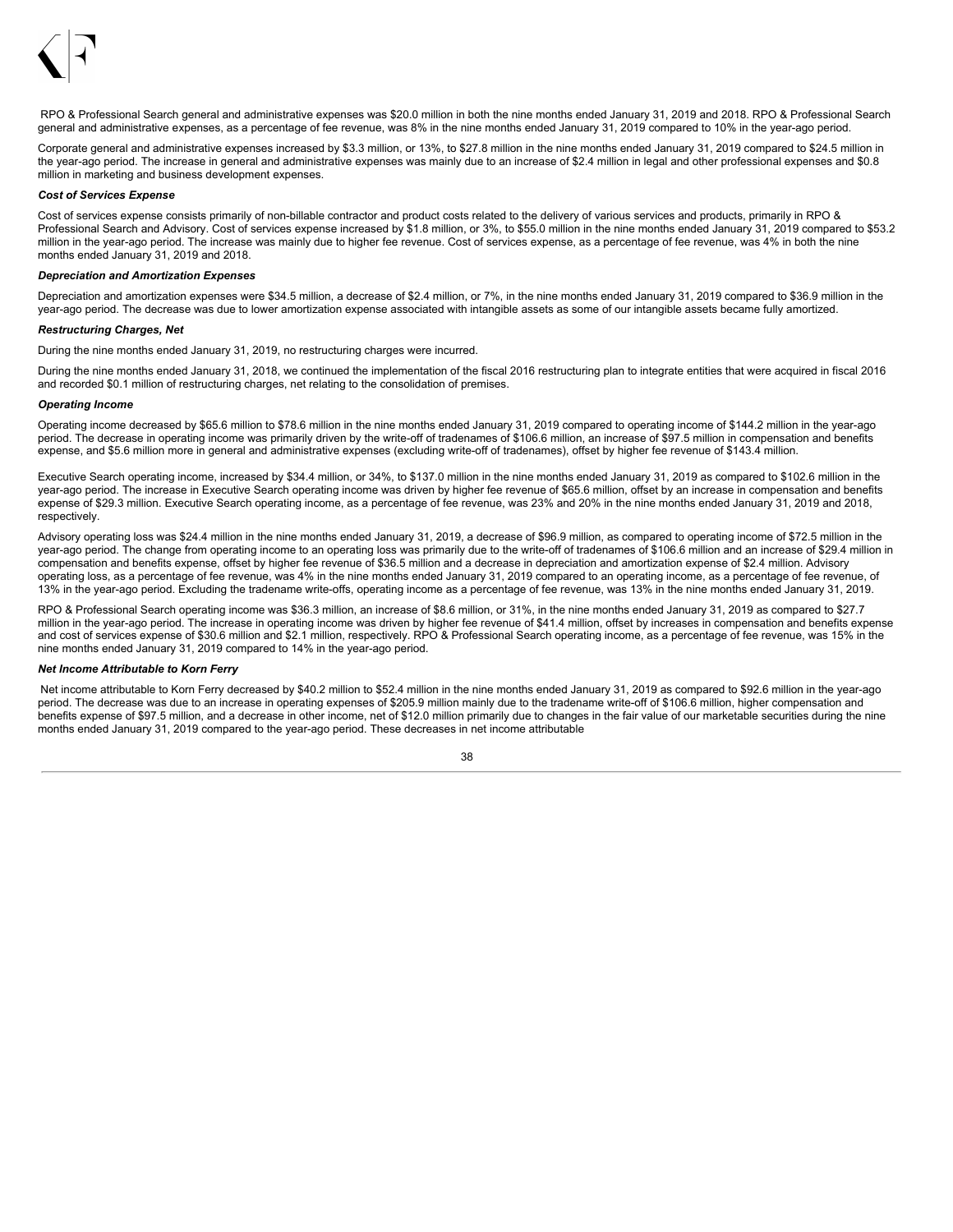RPO & Professional Search general and administrative expenses was $20.0 million in both the nine months ended January 31, 2019 and 2018. RPO & Professional Search general and administrative expenses, as a percentage of fee revenue, was 8% in the nine months ended January 31, 2019 compared to 10% in the year-ago period.

Corporate general and administrative expenses increased by $3.3 million, or 13%, to $27.8 million in the nine months ended January 31, 2019 compared to $24.5 million in the year-ago period. The increase in general and administrative expenses was mainly due to an increase of $2.4 million in legal and other professional expenses and $0.8 million in marketing and business development expenses.

***Cost of Services Expense***

Cost of services expense consists primarily of non-billable contractor and product costs related to the delivery of various services and products, primarily in RPO & Professional Search and Advisory. Cost of services expense increased by $1.8 million, or 3%, to $55.0 million in the nine months ended January 31, 2019 compared to $53.2 million in the year-ago period. The increase was mainly due to higher fee revenue. Cost of services expense, as a percentage of fee revenue, was 4% in both the nine months ended January 31, 2019 and 2018.

***Depreciation and Amortization Expenses***

Depreciation and amortization expenses were $34.5 million, a decrease of $2.4 million, or 7%, in the nine months ended January 31, 2019 compared to $36.9 million in the year-ago period. The decrease was due to lower amortization expense associated with intangible assets as some of our intangible assets became fully amortized.

***Restructuring Charges, Net***

During the nine months ended January 31, 2019, no restructuring charges were incurred.

During the nine months ended January 31, 2018, we continued the implementation of the fiscal 2016 restructuring plan to integrate entities that were acquired in fiscal 2016 and recorded $0.1 million of restructuring charges, net relating to the consolidation of premises.

***Operating Income***

Operating income decreased by $65.6 million to $78.6 million in the nine months ended January 31, 2019 compared to operating income of $144.2 million in the year-ago period. The decrease in operating income was primarily driven by the write-off of tradenames of $106.6 million, an increase of $97.5 million in compensation and benefits expense, and $5.6 million more in general and administrative expenses (excluding write-off of tradenames), offset by higher fee revenue of $143.4 million.

Executive Search operating income, increased by $34.4 million, or 34%, to $137.0 million in the nine months ended January 31, 2019 as compared to $102.6 million in the year-ago period. The increase in Executive Search operating income was driven by higher fee revenue of $65.6 million, offset by an increase in compensation and benefits expense of $29.3 million. Executive Search operating income, as a percentage of fee revenue, was 23% and 20% in the nine months ended January 31, 2019 and 2018, respectively.

Advisory operating loss was $24.4 million in the nine months ended January 31, 2019, a decrease of $96.9 million, as compared to operating income of $72.5 million in the year-ago period. The change from operating income to an operating loss was primarily due to the write-off of tradenames of $106.6 million and an increase of $29.4 million in compensation and benefits expense, offset by higher fee revenue of $36.5 million and a decrease in depreciation and amortization expense of $2.4 million. Advisory operating loss, as a percentage of fee revenue, was 4% in the nine months ended January 31, 2019 compared to an operating income, as a percentage of fee revenue, of 13% in the year-ago period. Excluding the tradename write-offs, operating income as a percentage of fee revenue, was 13% in the nine months ended January 31, 2019.

RPO & Professional Search operating income was $36.3 million, an increase of $8.6 million, or 31%, in the nine months ended January 31, 2019 as compared to $27.7 million in the year-ago period. The increase in operating income was driven by higher fee revenue of $41.4 million, offset by increases in compensation and benefits expense and cost of services expense of $30.6 million and $2.1 million, respectively. RPO & Professional Search operating income, as a percentage of fee revenue, was 15% in the nine months ended January 31, 2019 compared to 14% in the year-ago period.

***Net Income Attributable to Korn Ferry***

Net income attributable to Korn Ferry decreased by $40.2 million to $52.4 million in the nine months ended January 31, 2019 as compared to $92.6 million in the year-ago period. The decrease was due to an increase in operating expenses of $205.9 million mainly due to the tradename write-off of $106.6 million, higher compensation and benefits expense of $97.5 million, and a decrease in other income, net of $12.0 million primarily due to changes in the fair value of our marketable securities during the nine months ended January 31, 2019 compared to the year-ago period. These decreases in net income attributable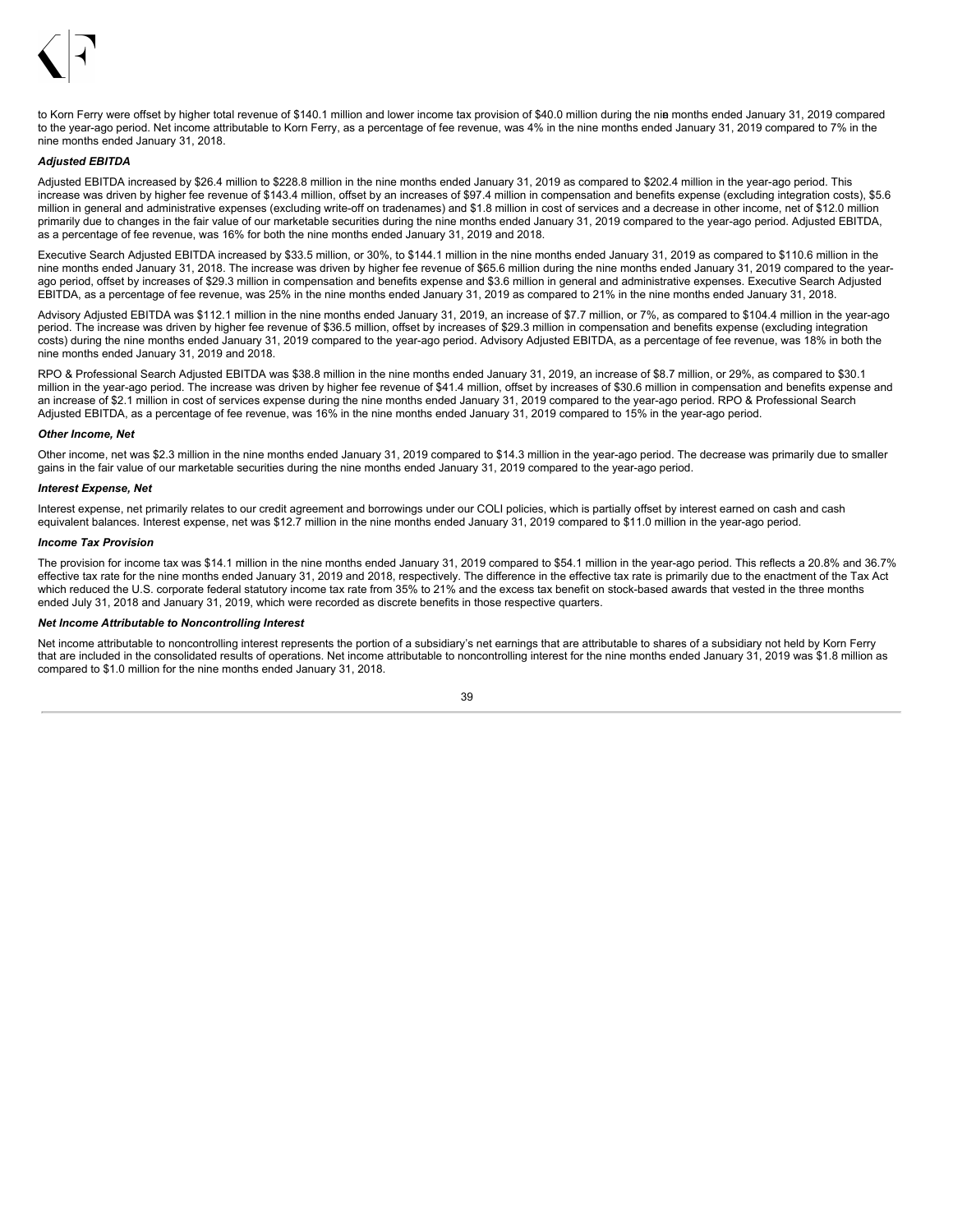to Korn Ferry were offset by higher total revenue of $140.1 million and lower income tax provision of $40.0 million during the nine months ended January 31, 2019 compared to the year-ago period. Net income attributable to Korn Ferry, as a percentage of fee revenue, was 4% in the nine months ended January 31, 2019 compared to 7% in the nine months ended January 31, 2018.

***Adjusted EBITDA***

Adjusted EBITDA increased by $26.4 million to $228.8 million in the nine months ended January 31, 2019 as compared to $202.4 million in the year-ago period. This increase was driven by higher fee revenue of $143.4 million, offset by an increases of $97.4 million in compensation and benefits expense (excluding integration costs), $5.6 million in general and administrative expenses (excluding write-off on tradenames) and $1.8 million in cost of services and a decrease in other income, net of $12.0 million primarily due to changes in the fair value of our marketable securities during the nine months ended January 31, 2019 compared to the year-ago period. Adjusted EBITDA, as a percentage of fee revenue, was 16% for both the nine months ended January 31, 2019 and 2018.

Executive Search Adjusted EBITDA increased by $33.5 million, or 30%, to $144.1 million in the nine months ended January 31, 2019 as compared to $110.6 million in the nine months ended January 31, 2018. The increase was driven by higher fee revenue of $65.6 million during the nine months ended January 31, 2019 compared to the year-ago period, offset by increases of $29.3 million in compensation and benefits expense and $3.6 million in general and administrative expenses. Executive Search Adjusted EBITDA, as a percentage of fee revenue, was 25% in the nine months ended January 31, 2019 as compared to 21% in the nine months ended January 31, 2018.

Advisory Adjusted EBITDA was $112.1 million in the nine months ended January 31, 2019, an increase of $7.7 million, or 7%, as compared to $104.4 million in the year-ago period. The increase was driven by higher fee revenue of $36.5 million, offset by increases of $29.3 million in compensation and benefits expense (excluding integration costs) during the nine months ended January 31, 2019 compared to the year-ago period. Advisory Adjusted EBITDA, as a percentage of fee revenue, was 18% in both the nine months ended January 31, 2019 and 2018.

RPO & Professional Search Adjusted EBITDA was $38.8 million in the nine months ended January 31, 2019, an increase of $8.7 million, or 29%, as compared to $30.1 million in the year-ago period. The increase was driven by higher fee revenue of $41.4 million, offset by increases of $30.6 million in compensation and benefits expense and an increase of $2.1 million in cost of services expense during the nine months ended January 31, 2019 compared to the year-ago period. RPO & Professional Search Adjusted EBITDA, as a percentage of fee revenue, was 16% in the nine months ended January 31, 2019 compared to 15% in the year-ago period.

***Other Income, Net***

Other income, net was $2.3 million in the nine months ended January 31, 2019 compared to $14.3 million in the year-ago period. The decrease was primarily due to smaller gains in the fair value of our marketable securities during the nine months ended January 31, 2019 compared to the year-ago period.

***Interest Expense, Net***

Interest expense, net primarily relates to our credit agreement and borrowings under our COLI policies, which is partially offset by interest earned on cash and cash equivalent balances. Interest expense, net was $12.7 million in the nine months ended January 31, 2019 compared to $11.0 million in the year-ago period.

***Income Tax Provision***

The provision for income tax was $14.1 million in the nine months ended January 31, 2019 compared to $54.1 million in the year-ago period. This reflects a 20.8% and 36.7% effective tax rate for the nine months ended January 31, 2019 and 2018, respectively. The difference in the effective tax rate is primarily due to the enactment of the Tax Act which reduced the U.S. corporate federal statutory income tax rate from 35% to 21% and the excess tax benefit on stock-based awards that vested in the three months ended July 31, 2018 and January 31, 2019, which were recorded as discrete benefits in those respective quarters.

***Net Income Attributable to Noncontrolling Interest***

Net income attributable to noncontrolling interest represents the portion of a subsidiary's net earnings that are attributable to shares of a subsidiary not held by Korn Ferry that are included in the consolidated results of operations. Net income attributable to noncontrolling interest for the nine months ended January 31, 2019 was $1.8 million as compared to $1.0 million for the nine months ended January 31, 2018.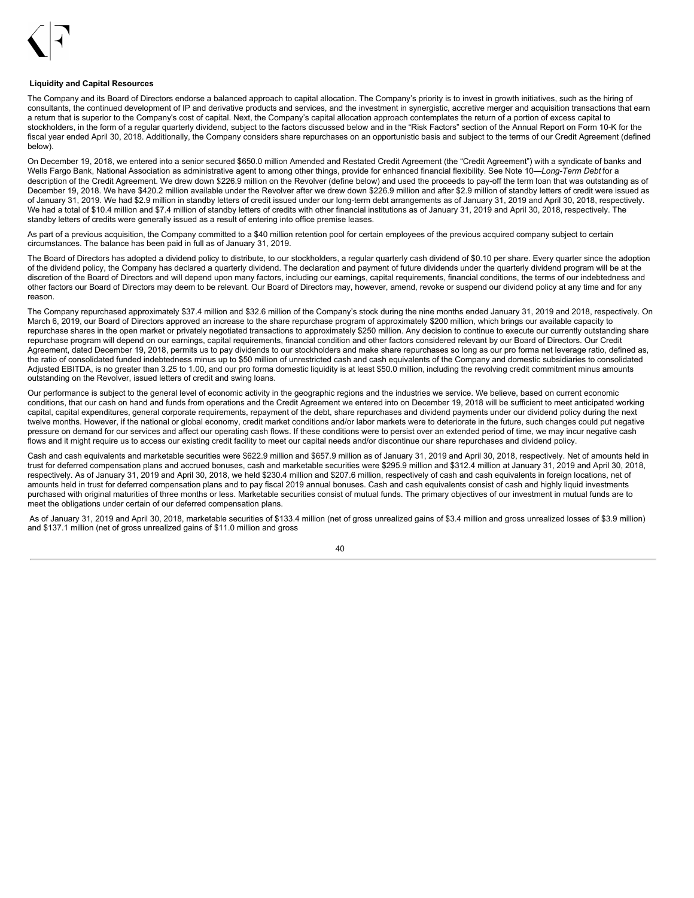**Liquidity and Capital Resources**

The Company and its Board of Directors endorse a balanced approach to capital allocation. The Company's priority is to invest in growth initiatives, such as the hiring of consultants, the continued development of IP and derivative products and services, and the investment in synergistic, accretive merger and acquisition transactions that earn a return that is superior to the Company's cost of capital. Next, the Company's capital allocation approach contemplates the return of a portion of excess capital to stockholders, in the form of a regular quarterly dividend, subject to the factors discussed below and in the "Risk Factors" section of the Annual Report on Form 10-K for the fiscal year ended April 30, 2018. Additionally, the Company considers share repurchases on an opportunistic basis and subject to the terms of our Credit Agreement (defined below).

On December 19, 2018, we entered into a senior secured $650.0 million Amended and Restated Credit Agreement (the "Credit Agreement") with a syndicate of banks and Wells Fargo Bank, National Association as administrative agent to among other things, provide for enhanced financial flexibility. See Note 10—*Long-Term Debt* for a description of the Credit Agreement. We drew down $226.9 million on the Revolver (define below) and used the proceeds to pay-off the term loan that was outstanding as of December 19, 2018. We have $420.2 million available under the Revolver after we drew down $226.9 million and after $2.9 million of standby letters of credit were issued as of January 31, 2019. We had $2.9 million in standby letters of credit issued under our long-term debt arrangements as of January 31, 2019 and April 30, 2018, respectively. We had a total of $10.4 million and $7.4 million of standby letters of credits with other financial institutions as of January 31, 2019 and April 30, 2018, respectively. The standby letters of credits were generally issued as a result of entering into office premise leases.

As part of a previous acquisition, the Company committed to a $40 million retention pool for certain employees of the previous acquired company subject to certain circumstances. The balance has been paid in full as of January 31, 2019.

The Board of Directors has adopted a dividend policy to distribute, to our stockholders, a regular quarterly cash dividend of $0.10 per share. Every quarter since the adoption of the dividend policy, the Company has declared a quarterly dividend. The declaration and payment of future dividends under the quarterly dividend program will be at the discretion of the Board of Directors and will depend upon many factors, including our earnings, capital requirements, financial conditions, the terms of our indebtedness and other factors our Board of Directors may deem to be relevant. Our Board of Directors may, however, amend, revoke or suspend our dividend policy at any time and for any reason.

The Company repurchased approximately $37.4 million and $32.6 million of the Company's stock during the nine months ended January 31, 2019 and 2018, respectively. On March 6, 2019, our Board of Directors approved an increase to the share repurchase program of approximately $200 million, which brings our available capacity to repurchase shares in the open market or privately negotiated transactions to approximately $250 million. Any decision to continue to execute our currently outstanding share repurchase program will depend on our earnings, capital requirements, financial condition and other factors considered relevant by our Board of Directors. Our Credit Agreement, dated December 19, 2018, permits us to pay dividends to our stockholders and make share repurchases so long as our pro forma net leverage ratio, defined as, the ratio of consolidated funded indebtedness minus up to $50 million of unrestricted cash and cash equivalents of the Company and domestic subsidiaries to consolidated Adjusted EBITDA, is no greater than 3.25 to 1.00, and our pro forma domestic liquidity is at least $50.0 million, including the revolving credit commitment minus amounts outstanding on the Revolver, issued letters of credit and swing loans.

Our performance is subject to the general level of economic activity in the geographic regions and the industries we service. We believe, based on current economic conditions, that our cash on hand and funds from operations and the Credit Agreement we entered into on December 19, 2018 will be sufficient to meet anticipated working capital, capital expenditures, general corporate requirements, repayment of the debt, share repurchases and dividend payments under our dividend policy during the next twelve months. However, if the national or global economy, credit market conditions and/or labor markets were to deteriorate in the future, such changes could put negative pressure on demand for our services and affect our operating cash flows. If these conditions were to persist over an extended period of time, we may incur negative cash flows and it might require us to access our existing credit facility to meet our capital needs and/or discontinue our share repurchases and dividend policy.

Cash and cash equivalents and marketable securities were $622.9 million and $657.9 million as of January 31, 2019 and April 30, 2018, respectively. Net of amounts held in trust for deferred compensation plans and accrued bonuses, cash and marketable securities were $295.9 million and $312.4 million at January 31, 2019 and April 30, 2018, respectively. As of January 31, 2019 and April 30, 2018, we held $230.4 million and $207.6 million, respectively of cash and cash equivalents in foreign locations, net of amounts held in trust for deferred compensation plans and to pay fiscal 2019 annual bonuses. Cash and cash equivalents consist of cash and highly liquid investments purchased with original maturities of three months or less. Marketable securities consist of mutual funds. The primary objectives of our investment in mutual funds are to meet the obligations under certain of our deferred compensation plans.

As of January 31, 2019 and April 30, 2018, marketable securities of $133.4 million (net of gross unrealized gains of $3.4 million and gross unrealized losses of $3.9 million) and $137.1 million (net of gross unrealized gains of $11.0 million and gross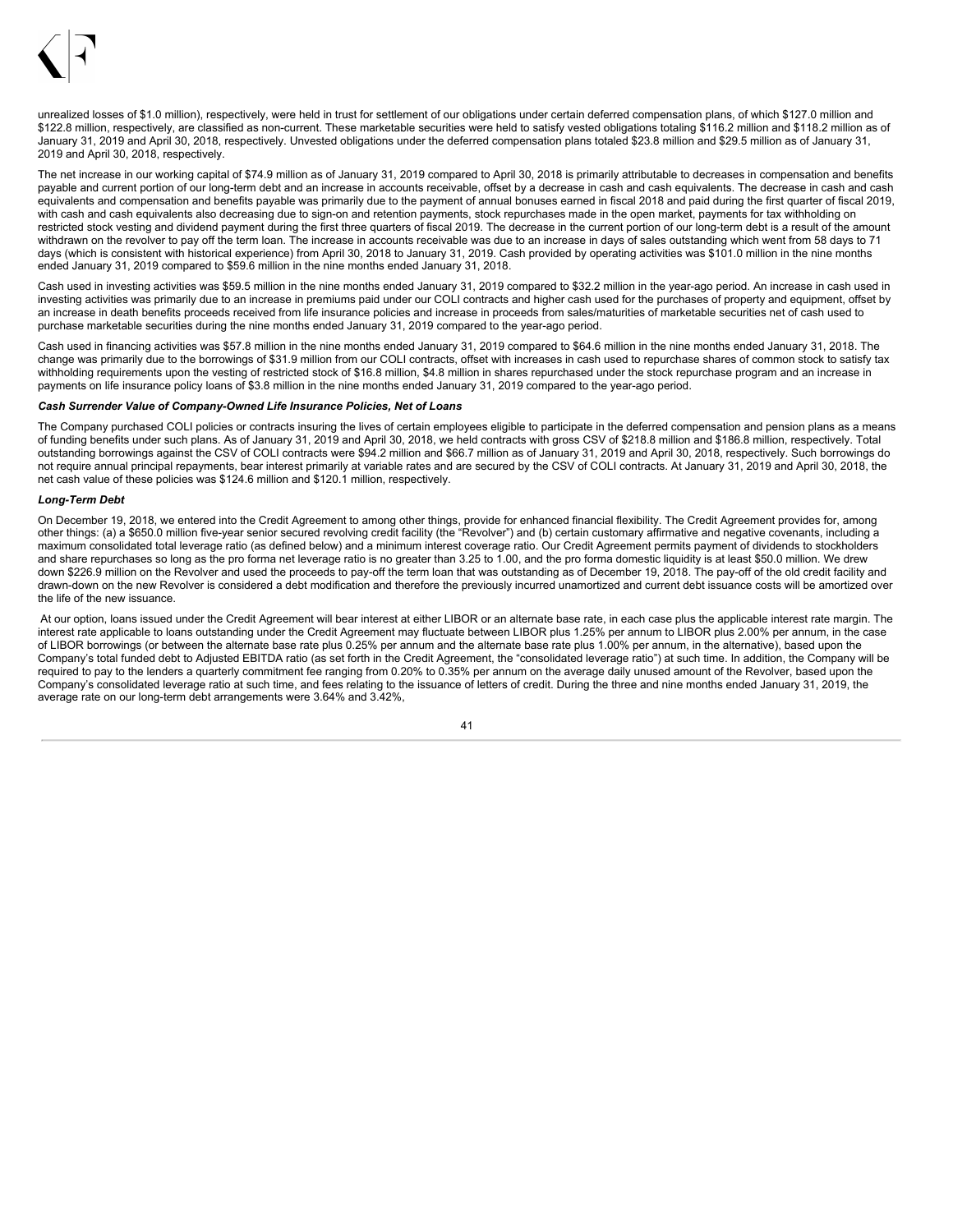unrealized losses of $1.0 million), respectively, were held in trust for settlement of our obligations under certain deferred compensation plans, of which $127.0 million and $122.8 million, respectively, are classified as non-current. These marketable securities were held to satisfy vested obligations totaling $116.2 million and $118.2 million as of January 31, 2019 and April 30, 2018, respectively. Unvested obligations under the deferred compensation plans totaled $23.8 million and $29.5 million as of January 31, 2019 and April 30, 2018, respectively.

The net increase in our working capital of $74.9 million as of January 31, 2019 compared to April 30, 2018 is primarily attributable to decreases in compensation and benefits payable and current portion of our long-term debt and an increase in accounts receivable, offset by a decrease in cash and cash equivalents. The decrease in cash and cash equivalents and compensation and benefits payable was primarily due to the payment of annual bonuses earned in fiscal 2018 and paid during the first quarter of fiscal 2019, with cash and cash equivalents also decreasing due to sign-on and retention payments, stock repurchases made in the open market, payments for tax withholding on restricted stock vesting and dividend payment during the first three quarters of fiscal 2019. The decrease in the current portion of our long-term debt is a result of the amount withdrawn on the revolver to pay off the term loan. The increase in accounts receivable was due to an increase in days of sales outstanding which went from 58 days to 71 days (which is consistent with historical experience) from April 30, 2018 to January 31, 2019. Cash provided by operating activities was $101.0 million in the nine months ended January 31, 2019 compared to $59.6 million in the nine months ended January 31, 2018.

Cash used in investing activities was $59.5 million in the nine months ended January 31, 2019 compared to $32.2 million in the year-ago period. An increase in cash used in investing activities was primarily due to an increase in premiums paid under our COLI contracts and higher cash used for the purchases of property and equipment, offset by an increase in death benefits proceeds received from life insurance policies and increase in proceeds from sales/maturities of marketable securities net of cash used to purchase marketable securities during the nine months ended January 31, 2019 compared to the year-ago period.

Cash used in financing activities was $57.8 million in the nine months ended January 31, 2019 compared to $64.6 million in the nine months ended January 31, 2018. The change was primarily due to the borrowings of $31.9 million from our COLI contracts, offset with increases in cash used to repurchase shares of common stock to satisfy tax withholding requirements upon the vesting of restricted stock of $16.8 million, $4.8 million in shares repurchased under the stock repurchase program and an increase in payments on life insurance policy loans of $3.8 million in the nine months ended January 31, 2019 compared to the year-ago period.

***Cash Surrender Value of Company-Owned Life Insurance Policies, Net of Loans***

The Company purchased COLI policies or contracts insuring the lives of certain employees eligible to participate in the deferred compensation and pension plans as a means of funding benefits under such plans. As of January 31, 2019 and April 30, 2018, we held contracts with gross CSV of $218.8 million and $186.8 million, respectively. Total outstanding borrowings against the CSV of COLI contracts were $94.2 million and $66.7 million as of January 31, 2019 and April 30, 2018, respectively. Such borrowings do not require annual principal repayments, bear interest primarily at variable rates and are secured by the CSV of COLI contracts. At January 31, 2019 and April 30, 2018, the net cash value of these policies was $124.6 million and $120.1 million, respectively.

***Long-Term Debt***

On December 19, 2018, we entered into the Credit Agreement to among other things, provide for enhanced financial flexibility. The Credit Agreement provides for, among other things: (a) a $650.0 million five-year senior secured revolving credit facility (the "Revolver") and (b) certain customary affirmative and negative covenants, including a maximum consolidated total leverage ratio (as defined below) and a minimum interest coverage ratio. Our Credit Agreement permits payment of dividends to stockholders and share repurchases so long as the pro forma net leverage ratio is no greater than 3.25 to 1.00, and the pro forma domestic liquidity is at least $50.0 million. We drew down $226.9 million on the Revolver and used the proceeds to pay-off the term loan that was outstanding as of December 19, 2018. The pay-off of the old credit facility and drawn-down on the new Revolver is considered a debt modification and therefore the previously incurred unamortized and current debt issuance costs will be amortized over the life of the new issuance.

At our option, loans issued under the Credit Agreement will bear interest at either LIBOR or an alternate base rate, in each case plus the applicable interest rate margin. The interest rate applicable to loans outstanding under the Credit Agreement may fluctuate between LIBOR plus 1.25% per annum to LIBOR plus 2.00% per annum, in the case of LIBOR borrowings (or between the alternate base rate plus 0.25% per annum and the alternate base rate plus 1.00% per annum, in the alternative), based upon the Company's total funded debt to Adjusted EBITDA ratio (as set forth in the Credit Agreement, the "consolidated leverage ratio") at such time. In addition, the Company will be required to pay to the lenders a quarterly commitment fee ranging from 0.20% to 0.35% per annum on the average daily unused amount of the Revolver, based upon the Company's consolidated leverage ratio at such time, and fees relating to the issuance of letters of credit. During the three and nine months ended January 31, 2019, the average rate on our long-term debt arrangements were 3.64% and 3.42%,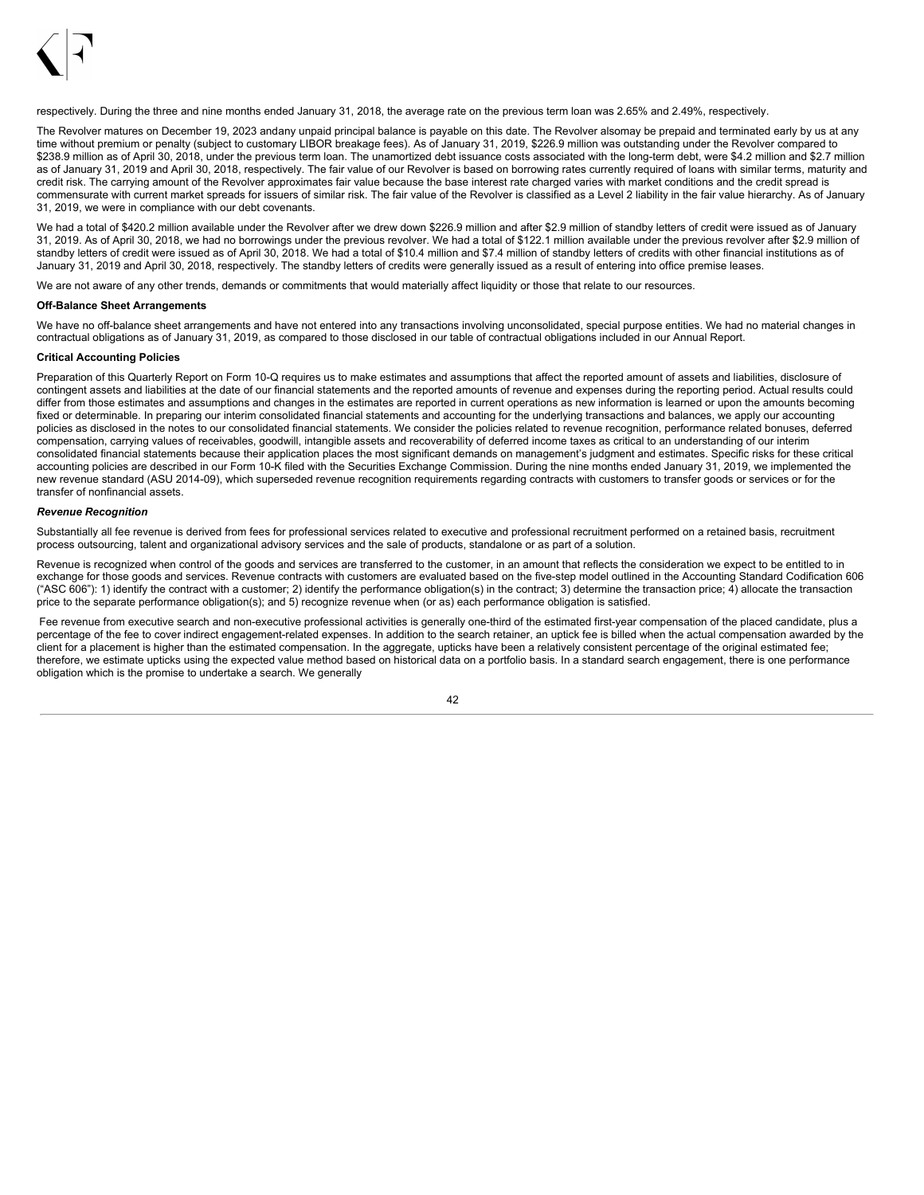respectively. During the three and nine months ended January 31, 2018, the average rate on the previous term loan was 2.65% and 2.49%, respectively.

The Revolver matures on December 19, 2023 andany unpaid principal balance is payable on this date. The Revolver alsomay be prepaid and terminated early by us at any time without premium or penalty (subject to customary LIBOR breakage fees). As of January 31, 2019, $226.9 million was outstanding under the Revolver compared to $238.9 million as of April 30, 2018, under the previous term loan. The unamortized debt issuance costs associated with the long-term debt, were $4.2 million and $2.7 million as of January 31, 2019 and April 30, 2018, respectively. The fair value of our Revolver is based on borrowing rates currently required of loans with similar terms, maturity and credit risk. The carrying amount of the Revolver approximates fair value because the base interest rate charged varies with market conditions and the credit spread is commensurate with current market spreads for issuers of similar risk. The fair value of the Revolver is classified as a Level 2 liability in the fair value hierarchy. As of January 31, 2019, we were in compliance with our debt covenants.

We had a total of $420.2 million available under the Revolver after we drew down $226.9 million and after $2.9 million of standby letters of credit were issued as of January 31, 2019. As of April 30, 2018, we had no borrowings under the previous revolver. We had a total of $122.1 million available under the previous revolver after $2.9 million of standby letters of credit were issued as of April 30, 2018. We had a total of $10.4 million and $7.4 million of standby letters of credits with other financial institutions as of January 31, 2019 and April 30, 2018, respectively. The standby letters of credits were generally issued as a result of entering into office premise leases.

We are not aware of any other trends, demands or commitments that would materially affect liquidity or those that relate to our resources.

**Off-Balance Sheet Arrangements**

We have no off-balance sheet arrangements and have not entered into any transactions involving unconsolidated, special purpose entities. We had no material changes in contractual obligations as of January 31, 2019, as compared to those disclosed in our table of contractual obligations included in our Annual Report.

**Critical Accounting Policies**

Preparation of this Quarterly Report on Form 10-Q requires us to make estimates and assumptions that affect the reported amount of assets and liabilities, disclosure of contingent assets and liabilities at the date of our financial statements and the reported amounts of revenue and expenses during the reporting period. Actual results could differ from those estimates and assumptions and changes in the estimates are reported in current operations as new information is learned or upon the amounts becoming fixed or determinable. In preparing our interim consolidated financial statements and accounting for the underlying transactions and balances, we apply our accounting policies as disclosed in the notes to our consolidated financial statements. We consider the policies related to revenue recognition, performance related bonuses, deferred compensation, carrying values of receivables, goodwill, intangible assets and recoverability of deferred income taxes as critical to an understanding of our interim consolidated financial statements because their application places the most significant demands on management's judgment and estimates. Specific risks for these critical accounting policies are described in our Form 10-K filed with the Securities Exchange Commission. During the nine months ended January 31, 2019, we implemented the new revenue standard (ASU 2014-09), which superseded revenue recognition requirements regarding contracts with customers to transfer goods or services or for the transfer of nonfinancial assets.

***Revenue Recognition***

Substantially all fee revenue is derived from fees for professional services related to executive and professional recruitment performed on a retained basis, recruitment process outsourcing, talent and organizational advisory services and the sale of products, standalone or as part of a solution.

Revenue is recognized when control of the goods and services are transferred to the customer, in an amount that reflects the consideration we expect to be entitled to in exchange for those goods and services. Revenue contracts with customers are evaluated based on the five-step model outlined in the Accounting Standard Codification 606 ("ASC 606"): 1) identify the contract with a customer; 2) identify the performance obligation(s) in the contract; 3) determine the transaction price; 4) allocate the transaction price to the separate performance obligation(s); and 5) recognize revenue when (or as) each performance obligation is satisfied.

Fee revenue from executive search and non-executive professional activities is generally one-third of the estimated first-year compensation of the placed candidate, plus a percentage of the fee to cover indirect engagement-related expenses. In addition to the search retainer, an uptick fee is billed when the actual compensation awarded by the client for a placement is higher than the estimated compensation. In the aggregate, upticks have been a relatively consistent percentage of the original estimated fee; therefore, we estimate upticks using the expected value method based on historical data on a portfolio basis. In a standard search engagement, there is one performance obligation which is the promise to undertake a search. We generally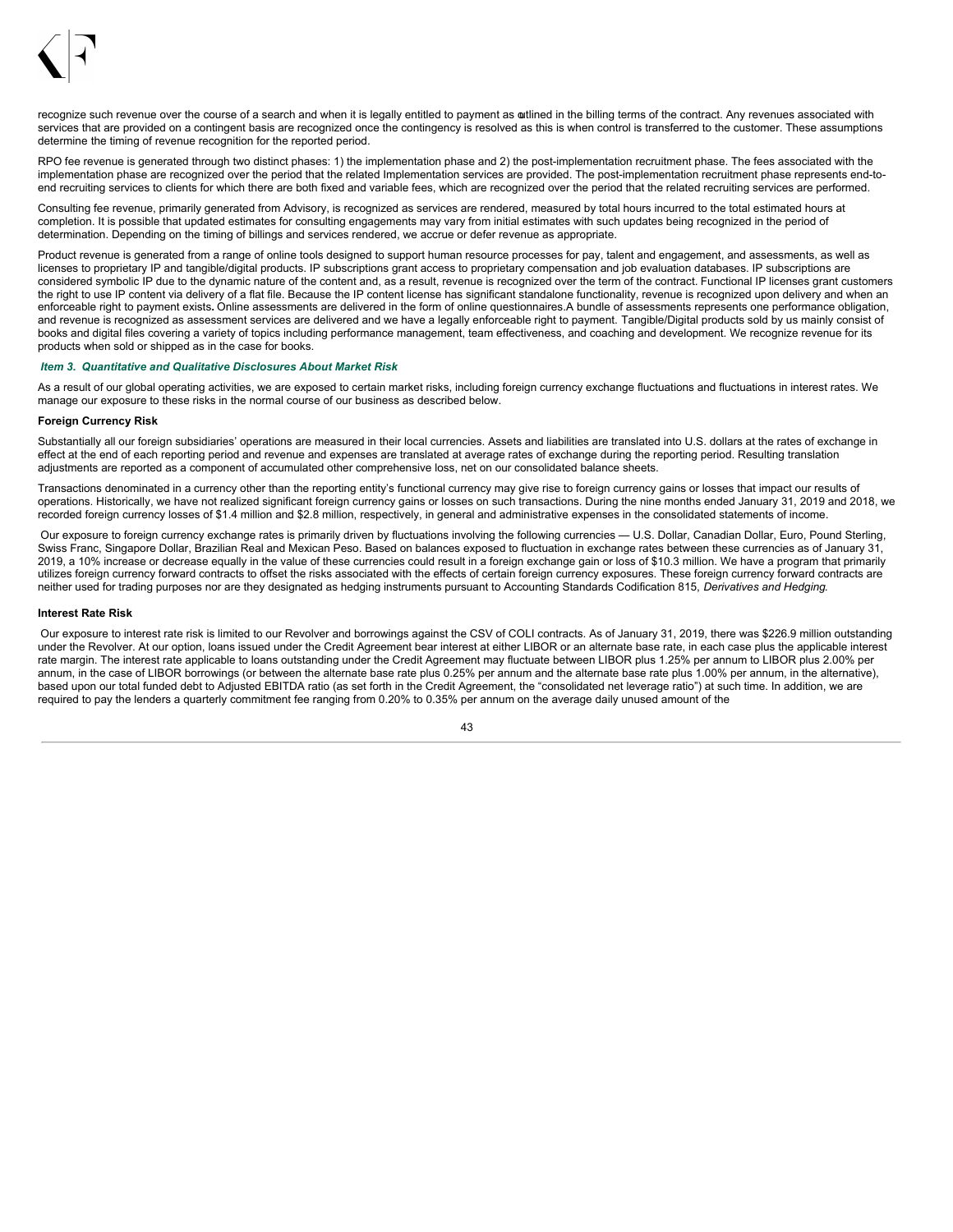recognize such revenue over the course of a search and when it is legally entitled to payment as outlined in the billing terms of the contract. Any revenues associated with services that are provided on a contingent basis are recognized once the contingency is resolved as this is when control is transferred to the customer. These assumptions determine the timing of revenue recognition for the reported period.

RPO fee revenue is generated through two distinct phases: 1) the implementation phase and 2) the post-implementation recruitment phase. The fees associated with the implementation phase are recognized over the period that the related Implementation services are provided. The post-implementation recruitment phase represents end-to-end recruiting services to clients for which there are both fixed and variable fees, which are recognized over the period that the related recruiting services are performed.

Consulting fee revenue, primarily generated from Advisory, is recognized as services are rendered, measured by total hours incurred to the total estimated hours at completion. It is possible that updated estimates for consulting engagements may vary from initial estimates with such updates being recognized in the period of determination. Depending on the timing of billings and services rendered, we accrue or defer revenue as appropriate.

Product revenue is generated from a range of online tools designed to support human resource processes for pay, talent and engagement, and assessments, as well as licenses to proprietary IP and tangible/digital products. IP subscriptions grant access to proprietary compensation and job evaluation databases. IP subscriptions are considered symbolic IP due to the dynamic nature of the content and, as a result, revenue is recognized over the term of the contract. Functional IP licenses grant customers the right to use IP content via delivery of a flat file. Because the IP content license has significant standalone functionality, revenue is recognized upon delivery and when an enforceable right to payment exists**.** Online assessments are delivered in the form of online questionnaires.A bundle of assessments represents one performance obligation, and revenue is recognized as assessment services are delivered and we have a legally enforceable right to payment. Tangible/Digital products sold by us mainly consist of books and digital files covering a variety of topics including performance management, team effectiveness, and coaching and development. We recognize revenue for its products when sold or shipped as in the case for books.

### *Item 3. Quantitative and Qualitative Disclosures About Market Risk*

As a result of our global operating activities, we are exposed to certain market risks, including foreign currency exchange fluctuations and fluctuations in interest rates. We manage our exposure to these risks in the normal course of our business as described below.

**Foreign Currency Risk**

Substantially all our foreign subsidiaries' operations are measured in their local currencies. Assets and liabilities are translated into U.S. dollars at the rates of exchange in effect at the end of each reporting period and revenue and expenses are translated at average rates of exchange during the reporting period. Resulting translation adjustments are reported as a component of accumulated other comprehensive loss, net on our consolidated balance sheets.

Transactions denominated in a currency other than the reporting entity's functional currency may give rise to foreign currency gains or losses that impact our results of operations. Historically, we have not realized significant foreign currency gains or losses on such transactions. During the nine months ended January 31, 2019 and 2018, we recorded foreign currency losses of $1.4 million and $2.8 million, respectively, in general and administrative expenses in the consolidated statements of income.

Our exposure to foreign currency exchange rates is primarily driven by fluctuations involving the following currencies — U.S. Dollar, Canadian Dollar, Euro, Pound Sterling, Swiss Franc, Singapore Dollar, Brazilian Real and Mexican Peso. Based on balances exposed to fluctuation in exchange rates between these currencies as of January 31, 2019, a 10% increase or decrease equally in the value of these currencies could result in a foreign exchange gain or loss of $10.3 million. We have a program that primarily utilizes foreign currency forward contracts to offset the risks associated with the effects of certain foreign currency exposures. These foreign currency forward contracts are neither used for trading purposes nor are they designated as hedging instruments pursuant to Accounting Standards Codification 815, *Derivatives and Hedging.*

**Interest Rate Risk**

Our exposure to interest rate risk is limited to our Revolver and borrowings against the CSV of COLI contracts. As of January 31, 2019, there was $226.9 million outstanding under the Revolver. At our option, loans issued under the Credit Agreement bear interest at either LIBOR or an alternate base rate, in each case plus the applicable interest rate margin. The interest rate applicable to loans outstanding under the Credit Agreement may fluctuate between LIBOR plus 1.25% per annum to LIBOR plus 2.00% per annum, in the case of LIBOR borrowings (or between the alternate base rate plus 0.25% per annum and the alternate base rate plus 1.00% per annum, in the alternative), based upon our total funded debt to Adjusted EBITDA ratio (as set forth in the Credit Agreement, the "consolidated net leverage ratio") at such time. In addition, we are required to pay the lenders a quarterly commitment fee ranging from 0.20% to 0.35% per annum on the average daily unused amount of the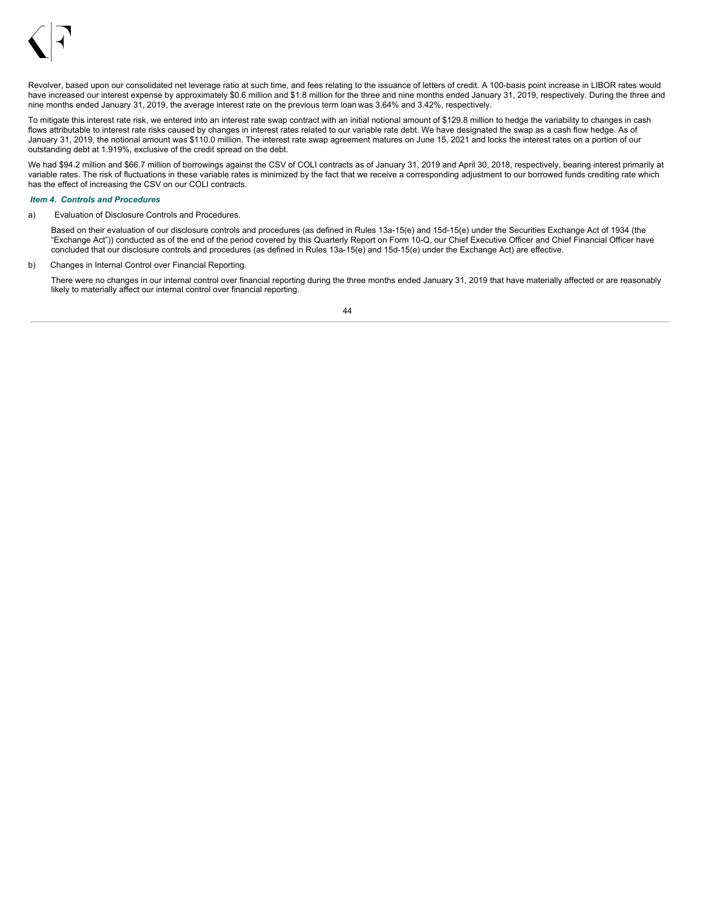Revolver, based upon our consolidated net leverage ratio at such time, and fees relating to the issuance of letters of credit. A 100-basis point increase in LIBOR rates would have increased our interest expense by approximately $0.6 million and $1.8 million for the three and nine months ended January 31, 2019, respectively. During the three and nine months ended January 31, 2019, the average interest rate on the previous term loan was 3.64% and 3.42%, respectively.

To mitigate this interest rate risk, we entered into an interest rate swap contract with an initial notional amount of $129.8 million to hedge the variability to changes in cash flows attributable to interest rate risks caused by changes in interest rates related to our variable rate debt. We have designated the swap as a cash flow hedge. As of January 31, 2019, the notional amount was $110.0 million. The interest rate swap agreement matures on June 15, 2021 and locks the interest rates on a portion of our outstanding debt at 1.919%, exclusive of the credit spread on the debt.

We had $94.2 million and $66.7 million of borrowings against the CSV of COLI contracts as of January 31, 2019 and April 30, 2018, respectively, bearing interest primarily at variable rates. The risk of fluctuations in these variable rates is minimized by the fact that we receive a corresponding adjustment to our borrowed funds crediting rate which has the effect of increasing the CSV on our COLI contracts.

### *Item 4. Controls and Procedures*

a) Evaluation of Disclosure Controls and Procedures.

Based on their evaluation of our disclosure controls and procedures (as defined in Rules 13a-15(e) and 15d-15(e) under the Securities Exchange Act of 1934 (the "Exchange Act")) conducted as of the end of the period covered by this Quarterly Report on Form 10-Q, our Chief Executive Officer and Chief Financial Officer have concluded that our disclosure controls and procedures (as defined in Rules 13a-15(e) and 15d-15(e) under the Exchange Act) are effective.

b) Changes in Internal Control over Financial Reporting.

There were no changes in our internal control over financial reporting during the three months ended January 31, 2019 that have materially affected or are reasonably likely to materially affect our internal control over financial reporting.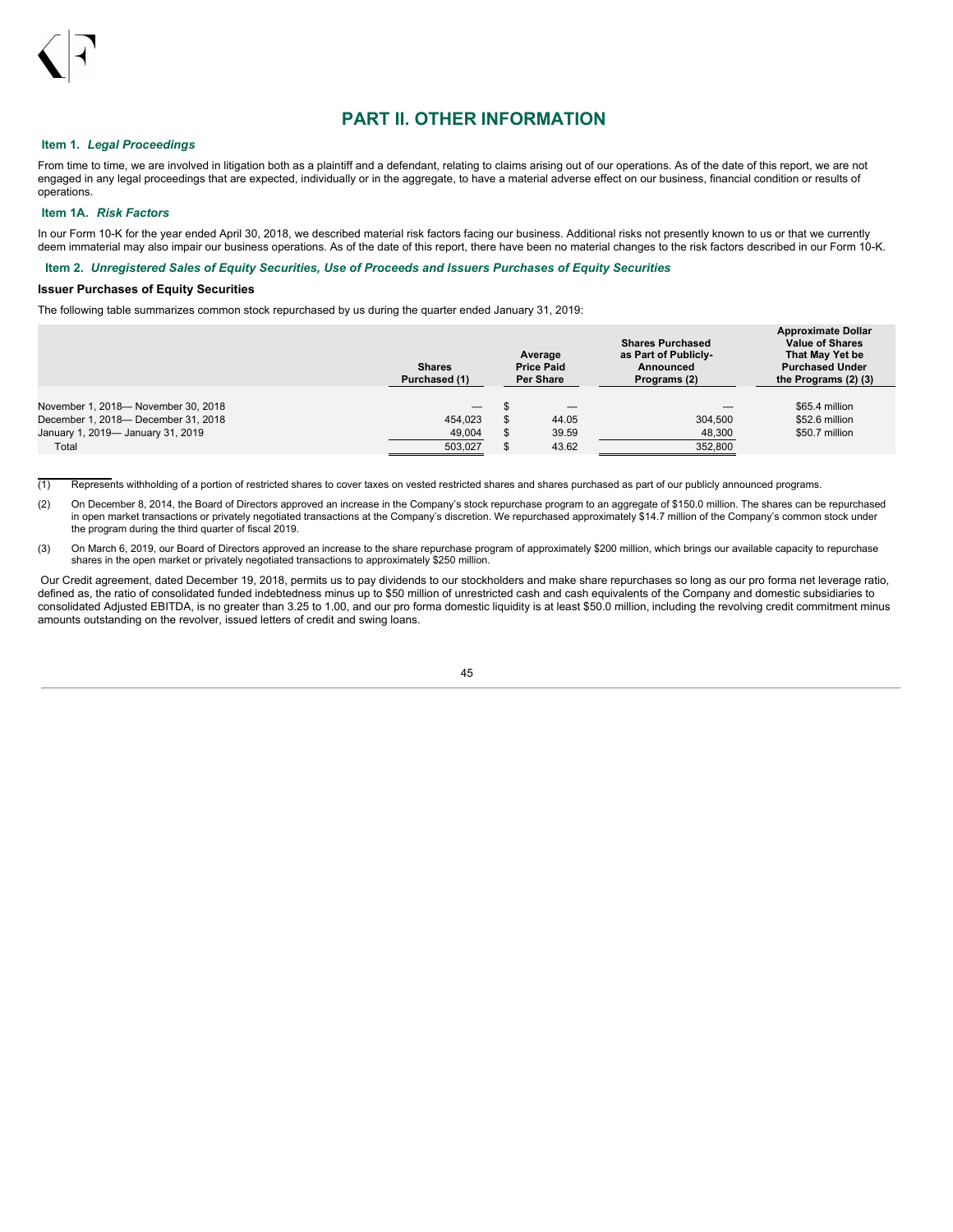# PART II. OTHER INFORMATION

## Item 1. *Legal Proceedings*

From time to time, we are involved in litigation both as a plaintiff and a defendant, relating to claims arising out of our operations. As of the date of this report, we are not engaged in any legal proceedings that are expected, individually or in the aggregate, to have a material adverse effect on our business, financial condition or results of operations.

## Item 1A. *Risk Factors*

In our Form 10-K for the year ended April 30, 2018, we described material risk factors facing our business. Additional risks not presently known to us or that we currently deem immaterial may also impair our business operations. As of the date of this report, there have been no material changes to the risk factors described in our Form 10-K.

## Item 2. *Unregistered Sales of Equity Securities, Use of Proceeds and Issuers Purchases of Equity Securities*

### Issuer Purchases of Equity Securities

The following table summarizes common stock repurchased by us during the quarter ended January 31, 2019:

| | Shares Purchased (1) | Average Price Paid Per Share | Shares Purchased as Part of Publicly-Announced Programs (2) | Approximate Dollar Value of Shares That May Yet be Purchased Under the Programs (2) (3) |
|---|---|---|---|---|
| November 1, 2018— November 30, 2018 | — | $ — | — | $65.4 million |
| December 1, 2018— December 31, 2018 | 454,023 | $ 44.05 | 304,500 | $52.6 million |
| January 1, 2019— January 31, 2019 | 49,004 | $ 39.59 | 48,300 | $50.7 million |
| Total | 503,027 | $ 43.62 | 352,800 | |

(1) Represents withholding of a portion of restricted shares to cover taxes on vested restricted shares and shares purchased as part of our publicly announced programs.

(2) On December 8, 2014, the Board of Directors approved an increase in the Company's stock repurchase program to an aggregate of $150.0 million. The shares can be repurchased in open market transactions or privately negotiated transactions at the Company's discretion. We repurchased approximately $14.7 million of the Company's common stock under the program during the third quarter of fiscal 2019.

(3) On March 6, 2019, our Board of Directors approved an increase to the share repurchase program of approximately $200 million, which brings our available capacity to repurchase shares in the open market or privately negotiated transactions to approximately $250 million.

Our Credit agreement, dated December 19, 2018, permits us to pay dividends to our stockholders and make share repurchases so long as our pro forma net leverage ratio, defined as, the ratio of consolidated funded indebtedness minus up to $50 million of unrestricted cash and cash equivalents of the Company and domestic subsidiaries to consolidated Adjusted EBITDA, is no greater than 3.25 to 1.00, and our pro forma domestic liquidity is at least $50.0 million, including the revolving credit commitment minus amounts outstanding on the revolver, issued letters of credit and swing loans.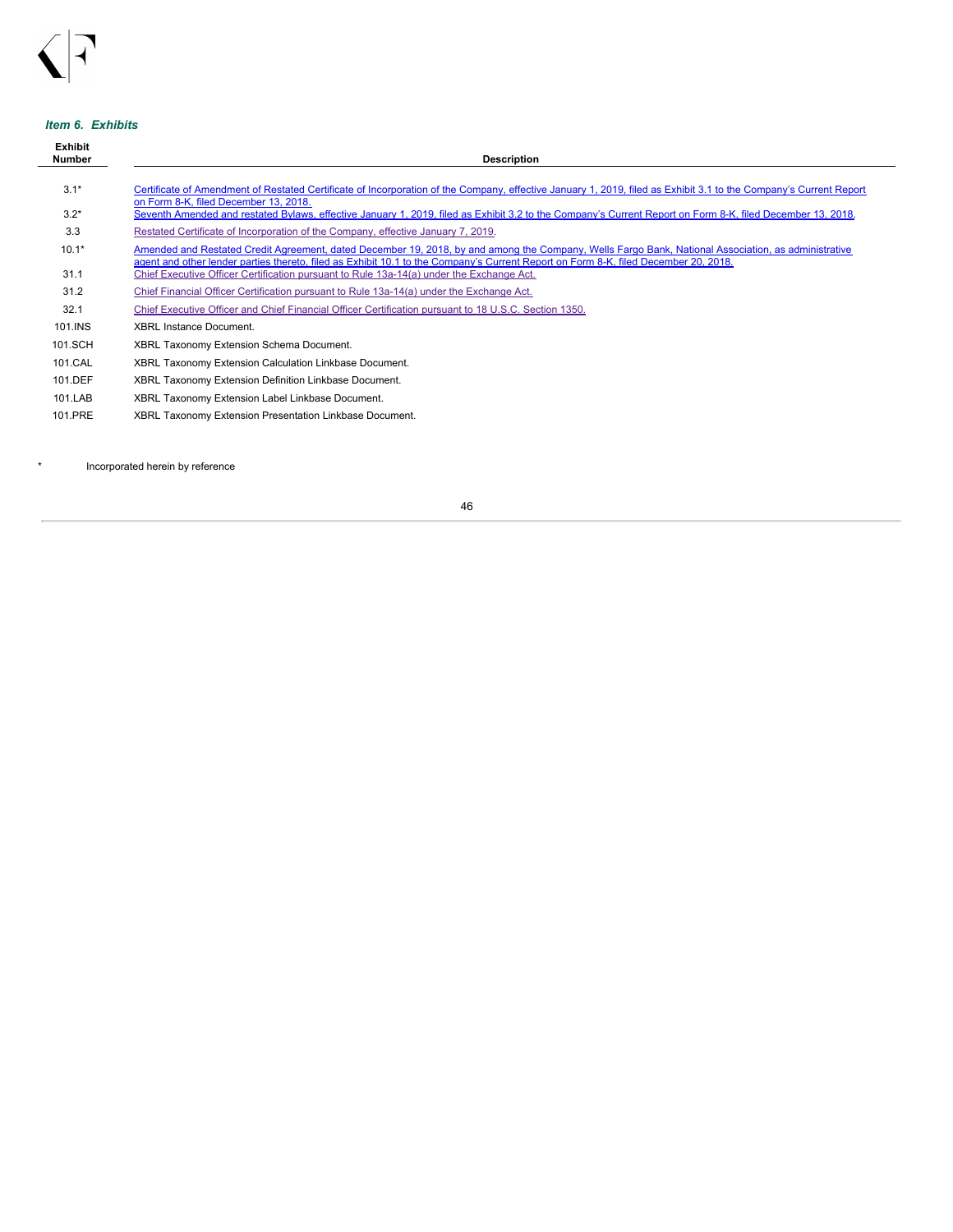### *Item 6. Exhibits*

| Exhibit Number | Description |
|---|---|
| 3.1* | Certificate of Amendment of Restated Certificate of Incorporation of the Company, effective January 1, 2019, filed as Exhibit 3.1 to the Company's Current Report on Form 8-K, filed December 13, 2018. |
| 3.2* | Seventh Amended and restated Bylaws, effective January 1, 2019, filed as Exhibit 3.2 to the Company's Current Report on Form 8-K, filed December 13, 2018. |
| 3.3 | Restated Certificate of Incorporation of the Company, effective January 7, 2019. |
| 10.1* | Amended and Restated Credit Agreement, dated December 19, 2018, by and among the Company, Wells Fargo Bank, National Association, as administrative agent and other lender parties thereto, filed as Exhibit 10.1 to the Company's Current Report on Form 8-K, filed December 20, 2018. |
| 31.1 | Chief Executive Officer Certification pursuant to Rule 13a-14(a) under the Exchange Act. |
| 31.2 | Chief Financial Officer Certification pursuant to Rule 13a-14(a) under the Exchange Act. |
| 32.1 | Chief Executive Officer and Chief Financial Officer Certification pursuant to 18 U.S.C. Section 1350. |
| 101.INS | XBRL Instance Document. |
| 101.SCH | XBRL Taxonomy Extension Schema Document. |
| 101.CAL | XBRL Taxonomy Extension Calculation Linkbase Document. |
| 101.DEF | XBRL Taxonomy Extension Definition Linkbase Document. |
| 101.LAB | XBRL Taxonomy Extension Label Linkbase Document. |
| 101.PRE | XBRL Taxonomy Extension Presentation Linkbase Document. |

* Incorporated herein by reference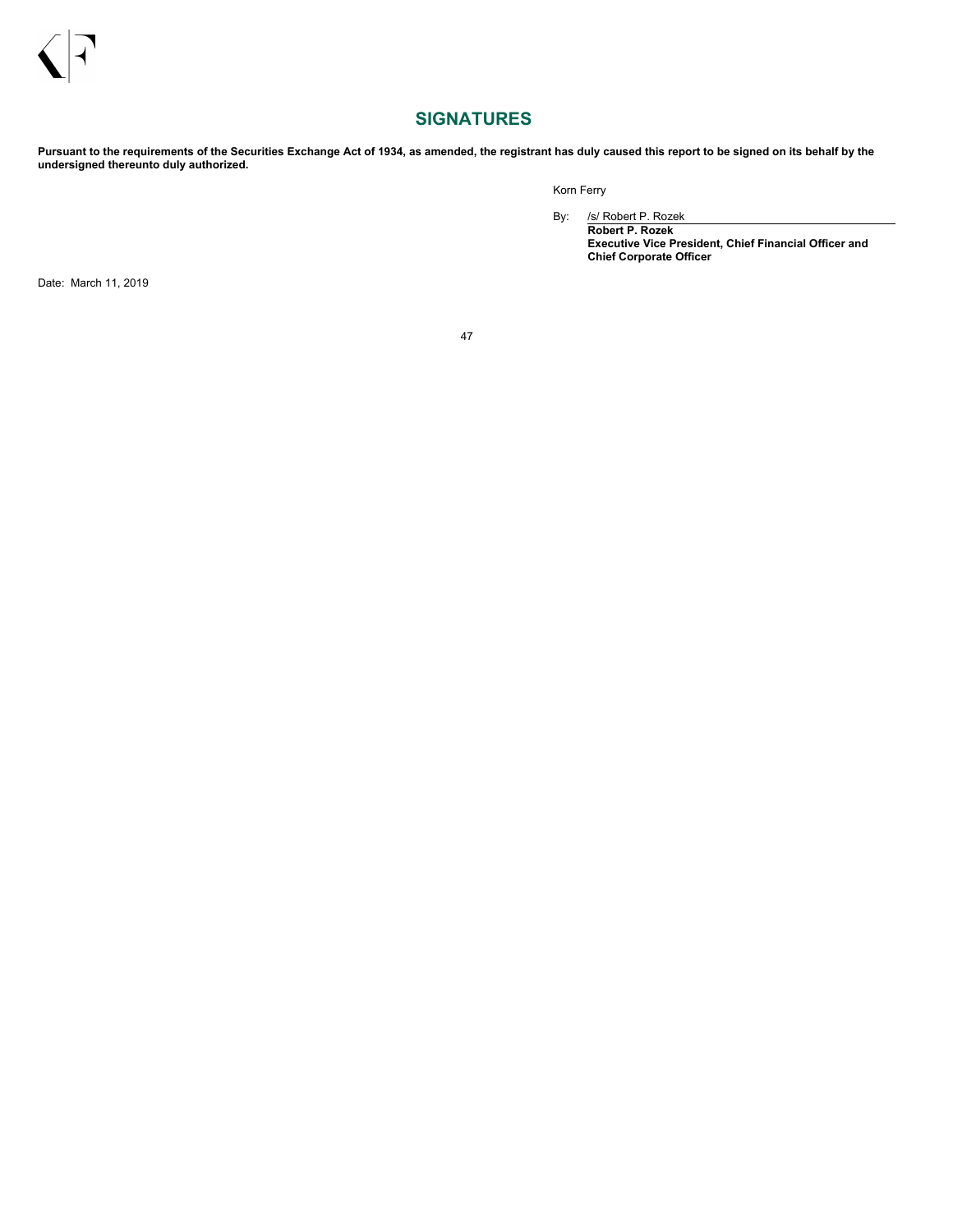## SIGNATURES

**Pursuant to the requirements of the Securities Exchange Act of 1934, as amended, the registrant has duly caused this report to be signed on its behalf by the undersigned thereunto duly authorized.**

Korn Ferry

By: /s/ Robert P. Rozek

**Robert P. Rozek**
**Executive Vice President, Chief Financial Officer and Chief Corporate Officer**

Date: March 11, 2019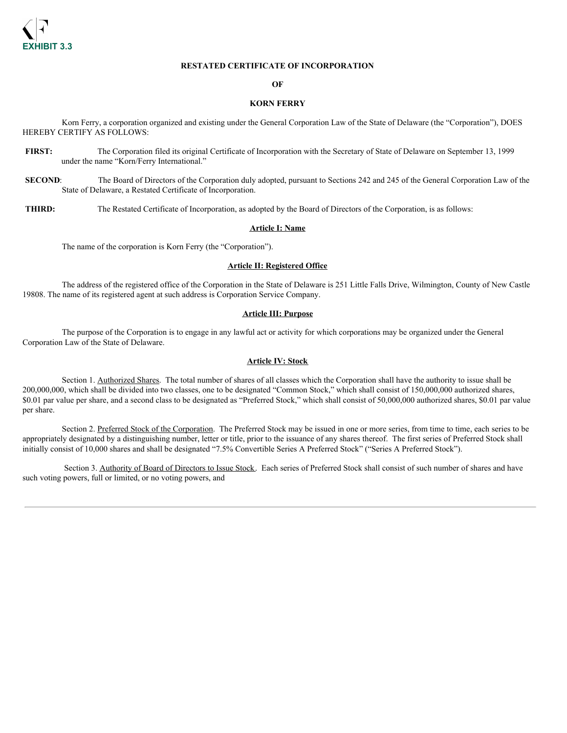**EXHIBIT 3.3**

**RESTATED CERTIFICATE OF INCORPORATION**

**OF**

**KORN FERRY**

Korn Ferry, a corporation organized and existing under the General Corporation Law of the State of Delaware (the "Corporation"), DOES HEREBY CERTIFY AS FOLLOWS:

**FIRST:** The Corporation filed its original Certificate of Incorporation with the Secretary of State of Delaware on September 13, 1999 under the name "Korn/Ferry International."

**SECOND**: The Board of Directors of the Corporation duly adopted, pursuant to Sections 242 and 245 of the General Corporation Law of the State of Delaware, a Restated Certificate of Incorporation.

**THIRD:** The Restated Certificate of Incorporation, as adopted by the Board of Directors of the Corporation, is as follows:

**Article I: Name**

The name of the corporation is Korn Ferry (the "Corporation").

**Article II: Registered Office**

The address of the registered office of the Corporation in the State of Delaware is 251 Little Falls Drive, Wilmington, County of New Castle 19808. The name of its registered agent at such address is Corporation Service Company.

**Article III: Purpose**

The purpose of the Corporation is to engage in any lawful act or activity for which corporations may be organized under the General Corporation Law of the State of Delaware.

**Article IV: Stock**

Section 1. Authorized Shares. The total number of shares of all classes which the Corporation shall have the authority to issue shall be 200,000,000, which shall be divided into two classes, one to be designated "Common Stock," which shall consist of 150,000,000 authorized shares, $0.01 par value per share, and a second class to be designated as "Preferred Stock," which shall consist of 50,000,000 authorized shares, $0.01 par value per share.

Section 2. Preferred Stock of the Corporation. The Preferred Stock may be issued in one or more series, from time to time, each series to be appropriately designated by a distinguishing number, letter or title, prior to the issuance of any shares thereof. The first series of Preferred Stock shall initially consist of 10,000 shares and shall be designated "7.5% Convertible Series A Preferred Stock" ("Series A Preferred Stock").

Section 3. Authority of Board of Directors to Issue Stock. Each series of Preferred Stock shall consist of such number of shares and have such voting powers, full or limited, or no voting powers, and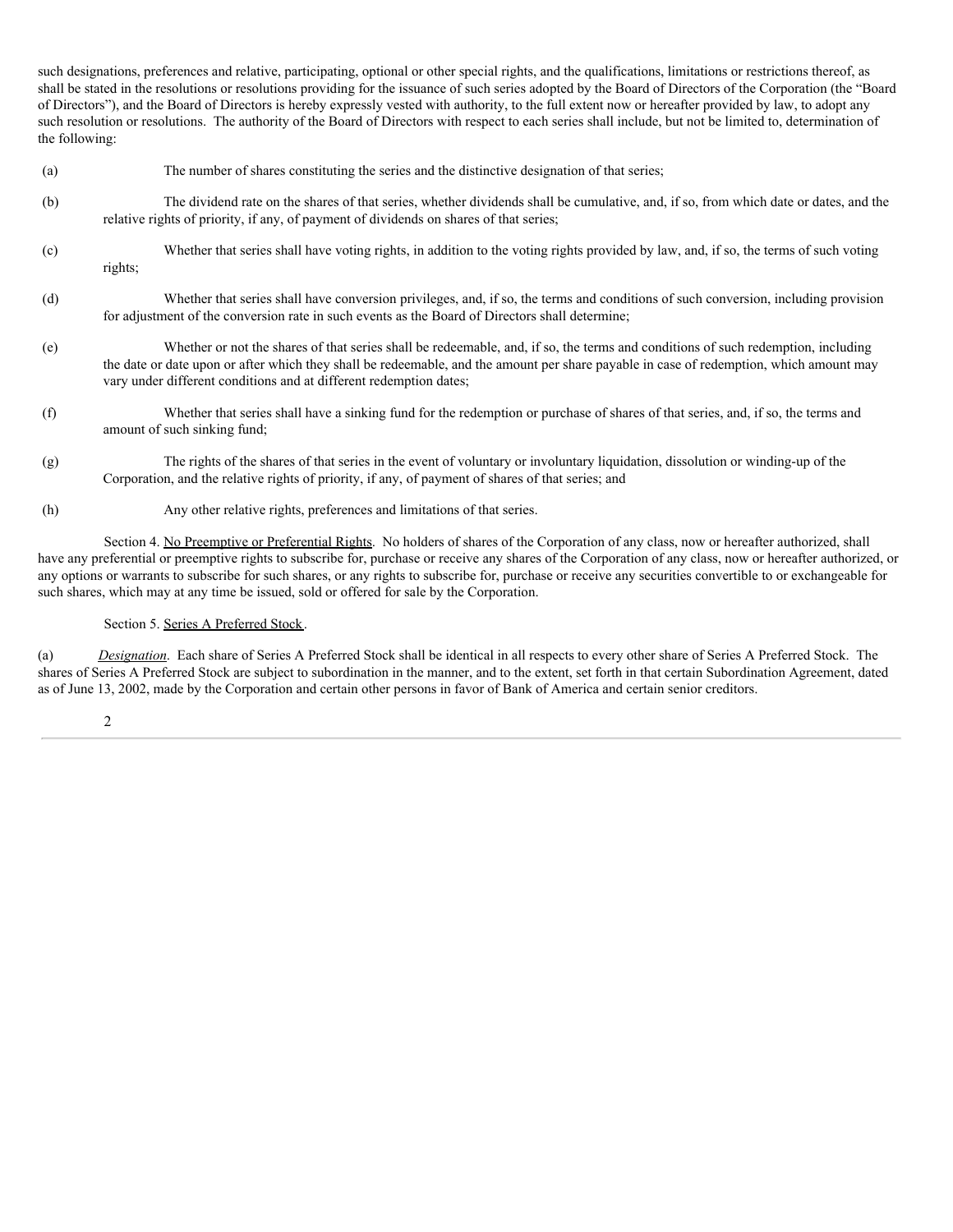such designations, preferences and relative, participating, optional or other special rights, and the qualifications, limitations or restrictions thereof, as shall be stated in the resolutions or resolutions providing for the issuance of such series adopted by the Board of Directors of the Corporation (the "Board of Directors"), and the Board of Directors is hereby expressly vested with authority, to the full extent now or hereafter provided by law, to adopt any such resolution or resolutions. The authority of the Board of Directors with respect to each series shall include, but not be limited to, determination of the following:

(a) The number of shares constituting the series and the distinctive designation of that series;

(b) The dividend rate on the shares of that series, whether dividends shall be cumulative, and, if so, from which date or dates, and the relative rights of priority, if any, of payment of dividends on shares of that series;

(c) Whether that series shall have voting rights, in addition to the voting rights provided by law, and, if so, the terms of such voting rights;

(d) Whether that series shall have conversion privileges, and, if so, the terms and conditions of such conversion, including provision for adjustment of the conversion rate in such events as the Board of Directors shall determine;

(e) Whether or not the shares of that series shall be redeemable, and, if so, the terms and conditions of such redemption, including the date or date upon or after which they shall be redeemable, and the amount per share payable in case of redemption, which amount may vary under different conditions and at different redemption dates;

(f) Whether that series shall have a sinking fund for the redemption or purchase of shares of that series, and, if so, the terms and amount of such sinking fund;

(g) The rights of the shares of that series in the event of voluntary or involuntary liquidation, dissolution or winding-up of the Corporation, and the relative rights of priority, if any, of payment of shares of that series; and

(h) Any other relative rights, preferences and limitations of that series.

Section 4. No Preemptive or Preferential Rights. No holders of shares of the Corporation of any class, now or hereafter authorized, shall have any preferential or preemptive rights to subscribe for, purchase or receive any shares of the Corporation of any class, now or hereafter authorized, or any options or warrants to subscribe for such shares, or any rights to subscribe for, purchase or receive any securities convertible to or exchangeable for such shares, which may at any time be issued, sold or offered for sale by the Corporation.

Section 5. Series A Preferred Stock.

(a) *Designation*. Each share of Series A Preferred Stock shall be identical in all respects to every other share of Series A Preferred Stock. The shares of Series A Preferred Stock are subject to subordination in the manner, and to the extent, set forth in that certain Subordination Agreement, dated as of June 13, 2002, made by the Corporation and certain other persons in favor of Bank of America and certain senior creditors.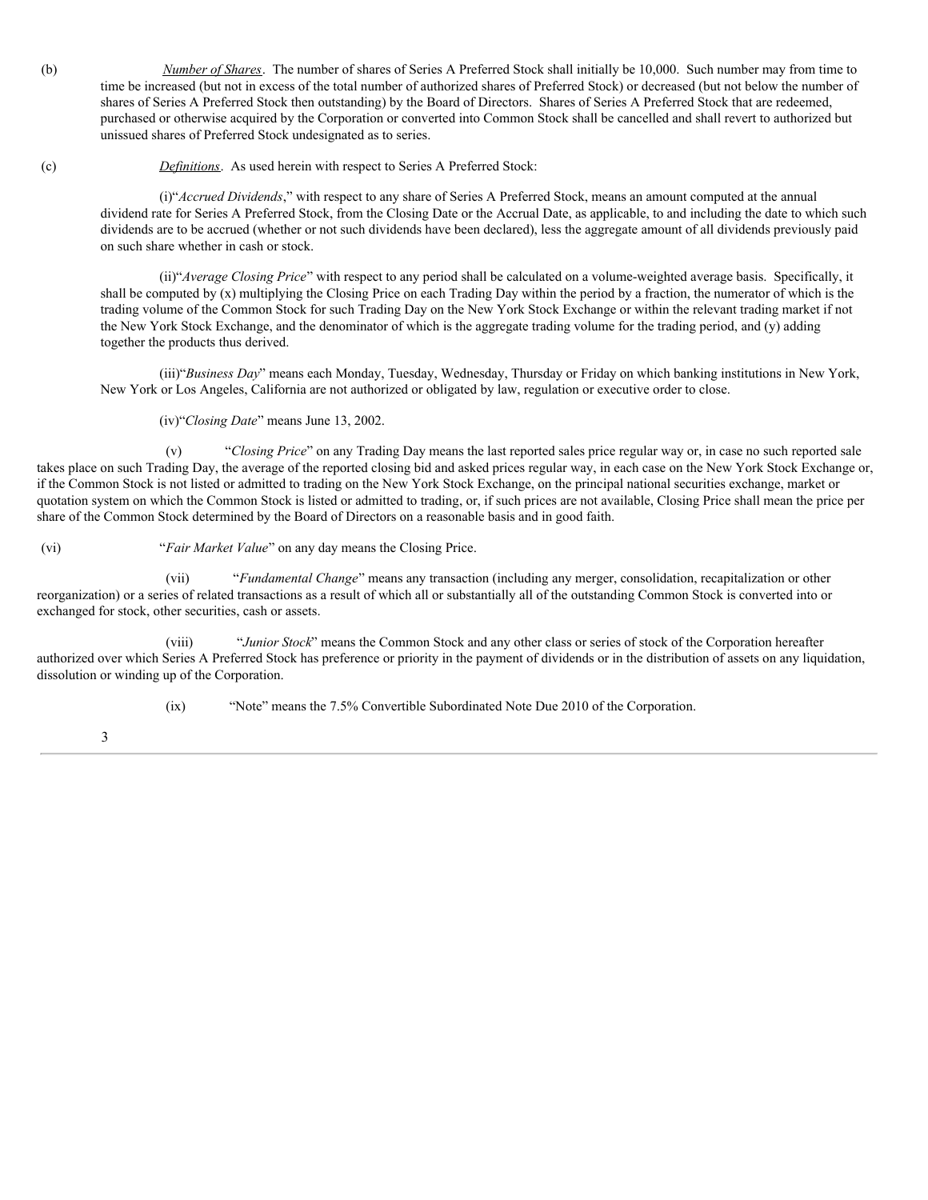(b) *Number of Shares*. The number of shares of Series A Preferred Stock shall initially be 10,000. Such number may from time to time be increased (but not in excess of the total number of authorized shares of Preferred Stock) or decreased (but not below the number of shares of Series A Preferred Stock then outstanding) by the Board of Directors. Shares of Series A Preferred Stock that are redeemed, purchased or otherwise acquired by the Corporation or converted into Common Stock shall be cancelled and shall revert to authorized but unissued shares of Preferred Stock undesignated as to series.

(c) *Definitions*. As used herein with respect to Series A Preferred Stock:

(i) "*Accrued Dividends*," with respect to any share of Series A Preferred Stock, means an amount computed at the annual dividend rate for Series A Preferred Stock, from the Closing Date or the Accrual Date, as applicable, to and including the date to which such dividends are to be accrued (whether or not such dividends have been declared), less the aggregate amount of all dividends previously paid on such share whether in cash or stock.

(ii) "*Average Closing Price*" with respect to any period shall be calculated on a volume-weighted average basis. Specifically, it shall be computed by (x) multiplying the Closing Price on each Trading Day within the period by a fraction, the numerator of which is the trading volume of the Common Stock for such Trading Day on the New York Stock Exchange or within the relevant trading market if not the New York Stock Exchange, and the denominator of which is the aggregate trading volume for the trading period, and (y) adding together the products thus derived.

(iii) "*Business Day*" means each Monday, Tuesday, Wednesday, Thursday or Friday on which banking institutions in New York, New York or Los Angeles, California are not authorized or obligated by law, regulation or executive order to close.

(iv) "*Closing Date*" means June 13, 2002.

(v) "*Closing Price*" on any Trading Day means the last reported sales price regular way or, in case no such reported sale takes place on such Trading Day, the average of the reported closing bid and asked prices regular way, in each case on the New York Stock Exchange or, if the Common Stock is not listed or admitted to trading on the New York Stock Exchange, on the principal national securities exchange, market or quotation system on which the Common Stock is listed or admitted to trading, or, if such prices are not available, Closing Price shall mean the price per share of the Common Stock determined by the Board of Directors on a reasonable basis and in good faith.

(vi) "*Fair Market Value*" on any day means the Closing Price.

(vii) "*Fundamental Change*" means any transaction (including any merger, consolidation, recapitalization or other reorganization) or a series of related transactions as a result of which all or substantially all of the outstanding Common Stock is converted into or exchanged for stock, other securities, cash or assets.

(viii) "*Junior Stock*" means the Common Stock and any other class or series of stock of the Corporation hereafter authorized over which Series A Preferred Stock has preference or priority in the payment of dividends or in the distribution of assets on any liquidation, dissolution or winding up of the Corporation.

(ix) "Note" means the 7.5% Convertible Subordinated Note Due 2010 of the Corporation.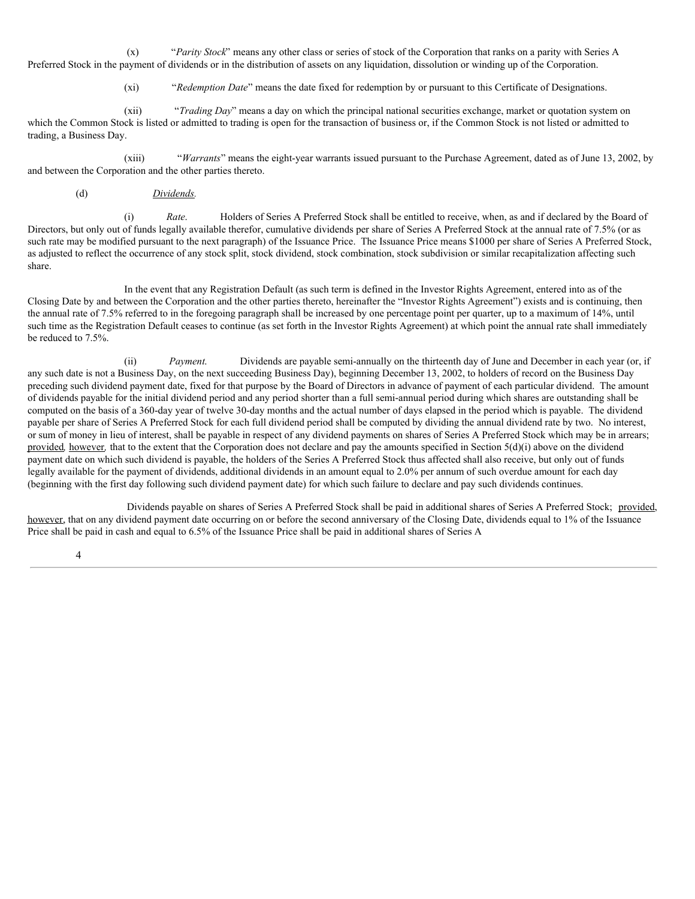(x) "*Parity Stock*" means any other class or series of stock of the Corporation that ranks on a parity with Series A Preferred Stock in the payment of dividends or in the distribution of assets on any liquidation, dissolution or winding up of the Corporation.

(xi) "*Redemption Date*" means the date fixed for redemption by or pursuant to this Certificate of Designations.

(xii) "*Trading Day*" means a day on which the principal national securities exchange, market or quotation system on which the Common Stock is listed or admitted to trading is open for the transaction of business or, if the Common Stock is not listed or admitted to trading, a Business Day.

(xiii) "*Warrants*" means the eight-year warrants issued pursuant to the Purchase Agreement, dated as of June 13, 2002, by and between the Corporation and the other parties thereto.

(d) Dividends.

(i) *Rate*. Holders of Series A Preferred Stock shall be entitled to receive, when, as and if declared by the Board of Directors, but only out of funds legally available therefor, cumulative dividends per share of Series A Preferred Stock at the annual rate of 7.5% (or as such rate may be modified pursuant to the next paragraph) of the Issuance Price. The Issuance Price means $1000 per share of Series A Preferred Stock, as adjusted to reflect the occurrence of any stock split, stock dividend, stock combination, stock subdivision or similar recapitalization affecting such share.

In the event that any Registration Default (as such term is defined in the Investor Rights Agreement, entered into as of the Closing Date by and between the Corporation and the other parties thereto, hereinafter the "Investor Rights Agreement") exists and is continuing, then the annual rate of 7.5% referred to in the foregoing paragraph shall be increased by one percentage point per quarter, up to a maximum of 14%, until such time as the Registration Default ceases to continue (as set forth in the Investor Rights Agreement) at which point the annual rate shall immediately be reduced to 7.5%.

(ii) *Payment.* Dividends are payable semi-annually on the thirteenth day of June and December in each year (or, if any such date is not a Business Day, on the next succeeding Business Day), beginning December 13, 2002, to holders of record on the Business Day preceding such dividend payment date, fixed for that purpose by the Board of Directors in advance of payment of each particular dividend. The amount of dividends payable for the initial dividend period and any period shorter than a full semi-annual period during which shares are outstanding shall be computed on the basis of a 360-day year of twelve 30-day months and the actual number of days elapsed in the period which is payable. The dividend payable per share of Series A Preferred Stock for each full dividend period shall be computed by dividing the annual dividend rate by two. No interest, or sum of money in lieu of interest, shall be payable in respect of any dividend payments on shares of Series A Preferred Stock which may be in arrears; *provided, however,* that to the extent that the Corporation does not declare and pay the amounts specified in Section 5(d)(i) above on the dividend payment date on which such dividend is payable, the holders of the Series A Preferred Stock thus affected shall also receive, but only out of funds legally available for the payment of dividends, additional dividends in an amount equal to 2.0% per annum of such overdue amount for each day (beginning with the first day following such dividend payment date) for which such failure to declare and pay such dividends continues.

Dividends payable on shares of Series A Preferred Stock shall be paid in additional shares of Series A Preferred Stock; provided, however, that on any dividend payment date occurring on or before the second anniversary of the Closing Date, dividends equal to 1% of the Issuance Price shall be paid in cash and equal to 6.5% of the Issuance Price shall be paid in additional shares of Series A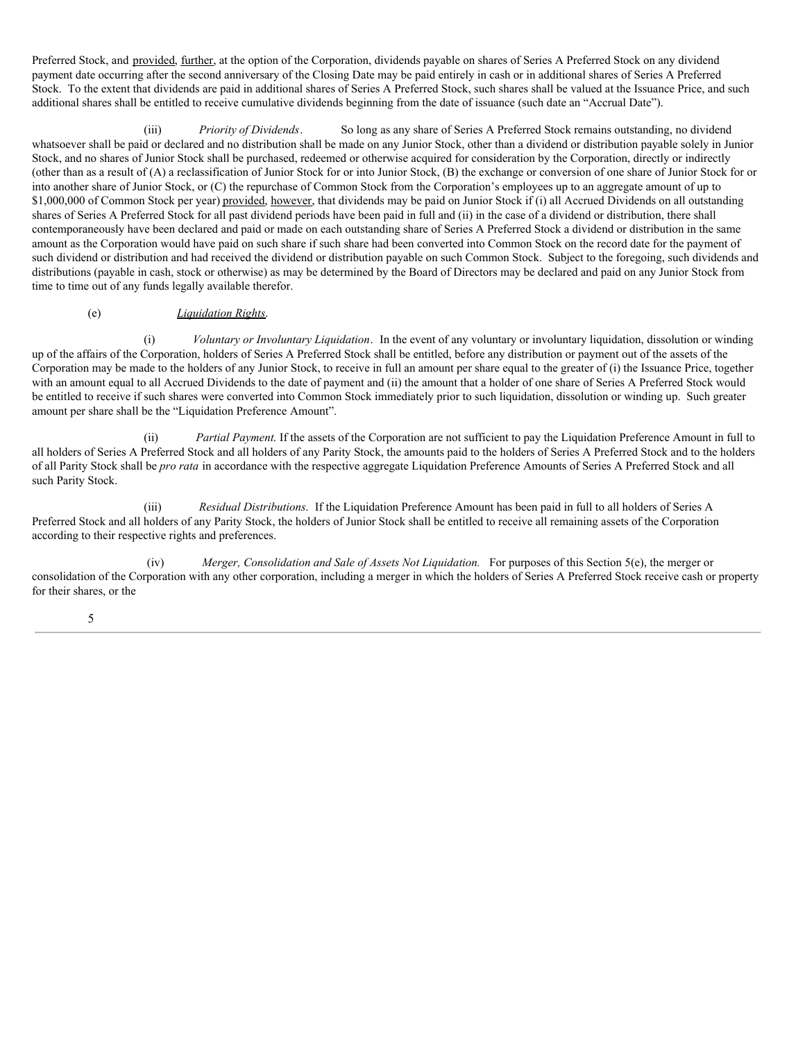Preferred Stock, and provided, further, at the option of the Corporation, dividends payable on shares of Series A Preferred Stock on any dividend payment date occurring after the second anniversary of the Closing Date may be paid entirely in cash or in additional shares of Series A Preferred Stock. To the extent that dividends are paid in additional shares of Series A Preferred Stock, such shares shall be valued at the Issuance Price, and such additional shares shall be entitled to receive cumulative dividends beginning from the date of issuance (such date an "Accrual Date").

(iii) *Priority of Dividends*. So long as any share of Series A Preferred Stock remains outstanding, no dividend whatsoever shall be paid or declared and no distribution shall be made on any Junior Stock, other than a dividend or distribution payable solely in Junior Stock, and no shares of Junior Stock shall be purchased, redeemed or otherwise acquired for consideration by the Corporation, directly or indirectly (other than as a result of (A) a reclassification of Junior Stock for or into Junior Stock, (B) the exchange or conversion of one share of Junior Stock for or into another share of Junior Stock, or (C) the repurchase of Common Stock from the Corporation's employees up to an aggregate amount of up to $1,000,000 of Common Stock per year) provided, however, that dividends may be paid on Junior Stock if (i) all Accrued Dividends on all outstanding shares of Series A Preferred Stock for all past dividend periods have been paid in full and (ii) in the case of a dividend or distribution, there shall contemporaneously have been declared and paid or made on each outstanding share of Series A Preferred Stock a dividend or distribution in the same amount as the Corporation would have paid on such share if such share had been converted into Common Stock on the record date for the payment of such dividend or distribution and had received the dividend or distribution payable on such Common Stock. Subject to the foregoing, such dividends and distributions (payable in cash, stock or otherwise) as may be determined by the Board of Directors may be declared and paid on any Junior Stock from time to time out of any funds legally available therefor.

(e) Liquidation Rights.

(i) *Voluntary or Involuntary Liquidation*. In the event of any voluntary or involuntary liquidation, dissolution or winding up of the affairs of the Corporation, holders of Series A Preferred Stock shall be entitled, before any distribution or payment out of the assets of the Corporation may be made to the holders of any Junior Stock, to receive in full an amount per share equal to the greater of (i) the Issuance Price, together with an amount equal to all Accrued Dividends to the date of payment and (ii) the amount that a holder of one share of Series A Preferred Stock would be entitled to receive if such shares were converted into Common Stock immediately prior to such liquidation, dissolution or winding up. Such greater amount per share shall be the "Liquidation Preference Amount".

(ii) *Partial Payment.* If the assets of the Corporation are not sufficient to pay the Liquidation Preference Amount in full to all holders of Series A Preferred Stock and all holders of any Parity Stock, the amounts paid to the holders of Series A Preferred Stock and to the holders of all Parity Stock shall be *pro rata* in accordance with the respective aggregate Liquidation Preference Amounts of Series A Preferred Stock and all such Parity Stock.

(iii) *Residual Distributions.* If the Liquidation Preference Amount has been paid in full to all holders of Series A Preferred Stock and all holders of any Parity Stock, the holders of Junior Stock shall be entitled to receive all remaining assets of the Corporation according to their respective rights and preferences.

(iv) *Merger, Consolidation and Sale of Assets Not Liquidation.* For purposes of this Section 5(e), the merger or consolidation of the Corporation with any other corporation, including a merger in which the holders of Series A Preferred Stock receive cash or property for their shares, or the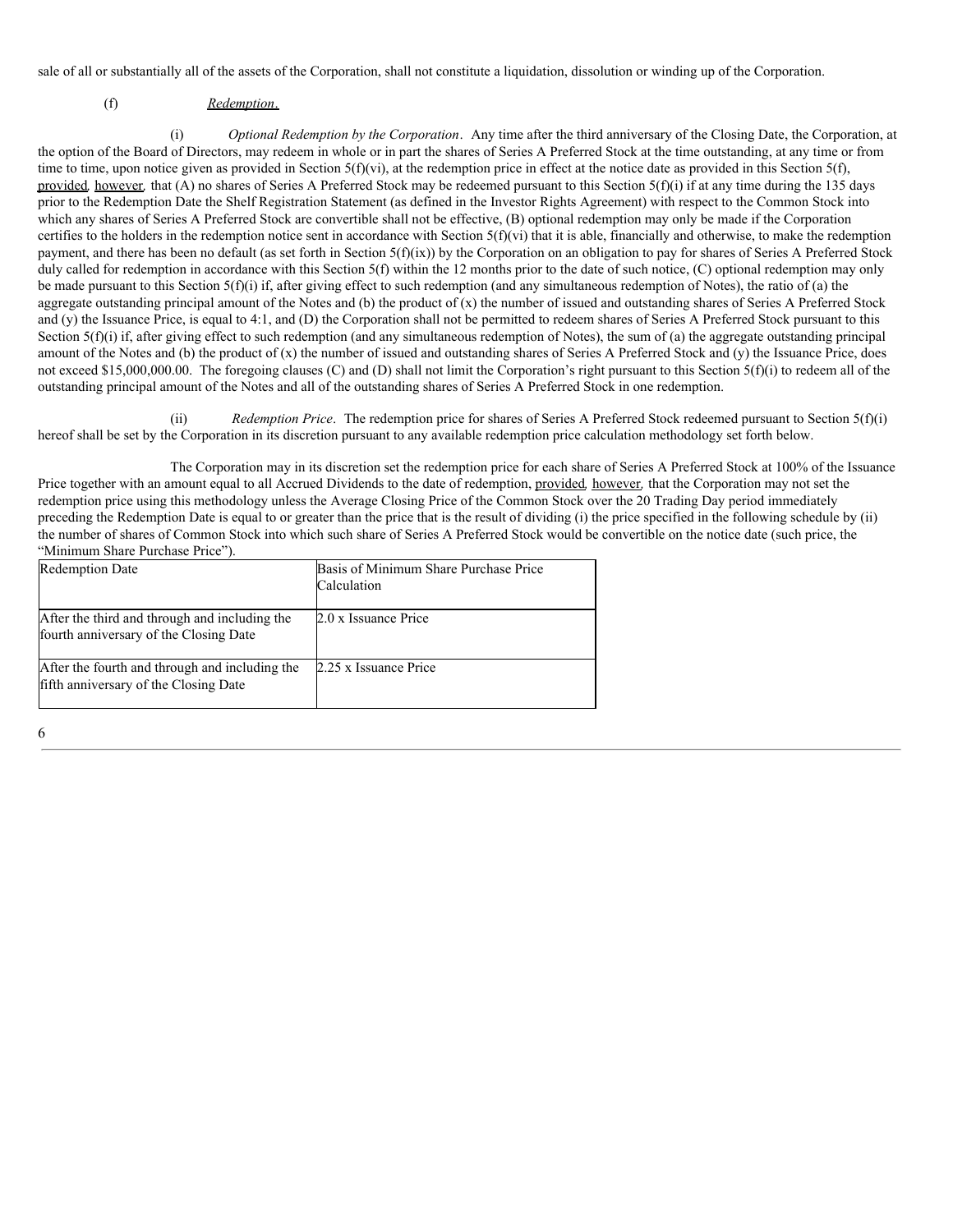sale of all or substantially all of the assets of the Corporation, shall not constitute a liquidation, dissolution or winding up of the Corporation.

(f) Redemption.

(i) *Optional Redemption by the Corporation*. Any time after the third anniversary of the Closing Date, the Corporation, at the option of the Board of Directors, may redeem in whole or in part the shares of Series A Preferred Stock at the time outstanding, at any time or from time to time, upon notice given as provided in Section 5(f)(vi), at the redemption price in effect at the notice date as provided in this Section 5(f), provided, however, that (A) no shares of Series A Preferred Stock may be redeemed pursuant to this Section 5(f)(i) if at any time during the 135 days prior to the Redemption Date the Shelf Registration Statement (as defined in the Investor Rights Agreement) with respect to the Common Stock into which any shares of Series A Preferred Stock are convertible shall not be effective, (B) optional redemption may only be made if the Corporation certifies to the holders in the redemption notice sent in accordance with Section 5(f)(vi) that it is able, financially and otherwise, to make the redemption payment, and there has been no default (as set forth in Section 5(f)(ix)) by the Corporation on an obligation to pay for shares of Series A Preferred Stock duly called for redemption in accordance with this Section 5(f) within the 12 months prior to the date of such notice, (C) optional redemption may only be made pursuant to this Section 5(f)(i) if, after giving effect to such redemption (and any simultaneous redemption of Notes), the ratio of (a) the aggregate outstanding principal amount of the Notes and (b) the product of (x) the number of issued and outstanding shares of Series A Preferred Stock and (y) the Issuance Price, is equal to 4:1, and (D) the Corporation shall not be permitted to redeem shares of Series A Preferred Stock pursuant to this Section 5(f)(i) if, after giving effect to such redemption (and any simultaneous redemption of Notes), the sum of (a) the aggregate outstanding principal amount of the Notes and (b) the product of (x) the number of issued and outstanding shares of Series A Preferred Stock and (y) the Issuance Price, does not exceed $15,000,000.00. The foregoing clauses (C) and (D) shall not limit the Corporation's right pursuant to this Section 5(f)(i) to redeem all of the outstanding principal amount of the Notes and all of the outstanding shares of Series A Preferred Stock in one redemption.

(ii) *Redemption Price*. The redemption price for shares of Series A Preferred Stock redeemed pursuant to Section 5(f)(i) hereof shall be set by the Corporation in its discretion pursuant to any available redemption price calculation methodology set forth below.

The Corporation may in its discretion set the redemption price for each share of Series A Preferred Stock at 100% of the Issuance Price together with an amount equal to all Accrued Dividends to the date of redemption, provided, however, that the Corporation may not set the redemption price using this methodology unless the Average Closing Price of the Common Stock over the 20 Trading Day period immediately preceding the Redemption Date is equal to or greater than the price that is the result of dividing (i) the price specified in the following schedule by (ii) the number of shares of Common Stock into which such share of Series A Preferred Stock would be convertible on the notice date (such price, the "Minimum Share Purchase Price").

| Redemption Date | Basis of Minimum Share Purchase Price Calculation |
|---|---|
| After the third and through and including the fourth anniversary of the Closing Date | 2.0 x Issuance Price |
| After the fourth and through and including the fifth anniversary of the Closing Date | 2.25 x Issuance Price |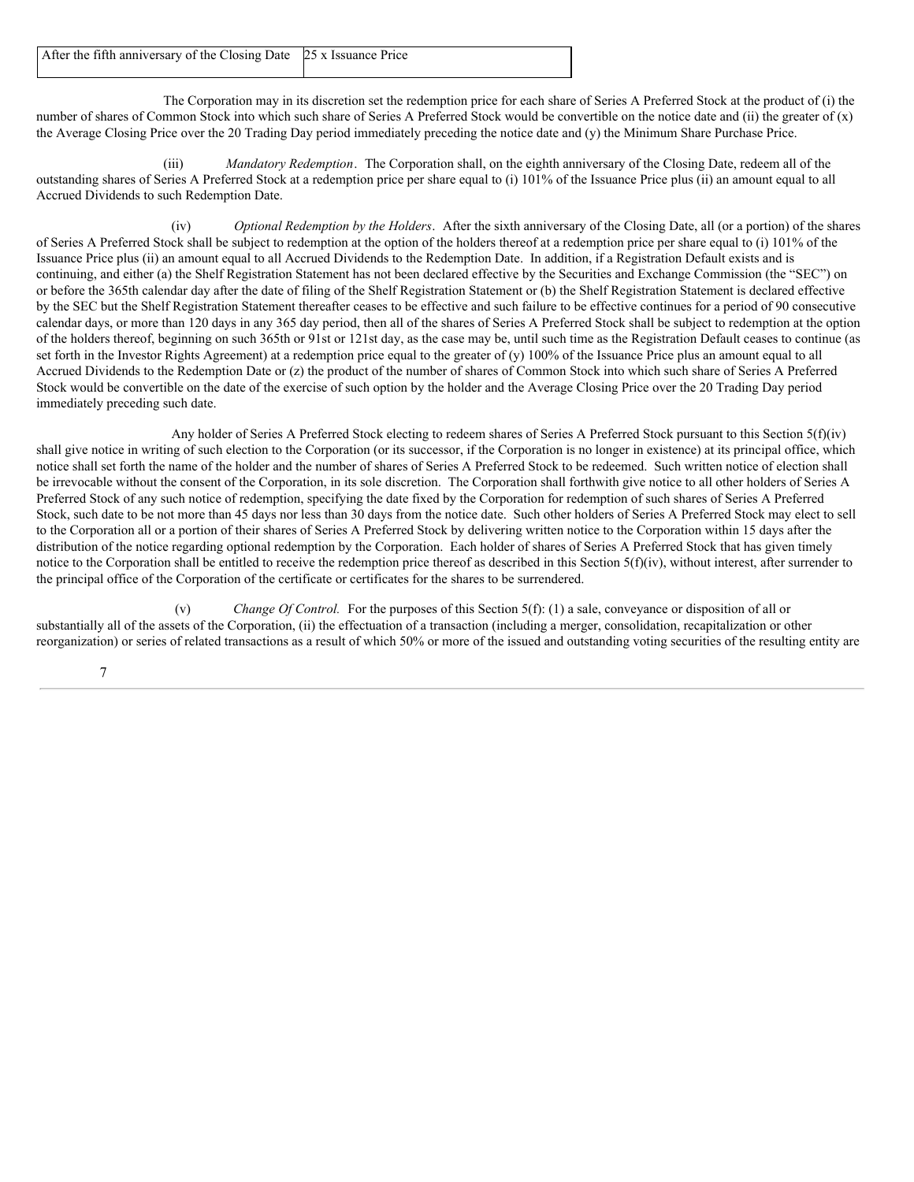| After the fifth anniversary of the Closing Date | 25 x Issuance Price |
|---|---|

The Corporation may in its discretion set the redemption price for each share of Series A Preferred Stock at the product of (i) the number of shares of Common Stock into which such share of Series A Preferred Stock would be convertible on the notice date and (ii) the greater of (x) the Average Closing Price over the 20 Trading Day period immediately preceding the notice date and (y) the Minimum Share Purchase Price.

(iii) *Mandatory Redemption*. The Corporation shall, on the eighth anniversary of the Closing Date, redeem all of the outstanding shares of Series A Preferred Stock at a redemption price per share equal to (i) 101% of the Issuance Price plus (ii) an amount equal to all Accrued Dividends to such Redemption Date.

(iv) *Optional Redemption by the Holders*. After the sixth anniversary of the Closing Date, all (or a portion) of the shares of Series A Preferred Stock shall be subject to redemption at the option of the holders thereof at a redemption price per share equal to (i) 101% of the Issuance Price plus (ii) an amount equal to all Accrued Dividends to the Redemption Date. In addition, if a Registration Default exists and is continuing, and either (a) the Shelf Registration Statement has not been declared effective by the Securities and Exchange Commission (the "SEC") on or before the 365th calendar day after the date of filing of the Shelf Registration Statement or (b) the Shelf Registration Statement is declared effective by the SEC but the Shelf Registration Statement thereafter ceases to be effective and such failure to be effective continues for a period of 90 consecutive calendar days, or more than 120 days in any 365 day period, then all of the shares of Series A Preferred Stock shall be subject to redemption at the option of the holders thereof, beginning on such 365th or 91st or 121st day, as the case may be, until such time as the Registration Default ceases to continue (as set forth in the Investor Rights Agreement) at a redemption price equal to the greater of (y) 100% of the Issuance Price plus an amount equal to all Accrued Dividends to the Redemption Date or (z) the product of the number of shares of Common Stock into which such share of Series A Preferred Stock would be convertible on the date of the exercise of such option by the holder and the Average Closing Price over the 20 Trading Day period immediately preceding such date.

Any holder of Series A Preferred Stock electing to redeem shares of Series A Preferred Stock pursuant to this Section 5(f)(iv) shall give notice in writing of such election to the Corporation (or its successor, if the Corporation is no longer in existence) at its principal office, which notice shall set forth the name of the holder and the number of shares of Series A Preferred Stock to be redeemed. Such written notice of election shall be irrevocable without the consent of the Corporation, in its sole discretion. The Corporation shall forthwith give notice to all other holders of Series A Preferred Stock of any such notice of redemption, specifying the date fixed by the Corporation for redemption of such shares of Series A Preferred Stock, such date to be not more than 45 days nor less than 30 days from the notice date. Such other holders of Series A Preferred Stock may elect to sell to the Corporation all or a portion of their shares of Series A Preferred Stock by delivering written notice to the Corporation within 15 days after the distribution of the notice regarding optional redemption by the Corporation. Each holder of shares of Series A Preferred Stock that has given timely notice to the Corporation shall be entitled to receive the redemption price thereof as described in this Section 5(f)(iv), without interest, after surrender to the principal office of the Corporation of the certificate or certificates for the shares to be surrendered.

(v) *Change Of Control.* For the purposes of this Section 5(f): (1) a sale, conveyance or disposition of all or substantially all of the assets of the Corporation, (ii) the effectuation of a transaction (including a merger, consolidation, recapitalization or other reorganization) or series of related transactions as a result of which 50% or more of the issued and outstanding voting securities of the resulting entity are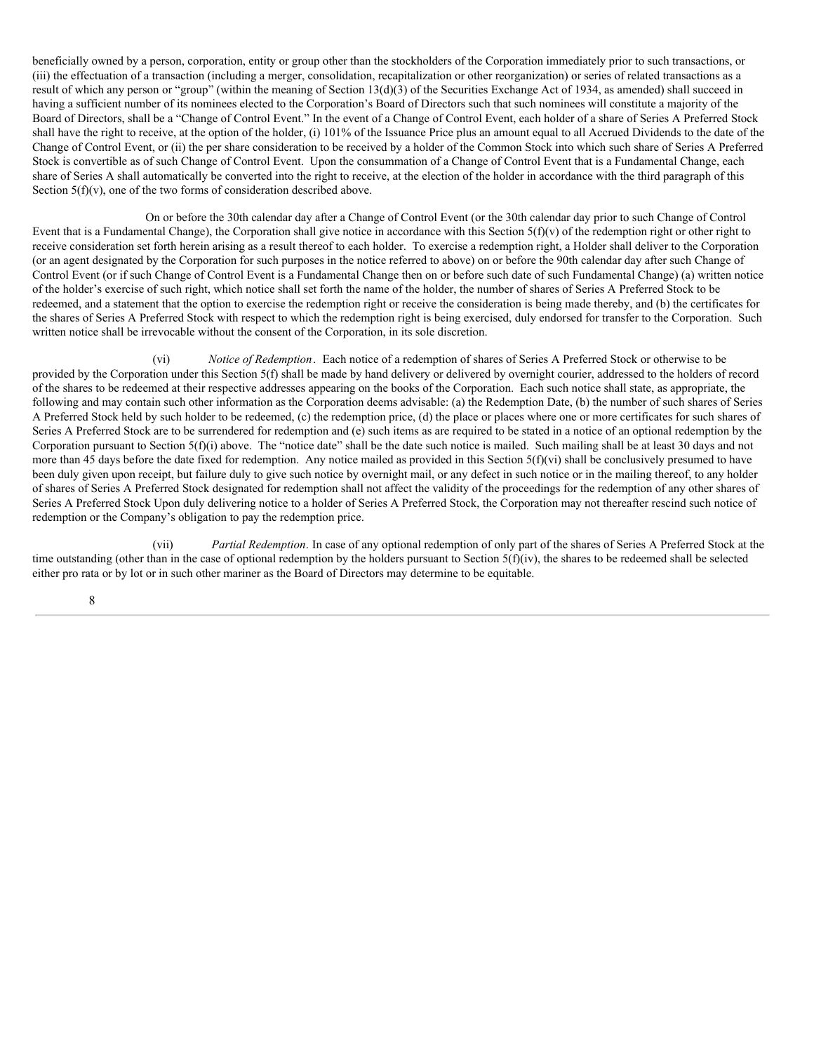beneficially owned by a person, corporation, entity or group other than the stockholders of the Corporation immediately prior to such transactions, or (iii) the effectuation of a transaction (including a merger, consolidation, recapitalization or other reorganization) or series of related transactions as a result of which any person or "group" (within the meaning of Section 13(d)(3) of the Securities Exchange Act of 1934, as amended) shall succeed in having a sufficient number of its nominees elected to the Corporation's Board of Directors such that such nominees will constitute a majority of the Board of Directors, shall be a "Change of Control Event." In the event of a Change of Control Event, each holder of a share of Series A Preferred Stock shall have the right to receive, at the option of the holder, (i) 101% of the Issuance Price plus an amount equal to all Accrued Dividends to the date of the Change of Control Event, or (ii) the per share consideration to be received by a holder of the Common Stock into which such share of Series A Preferred Stock is convertible as of such Change of Control Event. Upon the consummation of a Change of Control Event that is a Fundamental Change, each share of Series A shall automatically be converted into the right to receive, at the election of the holder in accordance with the third paragraph of this Section 5(f)(v), one of the two forms of consideration described above.

On or before the 30th calendar day after a Change of Control Event (or the 30th calendar day prior to such Change of Control Event that is a Fundamental Change), the Corporation shall give notice in accordance with this Section 5(f)(v) of the redemption right or other right to receive consideration set forth herein arising as a result thereof to each holder. To exercise a redemption right, a Holder shall deliver to the Corporation (or an agent designated by the Corporation for such purposes in the notice referred to above) on or before the 90th calendar day after such Change of Control Event (or if such Change of Control Event is a Fundamental Change then on or before such date of such Fundamental Change) (a) written notice of the holder's exercise of such right, which notice shall set forth the name of the holder, the number of shares of Series A Preferred Stock to be redeemed, and a statement that the option to exercise the redemption right or receive the consideration is being made thereby, and (b) the certificates for the shares of Series A Preferred Stock with respect to which the redemption right is being exercised, duly endorsed for transfer to the Corporation. Such written notice shall be irrevocable without the consent of the Corporation, in its sole discretion.

(vi) *Notice of Redemption*. Each notice of a redemption of shares of Series A Preferred Stock or otherwise to be provided by the Corporation under this Section 5(f) shall be made by hand delivery or delivered by overnight courier, addressed to the holders of record of the shares to be redeemed at their respective addresses appearing on the books of the Corporation. Each such notice shall state, as appropriate, the following and may contain such other information as the Corporation deems advisable: (a) the Redemption Date, (b) the number of such shares of Series A Preferred Stock held by such holder to be redeemed, (c) the redemption price, (d) the place or places where one or more certificates for such shares of Series A Preferred Stock are to be surrendered for redemption and (e) such items as are required to be stated in a notice of an optional redemption by the Corporation pursuant to Section 5(f)(i) above. The "notice date" shall be the date such notice is mailed. Such mailing shall be at least 30 days and not more than 45 days before the date fixed for redemption. Any notice mailed as provided in this Section 5(f)(vi) shall be conclusively presumed to have been duly given upon receipt, but failure duly to give such notice by overnight mail, or any defect in such notice or in the mailing thereof, to any holder of shares of Series A Preferred Stock designated for redemption shall not affect the validity of the proceedings for the redemption of any other shares of Series A Preferred Stock Upon duly delivering notice to a holder of Series A Preferred Stock, the Corporation may not thereafter rescind such notice of redemption or the Company's obligation to pay the redemption price.

(vii) *Partial Redemption*. In case of any optional redemption of only part of the shares of Series A Preferred Stock at the time outstanding (other than in the case of optional redemption by the holders pursuant to Section 5(f)(iv), the shares to be redeemed shall be selected either pro rata or by lot or in such other mariner as the Board of Directors may determine to be equitable.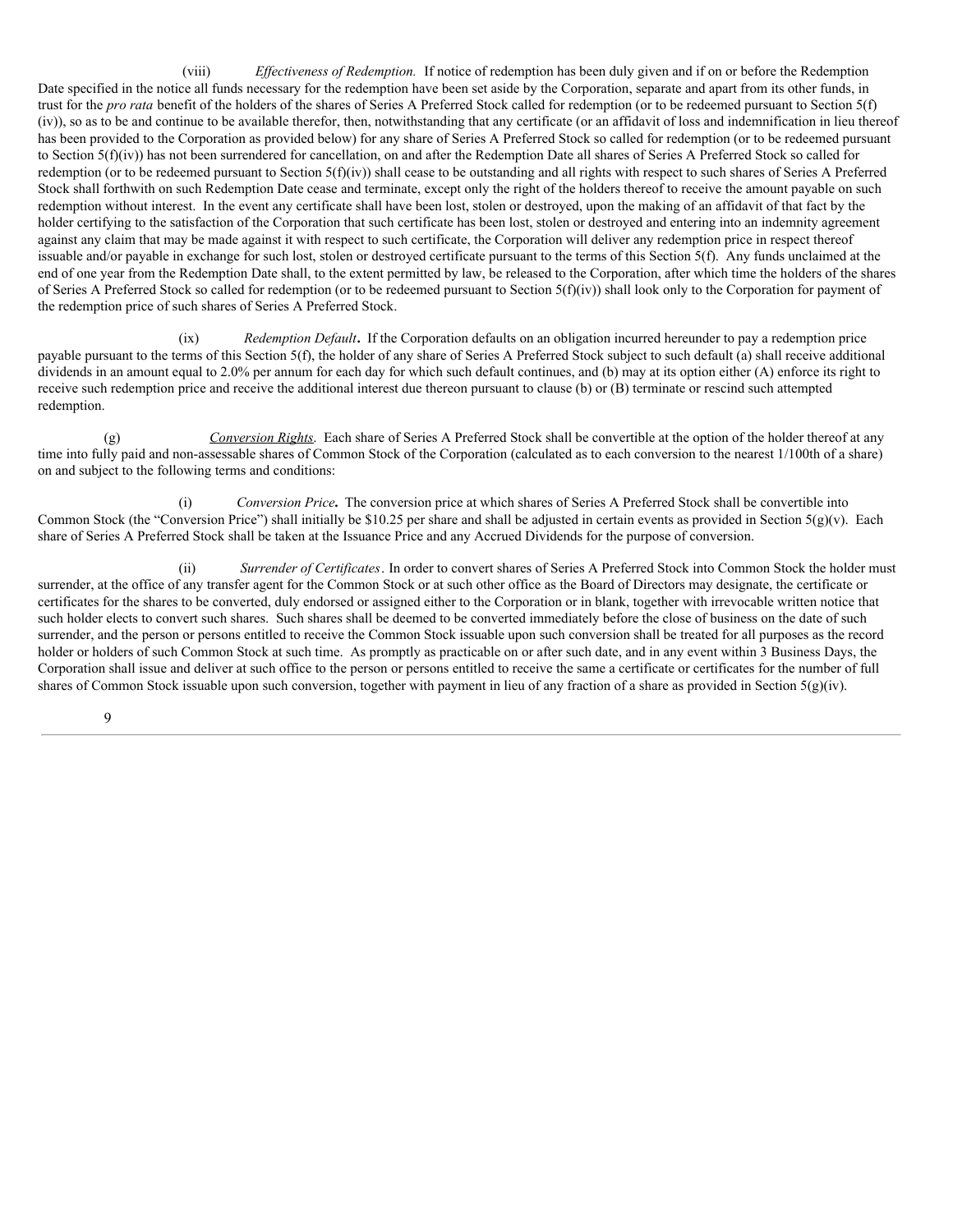(viii) *Effectiveness of Redemption.* If notice of redemption has been duly given and if on or before the Redemption Date specified in the notice all funds necessary for the redemption have been set aside by the Corporation, separate and apart from its other funds, in trust for the *pro rata* benefit of the holders of the shares of Series A Preferred Stock called for redemption (or to be redeemed pursuant to Section 5(f)(iv)), so as to be and continue to be available therefor, then, notwithstanding that any certificate (or an affidavit of loss and indemnification in lieu thereof has been provided to the Corporation as provided below) for any share of Series A Preferred Stock so called for redemption (or to be redeemed pursuant to Section 5(f)(iv)) has not been surrendered for cancellation, on and after the Redemption Date all shares of Series A Preferred Stock so called for redemption (or to be redeemed pursuant to Section 5(f)(iv)) shall cease to be outstanding and all rights with respect to such shares of Series A Preferred Stock shall forthwith on such Redemption Date cease and terminate, except only the right of the holders thereof to receive the amount payable on such redemption without interest. In the event any certificate shall have been lost, stolen or destroyed, upon the making of an affidavit of that fact by the holder certifying to the satisfaction of the Corporation that such certificate has been lost, stolen or destroyed and entering into an indemnity agreement against any claim that may be made against it with respect to such certificate, the Corporation will deliver any redemption price in respect thereof issuable and/or payable in exchange for such lost, stolen or destroyed certificate pursuant to the terms of this Section 5(f). Any funds unclaimed at the end of one year from the Redemption Date shall, to the extent permitted by law, be released to the Corporation, after which time the holders of the shares of Series A Preferred Stock so called for redemption (or to be redeemed pursuant to Section 5(f)(iv)) shall look only to the Corporation for payment of the redemption price of such shares of Series A Preferred Stock.

(ix) ***Redemption Default*.** If the Corporation defaults on an obligation incurred hereunder to pay a redemption price payable pursuant to the terms of this Section 5(f), the holder of any share of Series A Preferred Stock subject to such default (a) shall receive additional dividends in an amount equal to 2.0% per annum for each day for which such default continues, and (b) may at its option either (A) enforce its right to receive such redemption price and receive the additional interest due thereon pursuant to clause (b) or (B) terminate or rescind such attempted redemption.

(g) *Conversion Rights*. Each share of Series A Preferred Stock shall be convertible at the option of the holder thereof at any time into fully paid and non-assessable shares of Common Stock of the Corporation (calculated as to each conversion to the nearest 1/100th of a share) on and subject to the following terms and conditions:

(i) ***Conversion Price*.** The conversion price at which shares of Series A Preferred Stock shall be convertible into Common Stock (the "Conversion Price") shall initially be $10.25 per share and shall be adjusted in certain events as provided in Section 5(g)(v). Each share of Series A Preferred Stock shall be taken at the Issuance Price and any Accrued Dividends for the purpose of conversion.

(ii) *Surrender of Certificates*. In order to convert shares of Series A Preferred Stock into Common Stock the holder must surrender, at the office of any transfer agent for the Common Stock or at such other office as the Board of Directors may designate, the certificate or certificates for the shares to be converted, duly endorsed or assigned either to the Corporation or in blank, together with irrevocable written notice that such holder elects to convert such shares. Such shares shall be deemed to be converted immediately before the close of business on the date of such surrender, and the person or persons entitled to receive the Common Stock issuable upon such conversion shall be treated for all purposes as the record holder or holders of such Common Stock at such time. As promptly as practicable on or after such date, and in any event within 3 Business Days, the Corporation shall issue and deliver at such office to the person or persons entitled to receive the same a certificate or certificates for the number of full shares of Common Stock issuable upon such conversion, together with payment in lieu of any fraction of a share as provided in Section 5(g)(iv).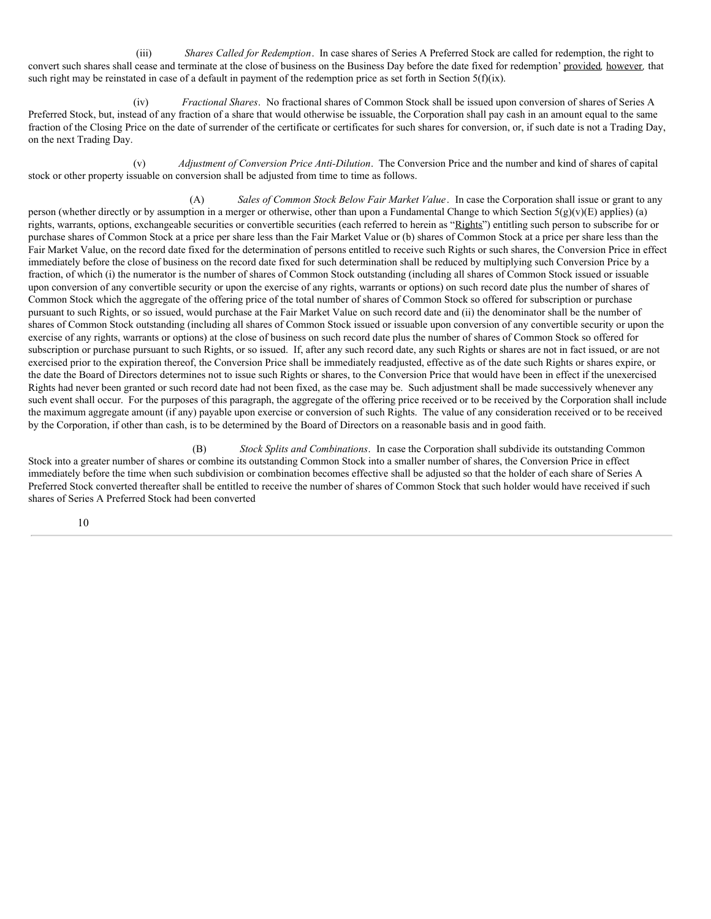(iii) *Shares Called for Redemption*. In case shares of Series A Preferred Stock are called for redemption, the right to convert such shares shall cease and terminate at the close of business on the Business Day before the date fixed for redemption' provided, however, that such right may be reinstated in case of a default in payment of the redemption price as set forth in Section 5(f)(ix).

(iv) *Fractional Shares*. No fractional shares of Common Stock shall be issued upon conversion of shares of Series A Preferred Stock, but, instead of any fraction of a share that would otherwise be issuable, the Corporation shall pay cash in an amount equal to the same fraction of the Closing Price on the date of surrender of the certificate or certificates for such shares for conversion, or, if such date is not a Trading Day, on the next Trading Day.

(v) *Adjustment of Conversion Price Anti-Dilution*. The Conversion Price and the number and kind of shares of capital stock or other property issuable on conversion shall be adjusted from time to time as follows.

(A) *Sales of Common Stock Below Fair Market Value*. In case the Corporation shall issue or grant to any person (whether directly or by assumption in a merger or otherwise, other than upon a Fundamental Change to which Section 5(g)(v)(E) applies) (a) rights, warrants, options, exchangeable securities or convertible securities (each referred to herein as "Rights") entitling such person to subscribe for or purchase shares of Common Stock at a price per share less than the Fair Market Value or (b) shares of Common Stock at a price per share less than the Fair Market Value, on the record date fixed for the determination of persons entitled to receive such Rights or such shares, the Conversion Price in effect immediately before the close of business on the record date fixed for such determination shall be reduced by multiplying such Conversion Price by a fraction, of which (i) the numerator is the number of shares of Common Stock outstanding (including all shares of Common Stock issued or issuable upon conversion of any convertible security or upon the exercise of any rights, warrants or options) on such record date plus the number of shares of Common Stock which the aggregate of the offering price of the total number of shares of Common Stock so offered for subscription or purchase pursuant to such Rights, or so issued, would purchase at the Fair Market Value on such record date and (ii) the denominator shall be the number of shares of Common Stock outstanding (including all shares of Common Stock issued or issuable upon conversion of any convertible security or upon the exercise of any rights, warrants or options) at the close of business on such record date plus the number of shares of Common Stock so offered for subscription or purchase pursuant to such Rights, or so issued. If, after any such record date, any such Rights or shares are not in fact issued, or are not exercised prior to the expiration thereof, the Conversion Price shall be immediately readjusted, effective as of the date such Rights or shares expire, or the date the Board of Directors determines not to issue such Rights or shares, to the Conversion Price that would have been in effect if the unexercised Rights had never been granted or such record date had not been fixed, as the case may be. Such adjustment shall be made successively whenever any such event shall occur. For the purposes of this paragraph, the aggregate of the offering price received or to be received by the Corporation shall include the maximum aggregate amount (if any) payable upon exercise or conversion of such Rights. The value of any consideration received or to be received by the Corporation, if other than cash, is to be determined by the Board of Directors on a reasonable basis and in good faith.

(B) *Stock Splits and Combinations*. In case the Corporation shall subdivide its outstanding Common Stock into a greater number of shares or combine its outstanding Common Stock into a smaller number of shares, the Conversion Price in effect immediately before the time when such subdivision or combination becomes effective shall be adjusted so that the holder of each share of Series A Preferred Stock converted thereafter shall be entitled to receive the number of shares of Common Stock that such holder would have received if such shares of Series A Preferred Stock had been converted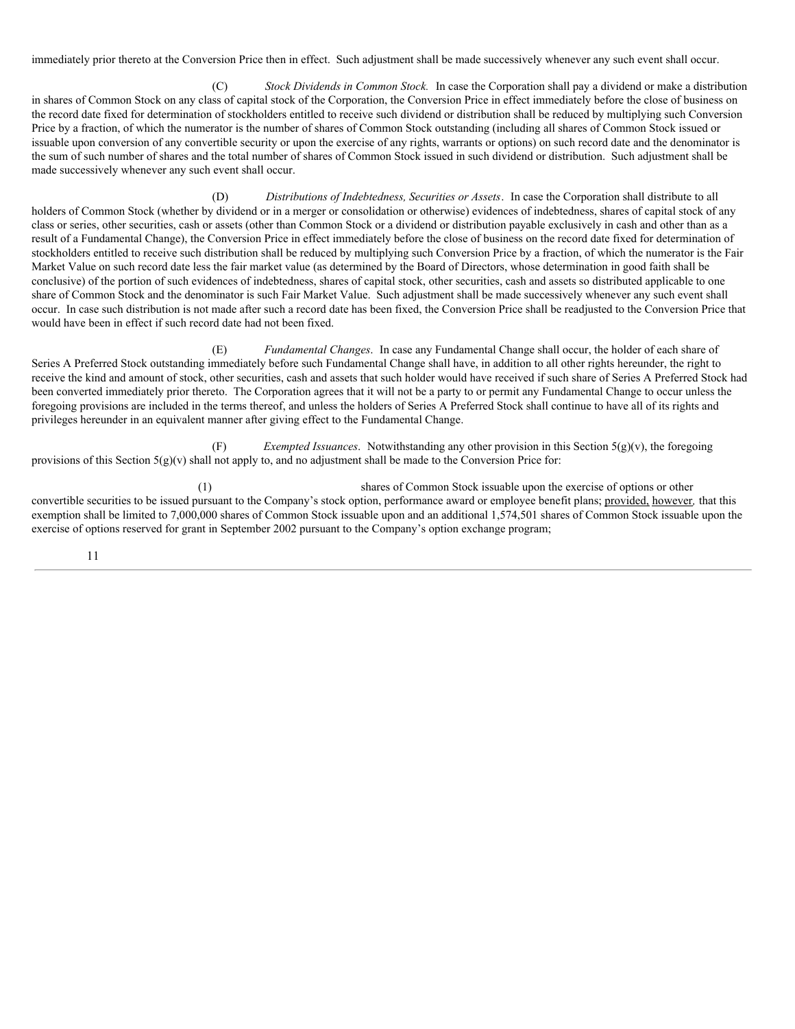immediately prior thereto at the Conversion Price then in effect. Such adjustment shall be made successively whenever any such event shall occur.

(C) *Stock Dividends in Common Stock.* In case the Corporation shall pay a dividend or make a distribution in shares of Common Stock on any class of capital stock of the Corporation, the Conversion Price in effect immediately before the close of business on the record date fixed for determination of stockholders entitled to receive such dividend or distribution shall be reduced by multiplying such Conversion Price by a fraction, of which the numerator is the number of shares of Common Stock outstanding (including all shares of Common Stock issued or issuable upon conversion of any convertible security or upon the exercise of any rights, warrants or options) on such record date and the denominator is the sum of such number of shares and the total number of shares of Common Stock issued in such dividend or distribution. Such adjustment shall be made successively whenever any such event shall occur.

(D) *Distributions of Indebtedness, Securities or Assets*. In case the Corporation shall distribute to all holders of Common Stock (whether by dividend or in a merger or consolidation or otherwise) evidences of indebtedness, shares of capital stock of any class or series, other securities, cash or assets (other than Common Stock or a dividend or distribution payable exclusively in cash and other than as a result of a Fundamental Change), the Conversion Price in effect immediately before the close of business on the record date fixed for determination of stockholders entitled to receive such distribution shall be reduced by multiplying such Conversion Price by a fraction, of which the numerator is the Fair Market Value on such record date less the fair market value (as determined by the Board of Directors, whose determination in good faith shall be conclusive) of the portion of such evidences of indebtedness, shares of capital stock, other securities, cash and assets so distributed applicable to one share of Common Stock and the denominator is such Fair Market Value. Such adjustment shall be made successively whenever any such event shall occur. In case such distribution is not made after such a record date has been fixed, the Conversion Price shall be readjusted to the Conversion Price that would have been in effect if such record date had not been fixed.

(E) *Fundamental Changes*. In case any Fundamental Change shall occur, the holder of each share of Series A Preferred Stock outstanding immediately before such Fundamental Change shall have, in addition to all other rights hereunder, the right to receive the kind and amount of stock, other securities, cash and assets that such holder would have received if such share of Series A Preferred Stock had been converted immediately prior thereto. The Corporation agrees that it will not be a party to or permit any Fundamental Change to occur unless the foregoing provisions are included in the terms thereof, and unless the holders of Series A Preferred Stock shall continue to have all of its rights and privileges hereunder in an equivalent manner after giving effect to the Fundamental Change.

(F) *Exempted Issuances*. Notwithstanding any other provision in this Section 5(g)(v), the foregoing provisions of this Section 5(g)(v) shall not apply to, and no adjustment shall be made to the Conversion Price for:

(1) shares of Common Stock issuable upon the exercise of options or other convertible securities to be issued pursuant to the Company's stock option, performance award or employee benefit plans; provided, however, that this exemption shall be limited to 7,000,000 shares of Common Stock issuable upon and an additional 1,574,501 shares of Common Stock issuable upon the exercise of options reserved for grant in September 2002 pursuant to the Company's option exchange program;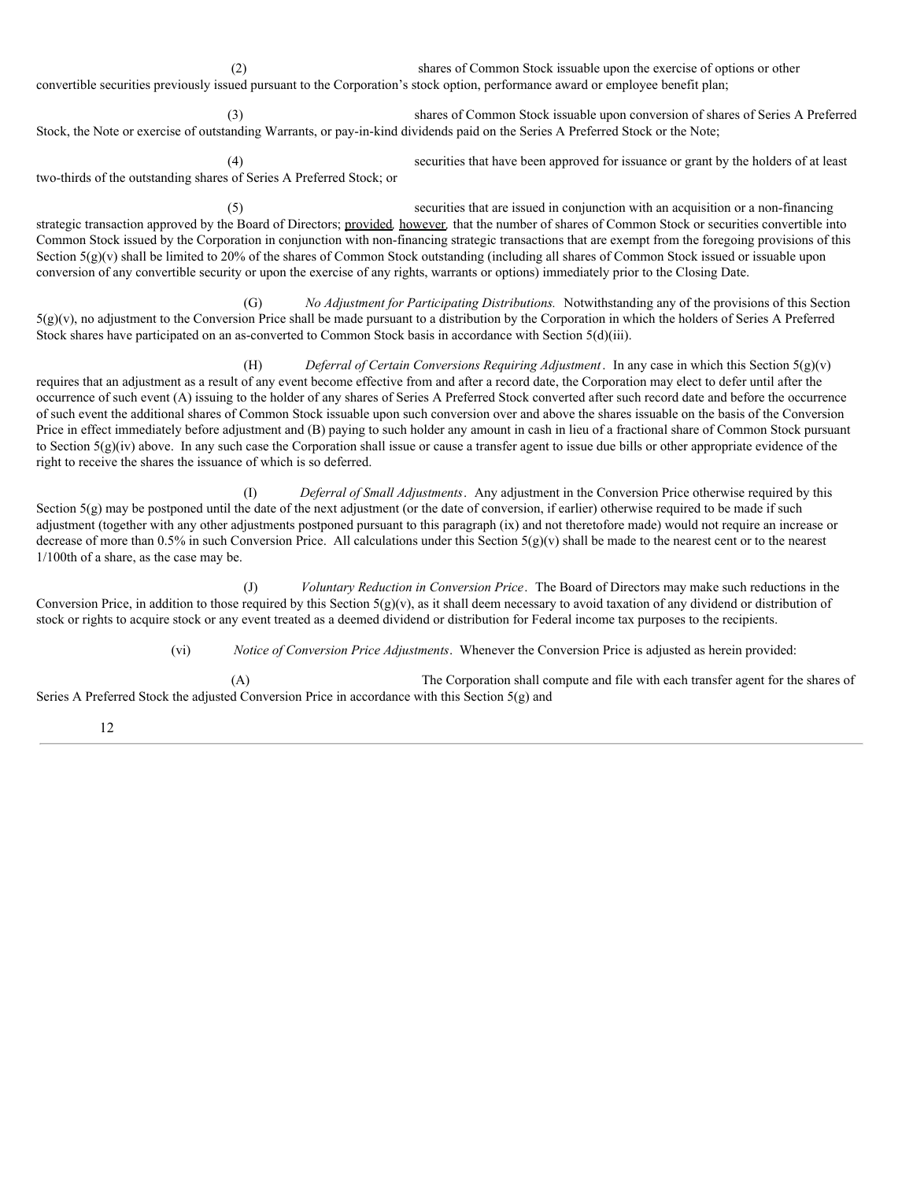(2) shares of Common Stock issuable upon the exercise of options or other convertible securities previously issued pursuant to the Corporation's stock option, performance award or employee benefit plan;

(3) shares of Common Stock issuable upon conversion of shares of Series A Preferred Stock, the Note or exercise of outstanding Warrants, or pay-in-kind dividends paid on the Series A Preferred Stock or the Note;

(4) securities that have been approved for issuance or grant by the holders of at least two-thirds of the outstanding shares of Series A Preferred Stock; or

(5) securities that are issued in conjunction with an acquisition or a non-financing strategic transaction approved by the Board of Directors; provided, however, that the number of shares of Common Stock or securities convertible into Common Stock issued by the Corporation in conjunction with non-financing strategic transactions that are exempt from the foregoing provisions of this Section 5(g)(v) shall be limited to 20% of the shares of Common Stock outstanding (including all shares of Common Stock issued or issuable upon conversion of any convertible security or upon the exercise of any rights, warrants or options) immediately prior to the Closing Date.

(G) *No Adjustment for Participating Distributions.* Notwithstanding any of the provisions of this Section 5(g)(v), no adjustment to the Conversion Price shall be made pursuant to a distribution by the Corporation in which the holders of Series A Preferred Stock shares have participated on an as-converted to Common Stock basis in accordance with Section 5(d)(iii).

(H) *Deferral of Certain Conversions Requiring Adjustment*. In any case in which this Section 5(g)(v) requires that an adjustment as a result of any event become effective from and after a record date, the Corporation may elect to defer until after the occurrence of such event (A) issuing to the holder of any shares of Series A Preferred Stock converted after such record date and before the occurrence of such event the additional shares of Common Stock issuable upon such conversion over and above the shares issuable on the basis of the Conversion Price in effect immediately before adjustment and (B) paying to such holder any amount in cash in lieu of a fractional share of Common Stock pursuant to Section 5(g)(iv) above. In any such case the Corporation shall issue or cause a transfer agent to issue due bills or other appropriate evidence of the right to receive the shares the issuance of which is so deferred.

(I) *Deferral of Small Adjustments*. Any adjustment in the Conversion Price otherwise required by this Section 5(g) may be postponed until the date of the next adjustment (or the date of conversion, if earlier) otherwise required to be made if such adjustment (together with any other adjustments postponed pursuant to this paragraph (ix) and not theretofore made) would not require an increase or decrease of more than 0.5% in such Conversion Price. All calculations under this Section 5(g)(v) shall be made to the nearest cent or to the nearest 1/100th of a share, as the case may be.

(J) *Voluntary Reduction in Conversion Price*. The Board of Directors may make such reductions in the Conversion Price, in addition to those required by this Section 5(g)(v), as it shall deem necessary to avoid taxation of any dividend or distribution of stock or rights to acquire stock or any event treated as a deemed dividend or distribution for Federal income tax purposes to the recipients.

(vi) *Notice of Conversion Price Adjustments*. Whenever the Conversion Price is adjusted as herein provided:

(A) The Corporation shall compute and file with each transfer agent for the shares of Series A Preferred Stock the adjusted Conversion Price in accordance with this Section 5(g) and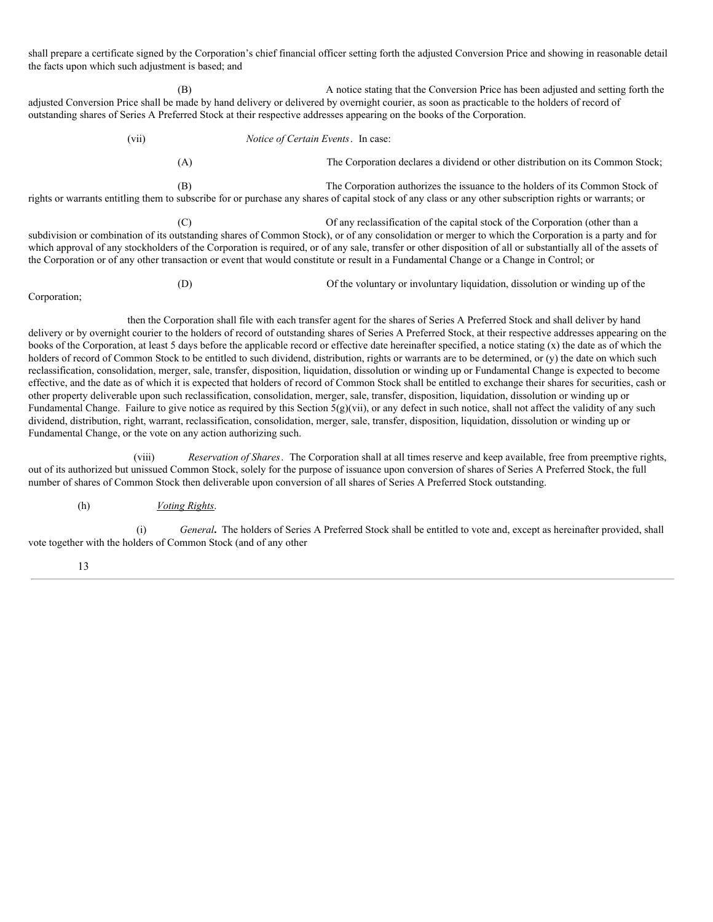shall prepare a certificate signed by the Corporation's chief financial officer setting forth the adjusted Conversion Price and showing in reasonable detail the facts upon which such adjustment is based; and

(B) A notice stating that the Conversion Price has been adjusted and setting forth the adjusted Conversion Price shall be made by hand delivery or delivered by overnight courier, as soon as practicable to the holders of record of outstanding shares of Series A Preferred Stock at their respective addresses appearing on the books of the Corporation.

(vii) *Notice of Certain Events*. In case:

(A) The Corporation declares a dividend or other distribution on its Common Stock;

(B) The Corporation authorizes the issuance to the holders of its Common Stock of rights or warrants entitling them to subscribe for or purchase any shares of capital stock of any class or any other subscription rights or warrants; or

(C) Of any reclassification of the capital stock of the Corporation (other than a subdivision or combination of its outstanding shares of Common Stock), or of any consolidation or merger to which the Corporation is a party and for which approval of any stockholders of the Corporation is required, or of any sale, transfer or other disposition of all or substantially all of the assets of the Corporation or of any other transaction or event that would constitute or result in a Fundamental Change or a Change in Control; or

(D) Of the voluntary or involuntary liquidation, dissolution or winding up of the Corporation;

then the Corporation shall file with each transfer agent for the shares of Series A Preferred Stock and shall deliver by hand delivery or by overnight courier to the holders of record of outstanding shares of Series A Preferred Stock, at their respective addresses appearing on the books of the Corporation, at least 5 days before the applicable record or effective date hereinafter specified, a notice stating (x) the date as of which the holders of record of Common Stock to be entitled to such dividend, distribution, rights or warrants are to be determined, or (y) the date on which such reclassification, consolidation, merger, sale, transfer, disposition, liquidation, dissolution or winding up or Fundamental Change is expected to become effective, and the date as of which it is expected that holders of record of Common Stock shall be entitled to exchange their shares for securities, cash or other property deliverable upon such reclassification, consolidation, merger, sale, transfer, disposition, liquidation, dissolution or winding up or Fundamental Change. Failure to give notice as required by this Section 5(g)(vii), or any defect in such notice, shall not affect the validity of any such dividend, distribution, right, warrant, reclassification, consolidation, merger, sale, transfer, disposition, liquidation, dissolution or winding up or Fundamental Change, or the vote on any action authorizing such.

(viii) *Reservation of Shares*. The Corporation shall at all times reserve and keep available, free from preemptive rights, out of its authorized but unissued Common Stock, solely for the purpose of issuance upon conversion of shares of Series A Preferred Stock, the full number of shares of Common Stock then deliverable upon conversion of all shares of Series A Preferred Stock outstanding.

(h) *Voting Rights*.

(i) *General***.** The holders of Series A Preferred Stock shall be entitled to vote and, except as hereinafter provided, shall vote together with the holders of Common Stock (and of any other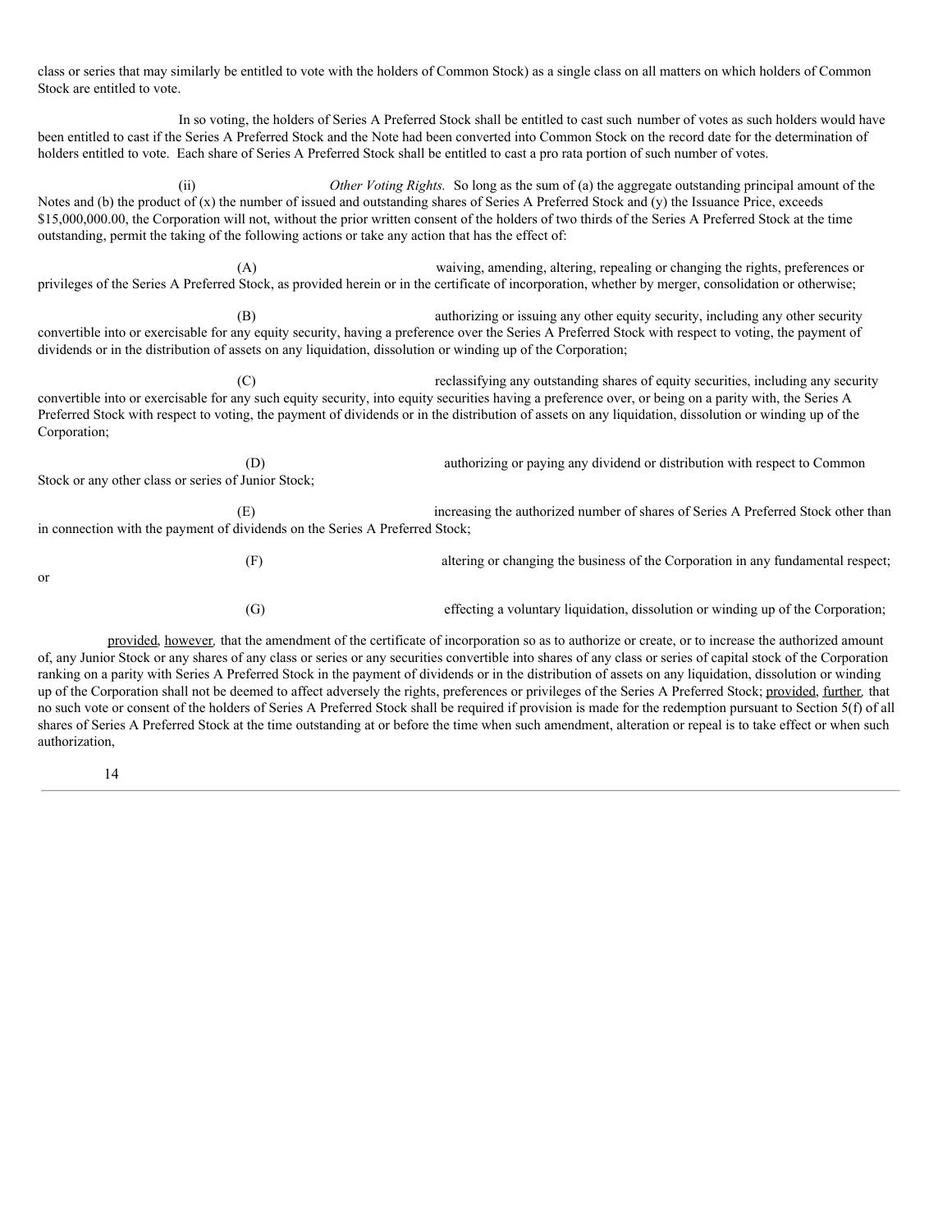class or series that may similarly be entitled to vote with the holders of Common Stock) as a single class on all matters on which holders of Common Stock are entitled to vote.

In so voting, the holders of Series A Preferred Stock shall be entitled to cast such number of votes as such holders would have been entitled to cast if the Series A Preferred Stock and the Note had been converted into Common Stock on the record date for the determination of holders entitled to vote. Each share of Series A Preferred Stock shall be entitled to cast a pro rata portion of such number of votes.

(ii) *Other Voting Rights.* So long as the sum of (a) the aggregate outstanding principal amount of the Notes and (b) the product of (x) the number of issued and outstanding shares of Series A Preferred Stock and (y) the Issuance Price, exceeds $15,000,000.00, the Corporation will not, without the prior written consent of the holders of two thirds of the Series A Preferred Stock at the time outstanding, permit the taking of the following actions or take any action that has the effect of:

(A) waiving, amending, altering, repealing or changing the rights, preferences or privileges of the Series A Preferred Stock, as provided herein or in the certificate of incorporation, whether by merger, consolidation or otherwise;

(B) authorizing or issuing any other equity security, including any other security convertible into or exercisable for any equity security, having a preference over the Series A Preferred Stock with respect to voting, the payment of dividends or in the distribution of assets on any liquidation, dissolution or winding up of the Corporation;

(C) reclassifying any outstanding shares of equity securities, including any security convertible into or exercisable for any such equity security, into equity securities having a preference over, or being on a parity with, the Series A Preferred Stock with respect to voting, the payment of dividends or in the distribution of assets on any liquidation, dissolution or winding up of the Corporation;

(D) authorizing or paying any dividend or distribution with respect to Common Stock or any other class or series of Junior Stock;

(E) increasing the authorized number of shares of Series A Preferred Stock other than in connection with the payment of dividends on the Series A Preferred Stock;

(F) altering or changing the business of the Corporation in any fundamental respect; or

(G) effecting a voluntary liquidation, dissolution or winding up of the Corporation;

provided, however, that the amendment of the certificate of incorporation so as to authorize or create, or to increase the authorized amount of, any Junior Stock or any shares of any class or series or any securities convertible into shares of any class or series of capital stock of the Corporation ranking on a parity with Series A Preferred Stock in the payment of dividends or in the distribution of assets on any liquidation, dissolution or winding up of the Corporation shall not be deemed to affect adversely the rights, preferences or privileges of the Series A Preferred Stock; provided, further, that no such vote or consent of the holders of Series A Preferred Stock shall be required if provision is made for the redemption pursuant to Section 5(f) of all shares of Series A Preferred Stock at the time outstanding at or before the time when such amendment, alteration or repeal is to take effect or when such authorization,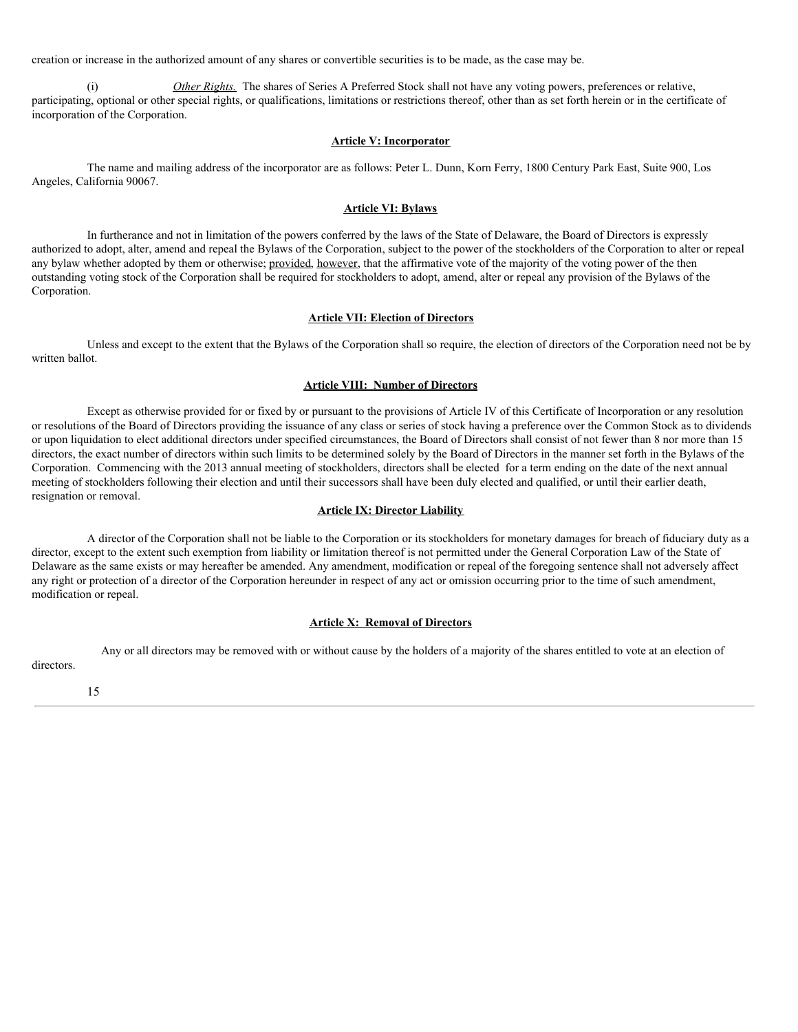creation or increase in the authorized amount of any shares or convertible securities is to be made, as the case may be.

(i) *Other Rights.* The shares of Series A Preferred Stock shall not have any voting powers, preferences or relative, participating, optional or other special rights, or qualifications, limitations or restrictions thereof, other than as set forth herein or in the certificate of incorporation of the Corporation.

**Article V: Incorporator**

The name and mailing address of the incorporator are as follows: Peter L. Dunn, Korn Ferry, 1800 Century Park East, Suite 900, Los Angeles, California 90067.

**Article VI: Bylaws**

In furtherance and not in limitation of the powers conferred by the laws of the State of Delaware, the Board of Directors is expressly authorized to adopt, alter, amend and repeal the Bylaws of the Corporation, subject to the power of the stockholders of the Corporation to alter or repeal any bylaw whether adopted by them or otherwise; provided, however, that the affirmative vote of the majority of the voting power of the then outstanding voting stock of the Corporation shall be required for stockholders to adopt, amend, alter or repeal any provision of the Bylaws of the Corporation.

**Article VII: Election of Directors**

Unless and except to the extent that the Bylaws of the Corporation shall so require, the election of directors of the Corporation need not be by written ballot.

**Article VIII: Number of Directors**

Except as otherwise provided for or fixed by or pursuant to the provisions of Article IV of this Certificate of Incorporation or any resolution or resolutions of the Board of Directors providing the issuance of any class or series of stock having a preference over the Common Stock as to dividends or upon liquidation to elect additional directors under specified circumstances, the Board of Directors shall consist of not fewer than 8 nor more than 15 directors, the exact number of directors within such limits to be determined solely by the Board of Directors in the manner set forth in the Bylaws of the Corporation. Commencing with the 2013 annual meeting of stockholders, directors shall be elected for a term ending on the date of the next annual meeting of stockholders following their election and until their successors shall have been duly elected and qualified, or until their earlier death, resignation or removal.

**Article IX: Director Liability**

A director of the Corporation shall not be liable to the Corporation or its stockholders for monetary damages for breach of fiduciary duty as a director, except to the extent such exemption from liability or limitation thereof is not permitted under the General Corporation Law of the State of Delaware as the same exists or may hereafter be amended. Any amendment, modification or repeal of the foregoing sentence shall not adversely affect any right or protection of a director of the Corporation hereunder in respect of any act or omission occurring prior to the time of such amendment, modification or repeal.

**Article X: Removal of Directors**

Any or all directors may be removed with or without cause by the holders of a majority of the shares entitled to vote at an election of directors.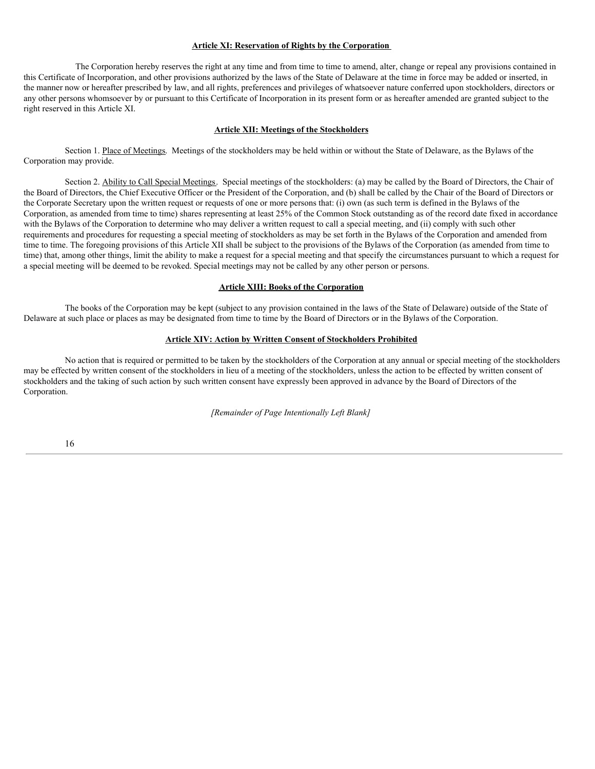## Article XI: Reservation of Rights by the Corporation

The Corporation hereby reserves the right at any time and from time to time to amend, alter, change or repeal any provisions contained in this Certificate of Incorporation, and other provisions authorized by the laws of the State of Delaware at the time in force may be added or inserted, in the manner now or hereafter prescribed by law, and all rights, preferences and privileges of whatsoever nature conferred upon stockholders, directors or any other persons whomsoever by or pursuant to this Certificate of Incorporation in its present form or as hereafter amended are granted subject to the right reserved in this Article XI.

## Article XII: Meetings of the Stockholders

Section 1. Place of Meetings. Meetings of the stockholders may be held within or without the State of Delaware, as the Bylaws of the Corporation may provide.

Section 2. Ability to Call Special Meetings. Special meetings of the stockholders: (a) may be called by the Board of Directors, the Chair of the Board of Directors, the Chief Executive Officer or the President of the Corporation, and (b) shall be called by the Chair of the Board of Directors or the Corporate Secretary upon the written request or requests of one or more persons that: (i) own (as such term is defined in the Bylaws of the Corporation, as amended from time to time) shares representing at least 25% of the Common Stock outstanding as of the record date fixed in accordance with the Bylaws of the Corporation to determine who may deliver a written request to call a special meeting, and (ii) comply with such other requirements and procedures for requesting a special meeting of stockholders as may be set forth in the Bylaws of the Corporation and amended from time to time. The foregoing provisions of this Article XII shall be subject to the provisions of the Bylaws of the Corporation (as amended from time to time) that, among other things, limit the ability to make a request for a special meeting and that specify the circumstances pursuant to which a request for a special meeting will be deemed to be revoked. Special meetings may not be called by any other person or persons.

## Article XIII: Books of the Corporation

The books of the Corporation may be kept (subject to any provision contained in the laws of the State of Delaware) outside of the State of Delaware at such place or places as may be designated from time to time by the Board of Directors or in the Bylaws of the Corporation.

## Article XIV: Action by Written Consent of Stockholders Prohibited

No action that is required or permitted to be taken by the stockholders of the Corporation at any annual or special meeting of the stockholders may be effected by written consent of the stockholders in lieu of a meeting of the stockholders, unless the action to be effected by written consent of stockholders and the taking of such action by such written consent have expressly been approved in advance by the Board of Directors of the Corporation.

*[Remainder of Page Intentionally Left Blank]*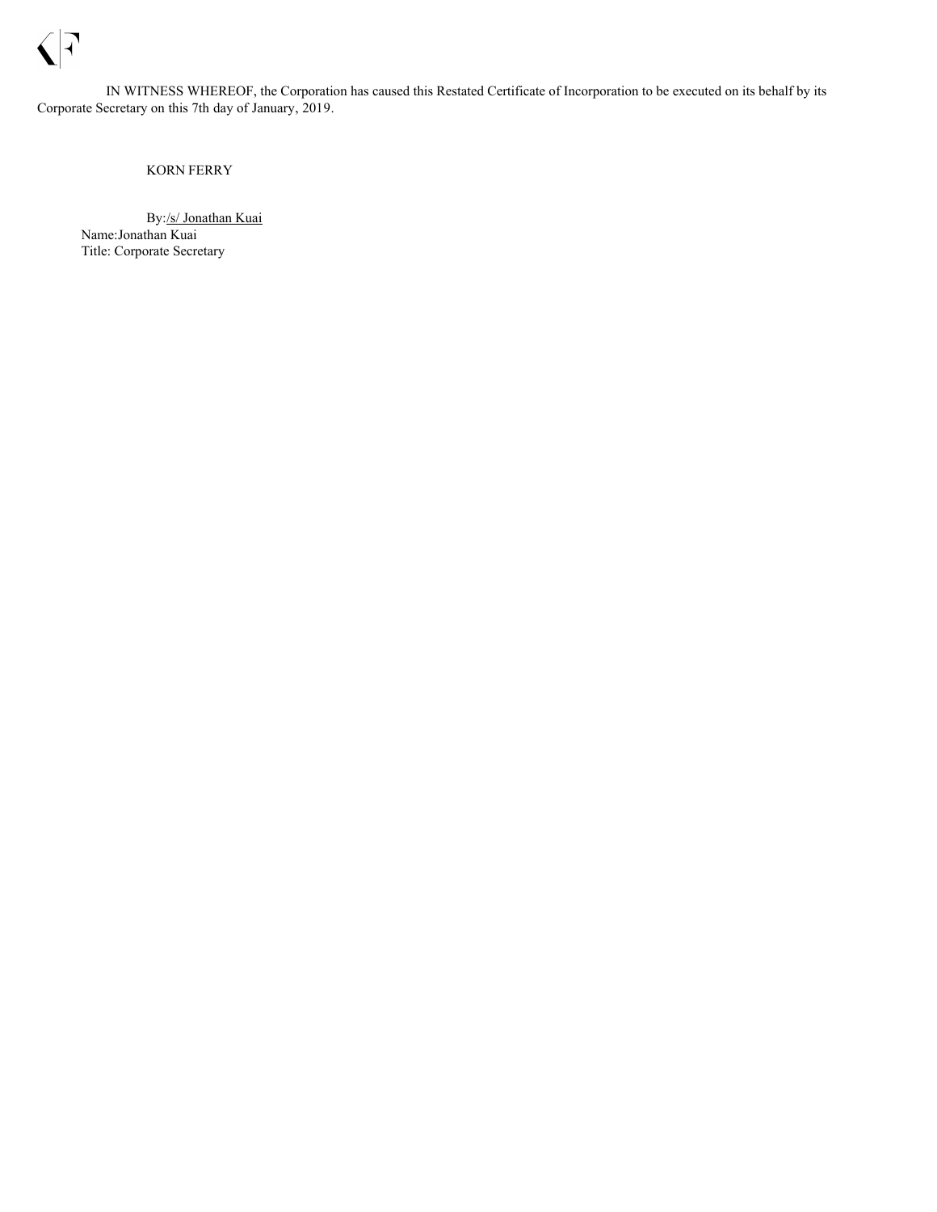IN WITNESS WHEREOF, the Corporation has caused this Restated Certificate of Incorporation to be executed on its behalf by its Corporate Secretary on this 7th day of January, 2019.

KORN FERRY

By: /s/ Jonathan Kuai
Name: Jonathan Kuai
Title: Corporate Secretary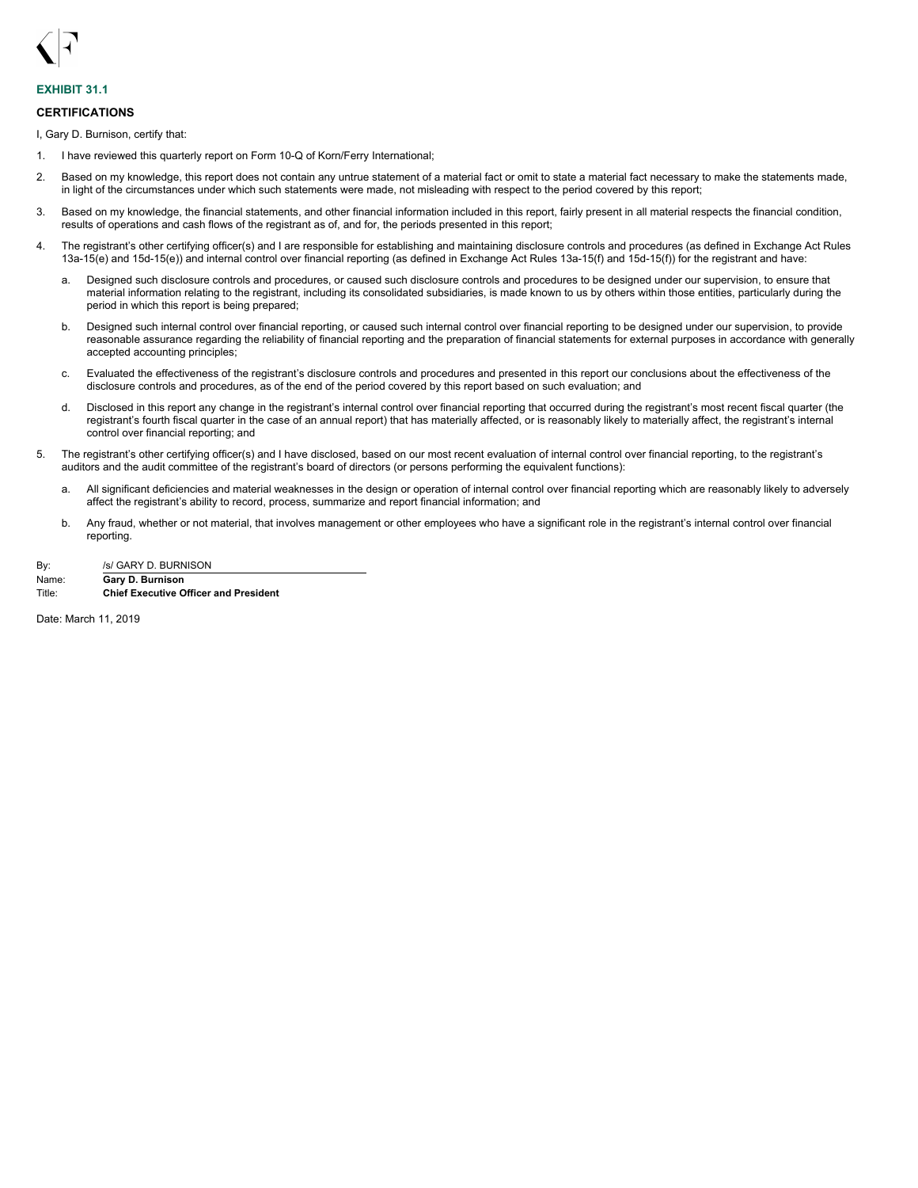**EXHIBIT 31.1**

**CERTIFICATIONS**

I, Gary D. Burnison, certify that:

1. I have reviewed this quarterly report on Form 10-Q of Korn/Ferry International;

2. Based on my knowledge, this report does not contain any untrue statement of a material fact or omit to state a material fact necessary to make the statements made, in light of the circumstances under which such statements were made, not misleading with respect to the period covered by this report;

3. Based on my knowledge, the financial statements, and other financial information included in this report, fairly present in all material respects the financial condition, results of operations and cash flows of the registrant as of, and for, the periods presented in this report;

4. The registrant's other certifying officer(s) and I are responsible for establishing and maintaining disclosure controls and procedures (as defined in Exchange Act Rules 13a-15(e) and 15d-15(e)) and internal control over financial reporting (as defined in Exchange Act Rules 13a-15(f) and 15d-15(f)) for the registrant and have:

   a. Designed such disclosure controls and procedures, or caused such disclosure controls and procedures to be designed under our supervision, to ensure that material information relating to the registrant, including its consolidated subsidiaries, is made known to us by others within those entities, particularly during the period in which this report is being prepared;

   b. Designed such internal control over financial reporting, or caused such internal control over financial reporting to be designed under our supervision, to provide reasonable assurance regarding the reliability of financial reporting and the preparation of financial statements for external purposes in accordance with generally accepted accounting principles;

   c. Evaluated the effectiveness of the registrant's disclosure controls and procedures and presented in this report our conclusions about the effectiveness of the disclosure controls and procedures, as of the end of the period covered by this report based on such evaluation; and

   d. Disclosed in this report any change in the registrant's internal control over financial reporting that occurred during the registrant's most recent fiscal quarter (the registrant's fourth fiscal quarter in the case of an annual report) that has materially affected, or is reasonably likely to materially affect, the registrant's internal control over financial reporting; and

5. The registrant's other certifying officer(s) and I have disclosed, based on our most recent evaluation of internal control over financial reporting, to the registrant's auditors and the audit committee of the registrant's board of directors (or persons performing the equivalent functions):

   a. All significant deficiencies and material weaknesses in the design or operation of internal control over financial reporting which are reasonably likely to adversely affect the registrant's ability to record, process, summarize and report financial information; and

   b. Any fraud, whether or not material, that involves management or other employees who have a significant role in the registrant's internal control over financial reporting.

| | |
|---|---|
| By: | /s/ GARY D. BURNISON |
| Name: | **Gary D. Burnison** |
| Title: | **Chief Executive Officer and President** |

Date: March 11, 2019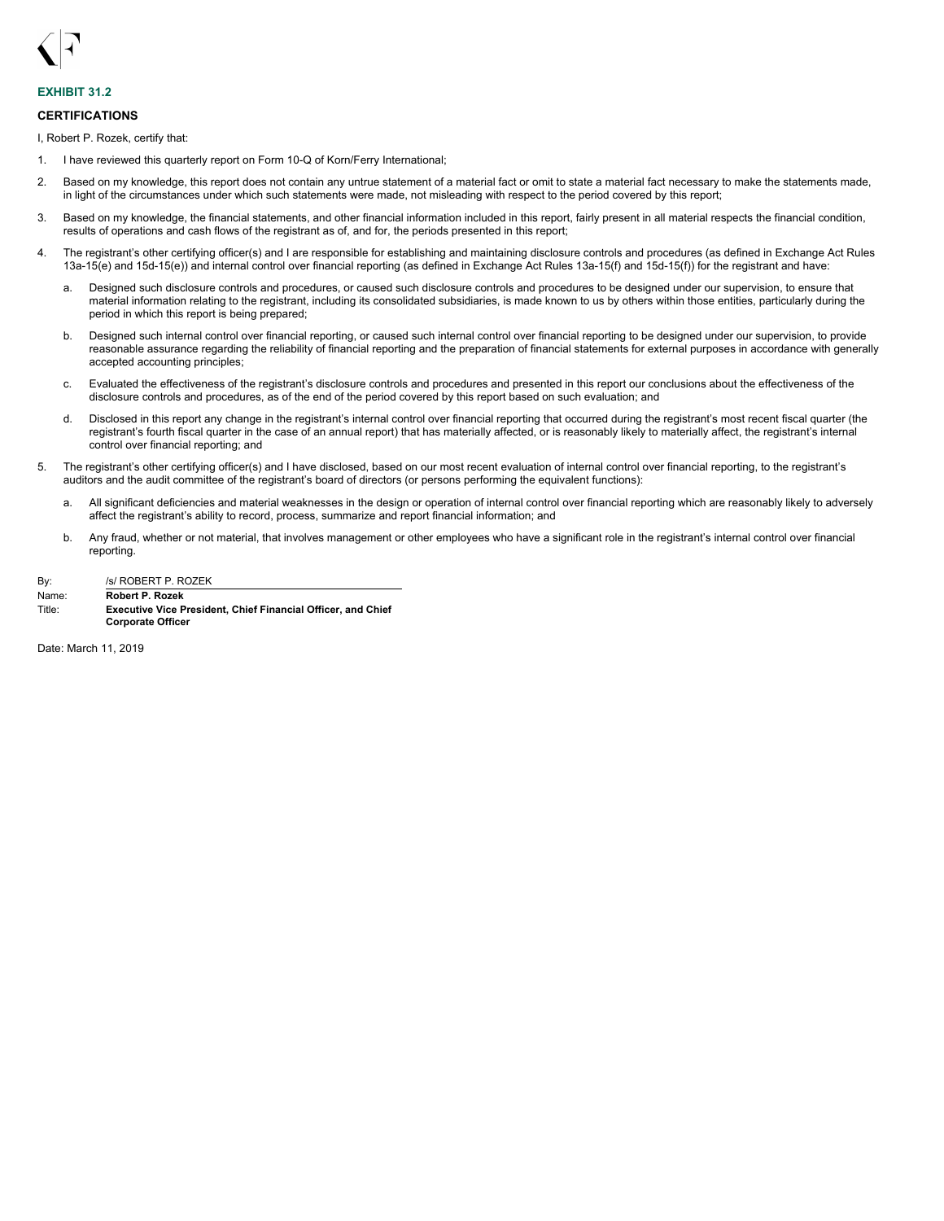## EXHIBIT 31.2

### CERTIFICATIONS

I, Robert P. Rozek, certify that:

1. I have reviewed this quarterly report on Form 10-Q of Korn/Ferry International;
2. Based on my knowledge, this report does not contain any untrue statement of a material fact or omit to state a material fact necessary to make the statements made, in light of the circumstances under which such statements were made, not misleading with respect to the period covered by this report;
3. Based on my knowledge, the financial statements, and other financial information included in this report, fairly present in all material respects the financial condition, results of operations and cash flows of the registrant as of, and for, the periods presented in this report;
4. The registrant's other certifying officer(s) and I are responsible for establishing and maintaining disclosure controls and procedures (as defined in Exchange Act Rules 13a-15(e) and 15d-15(e)) and internal control over financial reporting (as defined in Exchange Act Rules 13a-15(f) and 15d-15(f)) for the registrant and have:
   a. Designed such disclosure controls and procedures, or caused such disclosure controls and procedures to be designed under our supervision, to ensure that material information relating to the registrant, including its consolidated subsidiaries, is made known to us by others within those entities, particularly during the period in which this report is being prepared;
   b. Designed such internal control over financial reporting, or caused such internal control over financial reporting to be designed under our supervision, to provide reasonable assurance regarding the reliability of financial reporting and the preparation of financial statements for external purposes in accordance with generally accepted accounting principles;
   c. Evaluated the effectiveness of the registrant's disclosure controls and procedures and presented in this report our conclusions about the effectiveness of the disclosure controls and procedures, as of the end of the period covered by this report based on such evaluation; and
   d. Disclosed in this report any change in the registrant's internal control over financial reporting that occurred during the registrant's most recent fiscal quarter (the registrant's fourth fiscal quarter in the case of an annual report) that has materially affected, or is reasonably likely to materially affect, the registrant's internal control over financial reporting; and
5. The registrant's other certifying officer(s) and I have disclosed, based on our most recent evaluation of internal control over financial reporting, to the registrant's auditors and the audit committee of the registrant's board of directors (or persons performing the equivalent functions):
   a. All significant deficiencies and material weaknesses in the design or operation of internal control over financial reporting which are reasonably likely to adversely affect the registrant's ability to record, process, summarize and report financial information; and
   b. Any fraud, whether or not material, that involves management or other employees who have a significant role in the registrant's internal control over financial reporting.

| | |
|---|---|
| By: | /s/ ROBERT P. ROZEK |
| Name: | **Robert P. Rozek** |
| Title: | **Executive Vice President, Chief Financial Officer, and Chief Corporate Officer** |

Date: March 11, 2019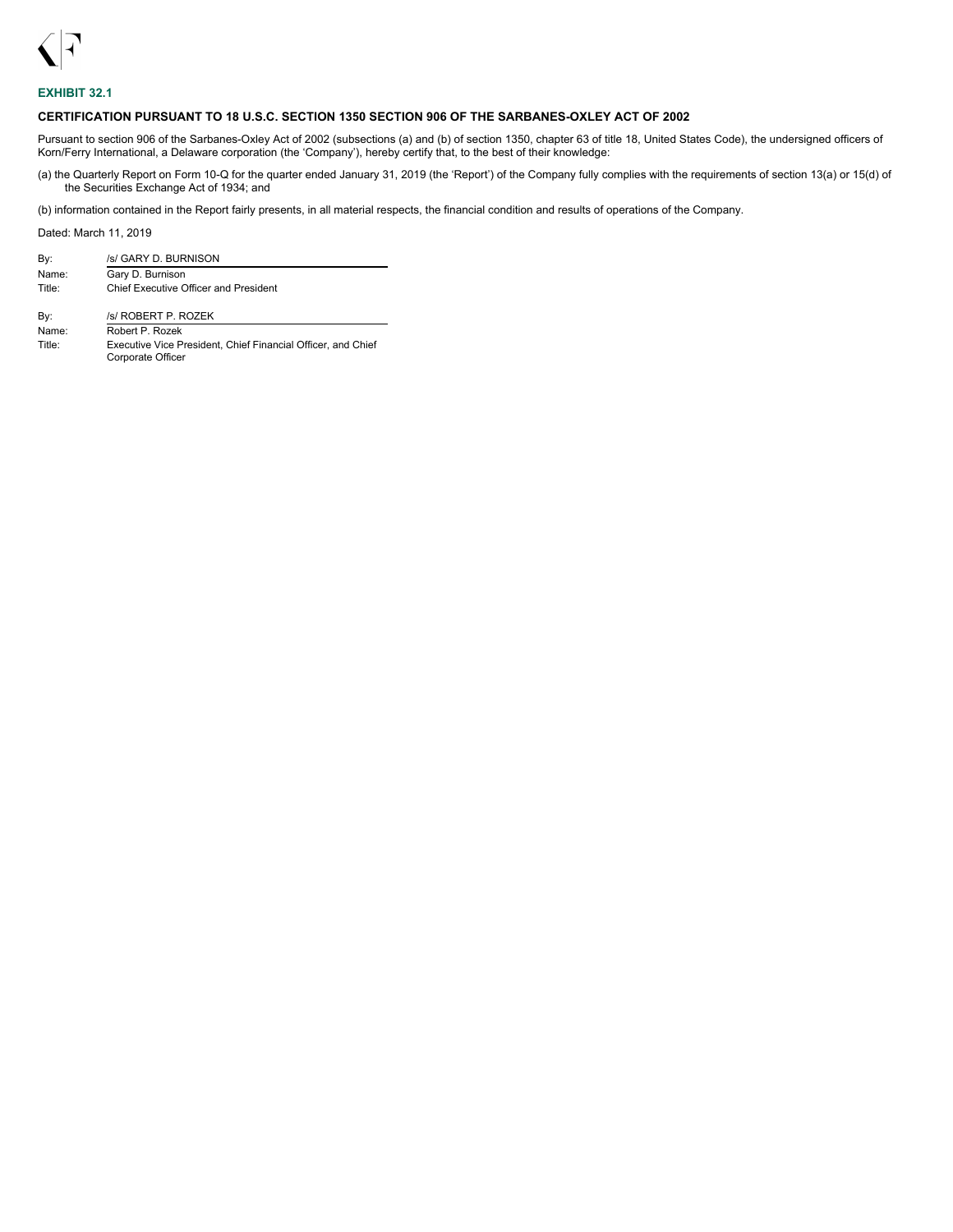**EXHIBIT 32.1**

**CERTIFICATION PURSUANT TO 18 U.S.C. SECTION 1350 SECTION 906 OF THE SARBANES-OXLEY ACT OF 2002**

Pursuant to section 906 of the Sarbanes-Oxley Act of 2002 (subsections (a) and (b) of section 1350, chapter 63 of title 18, United States Code), the undersigned officers of Korn/Ferry International, a Delaware corporation (the 'Company'), hereby certify that, to the best of their knowledge:

(a) the Quarterly Report on Form 10-Q for the quarter ended January 31, 2019 (the 'Report') of the Company fully complies with the requirements of section 13(a) or 15(d) of the Securities Exchange Act of 1934; and

(b) information contained in the Report fairly presents, in all material respects, the financial condition and results of operations of the Company.

Dated: March 11, 2019

| | |
|---|---|
| By: | /s/ GARY D. BURNISON |
| Name: | Gary D. Burnison |
| Title: | Chief Executive Officer and President |

| | |
|---|---|
| By: | /s/ ROBERT P. ROZEK |
| Name: | Robert P. Rozek |
| Title: | Executive Vice President, Chief Financial Officer, and Chief Corporate Officer |